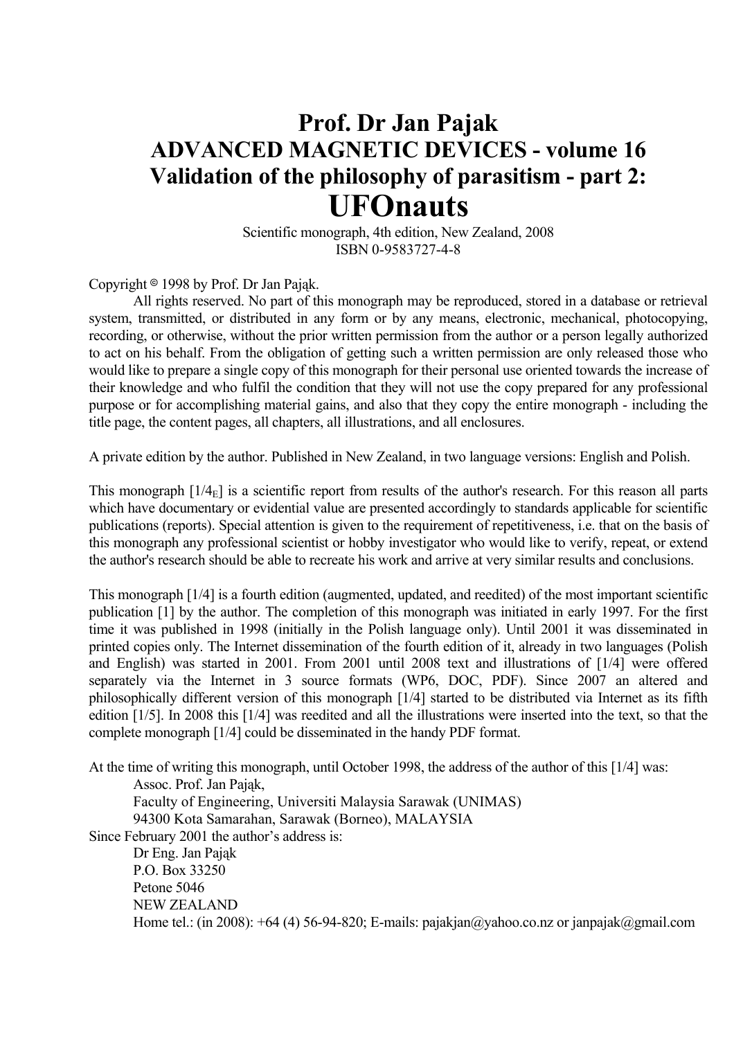# Prof. Dr Jan Pajak
## ADVANCED MAGNETIC DEVICES - volume 16
## Validation of the philosophy of parasitism - part 2:
# UFOnauts

Scientific monograph, 4th edition, New Zealand, 2008
ISBN 0-9583727-4-8

Copyright © 1998 by Prof. Dr Jan Pająk.

All rights reserved. No part of this monograph may be reproduced, stored in a database or retrieval system, transmitted, or distributed in any form or by any means, electronic, mechanical, photocopying, recording, or otherwise, without the prior written permission from the author or a person legally authorized to act on his behalf. From the obligation of getting such a written permission are only released those who would like to prepare a single copy of this monograph for their personal use oriented towards the increase of their knowledge and who fulfil the condition that they will not use the copy prepared for any professional purpose or for accomplishing material gains, and also that they copy the entire monograph - including the title page, the content pages, all chapters, all illustrations, and all enclosures.

A private edition by the author. Published in New Zealand, in two language versions: English and Polish.

This monograph [$1/4_E$] is a scientific report from results of the author's research. For this reason all parts which have documentary or evidential value are presented accordingly to standards applicable for scientific publications (reports). Special attention is given to the requirement of repetitiveness, i.e. that on the basis of this monograph any professional scientist or hobby investigator who would like to verify, repeat, or extend the author's research should be able to recreate his work and arrive at very similar results and conclusions.

This monograph [1/4] is a fourth edition (augmented, updated, and reedited) of the most important scientific publication [1] by the author. The completion of this monograph was initiated in early 1997. For the first time it was published in 1998 (initially in the Polish language only). Until 2001 it was disseminated in printed copies only. The Internet dissemination of the fourth edition of it, already in two languages (Polish and English) was started in 2001. From 2001 until 2008 text and illustrations of [1/4] were offered separately via the Internet in 3 source formats (WP6, DOC, PDF). Since 2007 an altered and philosophically different version of this monograph [1/4] started to be distributed via Internet as its fifth edition [1/5]. In 2008 this [1/4] was reedited and all the illustrations were inserted into the text, so that the complete monograph [1/4] could be disseminated in the handy PDF format.

At the time of writing this monograph, until October 1998, the address of the author of this [1/4] was:

Assoc. Prof. Jan Pająk,
Faculty of Engineering, Universiti Malaysia Sarawak (UNIMAS)
94300 Kota Samarahan, Sarawak (Borneo), MALAYSIA

Since February 2001 the author's address is:

Dr Eng. Jan Pająk
P.O. Box 33250
Petone 5046
NEW ZEALAND
Home tel.: (in 2008): +64 (4) 56-94-820; E-mails: pajakjan@yahoo.co.nz or janpajak@gmail.com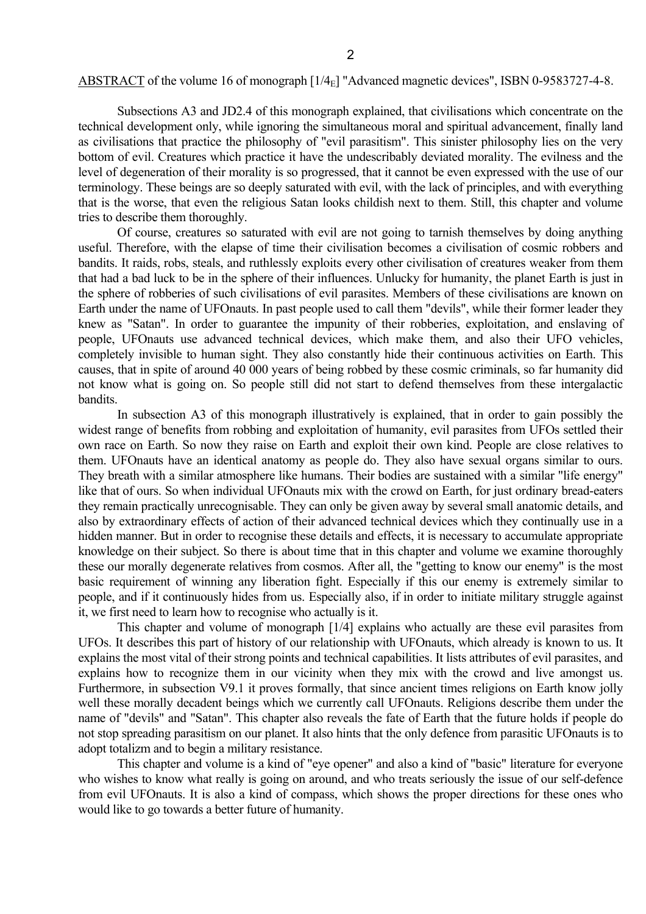<u>ABSTRACT</u> of the volume 16 of monograph [$1/4_E$] "Advanced magnetic devices", ISBN 0-9583727-4-8.

Subsections A3 and JD2.4 of this monograph explained, that civilisations which concentrate on the technical development only, while ignoring the simultaneous moral and spiritual advancement, finally land as civilisations that practice the philosophy of "evil parasitism". This sinister philosophy lies on the very bottom of evil. Creatures which practice it have the undescribably deviated morality. The evilness and the level of degeneration of their morality is so progressed, that it cannot be even expressed with the use of our terminology. These beings are so deeply saturated with evil, with the lack of principles, and with everything that is the worse, that even the religious Satan looks childish next to them. Still, this chapter and volume tries to describe them thoroughly.

Of course, creatures so saturated with evil are not going to tarnish themselves by doing anything useful. Therefore, with the elapse of time their civilisation becomes a civilisation of cosmic robbers and bandits. It raids, robs, steals, and ruthlessly exploits every other civilisation of creatures weaker from them that had a bad luck to be in the sphere of their influences. Unlucky for humanity, the planet Earth is just in the sphere of robberies of such civilisations of evil parasites. Members of these civilisations are known on Earth under the name of UFOnauts. In past people used to call them "devils", while their former leader they knew as "Satan". In order to guarantee the impunity of their robberies, exploitation, and enslaving of people, UFOnauts use advanced technical devices, which make them, and also their UFO vehicles, completely invisible to human sight. They also constantly hide their continuous activities on Earth. This causes, that in spite of around 40 000 years of being robbed by these cosmic criminals, so far humanity did not know what is going on. So people still did not start to defend themselves from these intergalactic bandits.

In subsection A3 of this monograph illustratively is explained, that in order to gain possibly the widest range of benefits from robbing and exploitation of humanity, evil parasites from UFOs settled their own race on Earth. So now they raise on Earth and exploit their own kind. People are close relatives to them. UFOnauts have an identical anatomy as people do. They also have sexual organs similar to ours. They breath with a similar atmosphere like humans. Their bodies are sustained with a similar "life energy" like that of ours. So when individual UFOnauts mix with the crowd on Earth, for just ordinary bread-eaters they remain practically unrecognisable. They can only be given away by several small anatomic details, and also by extraordinary effects of action of their advanced technical devices which they continually use in a hidden manner. But in order to recognise these details and effects, it is necessary to accumulate appropriate knowledge on their subject. So there is about time that in this chapter and volume we examine thoroughly these our morally degenerate relatives from cosmos. After all, the "getting to know our enemy" is the most basic requirement of winning any liberation fight. Especially if this our enemy is extremely similar to people, and if it continuously hides from us. Especially also, if in order to initiate military struggle against it, we first need to learn how to recognise who actually is it.

This chapter and volume of monograph [1/4] explains who actually are these evil parasites from UFOs. It describes this part of history of our relationship with UFOnauts, which already is known to us. It explains the most vital of their strong points and technical capabilities. It lists attributes of evil parasites, and explains how to recognize them in our vicinity when they mix with the crowd and live amongst us. Furthermore, in subsection V9.1 it proves formally, that since ancient times religions on Earth know jolly well these morally decadent beings which we currently call UFOnauts. Religions describe them under the name of "devils" and "Satan". This chapter also reveals the fate of Earth that the future holds if people do not stop spreading parasitism on our planet. It also hints that the only defence from parasitic UFOnauts is to adopt totalizm and to begin a military resistance.

This chapter and volume is a kind of "eye opener" and also a kind of "basic" literature for everyone who wishes to know what really is going on around, and who treats seriously the issue of our self-defence from evil UFOnauts. It is also a kind of compass, which shows the proper directions for these ones who would like to go towards a better future of humanity.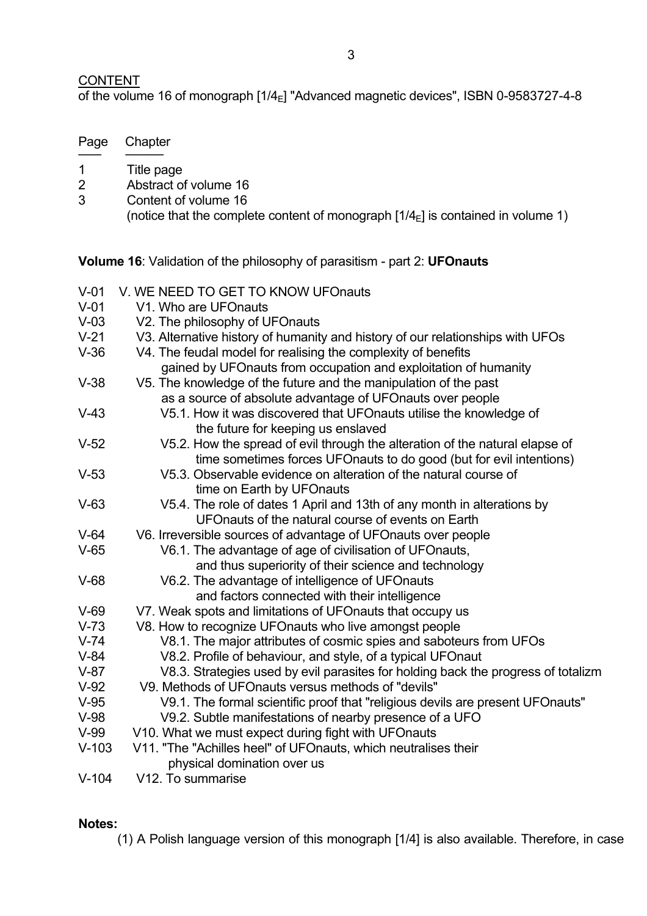CONTENT

of the volume 16 of monograph [1/$4_E$] "Advanced magnetic devices", ISBN 0-9583727-4-8

| Page | Chapter |
| --- | --- |
| 1 | Title page |
| 2 | Abstract of volume 16 |
| 3 | Content of volume 16 (notice that the complete content of monograph [1/$4_E$] is contained in volume 1) |

**Volume 16**: Validation of the philosophy of parasitism - part 2: **UFOnauts**

| Page | Chapter |
| --- | --- |
| V-01 | V. WE NEED TO GET TO KNOW UFOnauts |
| V-01 | V1. Who are UFOnauts |
| V-03 | V2. The philosophy of UFOnauts |
| V-21 | V3. Alternative history of humanity and history of our relationships with UFOs |
| V-36 | V4. The feudal model for realising the complexity of benefits gained by UFOnauts from occupation and exploitation of humanity |
| V-38 | V5. The knowledge of the future and the manipulation of the past as a source of absolute advantage of UFOnauts over people |
| V-43 | V5.1. How it was discovered that UFOnauts utilise the knowledge of the future for keeping us enslaved |
| V-52 | V5.2. How the spread of evil through the alteration of the natural elapse of time sometimes forces UFOnauts to do good (but for evil intentions) |
| V-53 | V5.3. Observable evidence on alteration of the natural course of time on Earth by UFOnauts |
| V-63 | V5.4. The role of dates 1 April and 13th of any month in alterations by UFOnauts of the natural course of events on Earth |
| V-64 | V6. Irreversible sources of advantage of UFOnauts over people |
| V-65 | V6.1. The advantage of age of civilisation of UFOnauts, and thus superiority of their science and technology |
| V-68 | V6.2. The advantage of intelligence of UFOnauts and factors connected with their intelligence |
| V-69 | V7. Weak spots and limitations of UFOnauts that occupy us |
| V-73 | V8. How to recognize UFOnauts who live amongst people |
| V-74 | V8.1. The major attributes of cosmic spies and saboteurs from UFOs |
| V-84 | V8.2. Profile of behaviour, and style, of a typical UFOnaut |
| V-87 | V8.3. Strategies used by evil parasites for holding back the progress of totalizm |
| V-92 | V9. Methods of UFOnauts versus methods of "devils" |
| V-95 | V9.1. The formal scientific proof that "religious devils are present UFOnauts" |
| V-98 | V9.2. Subtle manifestations of nearby presence of a UFO |
| V-99 | V10. What we must expect during fight with UFOnauts |
| V-103 | V11. "The "Achilles heel" of UFOnauts, which neutralises their physical domination over us |
| V-104 | V12. To summarise |

**Notes:**

(1) A Polish language version of this monograph [1/4] is also available. Therefore, in case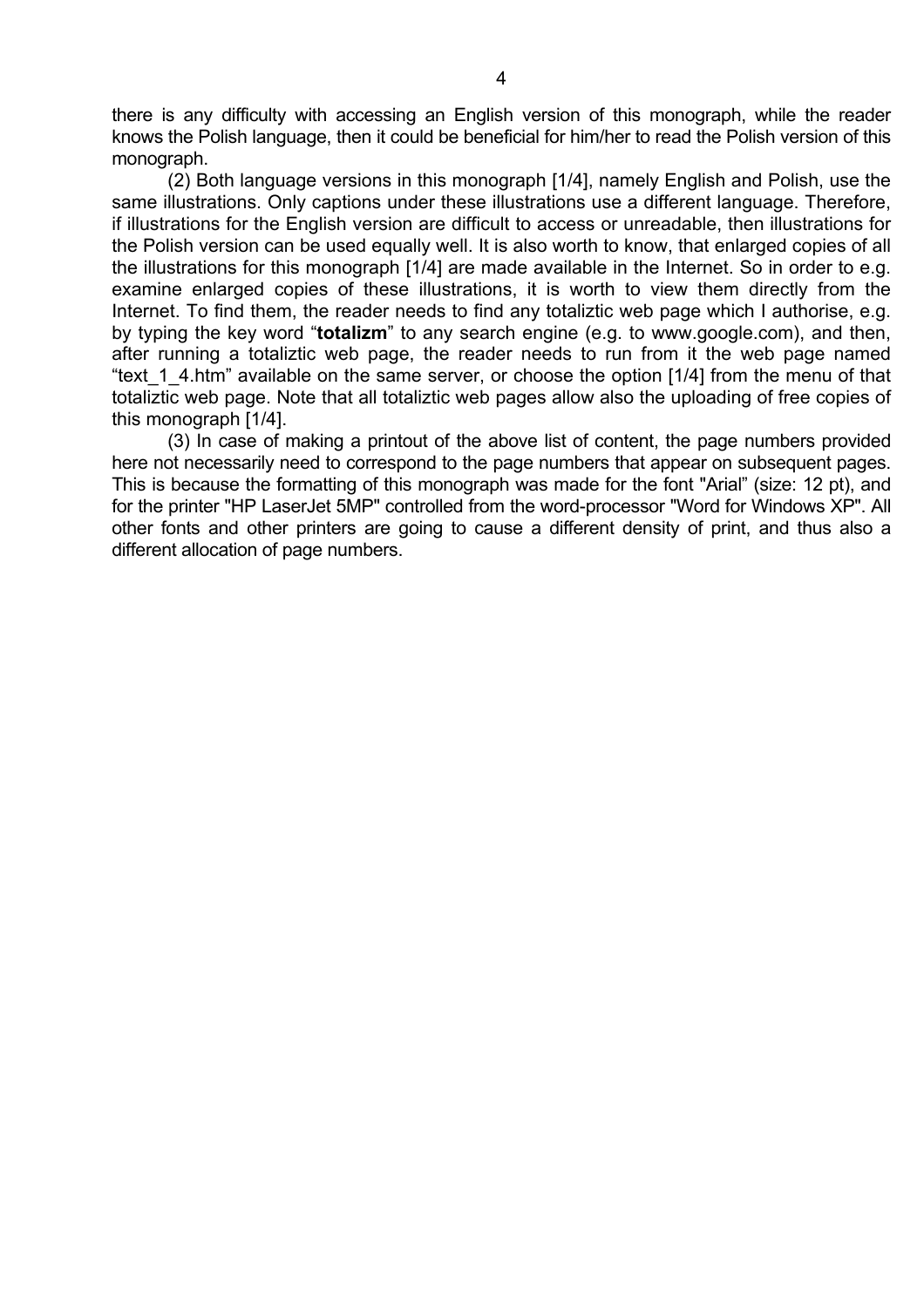there is any difficulty with accessing an English version of this monograph, while the reader knows the Polish language, then it could be beneficial for him/her to read the Polish version of this monograph.

(2) Both language versions in this monograph [1/4], namely English and Polish, use the same illustrations. Only captions under these illustrations use a different language. Therefore, if illustrations for the English version are difficult to access or unreadable, then illustrations for the Polish version can be used equally well. It is also worth to know, that enlarged copies of all the illustrations for this monograph [1/4] are made available in the Internet. So in order to e.g. examine enlarged copies of these illustrations, it is worth to view them directly from the Internet. To find them, the reader needs to find any totaliztic web page which I authorise, e.g. by typing the key word "**totalizm**" to any search engine (e.g. to www.google.com), and then, after running a totaliztic web page, the reader needs to run from it the web page named "text_1_4.htm" available on the same server, or choose the option [1/4] from the menu of that totaliztic web page. Note that all totaliztic web pages allow also the uploading of free copies of this monograph [1/4].

(3) In case of making a printout of the above list of content, the page numbers provided here not necessarily need to correspond to the page numbers that appear on subsequent pages. This is because the formatting of this monograph was made for the font "Arial" (size: 12 pt), and for the printer "HP LaserJet 5MP" controlled from the word-processor "Word for Windows XP". All other fonts and other printers are going to cause a different density of print, and thus also a different allocation of page numbers.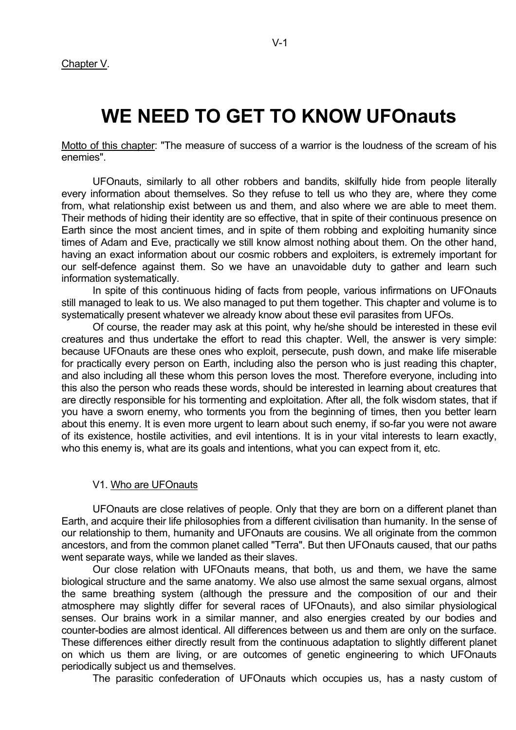Chapter V.

# WE NEED TO GET TO KNOW UFOnauts

Motto of this chapter: "The measure of success of a warrior is the loudness of the scream of his enemies".

UFOnauts, similarly to all other robbers and bandits, skilfully hide from people literally every information about themselves. So they refuse to tell us who they are, where they come from, what relationship exist between us and them, and also where we are able to meet them. Their methods of hiding their identity are so effective, that in spite of their continuous presence on Earth since the most ancient times, and in spite of them robbing and exploiting humanity since times of Adam and Eve, practically we still know almost nothing about them. On the other hand, having an exact information about our cosmic robbers and exploiters, is extremely important for our self-defence against them. So we have an unavoidable duty to gather and learn such information systematically.

In spite of this continuous hiding of facts from people, various infirmations on UFOnauts still managed to leak to us. We also managed to put them together. This chapter and volume is to systematically present whatever we already know about these evil parasites from UFOs.

Of course, the reader may ask at this point, why he/she should be interested in these evil creatures and thus undertake the effort to read this chapter. Well, the answer is very simple: because UFOnauts are these ones who exploit, persecute, push down, and make life miserable for practically every person on Earth, including also the person who is just reading this chapter, and also including all these whom this person loves the most. Therefore everyone, including into this also the person who reads these words, should be interested in learning about creatures that are directly responsible for his tormenting and exploitation. After all, the folk wisdom states, that if you have a sworn enemy, who torments you from the beginning of times, then you better learn about this enemy. It is even more urgent to learn about such enemy, if so-far you were not aware of its existence, hostile activities, and evil intentions. It is in your vital interests to learn exactly, who this enemy is, what are its goals and intentions, what you can expect from it, etc.

## V1. Who are UFOnauts

UFOnauts are close relatives of people. Only that they are born on a different planet than Earth, and acquire their life philosophies from a different civilisation than humanity. In the sense of our relationship to them, humanity and UFOnauts are cousins. We all originate from the common ancestors, and from the common planet called "Terra". But then UFOnauts caused, that our paths went separate ways, while we landed as their slaves.

Our close relation with UFOnauts means, that both, us and them, we have the same biological structure and the same anatomy. We also use almost the same sexual organs, almost the same breathing system (although the pressure and the composition of our and their atmosphere may slightly differ for several races of UFOnauts), and also similar physiological senses. Our brains work in a similar manner, and also energies created by our bodies and counter-bodies are almost identical. All differences between us and them are only on the surface. These differences either directly result from the continuous adaptation to slightly different planet on which us them are living, or are outcomes of genetic engineering to which UFOnauts periodically subject us and themselves.

The parasitic confederation of UFOnauts which occupies us, has a nasty custom of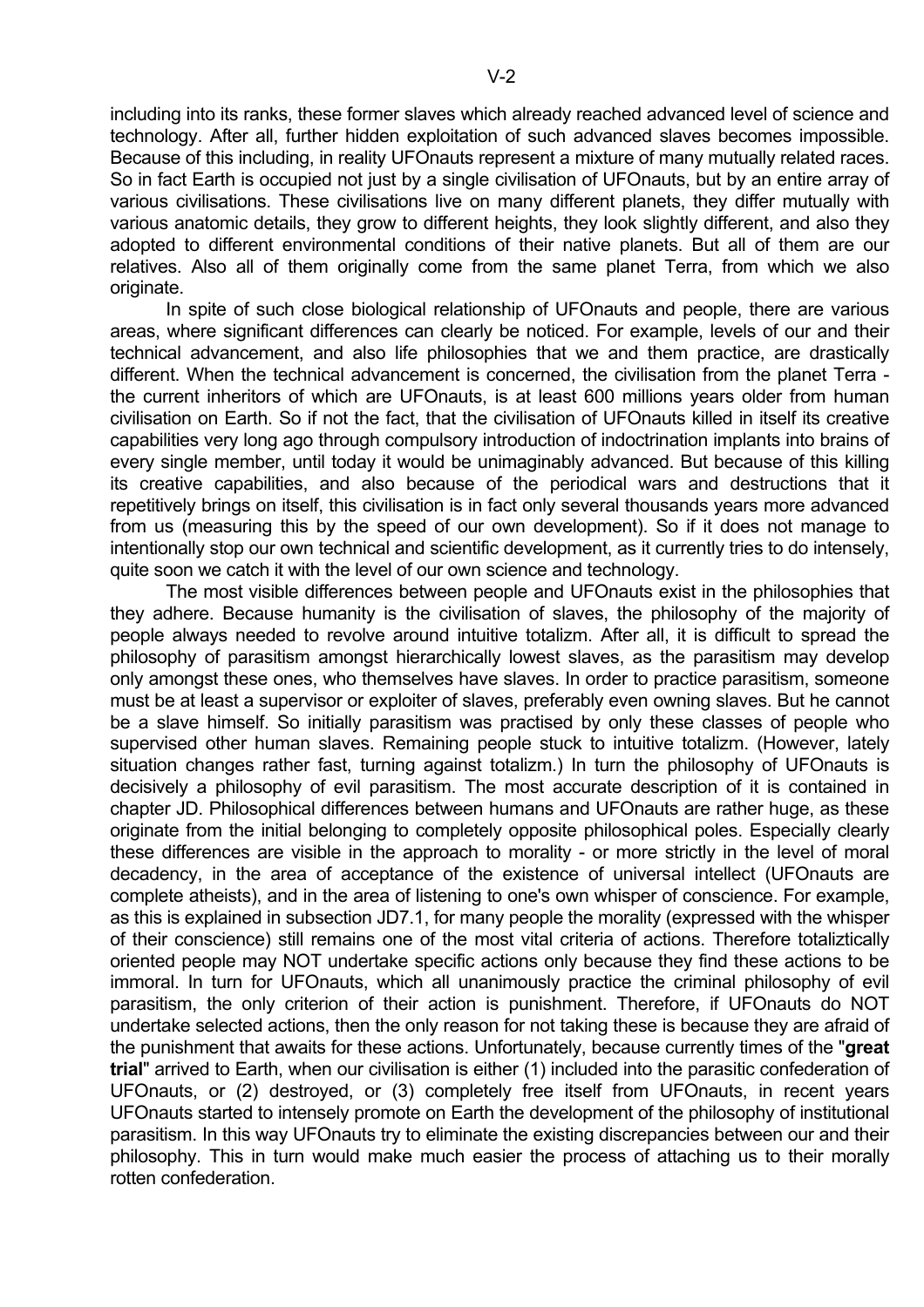including into its ranks, these former slaves which already reached advanced level of science and technology. After all, further hidden exploitation of such advanced slaves becomes impossible. Because of this including, in reality UFOnauts represent a mixture of many mutually related races. So in fact Earth is occupied not just by a single civilisation of UFOnauts, but by an entire array of various civilisations. These civilisations live on many different planets, they differ mutually with various anatomic details, they grow to different heights, they look slightly different, and also they adopted to different environmental conditions of their native planets. But all of them are our relatives. Also all of them originally come from the same planet Terra, from which we also originate.

In spite of such close biological relationship of UFOnauts and people, there are various areas, where significant differences can clearly be noticed. For example, levels of our and their technical advancement, and also life philosophies that we and them practice, are drastically different. When the technical advancement is concerned, the civilisation from the planet Terra - the current inheritors of which are UFOnauts, is at least 600 millions years older from human civilisation on Earth. So if not the fact, that the civilisation of UFOnauts killed in itself its creative capabilities very long ago through compulsory introduction of indoctrination implants into brains of every single member, until today it would be unimaginably advanced. But because of this killing its creative capabilities, and also because of the periodical wars and destructions that it repetitively brings on itself, this civilisation is in fact only several thousands years more advanced from us (measuring this by the speed of our own development). So if it does not manage to intentionally stop our own technical and scientific development, as it currently tries to do intensely, quite soon we catch it with the level of our own science and technology.

The most visible differences between people and UFOnauts exist in the philosophies that they adhere. Because humanity is the civilisation of slaves, the philosophy of the majority of people always needed to revolve around intuitive totalizm. After all, it is difficult to spread the philosophy of parasitism amongst hierarchically lowest slaves, as the parasitism may develop only amongst these ones, who themselves have slaves. In order to practice parasitism, someone must be at least a supervisor or exploiter of slaves, preferably even owning slaves. But he cannot be a slave himself. So initially parasitism was practised by only these classes of people who supervised other human slaves. Remaining people stuck to intuitive totalizm. (However, lately situation changes rather fast, turning against totalizm.) In turn the philosophy of UFOnauts is decisively a philosophy of evil parasitism. The most accurate description of it is contained in chapter JD. Philosophical differences between humans and UFOnauts are rather huge, as these originate from the initial belonging to completely opposite philosophical poles. Especially clearly these differences are visible in the approach to morality - or more strictly in the level of moral decadency, in the area of acceptance of the existence of universal intellect (UFOnauts are complete atheists), and in the area of listening to one's own whisper of conscience. For example, as this is explained in subsection JD7.1, for many people the morality (expressed with the whisper of their conscience) still remains one of the most vital criteria of actions. Therefore totaliztically oriented people may NOT undertake specific actions only because they find these actions to be immoral. In turn for UFOnauts, which all unanimously practice the criminal philosophy of evil parasitism, the only criterion of their action is punishment. Therefore, if UFOnauts do NOT undertake selected actions, then the only reason for not taking these is because they are afraid of the punishment that awaits for these actions. Unfortunately, because currently times of the "**great trial**" arrived to Earth, when our civilisation is either (1) included into the parasitic confederation of UFOnauts, or (2) destroyed, or (3) completely free itself from UFOnauts, in recent years UFOnauts started to intensely promote on Earth the development of the philosophy of institutional parasitism. In this way UFOnauts try to eliminate the existing discrepancies between our and their philosophy. This in turn would make much easier the process of attaching us to their morally rotten confederation.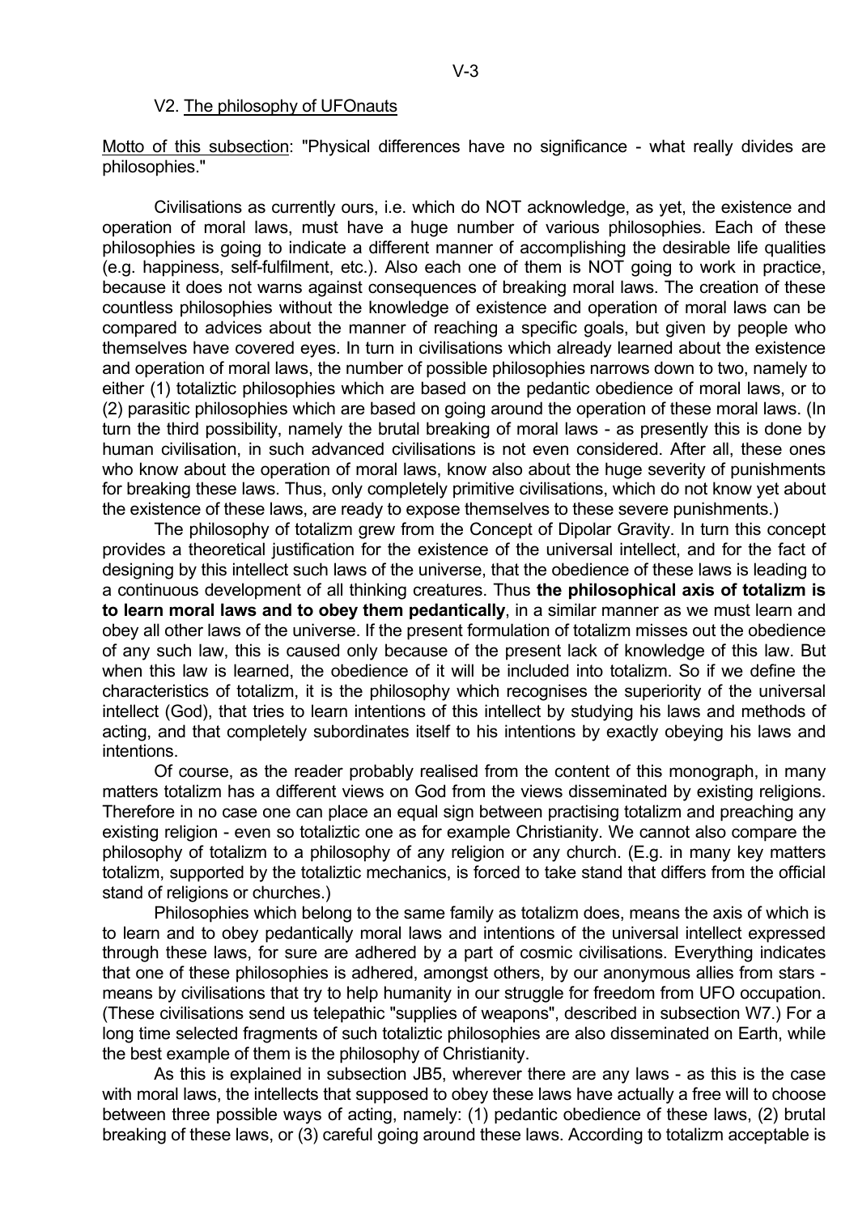## V2. The philosophy of UFOnauts

Motto of this subsection: "Physical differences have no significance - what really divides are philosophies."

Civilisations as currently ours, i.e. which do NOT acknowledge, as yet, the existence and operation of moral laws, must have a huge number of various philosophies. Each of these philosophies is going to indicate a different manner of accomplishing the desirable life qualities (e.g. happiness, self-fulfilment, etc.). Also each one of them is NOT going to work in practice, because it does not warns against consequences of breaking moral laws. The creation of these countless philosophies without the knowledge of existence and operation of moral laws can be compared to advices about the manner of reaching a specific goals, but given by people who themselves have covered eyes. In turn in civilisations which already learned about the existence and operation of moral laws, the number of possible philosophies narrows down to two, namely to either (1) totaliztic philosophies which are based on the pedantic obedience of moral laws, or to (2) parasitic philosophies which are based on going around the operation of these moral laws. (In turn the third possibility, namely the brutal breaking of moral laws - as presently this is done by human civilisation, in such advanced civilisations is not even considered. After all, these ones who know about the operation of moral laws, know also about the huge severity of punishments for breaking these laws. Thus, only completely primitive civilisations, which do not know yet about the existence of these laws, are ready to expose themselves to these severe punishments.)

The philosophy of totalizm grew from the Concept of Dipolar Gravity. In turn this concept provides a theoretical justification for the existence of the universal intellect, and for the fact of designing by this intellect such laws of the universe, that the obedience of these laws is leading to a continuous development of all thinking creatures. Thus **the philosophical axis of totalizm is to learn moral laws and to obey them pedantically**, in a similar manner as we must learn and obey all other laws of the universe. If the present formulation of totalizm misses out the obedience of any such law, this is caused only because of the present lack of knowledge of this law. But when this law is learned, the obedience of it will be included into totalizm. So if we define the characteristics of totalizm, it is the philosophy which recognises the superiority of the universal intellect (God), that tries to learn intentions of this intellect by studying his laws and methods of acting, and that completely subordinates itself to his intentions by exactly obeying his laws and intentions.

Of course, as the reader probably realised from the content of this monograph, in many matters totalizm has a different views on God from the views disseminated by existing religions. Therefore in no case one can place an equal sign between practising totalizm and preaching any existing religion - even so totaliztic one as for example Christianity. We cannot also compare the philosophy of totalizm to a philosophy of any religion or any church. (E.g. in many key matters totalizm, supported by the totaliztic mechanics, is forced to take stand that differs from the official stand of religions or churches.)

Philosophies which belong to the same family as totalizm does, means the axis of which is to learn and to obey pedantically moral laws and intentions of the universal intellect expressed through these laws, for sure are adhered by a part of cosmic civilisations. Everything indicates that one of these philosophies is adhered, amongst others, by our anonymous allies from stars - means by civilisations that try to help humanity in our struggle for freedom from UFO occupation. (These civilisations send us telepathic "supplies of weapons", described in subsection W7.) For a long time selected fragments of such totaliztic philosophies are also disseminated on Earth, while the best example of them is the philosophy of Christianity.

As this is explained in subsection JB5, wherever there are any laws - as this is the case with moral laws, the intellects that supposed to obey these laws have actually a free will to choose between three possible ways of acting, namely: (1) pedantic obedience of these laws, (2) brutal breaking of these laws, or (3) careful going around these laws. According to totalizm acceptable is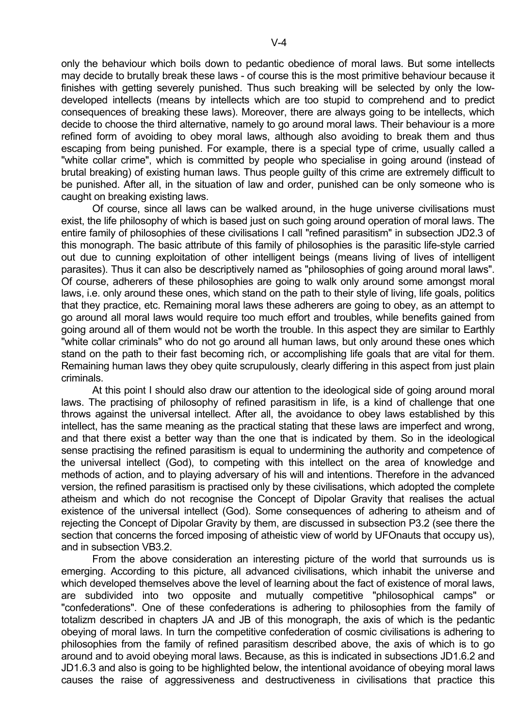only the behaviour which boils down to pedantic obedience of moral laws. But some intellects may decide to brutally break these laws - of course this is the most primitive behaviour because it finishes with getting severely punished. Thus such breaking will be selected by only the low-developed intellects (means by intellects which are too stupid to comprehend and to predict consequences of breaking these laws). Moreover, there are always going to be intellects, which decide to choose the third alternative, namely to go around moral laws. Their behaviour is a more refined form of avoiding to obey moral laws, although also avoiding to break them and thus escaping from being punished. For example, there is a special type of crime, usually called a "white collar crime", which is committed by people who specialise in going around (instead of brutal breaking) of existing human laws. Thus people guilty of this crime are extremely difficult to be punished. After all, in the situation of law and order, punished can be only someone who is caught on breaking existing laws.

Of course, since all laws can be walked around, in the huge universe civilisations must exist, the life philosophy of which is based just on such going around operation of moral laws. The entire family of philosophies of these civilisations I call "refined parasitism" in subsection JD2.3 of this monograph. The basic attribute of this family of philosophies is the parasitic life-style carried out due to cunning exploitation of other intelligent beings (means living of lives of intelligent parasites). Thus it can also be descriptively named as "philosophies of going around moral laws". Of course, adherers of these philosophies are going to walk only around some amongst moral laws, i.e. only around these ones, which stand on the path to their style of living, life goals, politics that they practice, etc. Remaining moral laws these adherers are going to obey, as an attempt to go around all moral laws would require too much effort and troubles, while benefits gained from going around all of them would not be worth the trouble. In this aspect they are similar to Earthly "white collar criminals" who do not go around all human laws, but only around these ones which stand on the path to their fast becoming rich, or accomplishing life goals that are vital for them. Remaining human laws they obey quite scrupulously, clearly differing in this aspect from just plain criminals.

At this point I should also draw our attention to the ideological side of going around moral laws. The practising of philosophy of refined parasitism in life, is a kind of challenge that one throws against the universal intellect. After all, the avoidance to obey laws established by this intellect, has the same meaning as the practical stating that these laws are imperfect and wrong, and that there exist a better way than the one that is indicated by them. So in the ideological sense practising the refined parasitism is equal to undermining the authority and competence of the universal intellect (God), to competing with this intellect on the area of knowledge and methods of action, and to playing adversary of his will and intentions. Therefore in the advanced version, the refined parasitism is practised only by these civilisations, which adopted the complete atheism and which do not recognise the Concept of Dipolar Gravity that realises the actual existence of the universal intellect (God). Some consequences of adhering to atheism and of rejecting the Concept of Dipolar Gravity by them, are discussed in subsection P3.2 (see there the section that concerns the forced imposing of atheistic view of world by UFOnauts that occupy us), and in subsection VB3.2.

From the above consideration an interesting picture of the world that surrounds us is emerging. According to this picture, all advanced civilisations, which inhabit the universe and which developed themselves above the level of learning about the fact of existence of moral laws, are subdivided into two opposite and mutually competitive "philosophical camps" or "confederations". One of these confederations is adhering to philosophies from the family of totalizm described in chapters JA and JB of this monograph, the axis of which is the pedantic obeying of moral laws. In turn the competitive confederation of cosmic civilisations is adhering to philosophies from the family of refined parasitism described above, the axis of which is to go around and to avoid obeying moral laws. Because, as this is indicated in subsections JD1.6.2 and JD1.6.3 and also is going to be highlighted below, the intentional avoidance of obeying moral laws causes the raise of aggressiveness and destructiveness in civilisations that practice this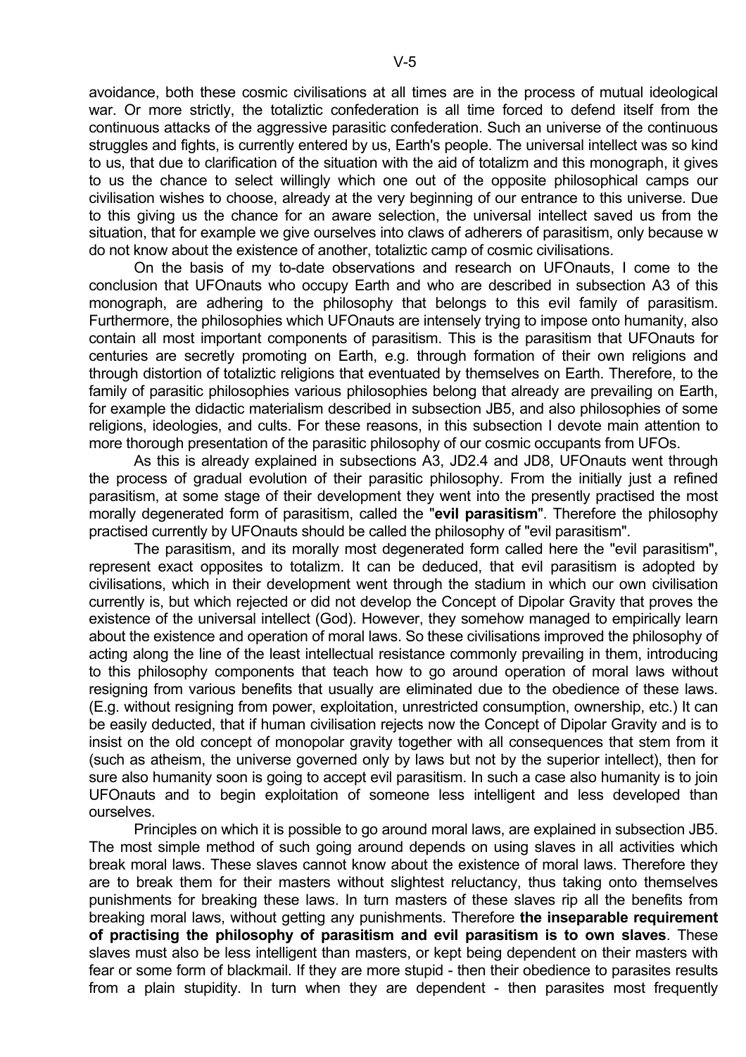avoidance, both these cosmic civilisations at all times are in the process of mutual ideological war. Or more strictly, the totaliztic confederation is all time forced to defend itself from the continuous attacks of the aggressive parasitic confederation. Such an universe of the continuous struggles and fights, is currently entered by us, Earth's people. The universal intellect was so kind to us, that due to clarification of the situation with the aid of totalizm and this monograph, it gives to us the chance to select willingly which one out of the opposite philosophical camps our civilisation wishes to choose, already at the very beginning of our entrance to this universe. Due to this giving us the chance for an aware selection, the universal intellect saved us from the situation, that for example we give ourselves into claws of adherers of parasitism, only because w do not know about the existence of another, totaliztic camp of cosmic civilisations.

On the basis of my to-date observations and research on UFOnauts, I come to the conclusion that UFOnauts who occupy Earth and who are described in subsection A3 of this monograph, are adhering to the philosophy that belongs to this evil family of parasitism. Furthermore, the philosophies which UFOnauts are intensely trying to impose onto humanity, also contain all most important components of parasitism. This is the parasitism that UFOnauts for centuries are secretly promoting on Earth, e.g. through formation of their own religions and through distortion of totaliztic religions that eventuated by themselves on Earth. Therefore, to the family of parasitic philosophies various philosophies belong that already are prevailing on Earth, for example the didactic materialism described in subsection JB5, and also philosophies of some religions, ideologies, and cults. For these reasons, in this subsection I devote main attention to more thorough presentation of the parasitic philosophy of our cosmic occupants from UFOs.

As this is already explained in subsections A3, JD2.4 and JD8, UFOnauts went through the process of gradual evolution of their parasitic philosophy. From the initially just a refined parasitism, at some stage of their development they went into the presently practised the most morally degenerated form of parasitism, called the "**evil parasitism**". Therefore the philosophy practised currently by UFOnauts should be called the philosophy of "evil parasitism".

The parasitism, and its morally most degenerated form called here the "evil parasitism", represent exact opposites to totalizm. It can be deduced, that evil parasitism is adopted by civilisations, which in their development went through the stadium in which our own civilisation currently is, but which rejected or did not develop the Concept of Dipolar Gravity that proves the existence of the universal intellect (God). However, they somehow managed to empirically learn about the existence and operation of moral laws. So these civilisations improved the philosophy of acting along the line of the least intellectual resistance commonly prevailing in them, introducing to this philosophy components that teach how to go around operation of moral laws without resigning from various benefits that usually are eliminated due to the obedience of these laws. (E.g. without resigning from power, exploitation, unrestricted consumption, ownership, etc.) It can be easily deducted, that if human civilisation rejects now the Concept of Dipolar Gravity and is to insist on the old concept of monopolar gravity together with all consequences that stem from it (such as atheism, the universe governed only by laws but not by the superior intellect), then for sure also humanity soon is going to accept evil parasitism. In such a case also humanity is to join UFOnauts and to begin exploitation of someone less intelligent and less developed than ourselves.

Principles on which it is possible to go around moral laws, are explained in subsection JB5. The most simple method of such going around depends on using slaves in all activities which break moral laws. These slaves cannot know about the existence of moral laws. Therefore they are to break them for their masters without slightest reluctancy, thus taking onto themselves punishments for breaking these laws. In turn masters of these slaves rip all the benefits from breaking moral laws, without getting any punishments. Therefore **the inseparable requirement of practising the philosophy of parasitism and evil parasitism is to own slaves**. These slaves must also be less intelligent than masters, or kept being dependent on their masters with fear or some form of blackmail. If they are more stupid - then their obedience to parasites results from a plain stupidity. In turn when they are dependent - then parasites most frequently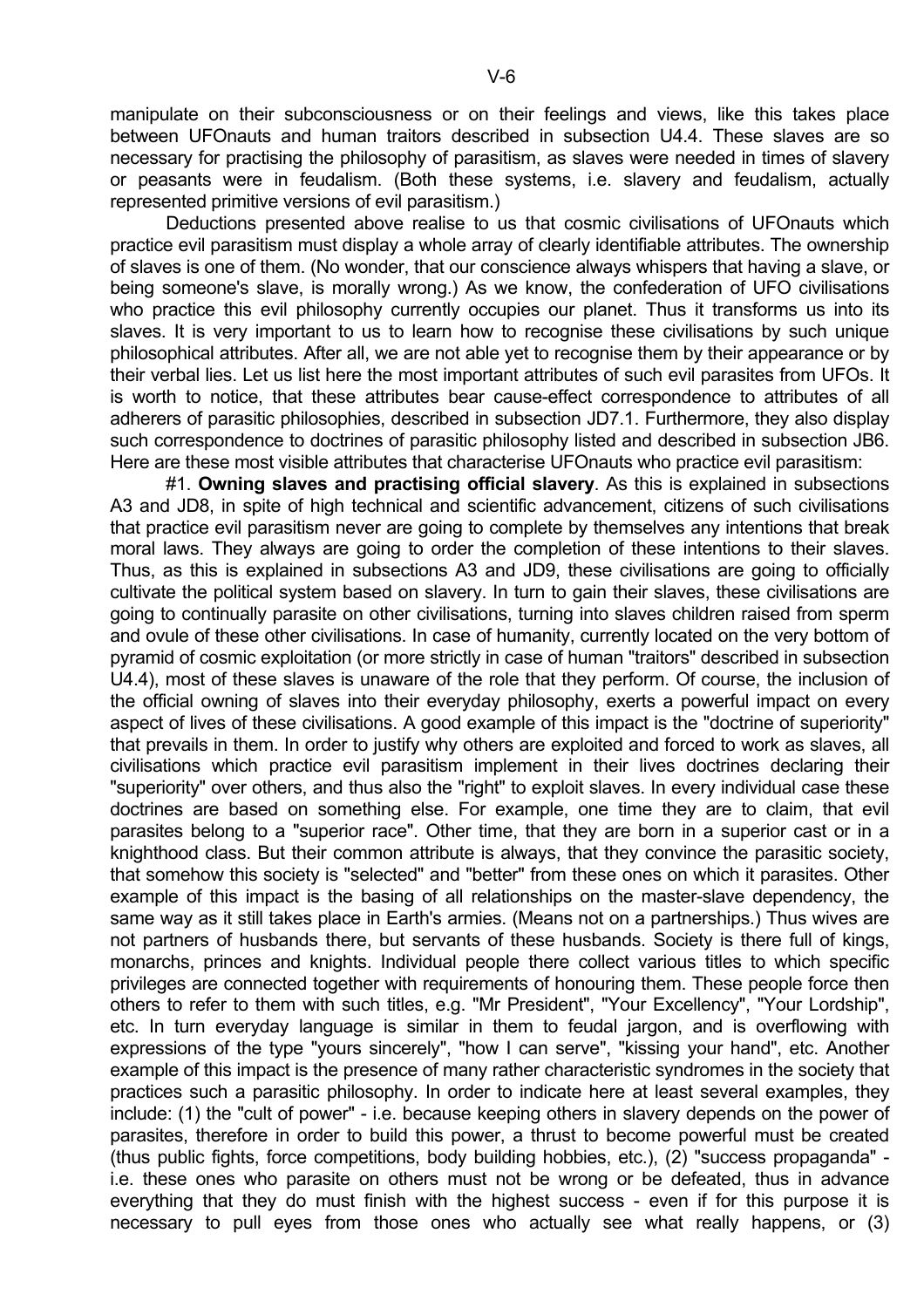manipulate on their subconsciousness or on their feelings and views, like this takes place between UFOnauts and human traitors described in subsection U4.4. These slaves are so necessary for practising the philosophy of parasitism, as slaves were needed in times of slavery or peasants were in feudalism. (Both these systems, i.e. slavery and feudalism, actually represented primitive versions of evil parasitism.)

Deductions presented above realise to us that cosmic civilisations of UFOnauts which practice evil parasitism must display a whole array of clearly identifiable attributes. The ownership of slaves is one of them. (No wonder, that our conscience always whispers that having a slave, or being someone's slave, is morally wrong.) As we know, the confederation of UFO civilisations who practice this evil philosophy currently occupies our planet. Thus it transforms us into its slaves. It is very important to us to learn how to recognise these civilisations by such unique philosophical attributes. After all, we are not able yet to recognise them by their appearance or by their verbal lies. Let us list here the most important attributes of such evil parasites from UFOs. It is worth to notice, that these attributes bear cause-effect correspondence to attributes of all adherers of parasitic philosophies, described in subsection JD7.1. Furthermore, they also display such correspondence to doctrines of parasitic philosophy listed and described in subsection JB6. Here are these most visible attributes that characterise UFOnauts who practice evil parasitism:

#1. **Owning slaves and practising official slavery**. As this is explained in subsections A3 and JD8, in spite of high technical and scientific advancement, citizens of such civilisations that practice evil parasitism never are going to complete by themselves any intentions that break moral laws. They always are going to order the completion of these intentions to their slaves. Thus, as this is explained in subsections A3 and JD9, these civilisations are going to officially cultivate the political system based on slavery. In turn to gain their slaves, these civilisations are going to continually parasite on other civilisations, turning into slaves children raised from sperm and ovule of these other civilisations. In case of humanity, currently located on the very bottom of pyramid of cosmic exploitation (or more strictly in case of human "traitors" described in subsection U4.4), most of these slaves is unaware of the role that they perform. Of course, the inclusion of the official owning of slaves into their everyday philosophy, exerts a powerful impact on every aspect of lives of these civilisations. A good example of this impact is the "doctrine of superiority" that prevails in them. In order to justify why others are exploited and forced to work as slaves, all civilisations which practice evil parasitism implement in their lives doctrines declaring their "superiority" over others, and thus also the "right" to exploit slaves. In every individual case these doctrines are based on something else. For example, one time they are to claim, that evil parasites belong to a "superior race". Other time, that they are born in a superior cast or in a knighthood class. But their common attribute is always, that they convince the parasitic society, that somehow this society is "selected" and "better" from these ones on which it parasites. Other example of this impact is the basing of all relationships on the master-slave dependency, the same way as it still takes place in Earth's armies. (Means not on a partnerships.) Thus wives are not partners of husbands there, but servants of these husbands. Society is there full of kings, monarchs, princes and knights. Individual people there collect various titles to which specific privileges are connected together with requirements of honouring them. These people force then others to refer to them with such titles, e.g. "Mr President", "Your Excellency", "Your Lordship", etc. In turn everyday language is similar in them to feudal jargon, and is overflowing with expressions of the type "yours sincerely", "how I can serve", "kissing your hand", etc. Another example of this impact is the presence of many rather characteristic syndromes in the society that practices such a parasitic philosophy. In order to indicate here at least several examples, they include: (1) the "cult of power" - i.e. because keeping others in slavery depends on the power of parasites, therefore in order to build this power, a thrust to become powerful must be created (thus public fights, force competitions, body building hobbies, etc.), (2) "success propaganda" - i.e. these ones who parasite on others must not be wrong or be defeated, thus in advance everything that they do must finish with the highest success - even if for this purpose it is necessary to pull eyes from those ones who actually see what really happens, or (3)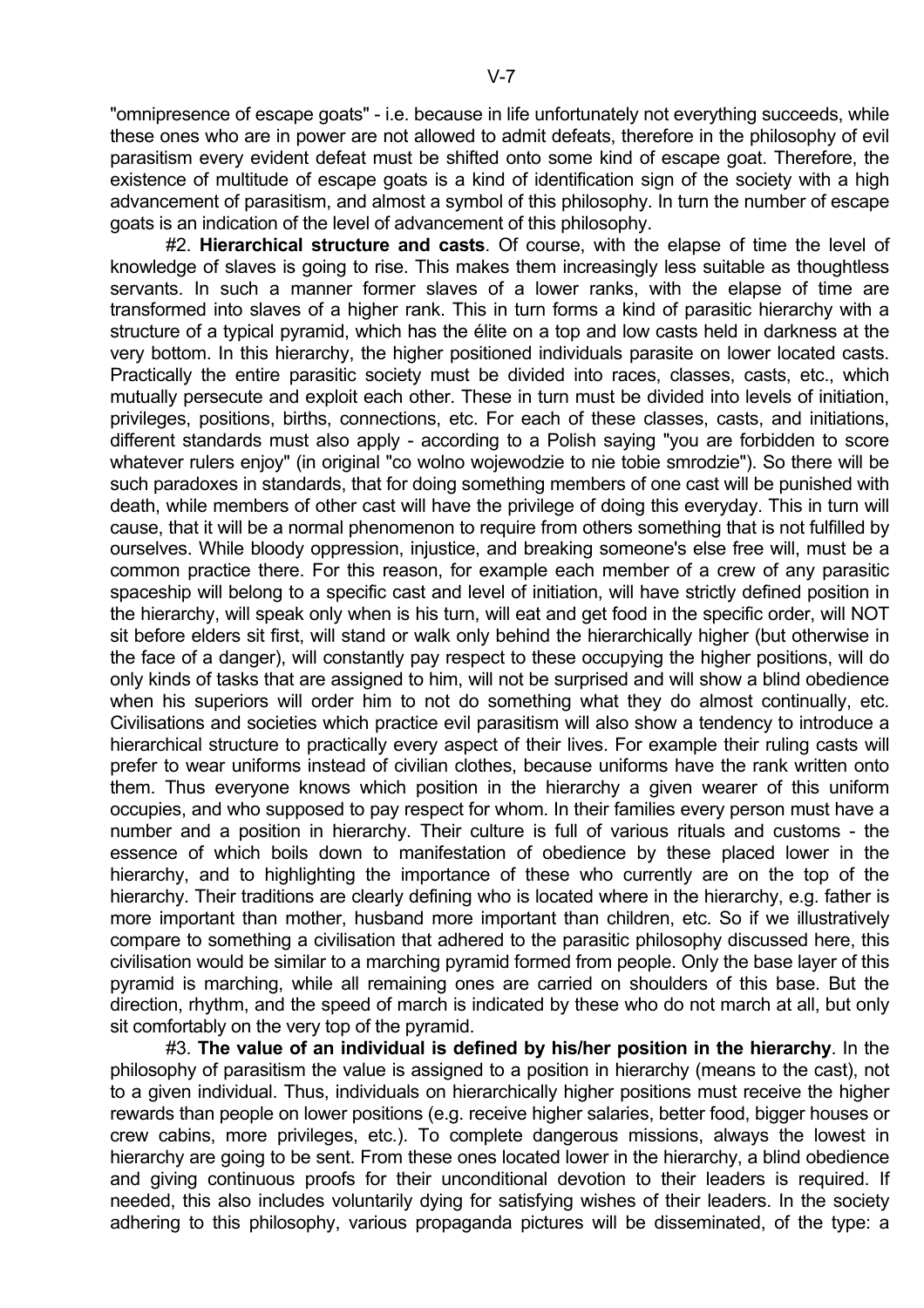"omnipresence of escape goats" - i.e. because in life unfortunately not everything succeeds, while these ones who are in power are not allowed to admit defeats, therefore in the philosophy of evil parasitism every evident defeat must be shifted onto some kind of escape goat. Therefore, the existence of multitude of escape goats is a kind of identification sign of the society with a high advancement of parasitism, and almost a symbol of this philosophy. In turn the number of escape goats is an indication of the level of advancement of this philosophy.

#2. **Hierarchical structure and casts**. Of course, with the elapse of time the level of knowledge of slaves is going to rise. This makes them increasingly less suitable as thoughtless servants. In such a manner former slaves of a lower ranks, with the elapse of time are transformed into slaves of a higher rank. This in turn forms a kind of parasitic hierarchy with a structure of a typical pyramid, which has the élite on a top and low casts held in darkness at the very bottom. In this hierarchy, the higher positioned individuals parasite on lower located casts. Practically the entire parasitic society must be divided into races, classes, casts, etc., which mutually persecute and exploit each other. These in turn must be divided into levels of initiation, privileges, positions, births, connections, etc. For each of these classes, casts, and initiations, different standards must also apply - according to a Polish saying "you are forbidden to score whatever rulers enjoy" (in original "co wolno wojewodzie to nie tobie smrodzie"). So there will be such paradoxes in standards, that for doing something members of one cast will be punished with death, while members of other cast will have the privilege of doing this everyday. This in turn will cause, that it will be a normal phenomenon to require from others something that is not fulfilled by ourselves. While bloody oppression, injustice, and breaking someone's else free will, must be a common practice there. For this reason, for example each member of a crew of any parasitic spaceship will belong to a specific cast and level of initiation, will have strictly defined position in the hierarchy, will speak only when is his turn, will eat and get food in the specific order, will NOT sit before elders sit first, will stand or walk only behind the hierarchically higher (but otherwise in the face of a danger), will constantly pay respect to these occupying the higher positions, will do only kinds of tasks that are assigned to him, will not be surprised and will show a blind obedience when his superiors will order him to not do something what they do almost continually, etc. Civilisations and societies which practice evil parasitism will also show a tendency to introduce a hierarchical structure to practically every aspect of their lives. For example their ruling casts will prefer to wear uniforms instead of civilian clothes, because uniforms have the rank written onto them. Thus everyone knows which position in the hierarchy a given wearer of this uniform occupies, and who supposed to pay respect for whom. In their families every person must have a number and a position in hierarchy. Their culture is full of various rituals and customs - the essence of which boils down to manifestation of obedience by these placed lower in the hierarchy, and to highlighting the importance of these who currently are on the top of the hierarchy. Their traditions are clearly defining who is located where in the hierarchy, e.g. father is more important than mother, husband more important than children, etc. So if we illustratively compare to something a civilisation that adhered to the parasitic philosophy discussed here, this civilisation would be similar to a marching pyramid formed from people. Only the base layer of this pyramid is marching, while all remaining ones are carried on shoulders of this base. But the direction, rhythm, and the speed of march is indicated by these who do not march at all, but only sit comfortably on the very top of the pyramid.

#3. **The value of an individual is defined by his/her position in the hierarchy**. In the philosophy of parasitism the value is assigned to a position in hierarchy (means to the cast), not to a given individual. Thus, individuals on hierarchically higher positions must receive the higher rewards than people on lower positions (e.g. receive higher salaries, better food, bigger houses or crew cabins, more privileges, etc.). To complete dangerous missions, always the lowest in hierarchy are going to be sent. From these ones located lower in the hierarchy, a blind obedience and giving continuous proofs for their unconditional devotion to their leaders is required. If needed, this also includes voluntarily dying for satisfying wishes of their leaders. In the society adhering to this philosophy, various propaganda pictures will be disseminated, of the type: a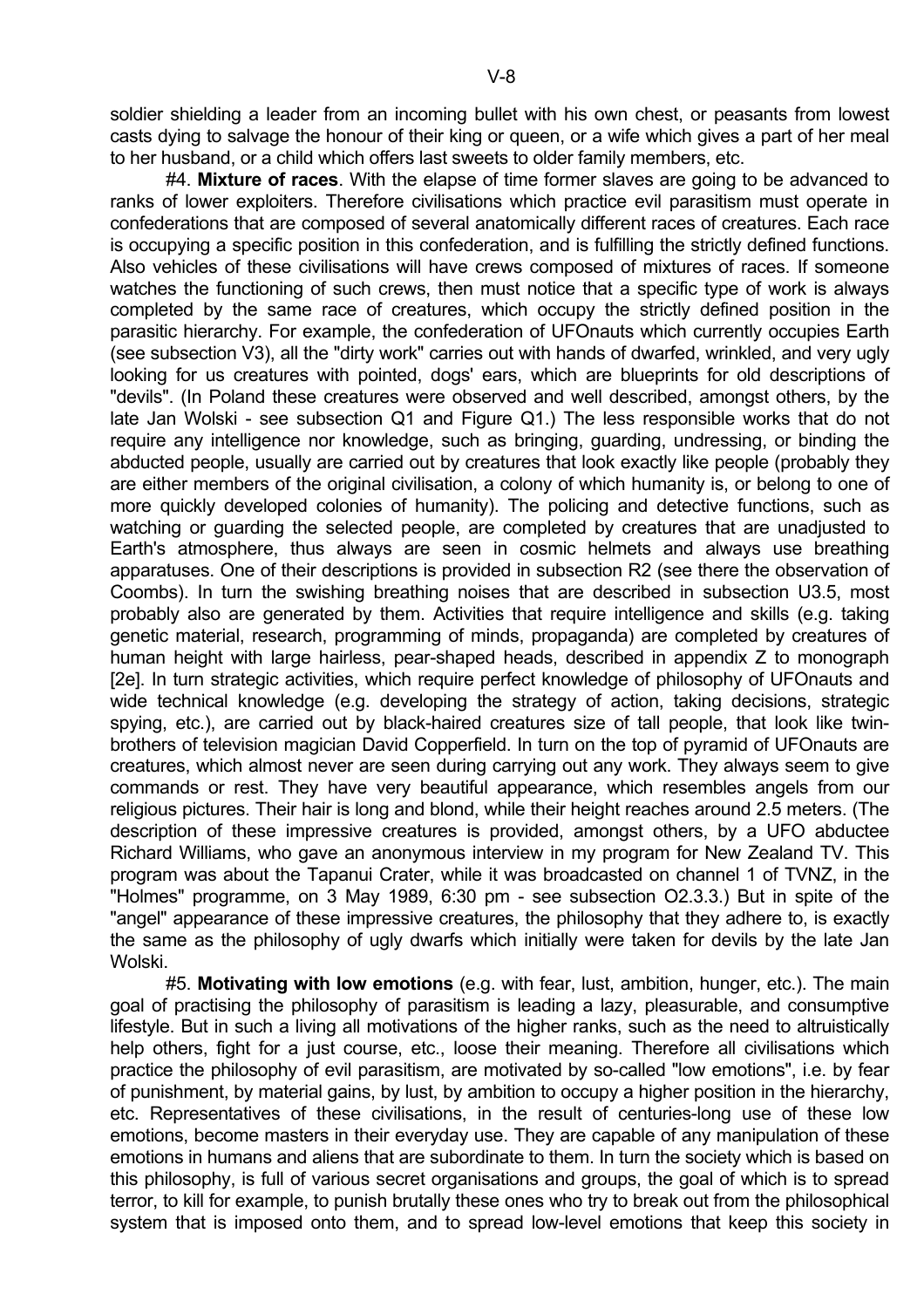soldier shielding a leader from an incoming bullet with his own chest, or peasants from lowest casts dying to salvage the honour of their king or queen, or a wife which gives a part of her meal to her husband, or a child which offers last sweets to older family members, etc.

#4. **Mixture of races**. With the elapse of time former slaves are going to be advanced to ranks of lower exploiters. Therefore civilisations which practice evil parasitism must operate in confederations that are composed of several anatomically different races of creatures. Each race is occupying a specific position in this confederation, and is fulfilling the strictly defined functions. Also vehicles of these civilisations will have crews composed of mixtures of races. If someone watches the functioning of such crews, then must notice that a specific type of work is always completed by the same race of creatures, which occupy the strictly defined position in the parasitic hierarchy. For example, the confederation of UFOnauts which currently occupies Earth (see subsection V3), all the "dirty work" carries out with hands of dwarfed, wrinkled, and very ugly looking for us creatures with pointed, dogs' ears, which are blueprints for old descriptions of "devils". (In Poland these creatures were observed and well described, amongst others, by the late Jan Wolski - see subsection Q1 and Figure Q1.) The less responsible works that do not require any intelligence nor knowledge, such as bringing, guarding, undressing, or binding the abducted people, usually are carried out by creatures that look exactly like people (probably they are either members of the original civilisation, a colony of which humanity is, or belong to one of more quickly developed colonies of humanity). The policing and detective functions, such as watching or guarding the selected people, are completed by creatures that are unadjusted to Earth's atmosphere, thus always are seen in cosmic helmets and always use breathing apparatuses. One of their descriptions is provided in subsection R2 (see there the observation of Coombs). In turn the swishing breathing noises that are described in subsection U3.5, most probably also are generated by them. Activities that require intelligence and skills (e.g. taking genetic material, research, programming of minds, propaganda) are completed by creatures of human height with large hairless, pear-shaped heads, described in appendix Z to monograph [2e]. In turn strategic activities, which require perfect knowledge of philosophy of UFOnauts and wide technical knowledge (e.g. developing the strategy of action, taking decisions, strategic spying, etc.), are carried out by black-haired creatures size of tall people, that look like twin-brothers of television magician David Copperfield. In turn on the top of pyramid of UFOnauts are creatures, which almost never are seen during carrying out any work. They always seem to give commands or rest. They have very beautiful appearance, which resembles angels from our religious pictures. Their hair is long and blond, while their height reaches around 2.5 meters. (The description of these impressive creatures is provided, amongst others, by a UFO abductee Richard Williams, who gave an anonymous interview in my program for New Zealand TV. This program was about the Tapanui Crater, while it was broadcasted on channel 1 of TVNZ, in the "Holmes" programme, on 3 May 1989, 6:30 pm - see subsection O2.3.3.) But in spite of the "angel" appearance of these impressive creatures, the philosophy that they adhere to, is exactly the same as the philosophy of ugly dwarfs which initially were taken for devils by the late Jan Wolski.

#5. **Motivating with low emotions** (e.g. with fear, lust, ambition, hunger, etc.). The main goal of practising the philosophy of parasitism is leading a lazy, pleasurable, and consumptive lifestyle. But in such a living all motivations of the higher ranks, such as the need to altruistically help others, fight for a just course, etc., loose their meaning. Therefore all civilisations which practice the philosophy of evil parasitism, are motivated by so-called "low emotions", i.e. by fear of punishment, by material gains, by lust, by ambition to occupy a higher position in the hierarchy, etc. Representatives of these civilisations, in the result of centuries-long use of these low emotions, become masters in their everyday use. They are capable of any manipulation of these emotions in humans and aliens that are subordinate to them. In turn the society which is based on this philosophy, is full of various secret organisations and groups, the goal of which is to spread terror, to kill for example, to punish brutally these ones who try to break out from the philosophical system that is imposed onto them, and to spread low-level emotions that keep this society in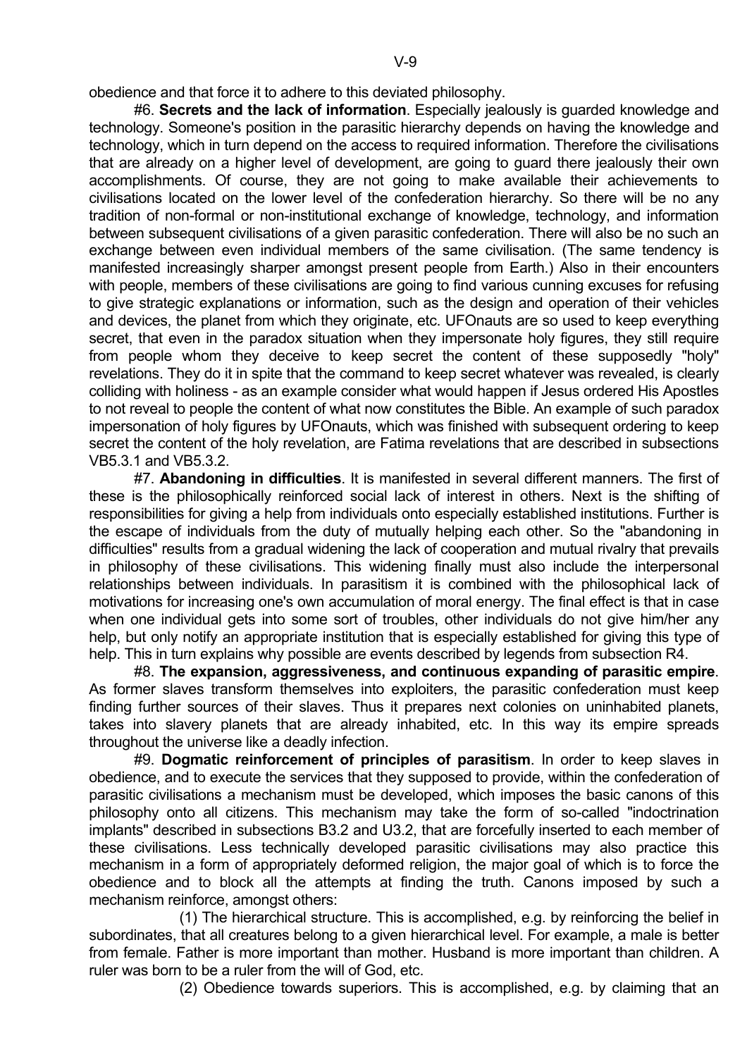obedience and that force it to adhere to this deviated philosophy.

#6. **Secrets and the lack of information**. Especially jealously is guarded knowledge and technology. Someone's position in the parasitic hierarchy depends on having the knowledge and technology, which in turn depend on the access to required information. Therefore the civilisations that are already on a higher level of development, are going to guard there jealously their own accomplishments. Of course, they are not going to make available their achievements to civilisations located on the lower level of the confederation hierarchy. So there will be no any tradition of non-formal or non-institutional exchange of knowledge, technology, and information between subsequent civilisations of a given parasitic confederation. There will also be no such an exchange between even individual members of the same civilisation. (The same tendency is manifested increasingly sharper amongst present people from Earth.) Also in their encounters with people, members of these civilisations are going to find various cunning excuses for refusing to give strategic explanations or information, such as the design and operation of their vehicles and devices, the planet from which they originate, etc. UFOnauts are so used to keep everything secret, that even in the paradox situation when they impersonate holy figures, they still require from people whom they deceive to keep secret the content of these supposedly "holy" revelations. They do it in spite that the command to keep secret whatever was revealed, is clearly colliding with holiness - as an example consider what would happen if Jesus ordered His Apostles to not reveal to people the content of what now constitutes the Bible. An example of such paradox impersonation of holy figures by UFOnauts, which was finished with subsequent ordering to keep secret the content of the holy revelation, are Fatima revelations that are described in subsections VB5.3.1 and VB5.3.2.

#7. **Abandoning in difficulties**. It is manifested in several different manners. The first of these is the philosophically reinforced social lack of interest in others. Next is the shifting of responsibilities for giving a help from individuals onto especially established institutions. Further is the escape of individuals from the duty of mutually helping each other. So the "abandoning in difficulties" results from a gradual widening the lack of cooperation and mutual rivalry that prevails in philosophy of these civilisations. This widening finally must also include the interpersonal relationships between individuals. In parasitism it is combined with the philosophical lack of motivations for increasing one's own accumulation of moral energy. The final effect is that in case when one individual gets into some sort of troubles, other individuals do not give him/her any help, but only notify an appropriate institution that is especially established for giving this type of help. This in turn explains why possible are events described by legends from subsection R4.

#8. **The expansion, aggressiveness, and continuous expanding of parasitic empire**. As former slaves transform themselves into exploiters, the parasitic confederation must keep finding further sources of their slaves. Thus it prepares next colonies on uninhabited planets, takes into slavery planets that are already inhabited, etc. In this way its empire spreads throughout the universe like a deadly infection.

#9. **Dogmatic reinforcement of principles of parasitism**. In order to keep slaves in obedience, and to execute the services that they supposed to provide, within the confederation of parasitic civilisations a mechanism must be developed, which imposes the basic canons of this philosophy onto all citizens. This mechanism may take the form of so-called "indoctrination implants" described in subsections B3.2 and U3.2, that are forcefully inserted to each member of these civilisations. Less technically developed parasitic civilisations may also practice this mechanism in a form of appropriately deformed religion, the major goal of which is to force the obedience and to block all the attempts at finding the truth. Canons imposed by such a mechanism reinforce, amongst others:

(1) The hierarchical structure. This is accomplished, e.g. by reinforcing the belief in subordinates, that all creatures belong to a given hierarchical level. For example, a male is better from female. Father is more important than mother. Husband is more important than children. A ruler was born to be a ruler from the will of God, etc.

(2) Obedience towards superiors. This is accomplished, e.g. by claiming that an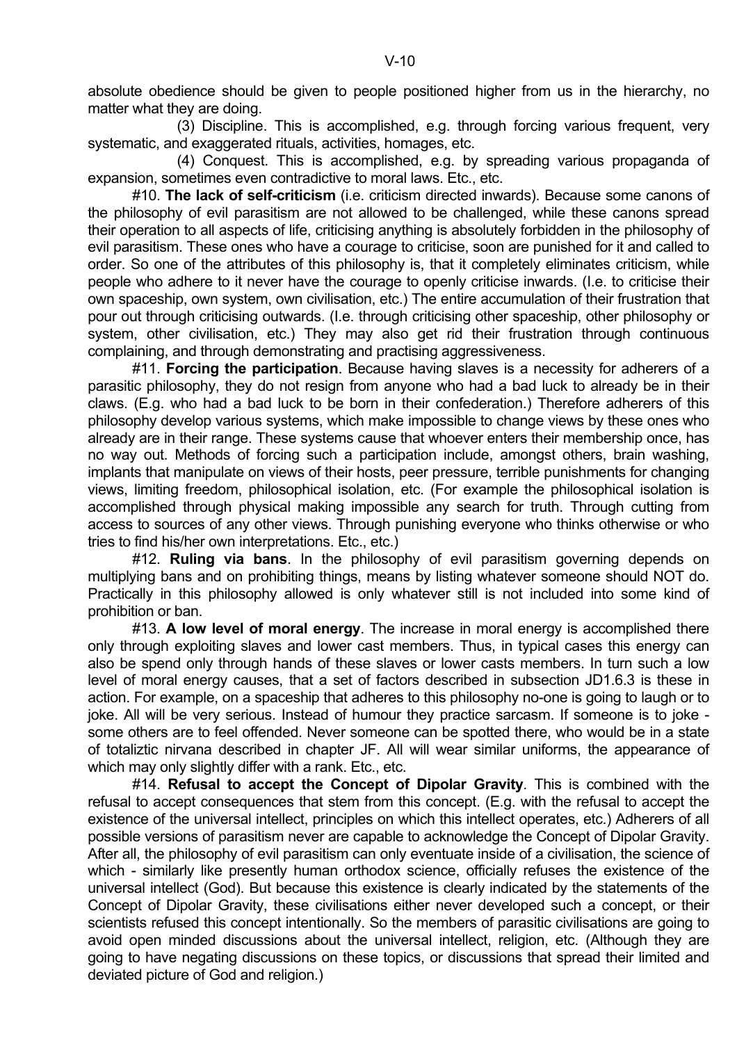absolute obedience should be given to people positioned higher from us in the hierarchy, no matter what they are doing.

(3) Discipline. This is accomplished, e.g. through forcing various frequent, very systematic, and exaggerated rituals, activities, homages, etc.

(4) Conquest. This is accomplished, e.g. by spreading various propaganda of expansion, sometimes even contradictive to moral laws. Etc., etc.

#10. **The lack of self-criticism** (i.e. criticism directed inwards). Because some canons of the philosophy of evil parasitism are not allowed to be challenged, while these canons spread their operation to all aspects of life, criticising anything is absolutely forbidden in the philosophy of evil parasitism. These ones who have a courage to criticise, soon are punished for it and called to order. So one of the attributes of this philosophy is, that it completely eliminates criticism, while people who adhere to it never have the courage to openly criticise inwards. (I.e. to criticise their own spaceship, own system, own civilisation, etc.) The entire accumulation of their frustration that pour out through criticising outwards. (I.e. through criticising other spaceship, other philosophy or system, other civilisation, etc.) They may also get rid their frustration through continuous complaining, and through demonstrating and practising aggressiveness.

#11. **Forcing the participation**. Because having slaves is a necessity for adherers of a parasitic philosophy, they do not resign from anyone who had a bad luck to already be in their claws. (E.g. who had a bad luck to be born in their confederation.) Therefore adherers of this philosophy develop various systems, which make impossible to change views by these ones who already are in their range. These systems cause that whoever enters their membership once, has no way out. Methods of forcing such a participation include, amongst others, brain washing, implants that manipulate on views of their hosts, peer pressure, terrible punishments for changing views, limiting freedom, philosophical isolation, etc. (For example the philosophical isolation is accomplished through physical making impossible any search for truth. Through cutting from access to sources of any other views. Through punishing everyone who thinks otherwise or who tries to find his/her own interpretations. Etc., etc.)

#12. **Ruling via bans**. In the philosophy of evil parasitism governing depends on multiplying bans and on prohibiting things, means by listing whatever someone should NOT do. Practically in this philosophy allowed is only whatever still is not included into some kind of prohibition or ban.

#13. **A low level of moral energy**. The increase in moral energy is accomplished there only through exploiting slaves and lower cast members. Thus, in typical cases this energy can also be spend only through hands of these slaves or lower casts members. In turn such a low level of moral energy causes, that a set of factors described in subsection JD1.6.3 is these in action. For example, on a spaceship that adheres to this philosophy no-one is going to laugh or to joke. All will be very serious. Instead of humour they practice sarcasm. If someone is to joke - some others are to feel offended. Never someone can be spotted there, who would be in a state of totaliztic nirvana described in chapter JF. All will wear similar uniforms, the appearance of which may only slightly differ with a rank. Etc., etc.

#14. **Refusal to accept the Concept of Dipolar Gravity**. This is combined with the refusal to accept consequences that stem from this concept. (E.g. with the refusal to accept the existence of the universal intellect, principles on which this intellect operates, etc.) Adherers of all possible versions of parasitism never are capable to acknowledge the Concept of Dipolar Gravity. After all, the philosophy of evil parasitism can only eventuate inside of a civilisation, the science of which - similarly like presently human orthodox science, officially refuses the existence of the universal intellect (God). But because this existence is clearly indicated by the statements of the Concept of Dipolar Gravity, these civilisations either never developed such a concept, or their scientists refused this concept intentionally. So the members of parasitic civilisations are going to avoid open minded discussions about the universal intellect, religion, etc. (Although they are going to have negating discussions on these topics, or discussions that spread their limited and deviated picture of God and religion.)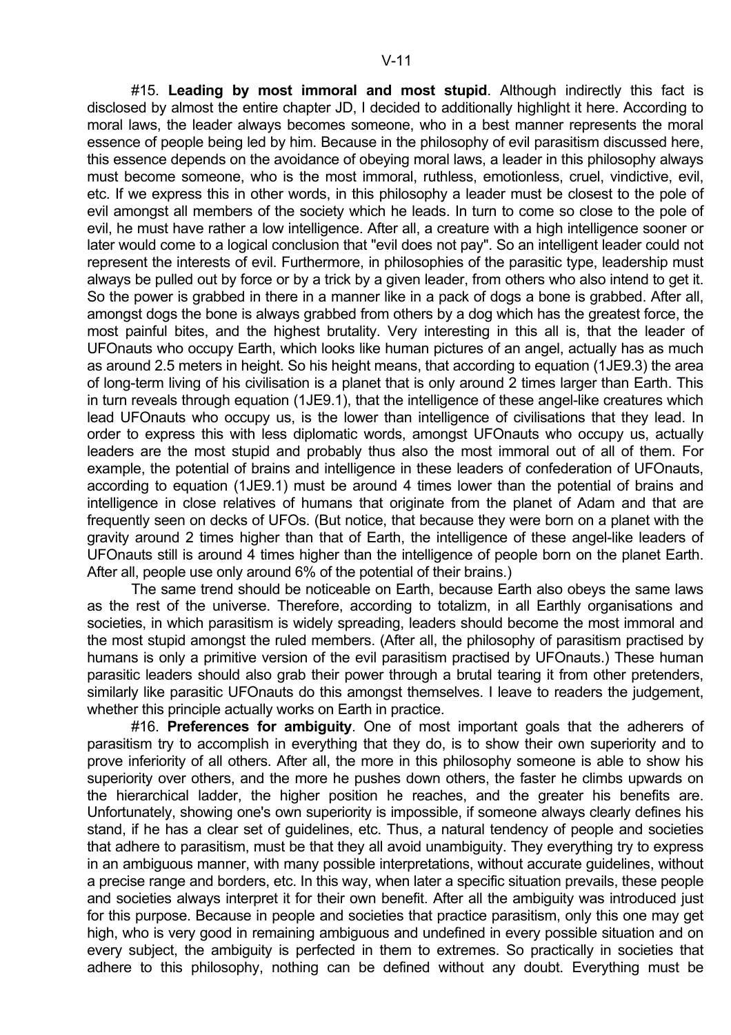#15. **Leading by most immoral and most stupid**. Although indirectly this fact is disclosed by almost the entire chapter JD, I decided to additionally highlight it here. According to moral laws, the leader always becomes someone, who in a best manner represents the moral essence of people being led by him. Because in the philosophy of evil parasitism discussed here, this essence depends on the avoidance of obeying moral laws, a leader in this philosophy always must become someone, who is the most immoral, ruthless, emotionless, cruel, vindictive, evil, etc. If we express this in other words, in this philosophy a leader must be closest to the pole of evil amongst all members of the society which he leads. In turn to come so close to the pole of evil, he must have rather a low intelligence. After all, a creature with a high intelligence sooner or later would come to a logical conclusion that "evil does not pay". So an intelligent leader could not represent the interests of evil. Furthermore, in philosophies of the parasitic type, leadership must always be pulled out by force or by a trick by a given leader, from others who also intend to get it. So the power is grabbed in there in a manner like in a pack of dogs a bone is grabbed. After all, amongst dogs the bone is always grabbed from others by a dog which has the greatest force, the most painful bites, and the highest brutality. Very interesting in this all is, that the leader of UFOnauts who occupy Earth, which looks like human pictures of an angel, actually has as much as around 2.5 meters in height. So his height means, that according to equation (1JE9.3) the area of long-term living of his civilisation is a planet that is only around 2 times larger than Earth. This in turn reveals through equation (1JE9.1), that the intelligence of these angel-like creatures which lead UFOnauts who occupy us, is the lower than intelligence of civilisations that they lead. In order to express this with less diplomatic words, amongst UFOnauts who occupy us, actually leaders are the most stupid and probably thus also the most immoral out of all of them. For example, the potential of brains and intelligence in these leaders of confederation of UFOnauts, according to equation (1JE9.1) must be around 4 times lower than the potential of brains and intelligence in close relatives of humans that originate from the planet of Adam and that are frequently seen on decks of UFOs. (But notice, that because they were born on a planet with the gravity around 2 times higher than that of Earth, the intelligence of these angel-like leaders of UFOnauts still is around 4 times higher than the intelligence of people born on the planet Earth. After all, people use only around 6% of the potential of their brains.)

The same trend should be noticeable on Earth, because Earth also obeys the same laws as the rest of the universe. Therefore, according to totalizm, in all Earthly organisations and societies, in which parasitism is widely spreading, leaders should become the most immoral and the most stupid amongst the ruled members. (After all, the philosophy of parasitism practised by humans is only a primitive version of the evil parasitism practised by UFOnauts.) These human parasitic leaders should also grab their power through a brutal tearing it from other pretenders, similarly like parasitic UFOnauts do this amongst themselves. I leave to readers the judgement, whether this principle actually works on Earth in practice.

#16. **Preferences for ambiguity**. One of most important goals that the adherers of parasitism try to accomplish in everything that they do, is to show their own superiority and to prove inferiority of all others. After all, the more in this philosophy someone is able to show his superiority over others, and the more he pushes down others, the faster he climbs upwards on the hierarchical ladder, the higher position he reaches, and the greater his benefits are. Unfortunately, showing one's own superiority is impossible, if someone always clearly defines his stand, if he has a clear set of guidelines, etc. Thus, a natural tendency of people and societies that adhere to parasitism, must be that they all avoid unambiguity. They everything try to express in an ambiguous manner, with many possible interpretations, without accurate guidelines, without a precise range and borders, etc. In this way, when later a specific situation prevails, these people and societies always interpret it for their own benefit. After all the ambiguity was introduced just for this purpose. Because in people and societies that practice parasitism, only this one may get high, who is very good in remaining ambiguous and undefined in every possible situation and on every subject, the ambiguity is perfected in them to extremes. So practically in societies that adhere to this philosophy, nothing can be defined without any doubt. Everything must be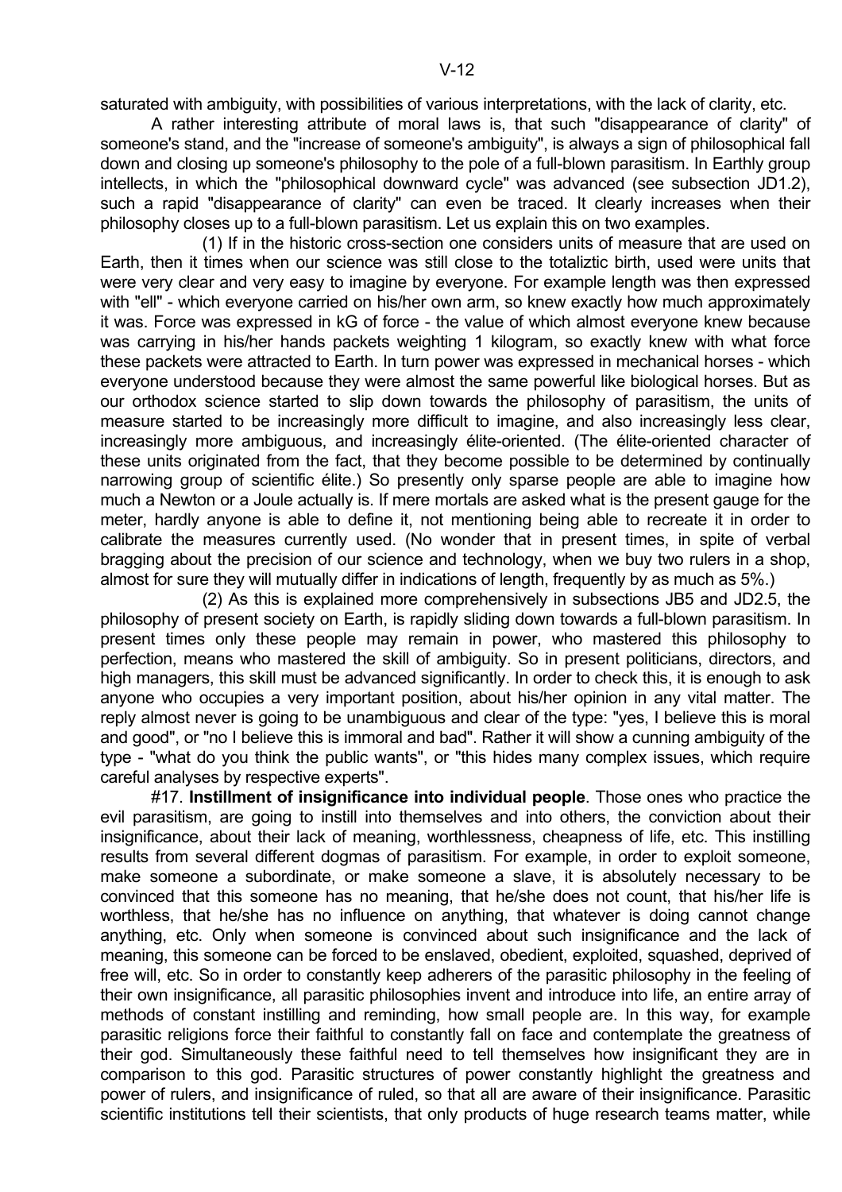saturated with ambiguity, with possibilities of various interpretations, with the lack of clarity, etc.

A rather interesting attribute of moral laws is, that such "disappearance of clarity" of someone's stand, and the "increase of someone's ambiguity", is always a sign of philosophical fall down and closing up someone's philosophy to the pole of a full-blown parasitism. In Earthly group intellects, in which the "philosophical downward cycle" was advanced (see subsection JD1.2), such a rapid "disappearance of clarity" can even be traced. It clearly increases when their philosophy closes up to a full-blown parasitism. Let us explain this on two examples.

(1) If in the historic cross-section one considers units of measure that are used on Earth, then it times when our science was still close to the totaliztic birth, used were units that were very clear and very easy to imagine by everyone. For example length was then expressed with "ell" - which everyone carried on his/her own arm, so knew exactly how much approximately it was. Force was expressed in kG of force - the value of which almost everyone knew because was carrying in his/her hands packets weighting 1 kilogram, so exactly knew with what force these packets were attracted to Earth. In turn power was expressed in mechanical horses - which everyone understood because they were almost the same powerful like biological horses. But as our orthodox science started to slip down towards the philosophy of parasitism, the units of measure started to be increasingly more difficult to imagine, and also increasingly less clear, increasingly more ambiguous, and increasingly élite-oriented. (The élite-oriented character of these units originated from the fact, that they become possible to be determined by continually narrowing group of scientific élite.) So presently only sparse people are able to imagine how much a Newton or a Joule actually is. If mere mortals are asked what is the present gauge for the meter, hardly anyone is able to define it, not mentioning being able to recreate it in order to calibrate the measures currently used. (No wonder that in present times, in spite of verbal bragging about the precision of our science and technology, when we buy two rulers in a shop, almost for sure they will mutually differ in indications of length, frequently by as much as 5%.)

(2) As this is explained more comprehensively in subsections JB5 and JD2.5, the philosophy of present society on Earth, is rapidly sliding down towards a full-blown parasitism. In present times only these people may remain in power, who mastered this philosophy to perfection, means who mastered the skill of ambiguity. So in present politicians, directors, and high managers, this skill must be advanced significantly. In order to check this, it is enough to ask anyone who occupies a very important position, about his/her opinion in any vital matter. The reply almost never is going to be unambiguous and clear of the type: "yes, I believe this is moral and good", or "no I believe this is immoral and bad". Rather it will show a cunning ambiguity of the type - "what do you think the public wants", or "this hides many complex issues, which require careful analyses by respective experts".

#17. **Instillment of insignificance into individual people**. Those ones who practice the evil parasitism, are going to instill into themselves and into others, the conviction about their insignificance, about their lack of meaning, worthlessness, cheapness of life, etc. This instilling results from several different dogmas of parasitism. For example, in order to exploit someone, make someone a subordinate, or make someone a slave, it is absolutely necessary to be convinced that this someone has no meaning, that he/she does not count, that his/her life is worthless, that he/she has no influence on anything, that whatever is doing cannot change anything, etc. Only when someone is convinced about such insignificance and the lack of meaning, this someone can be forced to be enslaved, obedient, exploited, squashed, deprived of free will, etc. So in order to constantly keep adherers of the parasitic philosophy in the feeling of their own insignificance, all parasitic philosophies invent and introduce into life, an entire array of methods of constant instilling and reminding, how small people are. In this way, for example parasitic religions force their faithful to constantly fall on face and contemplate the greatness of their god. Simultaneously these faithful need to tell themselves how insignificant they are in comparison to this god. Parasitic structures of power constantly highlight the greatness and power of rulers, and insignificance of ruled, so that all are aware of their insignificance. Parasitic scientific institutions tell their scientists, that only products of huge research teams matter, while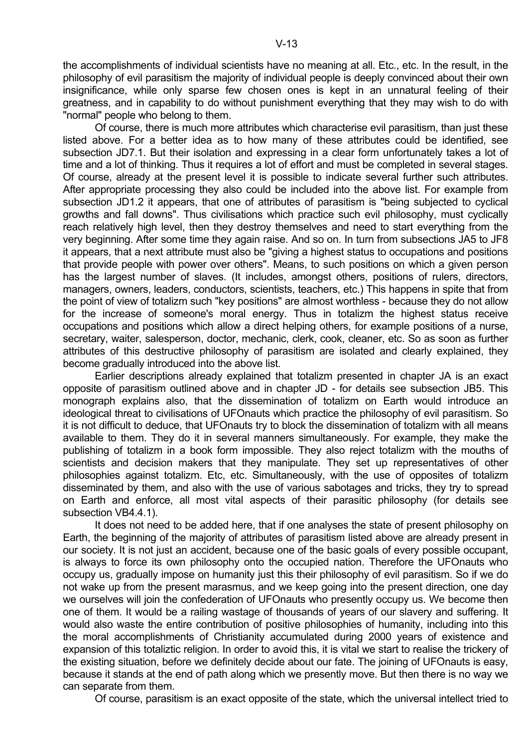the accomplishments of individual scientists have no meaning at all. Etc., etc. In the result, in the philosophy of evil parasitism the majority of individual people is deeply convinced about their own insignificance, while only sparse few chosen ones is kept in an unnatural feeling of their greatness, and in capability to do without punishment everything that they may wish to do with "normal" people who belong to them.

Of course, there is much more attributes which characterise evil parasitism, than just these listed above. For a better idea as to how many of these attributes could be identified, see subsection JD7.1. But their isolation and expressing in a clear form unfortunately takes a lot of time and a lot of thinking. Thus it requires a lot of effort and must be completed in several stages. Of course, already at the present level it is possible to indicate several further such attributes. After appropriate processing they also could be included into the above list. For example from subsection JD1.2 it appears, that one of attributes of parasitism is "being subjected to cyclical growths and fall downs". Thus civilisations which practice such evil philosophy, must cyclically reach relatively high level, then they destroy themselves and need to start everything from the very beginning. After some time they again raise. And so on. In turn from subsections JA5 to JF8 it appears, that a next attribute must also be "giving a highest status to occupations and positions that provide people with power over others". Means, to such positions on which a given person has the largest number of slaves. (It includes, amongst others, positions of rulers, directors, managers, owners, leaders, conductors, scientists, teachers, etc.) This happens in spite that from the point of view of totalizm such "key positions" are almost worthless - because they do not allow for the increase of someone's moral energy. Thus in totalizm the highest status receive occupations and positions which allow a direct helping others, for example positions of a nurse, secretary, waiter, salesperson, doctor, mechanic, clerk, cook, cleaner, etc. So as soon as further attributes of this destructive philosophy of parasitism are isolated and clearly explained, they become gradually introduced into the above list.

Earlier descriptions already explained that totalizm presented in chapter JA is an exact opposite of parasitism outlined above and in chapter JD - for details see subsection JB5. This monograph explains also, that the dissemination of totalizm on Earth would introduce an ideological threat to civilisations of UFOnauts which practice the philosophy of evil parasitism. So it is not difficult to deduce, that UFOnauts try to block the dissemination of totalizm with all means available to them. They do it in several manners simultaneously. For example, they make the publishing of totalizm in a book form impossible. They also reject totalizm with the mouths of scientists and decision makers that they manipulate. They set up representatives of other philosophies against totalizm. Etc, etc. Simultaneously, with the use of opposites of totalizm disseminated by them, and also with the use of various sabotages and tricks, they try to spread on Earth and enforce, all most vital aspects of their parasitic philosophy (for details see subsection VB4.4.1).

It does not need to be added here, that if one analyses the state of present philosophy on Earth, the beginning of the majority of attributes of parasitism listed above are already present in our society. It is not just an accident, because one of the basic goals of every possible occupant, is always to force its own philosophy onto the occupied nation. Therefore the UFOnauts who occupy us, gradually impose on humanity just this their philosophy of evil parasitism. So if we do not wake up from the present marasmus, and we keep going into the present direction, one day we ourselves will join the confederation of UFOnauts who presently occupy us. We become then one of them. It would be a railing wastage of thousands of years of our slavery and suffering. It would also waste the entire contribution of positive philosophies of humanity, including into this the moral accomplishments of Christianity accumulated during 2000 years of existence and expansion of this totaliztic religion. In order to avoid this, it is vital we start to realise the trickery of the existing situation, before we definitely decide about our fate. The joining of UFOnauts is easy, because it stands at the end of path along which we presently move. But then there is no way we can separate from them.

Of course, parasitism is an exact opposite of the state, which the universal intellect tried to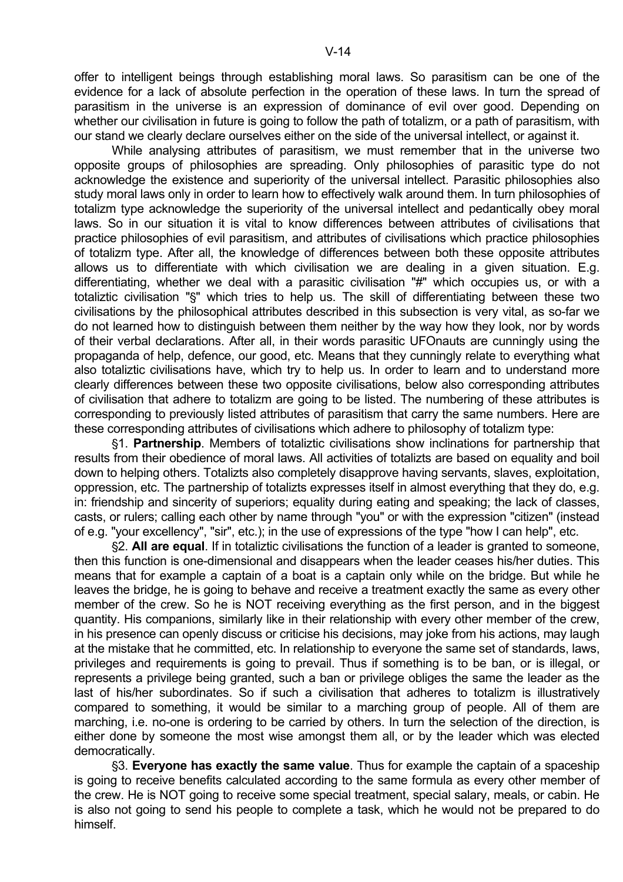offer to intelligent beings through establishing moral laws. So parasitism can be one of the evidence for a lack of absolute perfection in the operation of these laws. In turn the spread of parasitism in the universe is an expression of dominance of evil over good. Depending on whether our civilisation in future is going to follow the path of totalizm, or a path of parasitism, with our stand we clearly declare ourselves either on the side of the universal intellect, or against it.

While analysing attributes of parasitism, we must remember that in the universe two opposite groups of philosophies are spreading. Only philosophies of parasitic type do not acknowledge the existence and superiority of the universal intellect. Parasitic philosophies also study moral laws only in order to learn how to effectively walk around them. In turn philosophies of totalizm type acknowledge the superiority of the universal intellect and pedantically obey moral laws. So in our situation it is vital to know differences between attributes of civilisations that practice philosophies of evil parasitism, and attributes of civilisations which practice philosophies of totalizm type. After all, the knowledge of differences between both these opposite attributes allows us to differentiate with which civilisation we are dealing in a given situation. E.g. differentiating, whether we deal with a parasitic civilisation "#" which occupies us, or with a totaliztic civilisation "§" which tries to help us. The skill of differentiating between these two civilisations by the philosophical attributes described in this subsection is very vital, as so-far we do not learned how to distinguish between them neither by the way how they look, nor by words of their verbal declarations. After all, in their words parasitic UFOnauts are cunningly using the propaganda of help, defence, our good, etc. Means that they cunningly relate to everything what also totaliztic civilisations have, which try to help us. In order to learn and to understand more clearly differences between these two opposite civilisations, below also corresponding attributes of civilisation that adhere to totalizm are going to be listed. The numbering of these attributes is corresponding to previously listed attributes of parasitism that carry the same numbers. Here are these corresponding attributes of civilisations which adhere to philosophy of totalizm type:

§1. **Partnership**. Members of totaliztic civilisations show inclinations for partnership that results from their obedience of moral laws. All activities of totalizts are based on equality and boil down to helping others. Totalizts also completely disapprove having servants, slaves, exploitation, oppression, etc. The partnership of totalizts expresses itself in almost everything that they do, e.g. in: friendship and sincerity of superiors; equality during eating and speaking; the lack of classes, casts, or rulers; calling each other by name through "you" or with the expression "citizen" (instead of e.g. "your excellency", "sir", etc.); in the use of expressions of the type "how I can help", etc.

§2. **All are equal**. If in totaliztic civilisations the function of a leader is granted to someone, then this function is one-dimensional and disappears when the leader ceases his/her duties. This means that for example a captain of a boat is a captain only while on the bridge. But while he leaves the bridge, he is going to behave and receive a treatment exactly the same as every other member of the crew. So he is NOT receiving everything as the first person, and in the biggest quantity. His companions, similarly like in their relationship with every other member of the crew, in his presence can openly discuss or criticise his decisions, may joke from his actions, may laugh at the mistake that he committed, etc. In relationship to everyone the same set of standards, laws, privileges and requirements is going to prevail. Thus if something is to be ban, or is illegal, or represents a privilege being granted, such a ban or privilege obliges the same the leader as the last of his/her subordinates. So if such a civilisation that adheres to totalizm is illustratively compared to something, it would be similar to a marching group of people. All of them are marching, i.e. no-one is ordering to be carried by others. In turn the selection of the direction, is either done by someone the most wise amongst them all, or by the leader which was elected democratically.

§3. **Everyone has exactly the same value**. Thus for example the captain of a spaceship is going to receive benefits calculated according to the same formula as every other member of the crew. He is NOT going to receive some special treatment, special salary, meals, or cabin. He is also not going to send his people to complete a task, which he would not be prepared to do himself.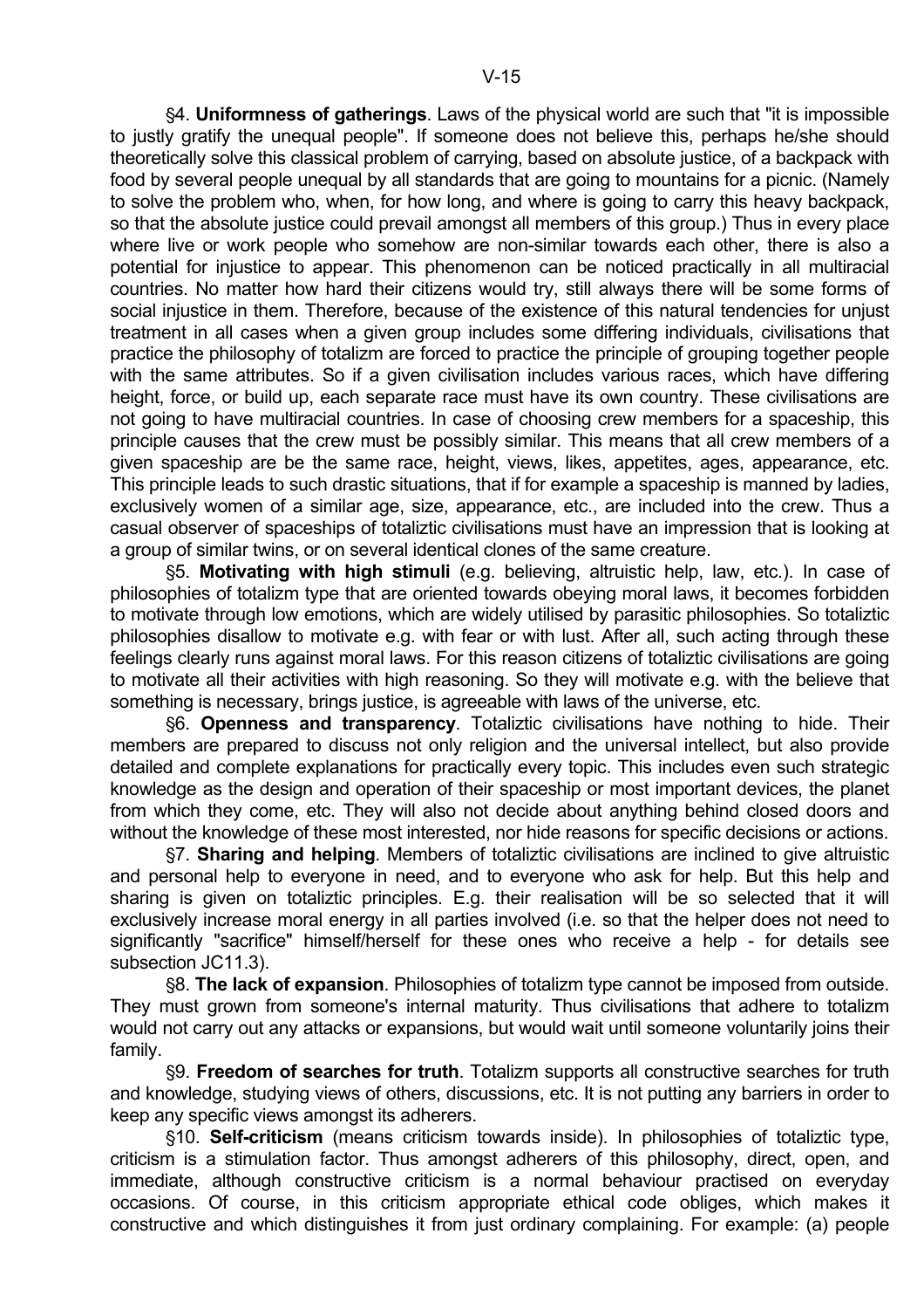§4. **Uniformness of gatherings**. Laws of the physical world are such that "it is impossible to justly gratify the unequal people". If someone does not believe this, perhaps he/she should theoretically solve this classical problem of carrying, based on absolute justice, of a backpack with food by several people unequal by all standards that are going to mountains for a picnic. (Namely to solve the problem who, when, for how long, and where is going to carry this heavy backpack, so that the absolute justice could prevail amongst all members of this group.) Thus in every place where live or work people who somehow are non-similar towards each other, there is also a potential for injustice to appear. This phenomenon can be noticed practically in all multiracial countries. No matter how hard their citizens would try, still always there will be some forms of social injustice in them. Therefore, because of the existence of this natural tendencies for unjust treatment in all cases when a given group includes some differing individuals, civilisations that practice the philosophy of totalizm are forced to practice the principle of grouping together people with the same attributes. So if a given civilisation includes various races, which have differing height, force, or build up, each separate race must have its own country. These civilisations are not going to have multiracial countries. In case of choosing crew members for a spaceship, this principle causes that the crew must be possibly similar. This means that all crew members of a given spaceship are be the same race, height, views, likes, appetites, ages, appearance, etc. This principle leads to such drastic situations, that if for example a spaceship is manned by ladies, exclusively women of a similar age, size, appearance, etc., are included into the crew. Thus a casual observer of spaceships of totaliztic civilisations must have an impression that is looking at a group of similar twins, or on several identical clones of the same creature.

§5. **Motivating with high stimuli** (e.g. believing, altruistic help, law, etc.). In case of philosophies of totalizm type that are oriented towards obeying moral laws, it becomes forbidden to motivate through low emotions, which are widely utilised by parasitic philosophies. So totaliztic philosophies disallow to motivate e.g. with fear or with lust. After all, such acting through these feelings clearly runs against moral laws. For this reason citizens of totaliztic civilisations are going to motivate all their activities with high reasoning. So they will motivate e.g. with the believe that something is necessary, brings justice, is agreeable with laws of the universe, etc.

§6. **Openness and transparency**. Totaliztic civilisations have nothing to hide. Their members are prepared to discuss not only religion and the universal intellect, but also provide detailed and complete explanations for practically every topic. This includes even such strategic knowledge as the design and operation of their spaceship or most important devices, the planet from which they come, etc. They will also not decide about anything behind closed doors and without the knowledge of these most interested, nor hide reasons for specific decisions or actions.

§7. **Sharing and helping**. Members of totaliztic civilisations are inclined to give altruistic and personal help to everyone in need, and to everyone who ask for help. But this help and sharing is given on totaliztic principles. E.g. their realisation will be so selected that it will exclusively increase moral energy in all parties involved (i.e. so that the helper does not need to significantly "sacrifice" himself/herself for these ones who receive a help - for details see subsection JC11.3).

§8. **The lack of expansion**. Philosophies of totalizm type cannot be imposed from outside. They must grown from someone's internal maturity. Thus civilisations that adhere to totalizm would not carry out any attacks or expansions, but would wait until someone voluntarily joins their family.

§9. **Freedom of searches for truth**. Totalizm supports all constructive searches for truth and knowledge, studying views of others, discussions, etc. It is not putting any barriers in order to keep any specific views amongst its adherers.

§10. **Self-criticism** (means criticism towards inside). In philosophies of totaliztic type, criticism is a stimulation factor. Thus amongst adherers of this philosophy, direct, open, and immediate, although constructive criticism is a normal behaviour practised on everyday occasions. Of course, in this criticism appropriate ethical code obliges, which makes it constructive and which distinguishes it from just ordinary complaining. For example: (a) people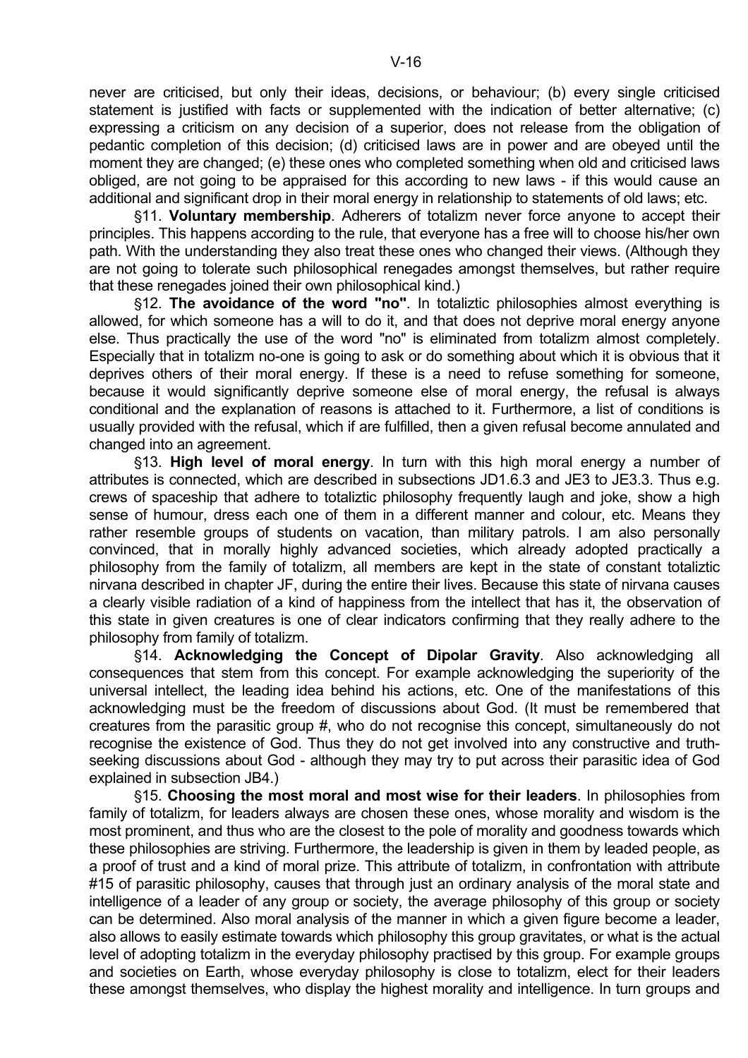never are criticised, but only their ideas, decisions, or behaviour; (b) every single criticised statement is justified with facts or supplemented with the indication of better alternative; (c) expressing a criticism on any decision of a superior, does not release from the obligation of pedantic completion of this decision; (d) criticised laws are in power and are obeyed until the moment they are changed; (e) these ones who completed something when old and criticised laws obliged, are not going to be appraised for this according to new laws - if this would cause an additional and significant drop in their moral energy in relationship to statements of old laws; etc.

§11. **Voluntary membership**. Adherers of totalizm never force anyone to accept their principles. This happens according to the rule, that everyone has a free will to choose his/her own path. With the understanding they also treat these ones who changed their views. (Although they are not going to tolerate such philosophical renegades amongst themselves, but rather require that these renegades joined their own philosophical kind.)

§12. **The avoidance of the word "no"**. In totaliztic philosophies almost everything is allowed, for which someone has a will to do it, and that does not deprive moral energy anyone else. Thus practically the use of the word "no" is eliminated from totalizm almost completely. Especially that in totalizm no-one is going to ask or do something about which it is obvious that it deprives others of their moral energy. If these is a need to refuse something for someone, because it would significantly deprive someone else of moral energy, the refusal is always conditional and the explanation of reasons is attached to it. Furthermore, a list of conditions is usually provided with the refusal, which if are fulfilled, then a given refusal become annulated and changed into an agreement.

§13. **High level of moral energy**. In turn with this high moral energy a number of attributes is connected, which are described in subsections JD1.6.3 and JE3 to JE3.3. Thus e.g. crews of spaceship that adhere to totaliztic philosophy frequently laugh and joke, show a high sense of humour, dress each one of them in a different manner and colour, etc. Means they rather resemble groups of students on vacation, than military patrols. I am also personally convinced, that in morally highly advanced societies, which already adopted practically a philosophy from the family of totalizm, all members are kept in the state of constant totaliztic nirvana described in chapter JF, during the entire their lives. Because this state of nirvana causes a clearly visible radiation of a kind of happiness from the intellect that has it, the observation of this state in given creatures is one of clear indicators confirming that they really adhere to the philosophy from family of totalizm.

§14. **Acknowledging the Concept of Dipolar Gravity**. Also acknowledging all consequences that stem from this concept. For example acknowledging the superiority of the universal intellect, the leading idea behind his actions, etc. One of the manifestations of this acknowledging must be the freedom of discussions about God. (It must be remembered that creatures from the parasitic group #, who do not recognise this concept, simultaneously do not recognise the existence of God. Thus they do not get involved into any constructive and truth-seeking discussions about God - although they may try to put across their parasitic idea of God explained in subsection JB4.)

§15. **Choosing the most moral and most wise for their leaders**. In philosophies from family of totalizm, for leaders always are chosen these ones, whose morality and wisdom is the most prominent, and thus who are the closest to the pole of morality and goodness towards which these philosophies are striving. Furthermore, the leadership is given in them by leaded people, as a proof of trust and a kind of moral prize. This attribute of totalizm, in confrontation with attribute #15 of parasitic philosophy, causes that through just an ordinary analysis of the moral state and intelligence of a leader of any group or society, the average philosophy of this group or society can be determined. Also moral analysis of the manner in which a given figure become a leader, also allows to easily estimate towards which philosophy this group gravitates, or what is the actual level of adopting totalizm in the everyday philosophy practised by this group. For example groups and societies on Earth, whose everyday philosophy is close to totalizm, elect for their leaders these amongst themselves, who display the highest morality and intelligence. In turn groups and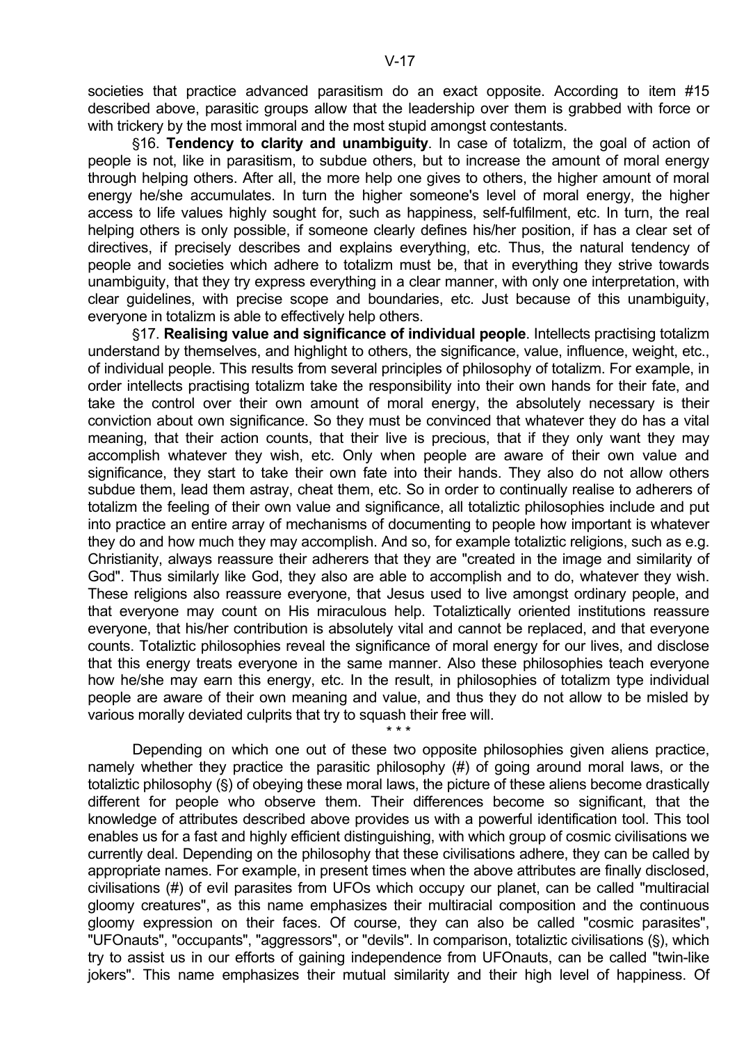societies that practice advanced parasitism do an exact opposite. According to item #15 described above, parasitic groups allow that the leadership over them is grabbed with force or with trickery by the most immoral and the most stupid amongst contestants.

§16. **Tendency to clarity and unambiguity**. In case of totalizm, the goal of action of people is not, like in parasitism, to subdue others, but to increase the amount of moral energy through helping others. After all, the more help one gives to others, the higher amount of moral energy he/she accumulates. In turn the higher someone's level of moral energy, the higher access to life values highly sought for, such as happiness, self-fulfilment, etc. In turn, the real helping others is only possible, if someone clearly defines his/her position, if has a clear set of directives, if precisely describes and explains everything, etc. Thus, the natural tendency of people and societies which adhere to totalizm must be, that in everything they strive towards unambiguity, that they try express everything in a clear manner, with only one interpretation, with clear guidelines, with precise scope and boundaries, etc. Just because of this unambiguity, everyone in totalizm is able to effectively help others.

§17. **Realising value and significance of individual people**. Intellects practising totalizm understand by themselves, and highlight to others, the significance, value, influence, weight, etc., of individual people. This results from several principles of philosophy of totalizm. For example, in order intellects practising totalizm take the responsibility into their own hands for their fate, and take the control over their own amount of moral energy, the absolutely necessary is their conviction about own significance. So they must be convinced that whatever they do has a vital meaning, that their action counts, that their live is precious, that if they only want they may accomplish whatever they wish, etc. Only when people are aware of their own value and significance, they start to take their own fate into their hands. They also do not allow others subdue them, lead them astray, cheat them, etc. So in order to continually realise to adherers of totalizm the feeling of their own value and significance, all totaliztic philosophies include and put into practice an entire array of mechanisms of documenting to people how important is whatever they do and how much they may accomplish. And so, for example totaliztic religions, such as e.g. Christianity, always reassure their adherers that they are "created in the image and similarity of God". Thus similarly like God, they also are able to accomplish and to do, whatever they wish. These religions also reassure everyone, that Jesus used to live amongst ordinary people, and that everyone may count on His miraculous help. Totaliztically oriented institutions reassure everyone, that his/her contribution is absolutely vital and cannot be replaced, and that everyone counts. Totaliztic philosophies reveal the significance of moral energy for our lives, and disclose that this energy treats everyone in the same manner. Also these philosophies teach everyone how he/she may earn this energy, etc. In the result, in philosophies of totalizm type individual people are aware of their own meaning and value, and thus they do not allow to be misled by various morally deviated culprits that try to squash their free will.

\* \* \*

Depending on which one out of these two opposite philosophies given aliens practice, namely whether they practice the parasitic philosophy (#) of going around moral laws, or the totaliztic philosophy (§) of obeying these moral laws, the picture of these aliens become drastically different for people who observe them. Their differences become so significant, that the knowledge of attributes described above provides us with a powerful identification tool. This tool enables us for a fast and highly efficient distinguishing, with which group of cosmic civilisations we currently deal. Depending on the philosophy that these civilisations adhere, they can be called by appropriate names. For example, in present times when the above attributes are finally disclosed, civilisations (#) of evil parasites from UFOs which occupy our planet, can be called "multiracial gloomy creatures", as this name emphasizes their multiracial composition and the continuous gloomy expression on their faces. Of course, they can also be called "cosmic parasites", "UFOnauts", "occupants", "aggressors", or "devils". In comparison, totaliztic civilisations (§), which try to assist us in our efforts of gaining independence from UFOnauts, can be called "twin-like jokers". This name emphasizes their mutual similarity and their high level of happiness. Of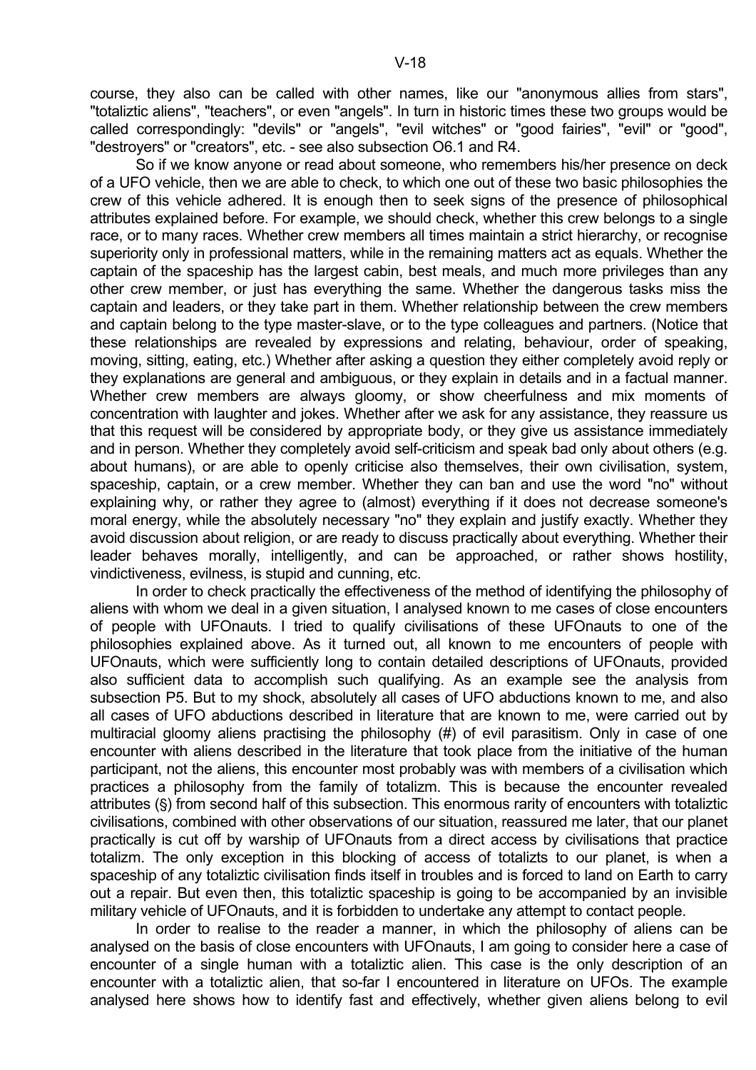course, they also can be called with other names, like our "anonymous allies from stars", "totaliztic aliens", "teachers", or even "angels". In turn in historic times these two groups would be called correspondingly: "devils" or "angels", "evil witches" or "good fairies", "evil" or "good", "destroyers" or "creators", etc. - see also subsection O6.1 and R4.

So if we know anyone or read about someone, who remembers his/her presence on deck of a UFO vehicle, then we are able to check, to which one out of these two basic philosophies the crew of this vehicle adhered. It is enough then to seek signs of the presence of philosophical attributes explained before. For example, we should check, whether this crew belongs to a single race, or to many races. Whether crew members all times maintain a strict hierarchy, or recognise superiority only in professional matters, while in the remaining matters act as equals. Whether the captain of the spaceship has the largest cabin, best meals, and much more privileges than any other crew member, or just has everything the same. Whether the dangerous tasks miss the captain and leaders, or they take part in them. Whether relationship between the crew members and captain belong to the type master-slave, or to the type colleagues and partners. (Notice that these relationships are revealed by expressions and relating, behaviour, order of speaking, moving, sitting, eating, etc.) Whether after asking a question they either completely avoid reply or they explanations are general and ambiguous, or they explain in details and in a factual manner. Whether crew members are always gloomy, or show cheerfulness and mix moments of concentration with laughter and jokes. Whether after we ask for any assistance, they reassure us that this request will be considered by appropriate body, or they give us assistance immediately and in person. Whether they completely avoid self-criticism and speak bad only about others (e.g. about humans), or are able to openly criticise also themselves, their own civilisation, system, spaceship, captain, or a crew member. Whether they can ban and use the word "no" without explaining why, or rather they agree to (almost) everything if it does not decrease someone's moral energy, while the absolutely necessary "no" they explain and justify exactly. Whether they avoid discussion about religion, or are ready to discuss practically about everything. Whether their leader behaves morally, intelligently, and can be approached, or rather shows hostility, vindictiveness, evilness, is stupid and cunning, etc.

In order to check practically the effectiveness of the method of identifying the philosophy of aliens with whom we deal in a given situation, I analysed known to me cases of close encounters of people with UFOnauts. I tried to qualify civilisations of these UFOnauts to one of the philosophies explained above. As it turned out, all known to me encounters of people with UFOnauts, which were sufficiently long to contain detailed descriptions of UFOnauts, provided also sufficient data to accomplish such qualifying. As an example see the analysis from subsection P5. But to my shock, absolutely all cases of UFO abductions known to me, and also all cases of UFO abductions described in literature that are known to me, were carried out by multiracial gloomy aliens practising the philosophy (#) of evil parasitism. Only in case of one encounter with aliens described in the literature that took place from the initiative of the human participant, not the aliens, this encounter most probably was with members of a civilisation which practices a philosophy from the family of totalizm. This is because the encounter revealed attributes (§) from second half of this subsection. This enormous rarity of encounters with totaliztic civilisations, combined with other observations of our situation, reassured me later, that our planet practically is cut off by warship of UFOnauts from a direct access by civilisations that practice totalizm. The only exception in this blocking of access of totalizts to our planet, is when a spaceship of any totaliztic civilisation finds itself in troubles and is forced to land on Earth to carry out a repair. But even then, this totaliztic spaceship is going to be accompanied by an invisible military vehicle of UFOnauts, and it is forbidden to undertake any attempt to contact people.

In order to realise to the reader a manner, in which the philosophy of aliens can be analysed on the basis of close encounters with UFOnauts, I am going to consider here a case of encounter of a single human with a totaliztic alien. This case is the only description of an encounter with a totaliztic alien, that so-far I encountered in literature on UFOs. The example analysed here shows how to identify fast and effectively, whether given aliens belong to evil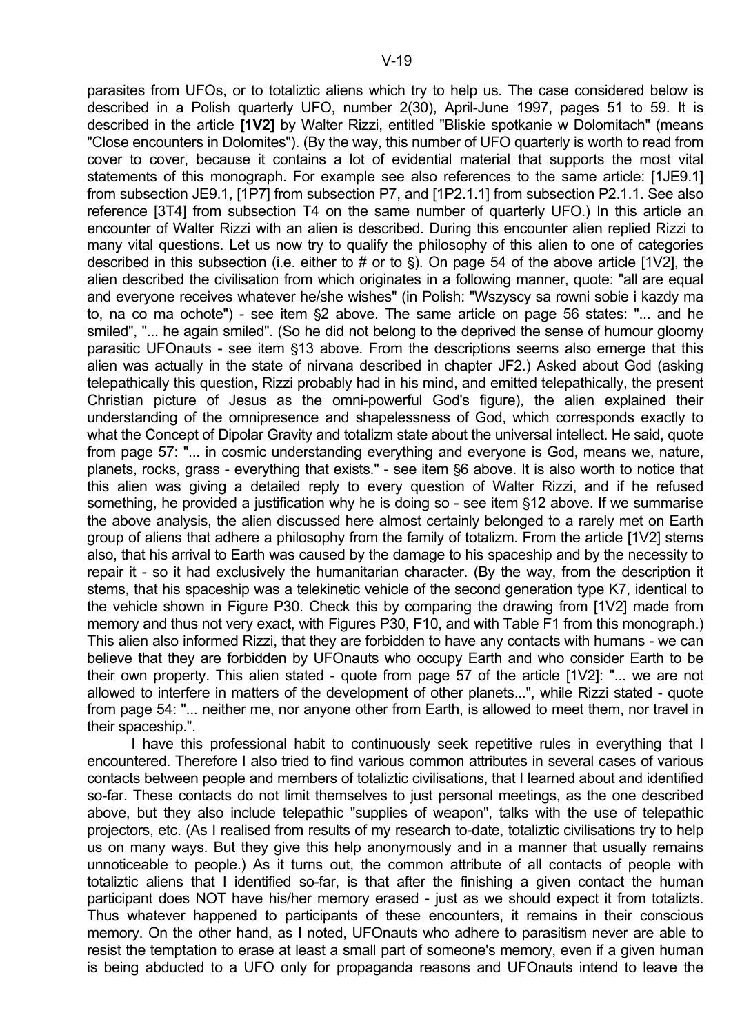parasites from UFOs, or to totaliztic aliens which try to help us. The case considered below is described in a Polish quarterly UFO, number 2(30), April-June 1997, pages 51 to 59. It is described in the article **[1V2]** by Walter Rizzi, entitled "Bliskie spotkanie w Dolomitach" (means "Close encounters in Dolomites"). (By the way, this number of UFO quarterly is worth to read from cover to cover, because it contains a lot of evidential material that supports the most vital statements of this monograph. For example see also references to the same article: [1JE9.1] from subsection JE9.1, [1P7] from subsection P7, and [1P2.1.1] from subsection P2.1.1. See also reference [3T4] from subsection T4 on the same number of quarterly UFO.) In this article an encounter of Walter Rizzi with an alien is described. During this encounter alien replied Rizzi to many vital questions. Let us now try to qualify the philosophy of this alien to one of categories described in this subsection (i.e. either to # or to §). On page 54 of the above article [1V2], the alien described the civilisation from which originates in a following manner, quote: "all are equal and everyone receives whatever he/she wishes" (in Polish: "Wszyscy sa rowni sobie i kazdy ma to, na co ma ochote") - see item §2 above. The same article on page 56 states: "... and he smiled", "... he again smiled". (So he did not belong to the deprived the sense of humour gloomy parasitic UFOnauts - see item §13 above. From the descriptions seems also emerge that this alien was actually in the state of nirvana described in chapter JF2.) Asked about God (asking telepathically this question, Rizzi probably had in his mind, and emitted telepathically, the present Christian picture of Jesus as the omni-powerful God's figure), the alien explained their understanding of the omnipresence and shapelessness of God, which corresponds exactly to what the Concept of Dipolar Gravity and totalizm state about the universal intellect. He said, quote from page 57: "... in cosmic understanding everything and everyone is God, means we, nature, planets, rocks, grass - everything that exists." - see item §6 above. It is also worth to notice that this alien was giving a detailed reply to every question of Walter Rizzi, and if he refused something, he provided a justification why he is doing so - see item §12 above. If we summarise the above analysis, the alien discussed here almost certainly belonged to a rarely met on Earth group of aliens that adhere a philosophy from the family of totalizm. From the article [1V2] stems also, that his arrival to Earth was caused by the damage to his spaceship and by the necessity to repair it - so it had exclusively the humanitarian character. (By the way, from the description it stems, that his spaceship was a telekinetic vehicle of the second generation type K7, identical to the vehicle shown in Figure P30. Check this by comparing the drawing from [1V2] made from memory and thus not very exact, with Figures P30, F10, and with Table F1 from this monograph.) This alien also informed Rizzi, that they are forbidden to have any contacts with humans - we can believe that they are forbidden by UFOnauts who occupy Earth and who consider Earth to be their own property. This alien stated - quote from page 57 of the article [1V2]: "... we are not allowed to interfere in matters of the development of other planets...", while Rizzi stated - quote from page 54: "... neither me, nor anyone other from Earth, is allowed to meet them, nor travel in their spaceship.".

I have this professional habit to continuously seek repetitive rules in everything that I encountered. Therefore I also tried to find various common attributes in several cases of various contacts between people and members of totaliztic civilisations, that I learned about and identified so-far. These contacts do not limit themselves to just personal meetings, as the one described above, but they also include telepathic "supplies of weapon", talks with the use of telepathic projectors, etc. (As I realised from results of my research to-date, totaliztic civilisations try to help us on many ways. But they give this help anonymously and in a manner that usually remains unnoticeable to people.) As it turns out, the common attribute of all contacts of people with totaliztic aliens that I identified so-far, is that after the finishing a given contact the human participant does NOT have his/her memory erased - just as we should expect it from totalizts. Thus whatever happened to participants of these encounters, it remains in their conscious memory. On the other hand, as I noted, UFOnauts who adhere to parasitism never are able to resist the temptation to erase at least a small part of someone's memory, even if a given human is being abducted to a UFO only for propaganda reasons and UFOnauts intend to leave the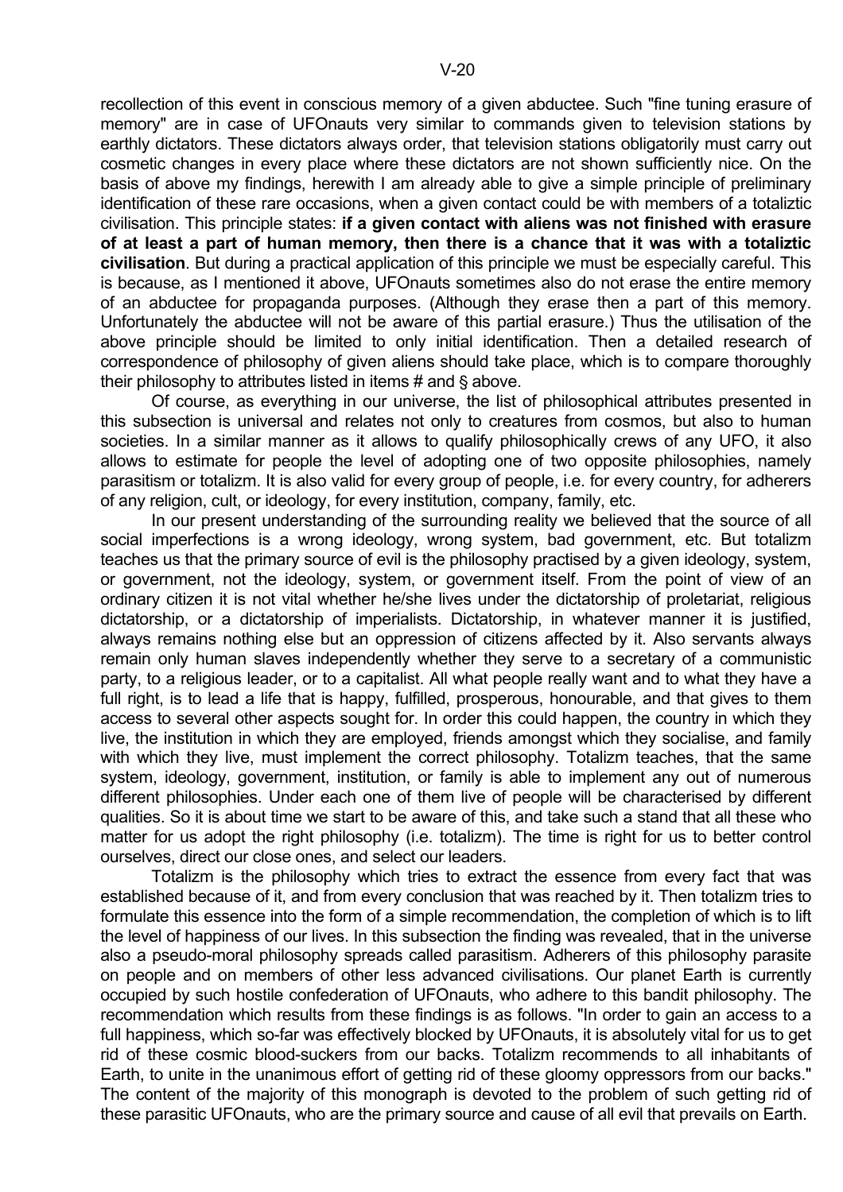recollection of this event in conscious memory of a given abductee. Such "fine tuning erasure of memory" are in case of UFOnauts very similar to commands given to television stations by earthly dictators. These dictators always order, that television stations obligatorily must carry out cosmetic changes in every place where these dictators are not shown sufficiently nice. On the basis of above my findings, herewith I am already able to give a simple principle of preliminary identification of these rare occasions, when a given contact could be with members of a totaliztic civilisation. This principle states: **if a given contact with aliens was not finished with erasure of at least a part of human memory, then there is a chance that it was with a totaliztic civilisation**. But during a practical application of this principle we must be especially careful. This is because, as I mentioned it above, UFOnauts sometimes also do not erase the entire memory of an abductee for propaganda purposes. (Although they erase then a part of this memory. Unfortunately the abductee will not be aware of this partial erasure.) Thus the utilisation of the above principle should be limited to only initial identification. Then a detailed research of correspondence of philosophy of given aliens should take place, which is to compare thoroughly their philosophy to attributes listed in items # and § above.

Of course, as everything in our universe, the list of philosophical attributes presented in this subsection is universal and relates not only to creatures from cosmos, but also to human societies. In a similar manner as it allows to qualify philosophically crews of any UFO, it also allows to estimate for people the level of adopting one of two opposite philosophies, namely parasitism or totalizm. It is also valid for every group of people, i.e. for every country, for adherers of any religion, cult, or ideology, for every institution, company, family, etc.

In our present understanding of the surrounding reality we believed that the source of all social imperfections is a wrong ideology, wrong system, bad government, etc. But totalizm teaches us that the primary source of evil is the philosophy practised by a given ideology, system, or government, not the ideology, system, or government itself. From the point of view of an ordinary citizen it is not vital whether he/she lives under the dictatorship of proletariat, religious dictatorship, or a dictatorship of imperialists. Dictatorship, in whatever manner it is justified, always remains nothing else but an oppression of citizens affected by it. Also servants always remain only human slaves independently whether they serve to a secretary of a communistic party, to a religious leader, or to a capitalist. All what people really want and to what they have a full right, is to lead a life that is happy, fulfilled, prosperous, honourable, and that gives to them access to several other aspects sought for. In order this could happen, the country in which they live, the institution in which they are employed, friends amongst which they socialise, and family with which they live, must implement the correct philosophy. Totalizm teaches, that the same system, ideology, government, institution, or family is able to implement any out of numerous different philosophies. Under each one of them live of people will be characterised by different qualities. So it is about time we start to be aware of this, and take such a stand that all these who matter for us adopt the right philosophy (i.e. totalizm). The time is right for us to better control ourselves, direct our close ones, and select our leaders.

Totalizm is the philosophy which tries to extract the essence from every fact that was established because of it, and from every conclusion that was reached by it. Then totalizm tries to formulate this essence into the form of a simple recommendation, the completion of which is to lift the level of happiness of our lives. In this subsection the finding was revealed, that in the universe also a pseudo-moral philosophy spreads called parasitism. Adherers of this philosophy parasite on people and on members of other less advanced civilisations. Our planet Earth is currently occupied by such hostile confederation of UFOnauts, who adhere to this bandit philosophy. The recommendation which results from these findings is as follows. "In order to gain an access to a full happiness, which so-far was effectively blocked by UFOnauts, it is absolutely vital for us to get rid of these cosmic blood-suckers from our backs. Totalizm recommends to all inhabitants of Earth, to unite in the unanimous effort of getting rid of these gloomy oppressors from our backs." The content of the majority of this monograph is devoted to the problem of such getting rid of these parasitic UFOnauts, who are the primary source and cause of all evil that prevails on Earth.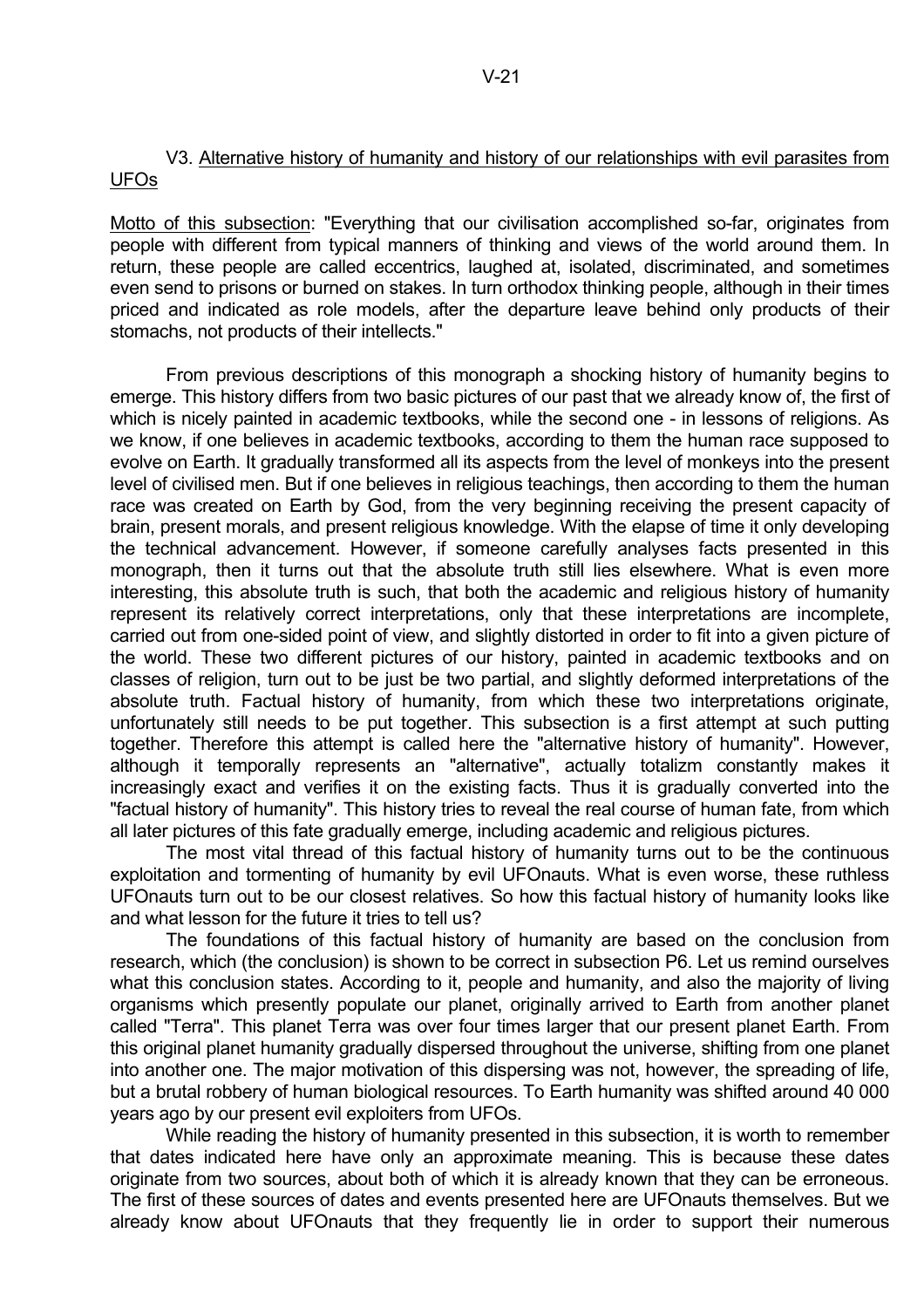V3. <u>Alternative history of humanity and history of our relationships with evil parasites from UFOs</u>

<u>Motto of this subsection</u>: "Everything that our civilisation accomplished so-far, originates from people with different from typical manners of thinking and views of the world around them. In return, these people are called eccentrics, laughed at, isolated, discriminated, and sometimes even send to prisons or burned on stakes. In turn orthodox thinking people, although in their times priced and indicated as role models, after the departure leave behind only products of their stomachs, not products of their intellects."

From previous descriptions of this monograph a shocking history of humanity begins to emerge. This history differs from two basic pictures of our past that we already know of, the first of which is nicely painted in academic textbooks, while the second one - in lessons of religions. As we know, if one believes in academic textbooks, according to them the human race supposed to evolve on Earth. It gradually transformed all its aspects from the level of monkeys into the present level of civilised men. But if one believes in religious teachings, then according to them the human race was created on Earth by God, from the very beginning receiving the present capacity of brain, present morals, and present religious knowledge. With the elapse of time it only developing the technical advancement. However, if someone carefully analyses facts presented in this monograph, then it turns out that the absolute truth still lies elsewhere. What is even more interesting, this absolute truth is such, that both the academic and religious history of humanity represent its relatively correct interpretations, only that these interpretations are incomplete, carried out from one-sided point of view, and slightly distorted in order to fit into a given picture of the world. These two different pictures of our history, painted in academic textbooks and on classes of religion, turn out to be just be two partial, and slightly deformed interpretations of the absolute truth. Factual history of humanity, from which these two interpretations originate, unfortunately still needs to be put together. This subsection is a first attempt at such putting together. Therefore this attempt is called here the "alternative history of humanity". However, although it temporally represents an "alternative", actually totalizm constantly makes it increasingly exact and verifies it on the existing facts. Thus it is gradually converted into the "factual history of humanity". This history tries to reveal the real course of human fate, from which all later pictures of this fate gradually emerge, including academic and religious pictures.

The most vital thread of this factual history of humanity turns out to be the continuous exploitation and tormenting of humanity by evil UFOnauts. What is even worse, these ruthless UFOnauts turn out to be our closest relatives. So how this factual history of humanity looks like and what lesson for the future it tries to tell us?

The foundations of this factual history of humanity are based on the conclusion from research, which (the conclusion) is shown to be correct in subsection P6. Let us remind ourselves what this conclusion states. According to it, people and humanity, and also the majority of living organisms which presently populate our planet, originally arrived to Earth from another planet called "Terra". This planet Terra was over four times larger that our present planet Earth. From this original planet humanity gradually dispersed throughout the universe, shifting from one planet into another one. The major motivation of this dispersing was not, however, the spreading of life, but a brutal robbery of human biological resources. To Earth humanity was shifted around 40 000 years ago by our present evil exploiters from UFOs.

While reading the history of humanity presented in this subsection, it is worth to remember that dates indicated here have only an approximate meaning. This is because these dates originate from two sources, about both of which it is already known that they can be erroneous. The first of these sources of dates and events presented here are UFOnauts themselves. But we already know about UFOnauts that they frequently lie in order to support their numerous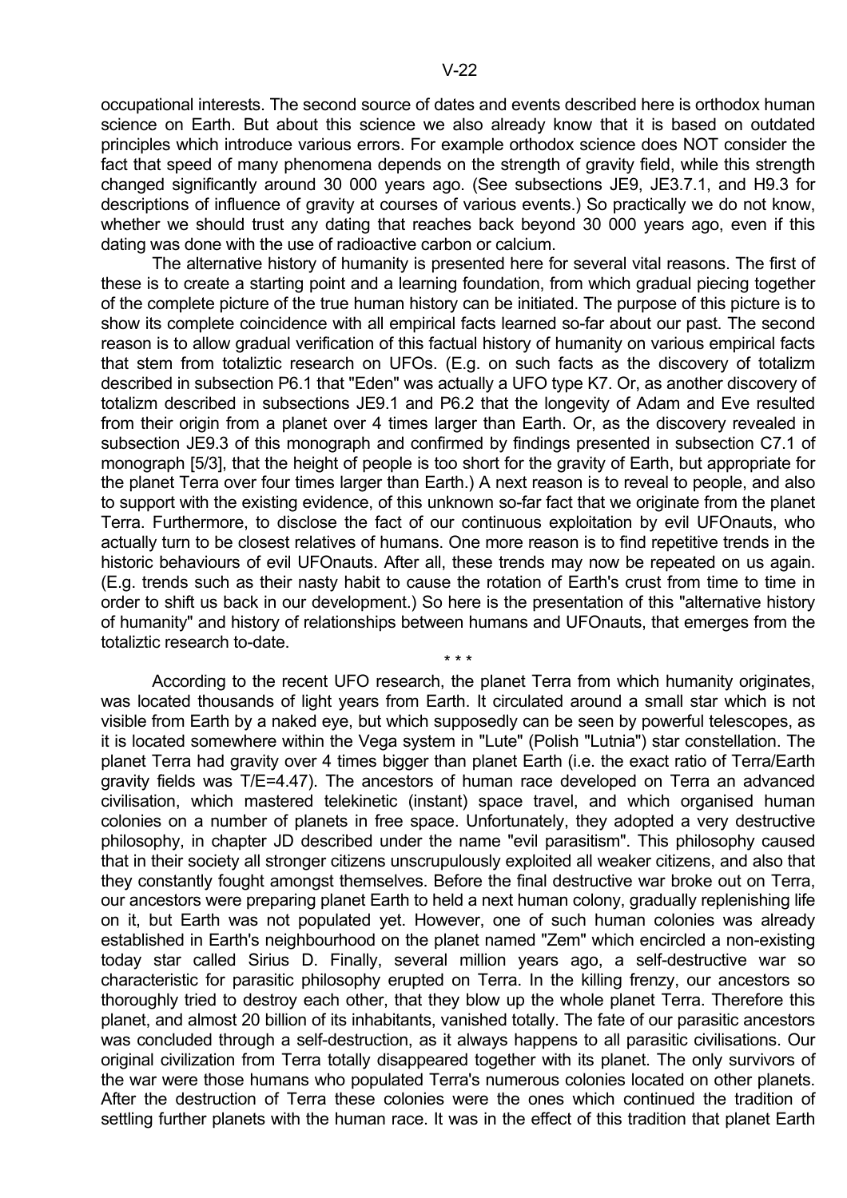occupational interests. The second source of dates and events described here is orthodox human science on Earth. But about this science we also already know that it is based on outdated principles which introduce various errors. For example orthodox science does NOT consider the fact that speed of many phenomena depends on the strength of gravity field, while this strength changed significantly around 30 000 years ago. (See subsections JE9, JE3.7.1, and H9.3 for descriptions of influence of gravity at courses of various events.) So practically we do not know, whether we should trust any dating that reaches back beyond 30 000 years ago, even if this dating was done with the use of radioactive carbon or calcium.

The alternative history of humanity is presented here for several vital reasons. The first of these is to create a starting point and a learning foundation, from which gradual piecing together of the complete picture of the true human history can be initiated. The purpose of this picture is to show its complete coincidence with all empirical facts learned so-far about our past. The second reason is to allow gradual verification of this factual history of humanity on various empirical facts that stem from totaliztic research on UFOs. (E.g. on such facts as the discovery of totalizm described in subsection P6.1 that "Eden" was actually a UFO type K7. Or, as another discovery of totalizm described in subsections JE9.1 and P6.2 that the longevity of Adam and Eve resulted from their origin from a planet over 4 times larger than Earth. Or, as the discovery revealed in subsection JE9.3 of this monograph and confirmed by findings presented in subsection C7.1 of monograph [5/3], that the height of people is too short for the gravity of Earth, but appropriate for the planet Terra over four times larger than Earth.) A next reason is to reveal to people, and also to support with the existing evidence, of this unknown so-far fact that we originate from the planet Terra. Furthermore, to disclose the fact of our continuous exploitation by evil UFOnauts, who actually turn to be closest relatives of humans. One more reason is to find repetitive trends in the historic behaviours of evil UFOnauts. After all, these trends may now be repeated on us again. (E.g. trends such as their nasty habit to cause the rotation of Earth's crust from time to time in order to shift us back in our development.) So here is the presentation of this "alternative history of humanity" and history of relationships between humans and UFOnauts, that emerges from the totaliztic research to-date.

\* \* \*

According to the recent UFO research, the planet Terra from which humanity originates, was located thousands of light years from Earth. It circulated around a small star which is not visible from Earth by a naked eye, but which supposedly can be seen by powerful telescopes, as it is located somewhere within the Vega system in "Lute" (Polish "Lutnia") star constellation. The planet Terra had gravity over 4 times bigger than planet Earth (i.e. the exact ratio of Terra/Earth gravity fields was T/E=4.47). The ancestors of human race developed on Terra an advanced civilisation, which mastered telekinetic (instant) space travel, and which organised human colonies on a number of planets in free space. Unfortunately, they adopted a very destructive philosophy, in chapter JD described under the name "evil parasitism". This philosophy caused that in their society all stronger citizens unscrupulously exploited all weaker citizens, and also that they constantly fought amongst themselves. Before the final destructive war broke out on Terra, our ancestors were preparing planet Earth to hold a next human colony, gradually replenishing life on it, but Earth was not populated yet. However, one of such human colonies was already established in Earth's neighbourhood on the planet named "Zem" which encircled a non-existing today star called Sirius D. Finally, several million years ago, a self-destructive war so characteristic for parasitic philosophy erupted on Terra. In the killing frenzy, our ancestors so thoroughly tried to destroy each other, that they blow up the whole planet Terra. Therefore this planet, and almost 20 billion of its inhabitants, vanished totally. The fate of our parasitic ancestors was concluded through a self-destruction, as it always happens to all parasitic civilisations. Our original civilization from Terra totally disappeared together with its planet. The only survivors of the war were those humans who populated Terra's numerous colonies located on other planets. After the destruction of Terra these colonies were the ones which continued the tradition of settling further planets with the human race. It was in the effect of this tradition that planet Earth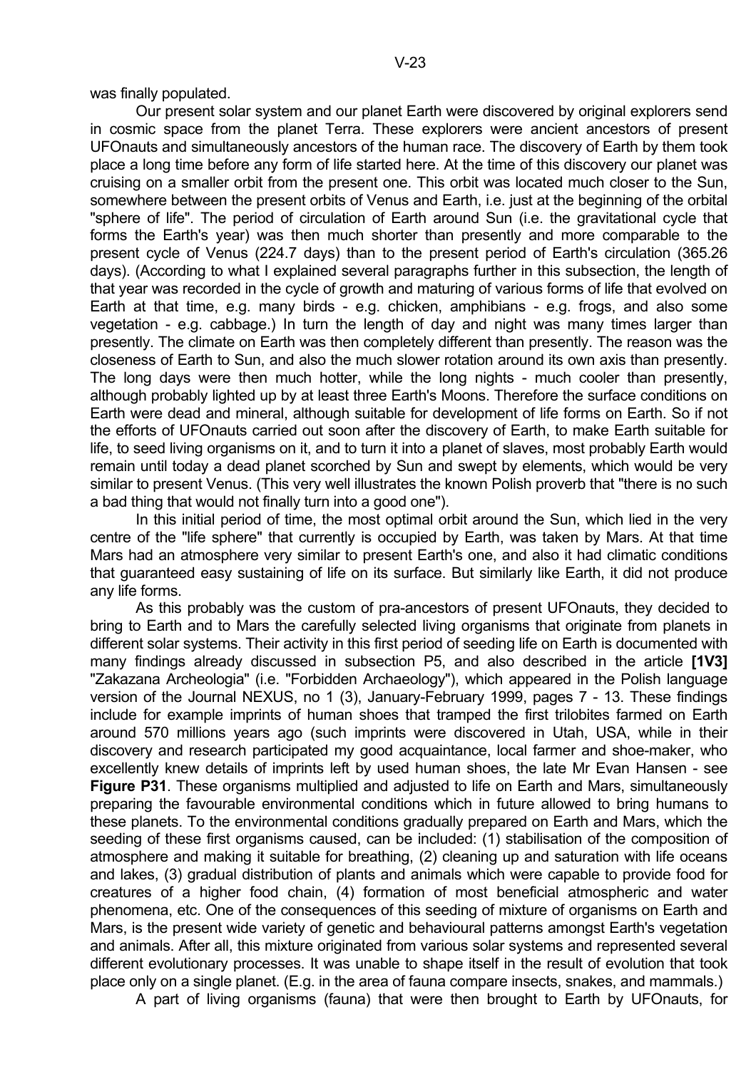was finally populated.

Our present solar system and our planet Earth were discovered by original explorers send in cosmic space from the planet Terra. These explorers were ancient ancestors of present UFOnauts and simultaneously ancestors of the human race. The discovery of Earth by them took place a long time before any form of life started here. At the time of this discovery our planet was cruising on a smaller orbit from the present one. This orbit was located much closer to the Sun, somewhere between the present orbits of Venus and Earth, i.e. just at the beginning of the orbital "sphere of life". The period of circulation of Earth around Sun (i.e. the gravitational cycle that forms the Earth's year) was then much shorter than presently and more comparable to the present cycle of Venus (224.7 days) than to the present period of Earth's circulation (365.26 days). (According to what I explained several paragraphs further in this subsection, the length of that year was recorded in the cycle of growth and maturing of various forms of life that evolved on Earth at that time, e.g. many birds - e.g. chicken, amphibians - e.g. frogs, and also some vegetation - e.g. cabbage.) In turn the length of day and night was many times larger than presently. The climate on Earth was then completely different than presently. The reason was the closeness of Earth to Sun, and also the much slower rotation around its own axis than presently. The long days were then much hotter, while the long nights - much cooler than presently, although probably lighted up by at least three Earth's Moons. Therefore the surface conditions on Earth were dead and mineral, although suitable for development of life forms on Earth. So if not the efforts of UFOnauts carried out soon after the discovery of Earth, to make Earth suitable for life, to seed living organisms on it, and to turn it into a planet of slaves, most probably Earth would remain until today a dead planet scorched by Sun and swept by elements, which would be very similar to present Venus. (This very well illustrates the known Polish proverb that "there is no such a bad thing that would not finally turn into a good one").

In this initial period of time, the most optimal orbit around the Sun, which lied in the very centre of the "life sphere" that currently is occupied by Earth, was taken by Mars. At that time Mars had an atmosphere very similar to present Earth's one, and also it had climatic conditions that guaranteed easy sustaining of life on its surface. But similarly like Earth, it did not produce any life forms.

As this probably was the custom of pra-ancestors of present UFOnauts, they decided to bring to Earth and to Mars the carefully selected living organisms that originate from planets in different solar systems. Their activity in this first period of seeding life on Earth is documented with many findings already discussed in subsection P5, and also described in the article **[1V3]** "Zakazana Archeologia" (i.e. "Forbidden Archaeology"), which appeared in the Polish language version of the Journal NEXUS, no 1 (3), January-February 1999, pages 7 - 13. These findings include for example imprints of human shoes that tramped the first trilobites farmed on Earth around 570 millions years ago (such imprints were discovered in Utah, USA, while in their discovery and research participated my good acquaintance, local farmer and shoe-maker, who excellently knew details of imprints left by used human shoes, the late Mr Evan Hansen - see **Figure P31**. These organisms multiplied and adjusted to life on Earth and Mars, simultaneously preparing the favourable environmental conditions which in future allowed to bring humans to these planets. To the environmental conditions gradually prepared on Earth and Mars, which the seeding of these first organisms caused, can be included: (1) stabilisation of the composition of atmosphere and making it suitable for breathing, (2) cleaning up and saturation with life oceans and lakes, (3) gradual distribution of plants and animals which were capable to provide food for creatures of a higher food chain, (4) formation of most beneficial atmospheric and water phenomena, etc. One of the consequences of this seeding of mixture of organisms on Earth and Mars, is the present wide variety of genetic and behavioural patterns amongst Earth's vegetation and animals. After all, this mixture originated from various solar systems and represented several different evolutionary processes. It was unable to shape itself in the result of evolution that took place only on a single planet. (E.g. in the area of fauna compare insects, snakes, and mammals.)

A part of living organisms (fauna) that were then brought to Earth by UFOnauts, for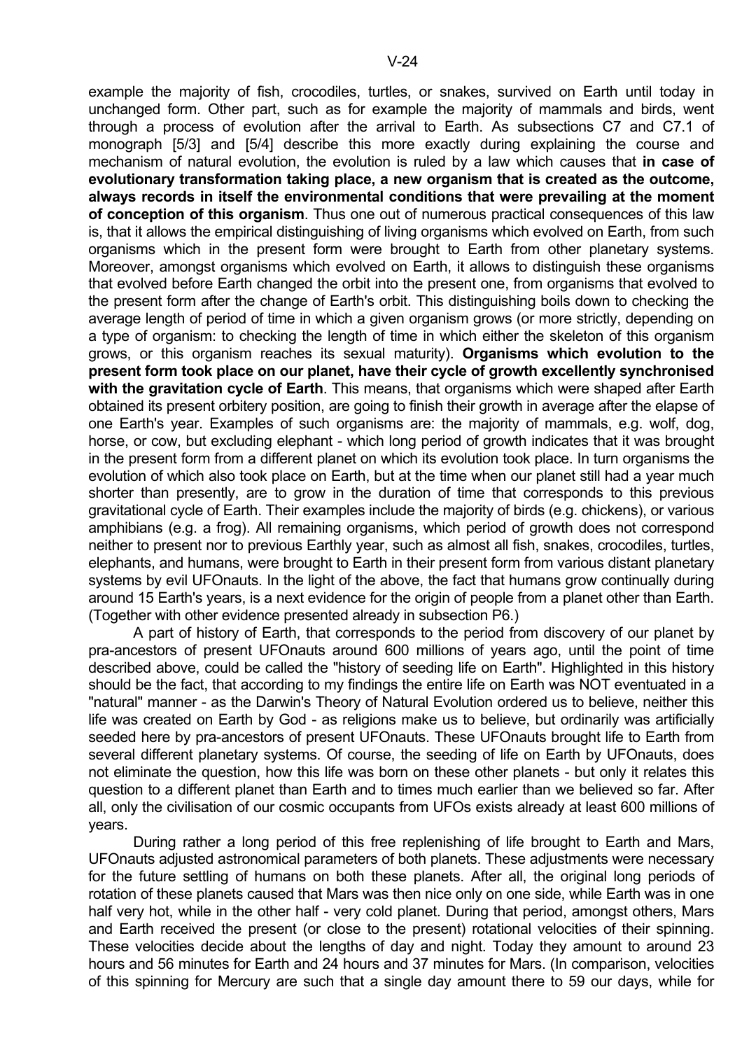example the majority of fish, crocodiles, turtles, or snakes, survived on Earth until today in unchanged form. Other part, such as for example the majority of mammals and birds, went through a process of evolution after the arrival to Earth. As subsections C7 and C7.1 of monograph [5/3] and [5/4] describe this more exactly during explaining the course and mechanism of natural evolution, the evolution is ruled by a law which causes that **in case of evolutionary transformation taking place, a new organism that is created as the outcome, always records in itself the environmental conditions that were prevailing at the moment of conception of this organism**. Thus one out of numerous practical consequences of this law is, that it allows the empirical distinguishing of living organisms which evolved on Earth, from such organisms which in the present form were brought to Earth from other planetary systems. Moreover, amongst organisms which evolved on Earth, it allows to distinguish these organisms that evolved before Earth changed the orbit into the present one, from organisms that evolved to the present form after the change of Earth's orbit. This distinguishing boils down to checking the average length of period of time in which a given organism grows (or more strictly, depending on a type of organism: to checking the length of time in which either the skeleton of this organism grows, or this organism reaches its sexual maturity). **Organisms which evolution to the present form took place on our planet, have their cycle of growth excellently synchronised with the gravitation cycle of Earth**. This means, that organisms which were shaped after Earth obtained its present orbitery position, are going to finish their growth in average after the elapse of one Earth's year. Examples of such organisms are: the majority of mammals, e.g. wolf, dog, horse, or cow, but excluding elephant - which long period of growth indicates that it was brought in the present form from a different planet on which its evolution took place. In turn organisms the evolution of which also took place on Earth, but at the time when our planet still had a year much shorter than presently, are to grow in the duration of time that corresponds to this previous gravitational cycle of Earth. Their examples include the majority of birds (e.g. chickens), or various amphibians (e.g. a frog). All remaining organisms, which period of growth does not correspond neither to present nor to previous Earthly year, such as almost all fish, snakes, crocodiles, turtles, elephants, and humans, were brought to Earth in their present form from various distant planetary systems by evil UFOnauts. In the light of the above, the fact that humans grow continually during around 15 Earth's years, is a next evidence for the origin of people from a planet other than Earth. (Together with other evidence presented already in subsection P6.)

A part of history of Earth, that corresponds to the period from discovery of our planet by pra-ancestors of present UFOnauts around 600 millions of years ago, until the point of time described above, could be called the "history of seeding life on Earth". Highlighted in this history should be the fact, that according to my findings the entire life on Earth was NOT eventuated in a "natural" manner - as the Darwin's Theory of Natural Evolution ordered us to believe, neither this life was created on Earth by God - as religions make us to believe, but ordinarily was artificially seeded here by pra-ancestors of present UFOnauts. These UFOnauts brought life to Earth from several different planetary systems. Of course, the seeding of life on Earth by UFOnauts, does not eliminate the question, how this life was born on these other planets - but only it relates this question to a different planet than Earth and to times much earlier than we believed so far. After all, only the civilisation of our cosmic occupants from UFOs exists already at least 600 millions of years.

During rather a long period of this free replenishing of life brought to Earth and Mars, UFOnauts adjusted astronomical parameters of both planets. These adjustments were necessary for the future settling of humans on both these planets. After all, the original long periods of rotation of these planets caused that Mars was then nice only on one side, while Earth was in one half very hot, while in the other half - very cold planet. During that period, amongst others, Mars and Earth received the present (or close to the present) rotational velocities of their spinning. These velocities decide about the lengths of day and night. Today they amount to around 23 hours and 56 minutes for Earth and 24 hours and 37 minutes for Mars. (In comparison, velocities of this spinning for Mercury are such that a single day amount there to 59 our days, while for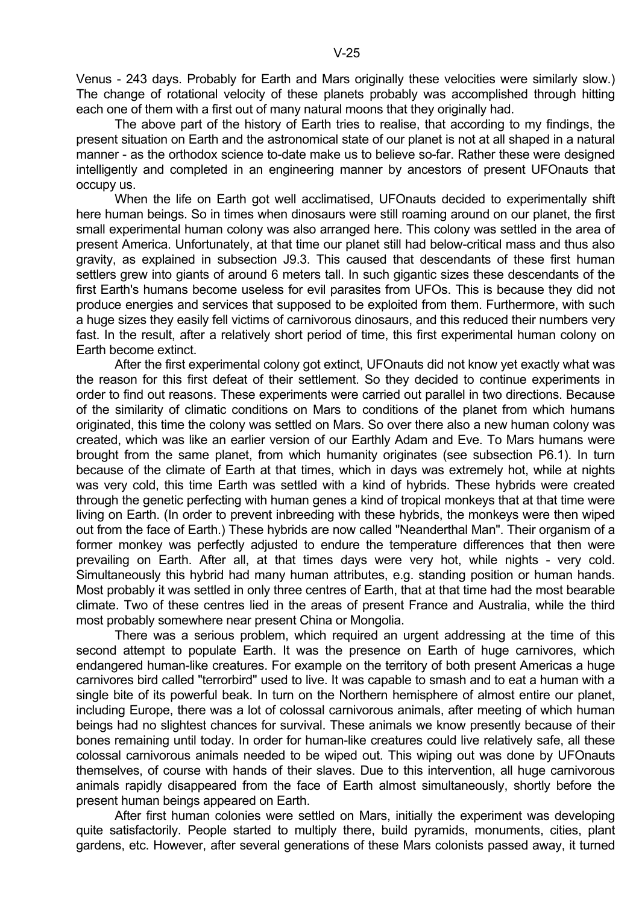Venus - 243 days. Probably for Earth and Mars originally these velocities were similarly slow.) The change of rotational velocity of these planets probably was accomplished through hitting each one of them with a first out of many natural moons that they originally had.

The above part of the history of Earth tries to realise, that according to my findings, the present situation on Earth and the astronomical state of our planet is not at all shaped in a natural manner - as the orthodox science to-date make us to believe so-far. Rather these were designed intelligently and completed in an engineering manner by ancestors of present UFOnauts that occupy us.

When the life on Earth got well acclimatised, UFOnauts decided to experimentally shift here human beings. So in times when dinosaurs were still roaming around on our planet, the first small experimental human colony was also arranged here. This colony was settled in the area of present America. Unfortunately, at that time our planet still had below-critical mass and thus also gravity, as explained in subsection J9.3. This caused that descendants of these first human settlers grew into giants of around 6 meters tall. In such gigantic sizes these descendants of the first Earth's humans become useless for evil parasites from UFOs. This is because they did not produce energies and services that supposed to be exploited from them. Furthermore, with such a huge sizes they easily fell victims of carnivorous dinosaurs, and this reduced their numbers very fast. In the result, after a relatively short period of time, this first experimental human colony on Earth become extinct.

After the first experimental colony got extinct, UFOnauts did not know yet exactly what was the reason for this first defeat of their settlement. So they decided to continue experiments in order to find out reasons. These experiments were carried out parallel in two directions. Because of the similarity of climatic conditions on Mars to conditions of the planet from which humans originated, this time the colony was settled on Mars. So over there also a new human colony was created, which was like an earlier version of our Earthly Adam and Eve. To Mars humans were brought from the same planet, from which humanity originates (see subsection P6.1). In turn because of the climate of Earth at that times, which in days was extremely hot, while at nights was very cold, this time Earth was settled with a kind of hybrids. These hybrids were created through the genetic perfecting with human genes a kind of tropical monkeys that at that time were living on Earth. (In order to prevent inbreeding with these hybrids, the monkeys were then wiped out from the face of Earth.) These hybrids are now called "Neanderthal Man". Their organism of a former monkey was perfectly adjusted to endure the temperature differences that then were prevailing on Earth. After all, at that times days were very hot, while nights - very cold. Simultaneously this hybrid had many human attributes, e.g. standing position or human hands. Most probably it was settled in only three centres of Earth, that at that time had the most bearable climate. Two of these centres lied in the areas of present France and Australia, while the third most probably somewhere near present China or Mongolia.

There was a serious problem, which required an urgent addressing at the time of this second attempt to populate Earth. It was the presence on Earth of huge carnivores, which endangered human-like creatures. For example on the territory of both present Americas a huge carnivores bird called "terrorbird" used to live. It was capable to smash and to eat a human with a single bite of its powerful beak. In turn on the Northern hemisphere of almost entire our planet, including Europe, there was a lot of colossal carnivorous animals, after meeting of which human beings had no slightest chances for survival. These animals we know presently because of their bones remaining until today. In order for human-like creatures could live relatively safe, all these colossal carnivorous animals needed to be wiped out. This wiping out was done by UFOnauts themselves, of course with hands of their slaves. Due to this intervention, all huge carnivorous animals rapidly disappeared from the face of Earth almost simultaneously, shortly before the present human beings appeared on Earth.

After first human colonies were settled on Mars, initially the experiment was developing quite satisfactorily. People started to multiply there, build pyramids, monuments, cities, plant gardens, etc. However, after several generations of these Mars colonists passed away, it turned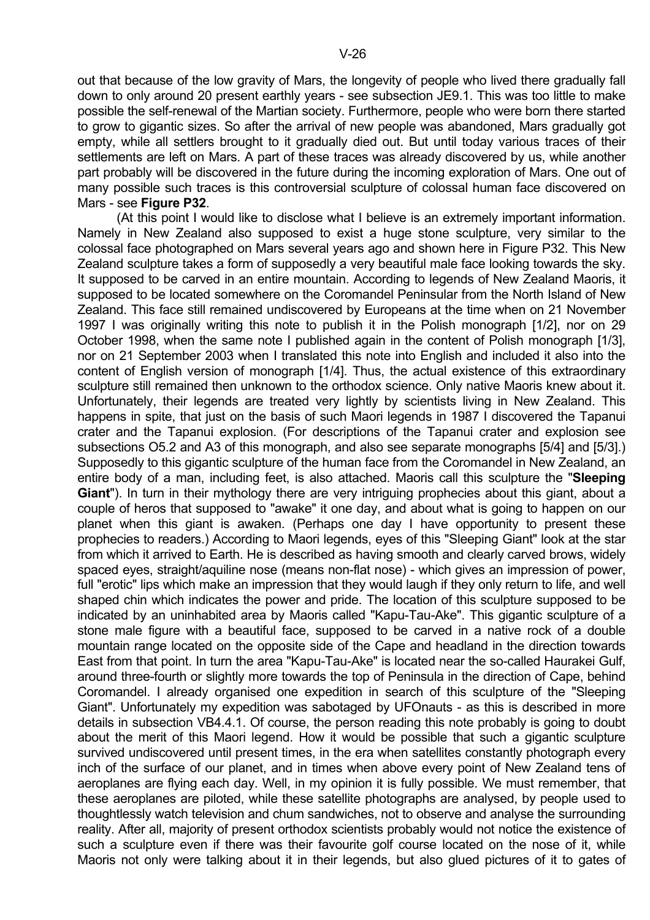out that because of the low gravity of Mars, the longevity of people who lived there gradually fall down to only around 20 present earthly years - see subsection JE9.1. This was too little to make possible the self-renewal of the Martian society. Furthermore, people who were born there started to grow to gigantic sizes. So after the arrival of new people was abandoned, Mars gradually got empty, while all settlers brought to it gradually died out. But until today various traces of their settlements are left on Mars. A part of these traces was already discovered by us, while another part probably will be discovered in the future during the incoming exploration of Mars. One out of many possible such traces is this controversial sculpture of colossal human face discovered on Mars - see **Figure P32**.

(At this point I would like to disclose what I believe is an extremely important information. Namely in New Zealand also supposed to exist a huge stone sculpture, very similar to the colossal face photographed on Mars several years ago and shown here in Figure P32. This New Zealand sculpture takes a form of supposedly a very beautiful male face looking towards the sky. It supposed to be carved in an entire mountain. According to legends of New Zealand Maoris, it supposed to be located somewhere on the Coromandel Peninsular from the North Island of New Zealand. This face still remained undiscovered by Europeans at the time when on 21 November 1997 I was originally writing this note to publish it in the Polish monograph [1/2], nor on 29 October 1998, when the same note I published again in the content of Polish monograph [1/3], nor on 21 September 2003 when I translated this note into English and included it also into the content of English version of monograph [1/4]. Thus, the actual existence of this extraordinary sculpture still remained then unknown to the orthodox science. Only native Maoris knew about it. Unfortunately, their legends are treated very lightly by scientists living in New Zealand. This happens in spite, that just on the basis of such Maori legends in 1987 I discovered the Tapanui crater and the Tapanui explosion. (For descriptions of the Tapanui crater and explosion see subsections O5.2 and A3 of this monograph, and also see separate monographs [5/4] and [5/3].) Supposedly to this gigantic sculpture of the human face from the Coromandel in New Zealand, an entire body of a man, including feet, is also attached. Maoris call this sculpture the "**Sleeping Giant**"). In turn in their mythology there are very intriguing prophecies about this giant, about a couple of heros that supposed to "awake" it one day, and about what is going to happen on our planet when this giant is awaken. (Perhaps one day I have opportunity to present these prophecies to readers.) According to Maori legends, eyes of this "Sleeping Giant" look at the star from which it arrived to Earth. He is described as having smooth and clearly carved brows, widely spaced eyes, straight/aquiline nose (means non-flat nose) - which gives an impression of power, full "erotic" lips which make an impression that they would laugh if they only return to life, and well shaped chin which indicates the power and pride. The location of this sculpture supposed to be indicated by an uninhabited area by Maoris called "Kapu-Tau-Ake". This gigantic sculpture of a stone male figure with a beautiful face, supposed to be carved in a native rock of a double mountain range located on the opposite side of the Cape and headland in the direction towards East from that point. In turn the area "Kapu-Tau-Ake" is located near the so-called Haurakei Gulf, around three-fourth or slightly more towards the top of Peninsula in the direction of Cape, behind Coromandel. I already organised one expedition in search of this sculpture of the "Sleeping Giant". Unfortunately my expedition was sabotaged by UFOnauts - as this is described in more details in subsection VB4.4.1. Of course, the person reading this note probably is going to doubt about the merit of this Maori legend. How it would be possible that such a gigantic sculpture survived undiscovered until present times, in the era when satellites constantly photograph every inch of the surface of our planet, and in times when above every point of New Zealand tens of aeroplanes are flying each day. Well, in my opinion it is fully possible. We must remember, that these aeroplanes are piloted, while these satellite photographs are analysed, by people used to thoughtlessly watch television and chum sandwiches, not to observe and analyse the surrounding reality. After all, majority of present orthodox scientists probably would not notice the existence of such a sculpture even if there was their favourite golf course located on the nose of it, while Maoris not only were talking about it in their legends, but also glued pictures of it to gates of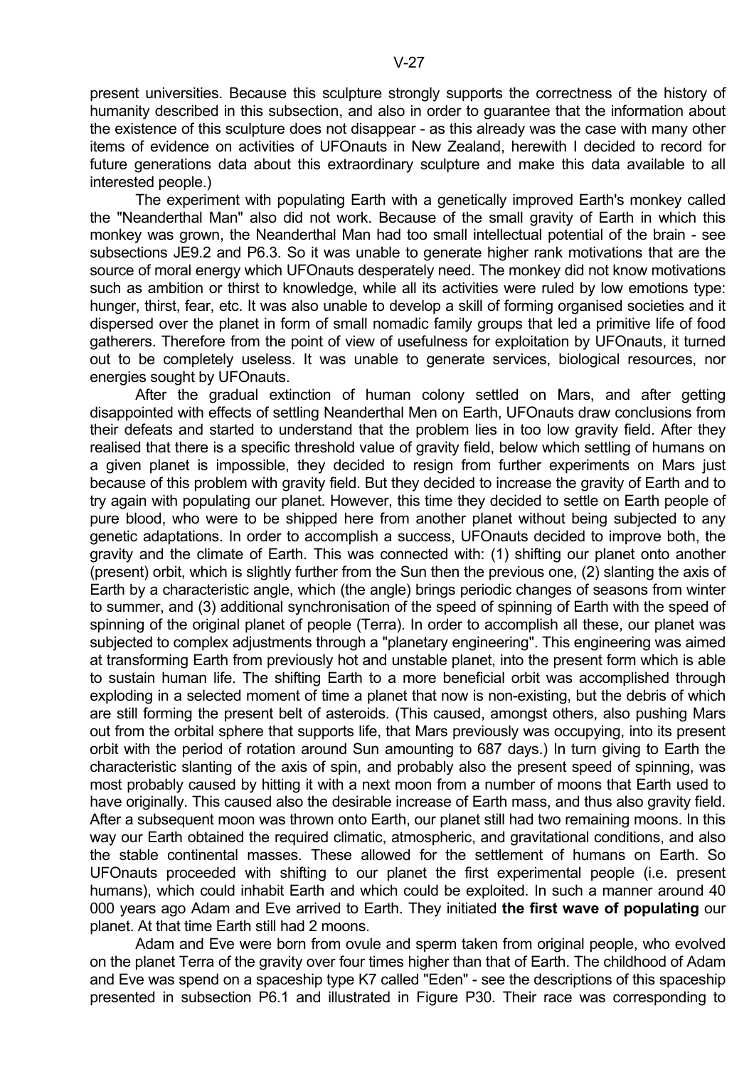present universities. Because this sculpture strongly supports the correctness of the history of humanity described in this subsection, and also in order to guarantee that the information about the existence of this sculpture does not disappear - as this already was the case with many other items of evidence on activities of UFOnauts in New Zealand, herewith I decided to record for future generations data about this extraordinary sculpture and make this data available to all interested people.)

The experiment with populating Earth with a genetically improved Earth's monkey called the "Neanderthal Man" also did not work. Because of the small gravity of Earth in which this monkey was grown, the Neanderthal Man had too small intellectual potential of the brain - see subsections JE9.2 and P6.3. So it was unable to generate higher rank motivations that are the source of moral energy which UFOnauts desperately need. The monkey did not know motivations such as ambition or thirst to knowledge, while all its activities were ruled by low emotions type: hunger, thirst, fear, etc. It was also unable to develop a skill of forming organised societies and it dispersed over the planet in form of small nomadic family groups that led a primitive life of food gatherers. Therefore from the point of view of usefulness for exploitation by UFOnauts, it turned out to be completely useless. It was unable to generate services, biological resources, nor energies sought by UFOnauts.

After the gradual extinction of human colony settled on Mars, and after getting disappointed with effects of settling Neanderthal Men on Earth, UFOnauts draw conclusions from their defeats and started to understand that the problem lies in too low gravity field. After they realised that there is a specific threshold value of gravity field, below which settling of humans on a given planet is impossible, they decided to resign from further experiments on Mars just because of this problem with gravity field. But they decided to increase the gravity of Earth and to try again with populating our planet. However, this time they decided to settle on Earth people of pure blood, who were to be shipped here from another planet without being subjected to any genetic adaptations. In order to accomplish a success, UFOnauts decided to improve both, the gravity and the climate of Earth. This was connected with: (1) shifting our planet onto another (present) orbit, which is slightly further from the Sun then the previous one, (2) slanting the axis of Earth by a characteristic angle, which (the angle) brings periodic changes of seasons from winter to summer, and (3) additional synchronisation of the speed of spinning of Earth with the speed of spinning of the original planet of people (Terra). In order to accomplish all these, our planet was subjected to complex adjustments through a "planetary engineering". This engineering was aimed at transforming Earth from previously hot and unstable planet, into the present form which is able to sustain human life. The shifting Earth to a more beneficial orbit was accomplished through exploding in a selected moment of time a planet that now is non-existing, but the debris of which are still forming the present belt of asteroids. (This caused, amongst others, also pushing Mars out from the orbital sphere that supports life, that Mars previously was occupying, into its present orbit with the period of rotation around Sun amounting to 687 days.) In turn giving to Earth the characteristic slanting of the axis of spin, and probably also the present speed of spinning, was most probably caused by hitting it with a next moon from a number of moons that Earth used to have originally. This caused also the desirable increase of Earth mass, and thus also gravity field. After a subsequent moon was thrown onto Earth, our planet still had two remaining moons. In this way our Earth obtained the required climatic, atmospheric, and gravitational conditions, and also the stable continental masses. These allowed for the settlement of humans on Earth. So UFOnauts proceeded with shifting to our planet the first experimental people (i.e. present humans), which could inhabit Earth and which could be exploited. In such a manner around 40 000 years ago Adam and Eve arrived to Earth. They initiated **the first wave of populating** our planet. At that time Earth still had 2 moons.

Adam and Eve were born from ovule and sperm taken from original people, who evolved on the planet Terra of the gravity over four times higher than that of Earth. The childhood of Adam and Eve was spend on a spaceship type K7 called "Eden" - see the descriptions of this spaceship presented in subsection P6.1 and illustrated in Figure P30. Their race was corresponding to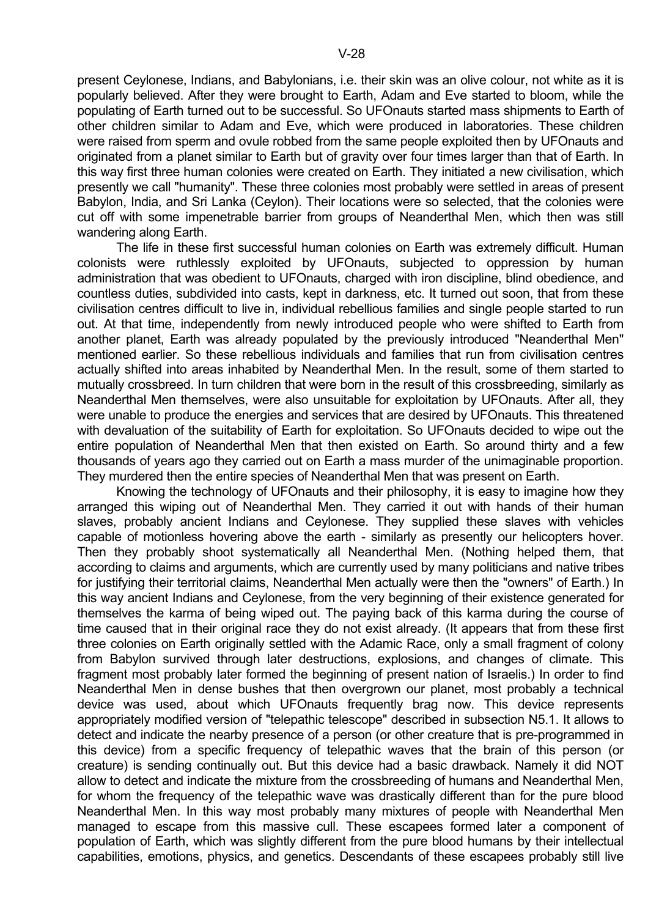present Ceylonese, Indians, and Babylonians, i.e. their skin was an olive colour, not white as it is popularly believed. After they were brought to Earth, Adam and Eve started to bloom, while the populating of Earth turned out to be successful. So UFOnauts started mass shipments to Earth of other children similar to Adam and Eve, which were produced in laboratories. These children were raised from sperm and ovule robbed from the same people exploited then by UFOnauts and originated from a planet similar to Earth but of gravity over four times larger than that of Earth. In this way first three human colonies were created on Earth. They initiated a new civilisation, which presently we call "humanity". These three colonies most probably were settled in areas of present Babylon, India, and Sri Lanka (Ceylon). Their locations were so selected, that the colonies were cut off with some impenetrable barrier from groups of Neanderthal Men, which then was still wandering along Earth.

The life in these first successful human colonies on Earth was extremely difficult. Human colonists were ruthlessly exploited by UFOnauts, subjected to oppression by human administration that was obedient to UFOnauts, charged with iron discipline, blind obedience, and countless duties, subdivided into casts, kept in darkness, etc. It turned out soon, that from these civilisation centres difficult to live in, individual rebellious families and single people started to run out. At that time, independently from newly introduced people who were shifted to Earth from another planet, Earth was already populated by the previously introduced "Neanderthal Men" mentioned earlier. So these rebellious individuals and families that run from civilisation centres actually shifted into areas inhabited by Neanderthal Men. In the result, some of them started to mutually crossbreed. In turn children that were born in the result of this crossbreeding, similarly as Neanderthal Men themselves, were also unsuitable for exploitation by UFOnauts. After all, they were unable to produce the energies and services that are desired by UFOnauts. This threatened with devaluation of the suitability of Earth for exploitation. So UFOnauts decided to wipe out the entire population of Neanderthal Men that then existed on Earth. So around thirty and a few thousands of years ago they carried out on Earth a mass murder of the unimaginable proportion. They murdered then the entire species of Neanderthal Men that was present on Earth.

Knowing the technology of UFOnauts and their philosophy, it is easy to imagine how they arranged this wiping out of Neanderthal Men. They carried it out with hands of their human slaves, probably ancient Indians and Ceylonese. They supplied these slaves with vehicles capable of motionless hovering above the earth - similarly as presently our helicopters hover. Then they probably shoot systematically all Neanderthal Men. (Nothing helped them, that according to claims and arguments, which are currently used by many politicians and native tribes for justifying their territorial claims, Neanderthal Men actually were then the "owners" of Earth.) In this way ancient Indians and Ceylonese, from the very beginning of their existence generated for themselves the karma of being wiped out. The paying back of this karma during the course of time caused that in their original race they do not exist already. (It appears that from these first three colonies on Earth originally settled with the Adamic Race, only a small fragment of colony from Babylon survived through later destructions, explosions, and changes of climate. This fragment most probably later formed the beginning of present nation of Israelis.) In order to find Neanderthal Men in dense bushes that then overgrown our planet, most probably a technical device was used, about which UFOnauts frequently brag now. This device represents appropriately modified version of "telepathic telescope" described in subsection N5.1. It allows to detect and indicate the nearby presence of a person (or other creature that is pre-programmed in this device) from a specific frequency of telepathic waves that the brain of this person (or creature) is sending continually out. But this device had a basic drawback. Namely it did NOT allow to detect and indicate the mixture from the crossbreeding of humans and Neanderthal Men, for whom the frequency of the telepathic wave was drastically different than for the pure blood Neanderthal Men. In this way most probably many mixtures of people with Neanderthal Men managed to escape from this massive cull. These escapees formed later a component of population of Earth, which was slightly different from the pure blood humans by their intellectual capabilities, emotions, physics, and genetics. Descendants of these escapees probably still live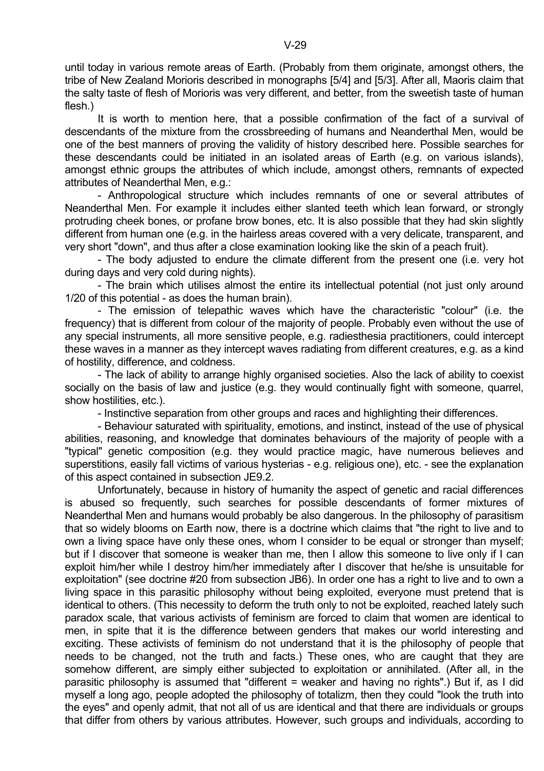until today in various remote areas of Earth. (Probably from them originate, amongst others, the tribe of New Zealand Morioris described in monographs [5/4] and [5/3]. After all, Maoris claim that the salty taste of flesh of Morioris was very different, and better, from the sweetish taste of human flesh.)

It is worth to mention here, that a possible confirmation of the fact of a survival of descendants of the mixture from the crossbreeding of humans and Neanderthal Men, would be one of the best manners of proving the validity of history described here. Possible searches for these descendants could be initiated in an isolated areas of Earth (e.g. on various islands), amongst ethnic groups the attributes of which include, amongst others, remnants of expected attributes of Neanderthal Men, e.g.:

- Anthropological structure which includes remnants of one or several attributes of Neanderthal Men. For example it includes either slanted teeth which lean forward, or strongly protruding cheek bones, or profane brow bones, etc. It is also possible that they had skin slightly different from human one (e.g. in the hairless areas covered with a very delicate, transparent, and very short "down", and thus after a close examination looking like the skin of a peach fruit).
- The body adjusted to endure the climate different from the present one (i.e. very hot during days and very cold during nights).
- The brain which utilises almost the entire its intellectual potential (not just only around 1/20 of this potential - as does the human brain).
- The emission of telepathic waves which have the characteristic "colour" (i.e. the frequency) that is different from colour of the majority of people. Probably even without the use of any special instruments, all more sensitive people, e.g. radiesthesia practitioners, could intercept these waves in a manner as they intercept waves radiating from different creatures, e.g. as a kind of hostility, difference, and coldness.
- The lack of ability to arrange highly organised societies. Also the lack of ability to coexist socially on the basis of law and justice (e.g. they would continually fight with someone, quarrel, show hostilities, etc.).
- Instinctive separation from other groups and races and highlighting their differences.
- Behaviour saturated with spirituality, emotions, and instinct, instead of the use of physical abilities, reasoning, and knowledge that dominates behaviours of the majority of people with a "typical" genetic composition (e.g. they would practice magic, have numerous believes and superstitions, easily fall victims of various hysterias - e.g. religious one), etc. - see the explanation of this aspect contained in subsection JE9.2.

Unfortunately, because in history of humanity the aspect of genetic and racial differences is abused so frequently, such searches for possible descendants of former mixtures of Neanderthal Men and humans would probably be also dangerous. In the philosophy of parasitism that so widely blooms on Earth now, there is a doctrine which claims that "the right to live and to own a living space have only these ones, whom I consider to be equal or stronger than myself; but if I discover that someone is weaker than me, then I allow this someone to live only if I can exploit him/her while I destroy him/her immediately after I discover that he/she is unsuitable for exploitation" (see doctrine #20 from subsection JB6). In order one has a right to live and to own a living space in this parasitic philosophy without being exploited, everyone must pretend that is identical to others. (This necessity to deform the truth only to not be exploited, reached lately such paradox scale, that various activists of feminism are forced to claim that women are identical to men, in spite that it is the difference between genders that makes our world interesting and exciting. These activists of feminism do not understand that it is the philosophy of people that needs to be changed, not the truth and facts.) These ones, who are caught that they are somehow different, are simply either subjected to exploitation or annihilated. (After all, in the parasitic philosophy is assumed that "different = weaker and having no rights".) But if, as I did myself a long ago, people adopted the philosophy of totalizm, then they could "look the truth into the eyes" and openly admit, that not all of us are identical and that there are individuals or groups that differ from others by various attributes. However, such groups and individuals, according to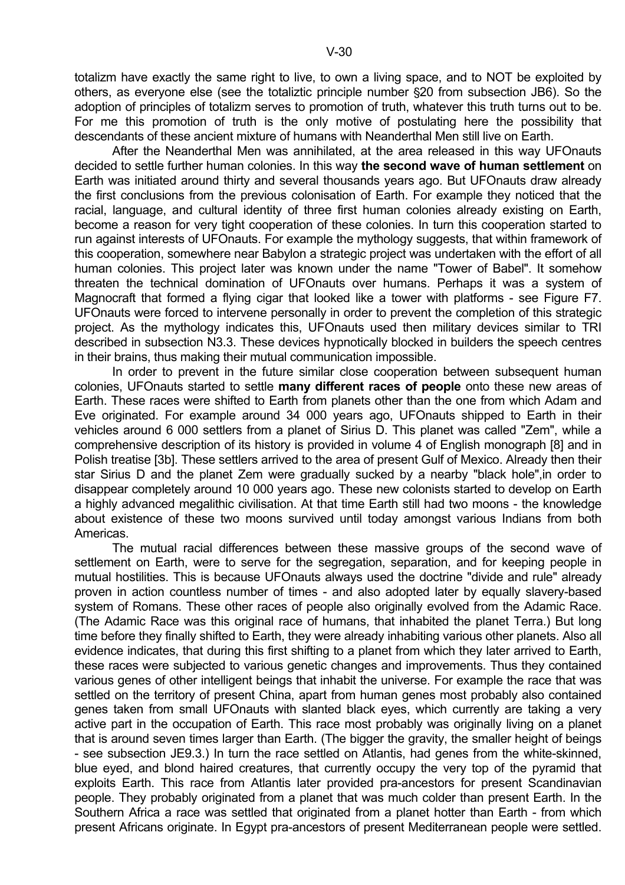totalizm have exactly the same right to live, to own a living space, and to NOT be exploited by others, as everyone else (see the totaliztic principle number §20 from subsection JB6). So the adoption of principles of totalizm serves to promotion of truth, whatever this truth turns out to be. For me this promotion of truth is the only motive of postulating here the possibility that descendants of these ancient mixture of humans with Neanderthal Men still live on Earth.

After the Neanderthal Men was annihilated, at the area released in this way UFOnauts decided to settle further human colonies. In this way **the second wave of human settlement** on Earth was initiated around thirty and several thousands years ago. But UFOnauts draw already the first conclusions from the previous colonisation of Earth. For example they noticed that the racial, language, and cultural identity of three first human colonies already existing on Earth, become a reason for very tight cooperation of these colonies. In turn this cooperation started to run against interests of UFOnauts. For example the mythology suggests, that within framework of this cooperation, somewhere near Babylon a strategic project was undertaken with the effort of all human colonies. This project later was known under the name "Tower of Babel". It somehow threaten the technical domination of UFOnauts over humans. Perhaps it was a system of Magnocraft that formed a flying cigar that looked like a tower with platforms - see Figure F7. UFOnauts were forced to intervene personally in order to prevent the completion of this strategic project. As the mythology indicates this, UFOnauts used then military devices similar to TRI described in subsection N3.3. These devices hypnotically blocked in builders the speech centres in their brains, thus making their mutual communication impossible.

In order to prevent in the future similar close cooperation between subsequent human colonies, UFOnauts started to settle **many different races of people** onto these new areas of Earth. These races were shifted to Earth from planets other than the one from which Adam and Eve originated. For example around 34 000 years ago, UFOnauts shipped to Earth in their vehicles around 6 000 settlers from a planet of Sirius D. This planet was called "Zem", while a comprehensive description of its history is provided in volume 4 of English monograph [8] and in Polish treatise [3b]. These settlers arrived to the area of present Gulf of Mexico. Already then their star Sirius D and the planet Zem were gradually sucked by a nearby "black hole",in order to disappear completely around 10 000 years ago. These new colonists started to develop on Earth a highly advanced megalithic civilisation. At that time Earth still had two moons - the knowledge about existence of these two moons survived until today amongst various Indians from both Americas.

The mutual racial differences between these massive groups of the second wave of settlement on Earth, were to serve for the segregation, separation, and for keeping people in mutual hostilities. This is because UFOnauts always used the doctrine "divide and rule" already proven in action countless number of times - and also adopted later by equally slavery-based system of Romans. These other races of people also originally evolved from the Adamic Race. (The Adamic Race was this original race of humans, that inhabited the planet Terra.) But long time before they finally shifted to Earth, they were already inhabiting various other planets. Also all evidence indicates, that during this first shifting to a planet from which they later arrived to Earth, these races were subjected to various genetic changes and improvements. Thus they contained various genes of other intelligent beings that inhabit the universe. For example the race that was settled on the territory of present China, apart from human genes most probably also contained genes taken from small UFOnauts with slanted black eyes, which currently are taking a very active part in the occupation of Earth. This race most probably was originally living on a planet that is around seven times larger than Earth. (The bigger the gravity, the smaller height of beings - see subsection JE9.3.) In turn the race settled on Atlantis, had genes from the white-skinned, blue eyed, and blond haired creatures, that currently occupy the very top of the pyramid that exploits Earth. This race from Atlantis later provided pra-ancestors for present Scandinavian people. They probably originated from a planet that was much colder than present Earth. In the Southern Africa a race was settled that originated from a planet hotter than Earth - from which present Africans originate. In Egypt pra-ancestors of present Mediterranean people were settled.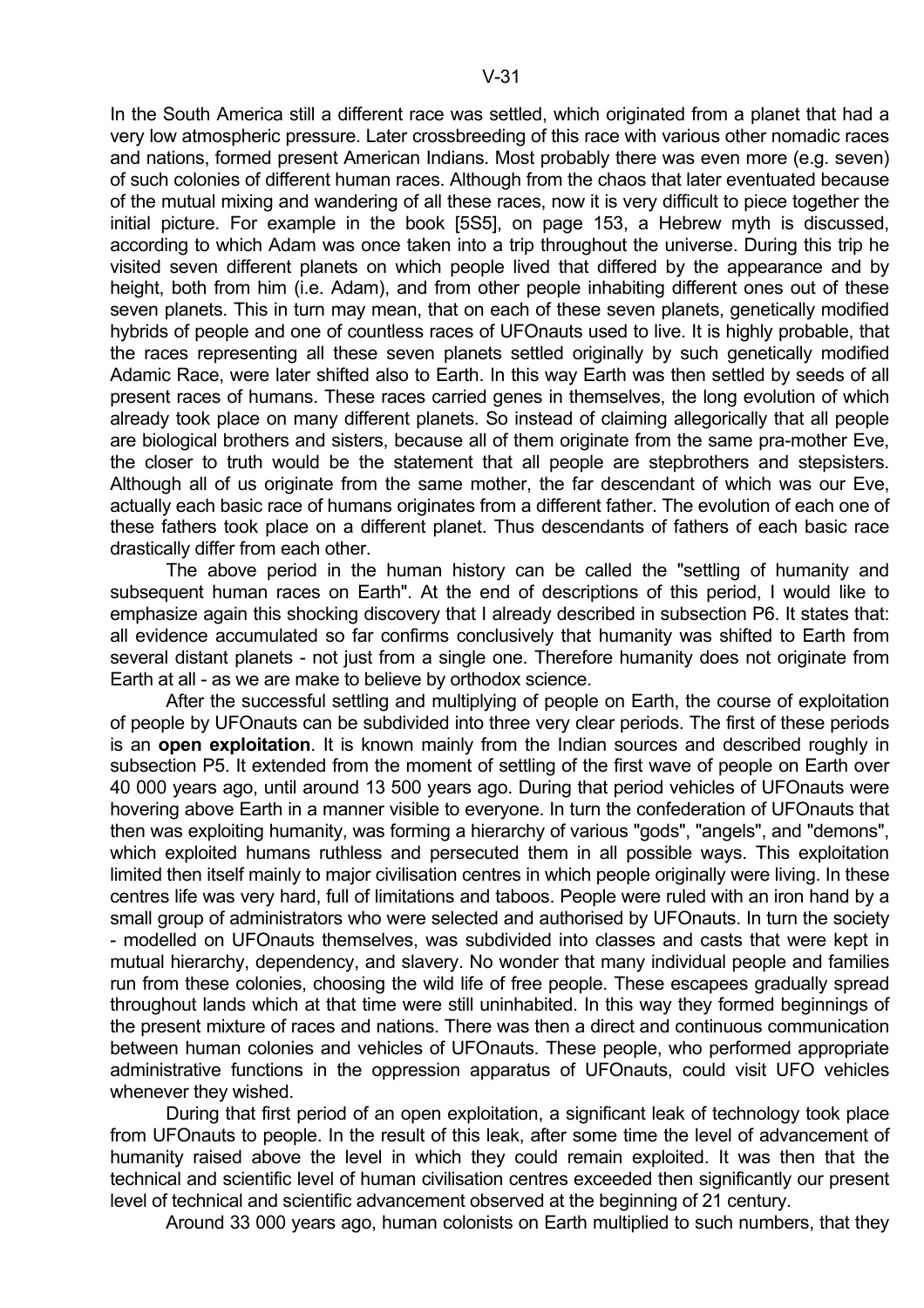In the South America still a different race was settled, which originated from a planet that had a very low atmospheric pressure. Later crossbreeding of this race with various other nomadic races and nations, formed present American Indians. Most probably there was even more (e.g. seven) of such colonies of different human races. Although from the chaos that later eventuated because of the mutual mixing and wandering of all these races, now it is very difficult to piece together the initial picture. For example in the book [5S5], on page 153, a Hebrew myth is discussed, according to which Adam was once taken into a trip throughout the universe. During this trip he visited seven different planets on which people lived that differed by the appearance and by height, both from him (i.e. Adam), and from other people inhabiting different ones out of these seven planets. This in turn may mean, that on each of these seven planets, genetically modified hybrids of people and one of countless races of UFOnauts used to live. It is highly probable, that the races representing all these seven planets settled originally by such genetically modified Adamic Race, were later shifted also to Earth. In this way Earth was then settled by seeds of all present races of humans. These races carried genes in themselves, the long evolution of which already took place on many different planets. So instead of claiming allegorically that all people are biological brothers and sisters, because all of them originate from the same pra-mother Eve, the closer to truth would be the statement that all people are stepbrothers and stepsisters. Although all of us originate from the same mother, the far descendant of which was our Eve, actually each basic race of humans originates from a different father. The evolution of each one of these fathers took place on a different planet. Thus descendants of fathers of each basic race drastically differ from each other.

The above period in the human history can be called the "settling of humanity and subsequent human races on Earth". At the end of descriptions of this period, I would like to emphasize again this shocking discovery that I already described in subsection P6. It states that: all evidence accumulated so far confirms conclusively that humanity was shifted to Earth from several distant planets - not just from a single one. Therefore humanity does not originate from Earth at all - as we are make to believe by orthodox science.

After the successful settling and multiplying of people on Earth, the course of exploitation of people by UFOnauts can be subdivided into three very clear periods. The first of these periods is an **open exploitation**. It is known mainly from the Indian sources and described roughly in subsection P5. It extended from the moment of settling of the first wave of people on Earth over 40 000 years ago, until around 13 500 years ago. During that period vehicles of UFOnauts were hovering above Earth in a manner visible to everyone. In turn the confederation of UFOnauts that then was exploiting humanity, was forming a hierarchy of various "gods", "angels", and "demons", which exploited humans ruthless and persecuted them in all possible ways. This exploitation limited then itself mainly to major civilisation centres in which people originally were living. In these centres life was very hard, full of limitations and taboos. People were ruled with an iron hand by a small group of administrators who were selected and authorised by UFOnauts. In turn the society - modelled on UFOnauts themselves, was subdivided into classes and casts that were kept in mutual hierarchy, dependency, and slavery. No wonder that many individual people and families run from these colonies, choosing the wild life of free people. These escapees gradually spread throughout lands which at that time were still uninhabited. In this way they formed beginnings of the present mixture of races and nations. There was then a direct and continuous communication between human colonies and vehicles of UFOnauts. These people, who performed appropriate administrative functions in the oppression apparatus of UFOnauts, could visit UFO vehicles whenever they wished.

During that first period of an open exploitation, a significant leak of technology took place from UFOnauts to people. In the result of this leak, after some time the level of advancement of humanity raised above the level in which they could remain exploited. It was then that the technical and scientific level of human civilisation centres exceeded then significantly our present level of technical and scientific advancement observed at the beginning of 21 century.

Around 33 000 years ago, human colonists on Earth multiplied to such numbers, that they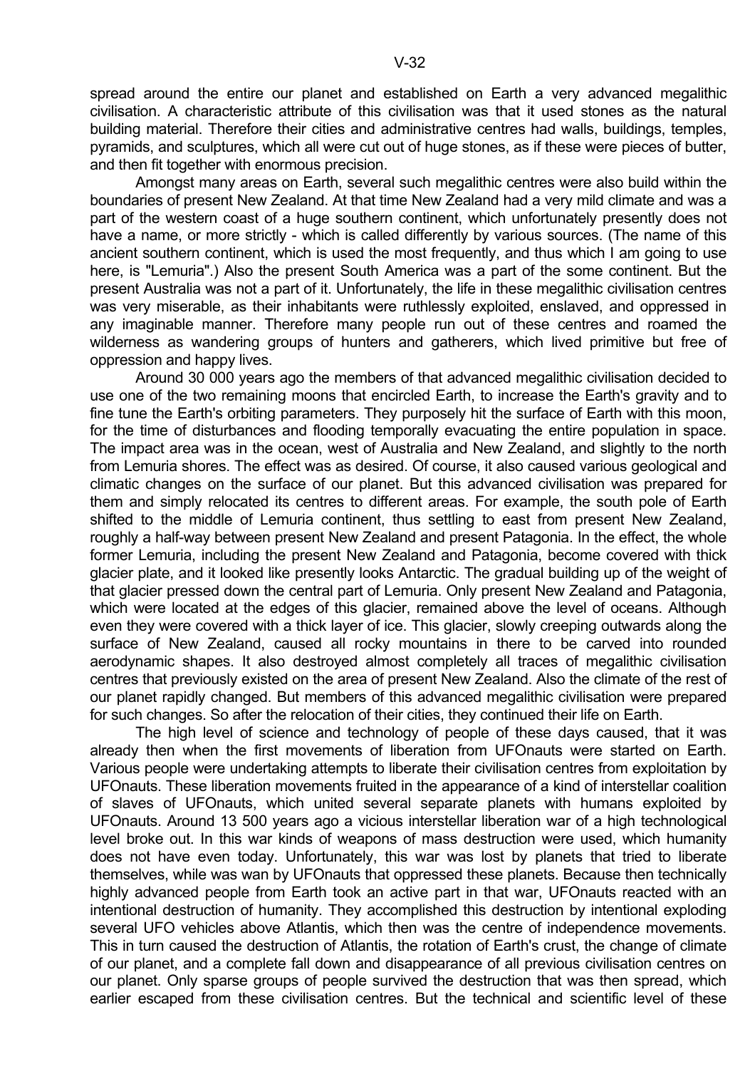spread around the entire our planet and established on Earth a very advanced megalithic civilisation. A characteristic attribute of this civilisation was that it used stones as the natural building material. Therefore their cities and administrative centres had walls, buildings, temples, pyramids, and sculptures, which all were cut out of huge stones, as if these were pieces of butter, and then fit together with enormous precision.

Amongst many areas on Earth, several such megalithic centres were also build within the boundaries of present New Zealand. At that time New Zealand had a very mild climate and was a part of the western coast of a huge southern continent, which unfortunately presently does not have a name, or more strictly - which is called differently by various sources. (The name of this ancient southern continent, which is used the most frequently, and thus which I am going to use here, is "Lemuria".) Also the present South America was a part of the some continent. But the present Australia was not a part of it. Unfortunately, the life in these megalithic civilisation centres was very miserable, as their inhabitants were ruthlessly exploited, enslaved, and oppressed in any imaginable manner. Therefore many people run out of these centres and roamed the wilderness as wandering groups of hunters and gatherers, which lived primitive but free of oppression and happy lives.

Around 30 000 years ago the members of that advanced megalithic civilisation decided to use one of the two remaining moons that encircled Earth, to increase the Earth's gravity and to fine tune the Earth's orbiting parameters. They purposely hit the surface of Earth with this moon, for the time of disturbances and flooding temporally evacuating the entire population in space. The impact area was in the ocean, west of Australia and New Zealand, and slightly to the north from Lemuria shores. The effect was as desired. Of course, it also caused various geological and climatic changes on the surface of our planet. But this advanced civilisation was prepared for them and simply relocated its centres to different areas. For example, the south pole of Earth shifted to the middle of Lemuria continent, thus settling to east from present New Zealand, roughly a half-way between present New Zealand and present Patagonia. In the effect, the whole former Lemuria, including the present New Zealand and Patagonia, become covered with thick glacier plate, and it looked like presently looks Antarctic. The gradual building up of the weight of that glacier pressed down the central part of Lemuria. Only present New Zealand and Patagonia, which were located at the edges of this glacier, remained above the level of oceans. Although even they were covered with a thick layer of ice. This glacier, slowly creeping outwards along the surface of New Zealand, caused all rocky mountains in there to be carved into rounded aerodynamic shapes. It also destroyed almost completely all traces of megalithic civilisation centres that previously existed on the area of present New Zealand. Also the climate of the rest of our planet rapidly changed. But members of this advanced megalithic civilisation were prepared for such changes. So after the relocation of their cities, they continued their life on Earth.

The high level of science and technology of people of these days caused, that it was already then when the first movements of liberation from UFOnauts were started on Earth. Various people were undertaking attempts to liberate their civilisation centres from exploitation by UFOnauts. These liberation movements fruited in the appearance of a kind of interstellar coalition of slaves of UFOnauts, which united several separate planets with humans exploited by UFOnauts. Around 13 500 years ago a vicious interstellar liberation war of a high technological level broke out. In this war kinds of weapons of mass destruction were used, which humanity does not have even today. Unfortunately, this war was lost by planets that tried to liberate themselves, while was wan by UFOnauts that oppressed these planets. Because then technically highly advanced people from Earth took an active part in that war, UFOnauts reacted with an intentional destruction of humanity. They accomplished this destruction by intentional exploding several UFO vehicles above Atlantis, which then was the centre of independence movements. This in turn caused the destruction of Atlantis, the rotation of Earth's crust, the change of climate of our planet, and a complete fall down and disappearance of all previous civilisation centres on our planet. Only sparse groups of people survived the destruction that was then spread, which earlier escaped from these civilisation centres. But the technical and scientific level of these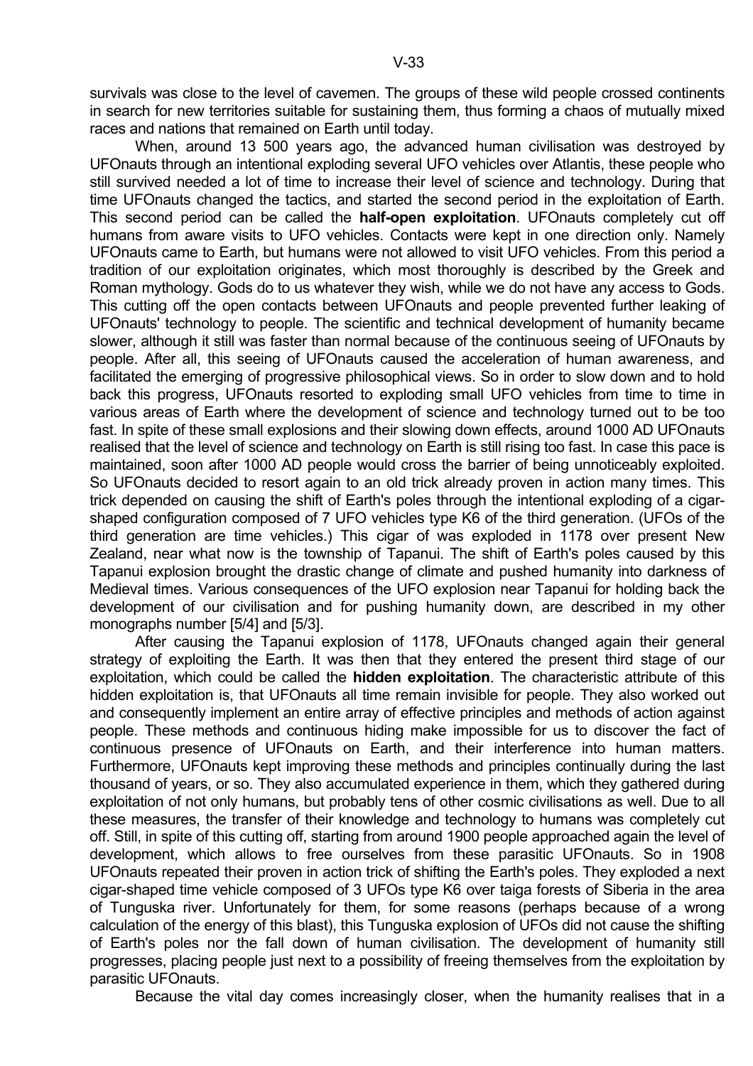survivals was close to the level of cavemen. The groups of these wild people crossed continents in search for new territories suitable for sustaining them, thus forming a chaos of mutually mixed races and nations that remained on Earth until today.

When, around 13 500 years ago, the advanced human civilisation was destroyed by UFOnauts through an intentional exploding several UFO vehicles over Atlantis, these people who still survived needed a lot of time to increase their level of science and technology. During that time UFOnauts changed the tactics, and started the second period in the exploitation of Earth. This second period can be called the **half-open exploitation**. UFOnauts completely cut off humans from aware visits to UFO vehicles. Contacts were kept in one direction only. Namely UFOnauts came to Earth, but humans were not allowed to visit UFO vehicles. From this period a tradition of our exploitation originates, which most thoroughly is described by the Greek and Roman mythology. Gods do to us whatever they wish, while we do not have any access to Gods. This cutting off the open contacts between UFOnauts and people prevented further leaking of UFOnauts' technology to people. The scientific and technical development of humanity became slower, although it still was faster than normal because of the continuous seeing of UFOnauts by people. After all, this seeing of UFOnauts caused the acceleration of human awareness, and facilitated the emerging of progressive philosophical views. So in order to slow down and to hold back this progress, UFOnauts resorted to exploding small UFO vehicles from time to time in various areas of Earth where the development of science and technology turned out to be too fast. In spite of these small explosions and their slowing down effects, around 1000 AD UFOnauts realised that the level of science and technology on Earth is still rising too fast. In case this pace is maintained, soon after 1000 AD people would cross the barrier of being unnoticeably exploited. So UFOnauts decided to resort again to an old trick already proven in action many times. This trick depended on causing the shift of Earth's poles through the intentional exploding of a cigar-shaped configuration composed of 7 UFO vehicles type K6 of the third generation. (UFOs of the third generation are time vehicles.) This cigar of was exploded in 1178 over present New Zealand, near what now is the township of Tapanui. The shift of Earth's poles caused by this Tapanui explosion brought the drastic change of climate and pushed humanity into darkness of Medieval times. Various consequences of the UFO explosion near Tapanui for holding back the development of our civilisation and for pushing humanity down, are described in my other monographs number [5/4] and [5/3].

After causing the Tapanui explosion of 1178, UFOnauts changed again their general strategy of exploiting the Earth. It was then that they entered the present third stage of our exploitation, which could be called the **hidden exploitation**. The characteristic attribute of this hidden exploitation is, that UFOnauts all time remain invisible for people. They also worked out and consequently implement an entire array of effective principles and methods of action against people. These methods and continuous hiding make impossible for us to discover the fact of continuous presence of UFOnauts on Earth, and their interference into human matters. Furthermore, UFOnauts kept improving these methods and principles continually during the last thousand of years, or so. They also accumulated experience in them, which they gathered during exploitation of not only humans, but probably tens of other cosmic civilisations as well. Due to all these measures, the transfer of their knowledge and technology to humans was completely cut off. Still, in spite of this cutting off, starting from around 1900 people approached again the level of development, which allows to free ourselves from these parasitic UFOnauts. So in 1908 UFOnauts repeated their proven in action trick of shifting the Earth's poles. They exploded a next cigar-shaped time vehicle composed of 3 UFOs type K6 over taiga forests of Siberia in the area of Tunguska river. Unfortunately for them, for some reasons (perhaps because of a wrong calculation of the energy of this blast), this Tunguska explosion of UFOs did not cause the shifting of Earth's poles nor the fall down of human civilisation. The development of humanity still progresses, placing people just next to a possibility of freeing themselves from the exploitation by parasitic UFOnauts.

Because the vital day comes increasingly closer, when the humanity realises that in a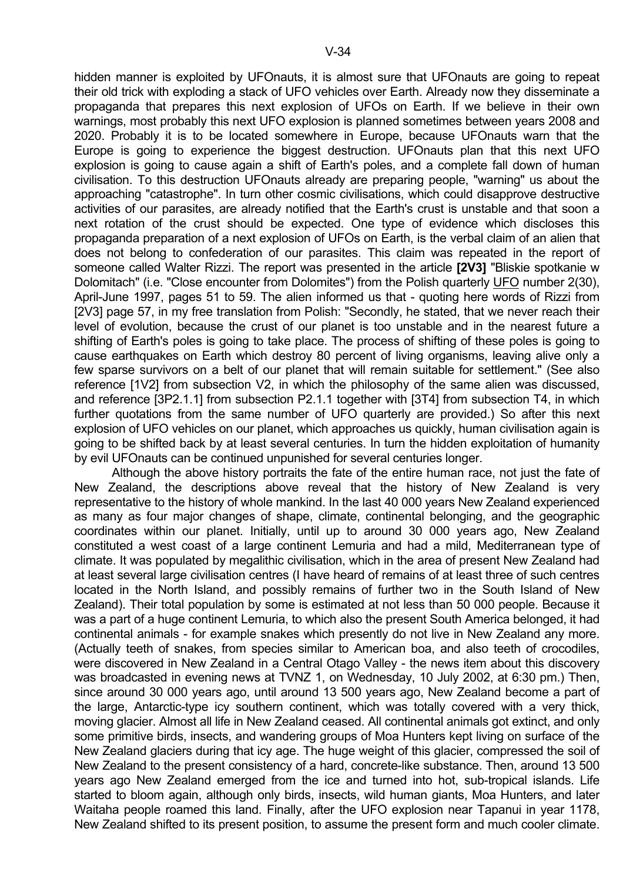hidden manner is exploited by UFOnauts, it is almost sure that UFOnauts are going to repeat their old trick with exploding a stack of UFO vehicles over Earth. Already now they disseminate a propaganda that prepares this next explosion of UFOs on Earth. If we believe in their own warnings, most probably this next UFO explosion is planned sometimes between years 2008 and 2020. Probably it is to be located somewhere in Europe, because UFOnauts warn that the Europe is going to experience the biggest destruction. UFOnauts plan that this next UFO explosion is going to cause again a shift of Earth's poles, and a complete fall down of human civilisation. To this destruction UFOnauts already are preparing people, "warning" us about the approaching "catastrophe". In turn other cosmic civilisations, which could disapprove destructive activities of our parasites, are already notified that the Earth's crust is unstable and that soon a next rotation of the crust should be expected. One type of evidence which discloses this propaganda preparation of a next explosion of UFOs on Earth, is the verbal claim of an alien that does not belong to confederation of our parasites. This claim was repeated in the report of someone called Walter Rizzi. The report was presented in the article **[2V3]** "Bliskie spotkanie w Dolomitach" (i.e. "Close encounter from Dolomites") from the Polish quarterly UFO number 2(30), April-June 1997, pages 51 to 59. The alien informed us that - quoting here words of Rizzi from [2V3] page 57, in my free translation from Polish: "Secondly, he stated, that we never reach their level of evolution, because the crust of our planet is too unstable and in the nearest future a shifting of Earth's poles is going to take place. The process of shifting of these poles is going to cause earthquakes on Earth which destroy 80 percent of living organisms, leaving alive only a few sparse survivors on a belt of our planet that will remain suitable for settlement." (See also reference [1V2] from subsection V2, in which the philosophy of the same alien was discussed, and reference [3P2.1.1] from subsection P2.1.1 together with [3T4] from subsection T4, in which further quotations from the same number of UFO quarterly are provided.) So after this next explosion of UFO vehicles on our planet, which approaches us quickly, human civilisation again is going to be shifted back by at least several centuries. In turn the hidden exploitation of humanity by evil UFOnauts can be continued unpunished for several centuries longer.

Although the above history portraits the fate of the entire human race, not just the fate of New Zealand, the descriptions above reveal that the history of New Zealand is very representative to the history of whole mankind. In the last 40 000 years New Zealand experienced as many as four major changes of shape, climate, continental belonging, and the geographic coordinates within our planet. Initially, until up to around 30 000 years ago, New Zealand constituted a west coast of a large continent Lemuria and had a mild, Mediterranean type of climate. It was populated by megalithic civilisation, which in the area of present New Zealand had at least several large civilisation centres (I have heard of remains of at least three of such centres located in the North Island, and possibly remains of further two in the South Island of New Zealand). Their total population by some is estimated at not less than 50 000 people. Because it was a part of a huge continent Lemuria, to which also the present South America belonged, it had continental animals - for example snakes which presently do not live in New Zealand any more. (Actually teeth of snakes, from species similar to American boa, and also teeth of crocodiles, were discovered in New Zealand in a Central Otago Valley - the news item about this discovery was broadcasted in evening news at TVNZ 1, on Wednesday, 10 July 2002, at 6:30 pm.) Then, since around 30 000 years ago, until around 13 500 years ago, New Zealand become a part of the large, Antarctic-type icy southern continent, which was totally covered with a very thick, moving glacier. Almost all life in New Zealand ceased. All continental animals got extinct, and only some primitive birds, insects, and wandering groups of Moa Hunters kept living on surface of the New Zealand glaciers during that icy age. The huge weight of this glacier, compressed the soil of New Zealand to the present consistency of a hard, concrete-like substance. Then, around 13 500 years ago New Zealand emerged from the ice and turned into hot, sub-tropical islands. Life started to bloom again, although only birds, insects, wild human giants, Moa Hunters, and later Waitaha people roamed this land. Finally, after the UFO explosion near Tapanui in year 1178, New Zealand shifted to its present position, to assume the present form and much cooler climate.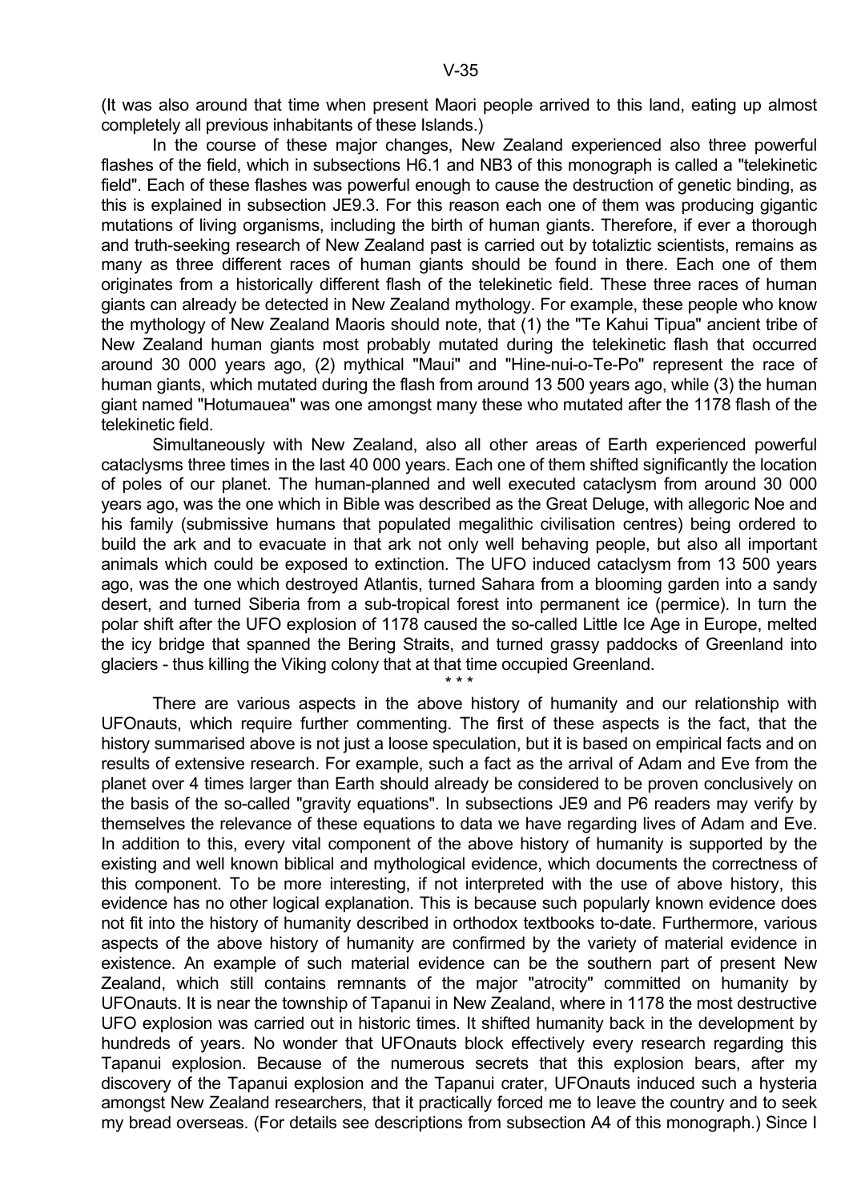(It was also around that time when present Maori people arrived to this land, eating up almost completely all previous inhabitants of these Islands.)

In the course of these major changes, New Zealand experienced also three powerful flashes of the field, which in subsections H6.1 and NB3 of this monograph is called a "telekinetic field". Each of these flashes was powerful enough to cause the destruction of genetic binding, as this is explained in subsection JE9.3. For this reason each one of them was producing gigantic mutations of living organisms, including the birth of human giants. Therefore, if ever a thorough and truth-seeking research of New Zealand past is carried out by totaliztic scientists, remains as many as three different races of human giants should be found in there. Each one of them originates from a historically different flash of the telekinetic field. These three races of human giants can already be detected in New Zealand mythology. For example, these people who know the mythology of New Zealand Maoris should note, that (1) the "Te Kahui Tipua" ancient tribe of New Zealand human giants most probably mutated during the telekinetic flash that occurred around 30 000 years ago, (2) mythical "Maui" and "Hine-nui-o-Te-Po" represent the race of human giants, which mutated during the flash from around 13 500 years ago, while (3) the human giant named "Hotumauea" was one amongst many these who mutated after the 1178 flash of the telekinetic field.

Simultaneously with New Zealand, also all other areas of Earth experienced powerful cataclysms three times in the last 40 000 years. Each one of them shifted significantly the location of poles of our planet. The human-planned and well executed cataclysm from around 30 000 years ago, was the one which in Bible was described as the Great Deluge, with allegoric Noe and his family (submissive humans that populated megalithic civilisation centres) being ordered to build the ark and to evacuate in that ark not only well behaving people, but also all important animals which could be exposed to extinction. The UFO induced cataclysm from 13 500 years ago, was the one which destroyed Atlantis, turned Sahara from a blooming garden into a sandy desert, and turned Siberia from a sub-tropical forest into permanent ice (permice). In turn the polar shift after the UFO explosion of 1178 caused the so-called Little Ice Age in Europe, melted the icy bridge that spanned the Bering Straits, and turned grassy paddocks of Greenland into glaciers - thus killing the Viking colony that at that time occupied Greenland.

\* \* \*

There are various aspects in the above history of humanity and our relationship with UFOnauts, which require further commenting. The first of these aspects is the fact, that the history summarised above is not just a loose speculation, but it is based on empirical facts and on results of extensive research. For example, such a fact as the arrival of Adam and Eve from the planet over 4 times larger than Earth should already be considered to be proven conclusively on the basis of the so-called "gravity equations". In subsections JE9 and P6 readers may verify by themselves the relevance of these equations to data we have regarding lives of Adam and Eve. In addition to this, every vital component of the above history of humanity is supported by the existing and well known biblical and mythological evidence, which documents the correctness of this component. To be more interesting, if not interpreted with the use of above history, this evidence has no other logical explanation. This is because such popularly known evidence does not fit into the history of humanity described in orthodox textbooks to-date. Furthermore, various aspects of the above history of humanity are confirmed by the variety of material evidence in existence. An example of such material evidence can be the southern part of present New Zealand, which still contains remnants of the major "atrocity" committed on humanity by UFOnauts. It is near the township of Tapanui in New Zealand, where in 1178 the most destructive UFO explosion was carried out in historic times. It shifted humanity back in the development by hundreds of years. No wonder that UFOnauts block effectively every research regarding this Tapanui explosion. Because of the numerous secrets that this explosion bears, after my discovery of the Tapanui explosion and the Tapanui crater, UFOnauts induced such a hysteria amongst New Zealand researchers, that it practically forced me to leave the country and to seek my bread overseas. (For details see descriptions from subsection A4 of this monograph.) Since I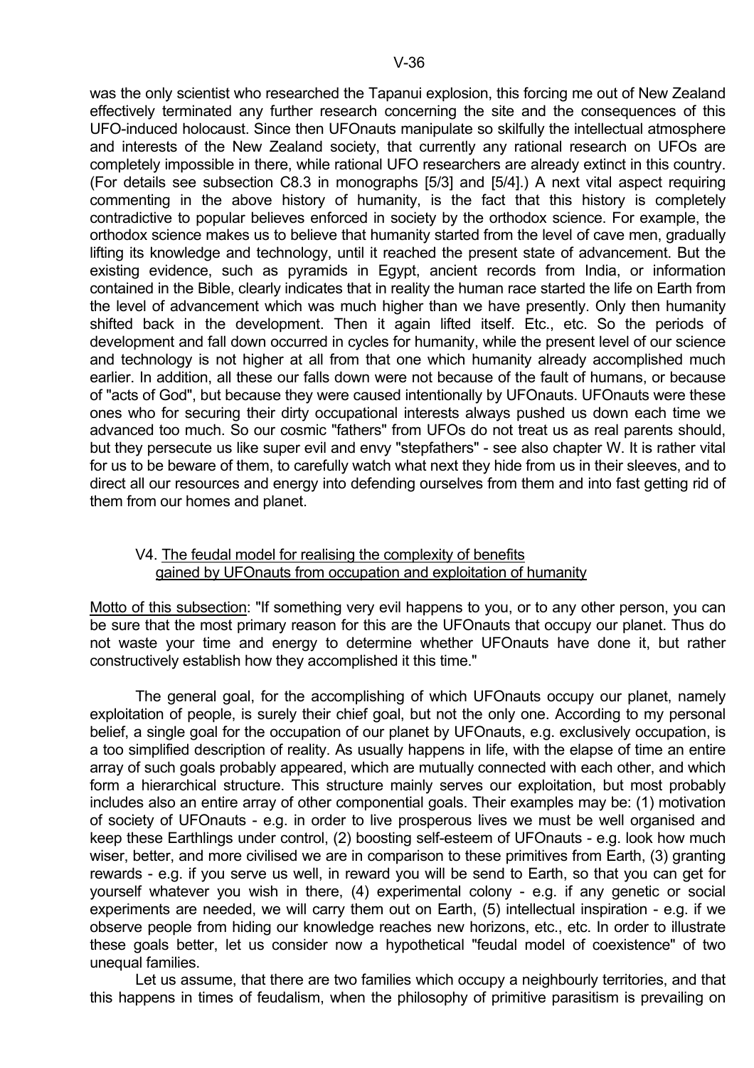was the only scientist who researched the Tapanui explosion, this forcing me out of New Zealand effectively terminated any further research concerning the site and the consequences of this UFO-induced holocaust. Since then UFOnauts manipulate so skilfully the intellectual atmosphere and interests of the New Zealand society, that currently any rational research on UFOs are completely impossible in there, while rational UFO researchers are already extinct in this country. (For details see subsection C8.3 in monographs [5/3] and [5/4].) A next vital aspect requiring commenting in the above history of humanity, is the fact that this history is completely contradictive to popular believes enforced in society by the orthodox science. For example, the orthodox science makes us to believe that humanity started from the level of cave men, gradually lifting its knowledge and technology, until it reached the present state of advancement. But the existing evidence, such as pyramids in Egypt, ancient records from India, or information contained in the Bible, clearly indicates that in reality the human race started the life on Earth from the level of advancement which was much higher than we have presently. Only then humanity shifted back in the development. Then it again lifted itself. Etc., etc. So the periods of development and fall down occurred in cycles for humanity, while the present level of our science and technology is not higher at all from that one which humanity already accomplished much earlier. In addition, all these our falls down were not because of the fault of humans, or because of "acts of God", but because they were caused intentionally by UFOnauts. UFOnauts were these ones who for securing their dirty occupational interests always pushed us down each time we advanced too much. So our cosmic "fathers" from UFOs do not treat us as real parents should, but they persecute us like super evil and envy "stepfathers" - see also chapter W. It is rather vital for us to be beware of them, to carefully watch what next they hide from us in their sleeves, and to direct all our resources and energy into defending ourselves from them and into fast getting rid of them from our homes and planet.

### V4. <u>The feudal model for realising the complexity of benefits gained by UFOnauts from occupation and exploitation of humanity</u>

<u>Motto of this subsection</u>: "If something very evil happens to you, or to any other person, you can be sure that the most primary reason for this are the UFOnauts that occupy our planet. Thus do not waste your time and energy to determine whether UFOnauts have done it, but rather constructively establish how they accomplished it this time."

The general goal, for the accomplishing of which UFOnauts occupy our planet, namely exploitation of people, is surely their chief goal, but not the only one. According to my personal belief, a single goal for the occupation of our planet by UFOnauts, e.g. exclusively occupation, is a too simplified description of reality. As usually happens in life, with the elapse of time an entire array of such goals probably appeared, which are mutually connected with each other, and which form a hierarchical structure. This structure mainly serves our exploitation, but most probably includes also an entire array of other componential goals. Their examples may be: (1) motivation of society of UFOnauts - e.g. in order to live prosperous lives we must be well organised and keep these Earthlings under control, (2) boosting self-esteem of UFOnauts - e.g. look how much wiser, better, and more civilised we are in comparison to these primitives from Earth, (3) granting rewards - e.g. if you serve us well, in reward you will be send to Earth, so that you can get for yourself whatever you wish in there, (4) experimental colony - e.g. if any genetic or social experiments are needed, we will carry them out on Earth, (5) intellectual inspiration - e.g. if we observe people from hiding our knowledge reaches new horizons, etc., etc. In order to illustrate these goals better, let us consider now a hypothetical "feudal model of coexistence" of two unequal families.

Let us assume, that there are two families which occupy a neighbourly territories, and that this happens in times of feudalism, when the philosophy of primitive parasitism is prevailing on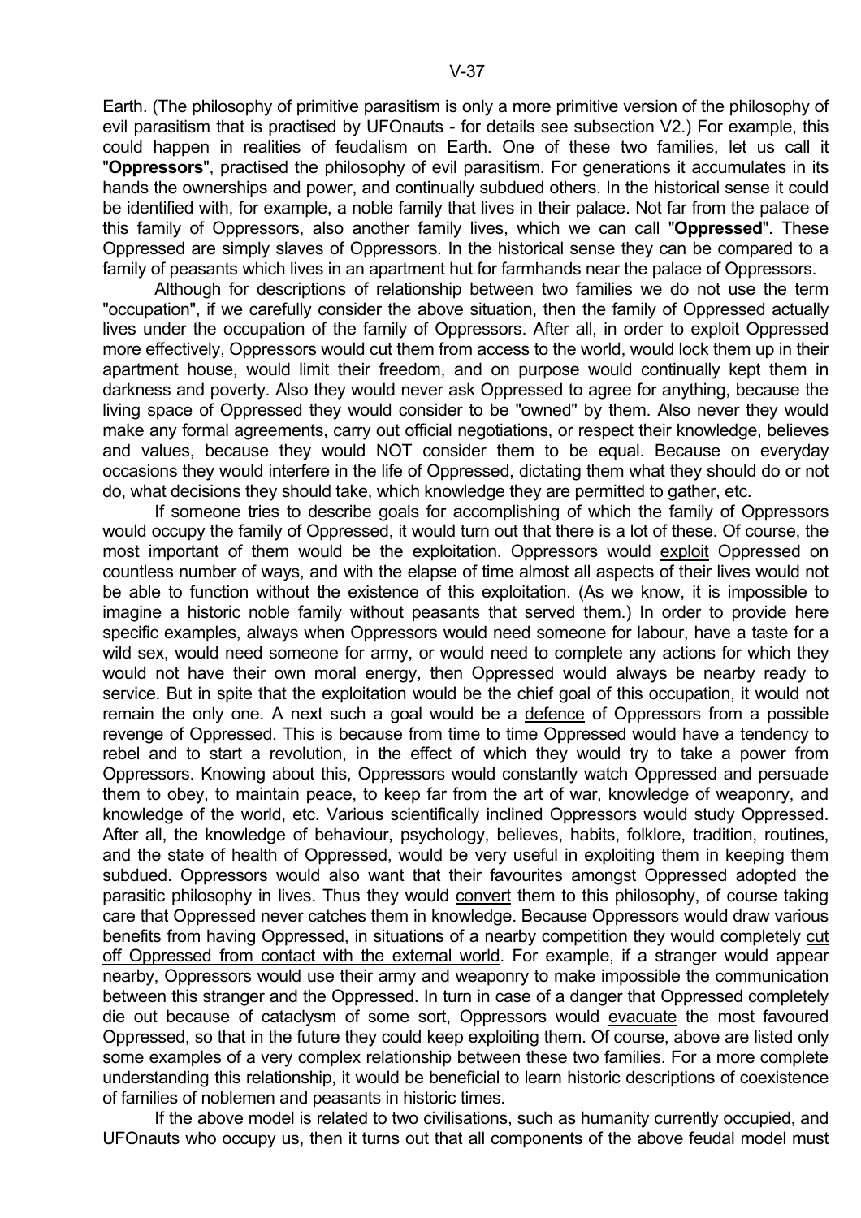Earth. (The philosophy of primitive parasitism is only a more primitive version of the philosophy of evil parasitism that is practised by UFOnauts - for details see subsection V2.) For example, this could happen in realities of feudalism on Earth. One of these two families, let us call it "**Oppressors**", practised the philosophy of evil parasitism. For generations it accumulates in its hands the ownerships and power, and continually subdued others. In the historical sense it could be identified with, for example, a noble family that lives in their palace. Not far from the palace of this family of Oppressors, also another family lives, which we can call "**Oppressed**". These Oppressed are simply slaves of Oppressors. In the historical sense they can be compared to a family of peasants which lives in an apartment hut for farmhands near the palace of Oppressors.

Although for descriptions of relationship between two families we do not use the term "occupation", if we carefully consider the above situation, then the family of Oppressed actually lives under the occupation of the family of Oppressors. After all, in order to exploit Oppressed more effectively, Oppressors would cut them from access to the world, would lock them up in their apartment house, would limit their freedom, and on purpose would continually kept them in darkness and poverty. Also they would never ask Oppressed to agree for anything, because the living space of Oppressed they would consider to be "owned" by them. Also never they would make any formal agreements, carry out official negotiations, or respect their knowledge, believes and values, because they would NOT consider them to be equal. Because on everyday occasions they would interfere in the life of Oppressed, dictating them what they should do or not do, what decisions they should take, which knowledge they are permitted to gather, etc.

If someone tries to describe goals for accomplishing of which the family of Oppressors would occupy the family of Oppressed, it would turn out that there is a lot of these. Of course, the most important of them would be the exploitation. Oppressors would <u>exploit</u> Oppressed on countless number of ways, and with the elapse of time almost all aspects of their lives would not be able to function without the existence of this exploitation. (As we know, it is impossible to imagine a historic noble family without peasants that served them.) In order to provide here specific examples, always when Oppressors would need someone for labour, have a taste for a wild sex, would need someone for army, or would need to complete any actions for which they would not have their own moral energy, then Oppressed would always be nearby ready to service. But in spite that the exploitation would be the chief goal of this occupation, it would not remain the only one. A next such a goal would be a <u>defence</u> of Oppressors from a possible revenge of Oppressed. This is because from time to time Oppressed would have a tendency to rebel and to start a revolution, in the effect of which they would try to take a power from Oppressors. Knowing about this, Oppressors would constantly watch Oppressed and persuade them to obey, to maintain peace, to keep far from the art of war, knowledge of weaponry, and knowledge of the world, etc. Various scientifically inclined Oppressors would <u>study</u> Oppressed. After all, the knowledge of behaviour, psychology, believes, habits, folklore, tradition, routines, and the state of health of Oppressed, would be very useful in exploiting them in keeping them subdued. Oppressors would also want that their favourites amongst Oppressed adopted the parasitic philosophy in lives. Thus they would <u>convert</u> them to this philosophy, of course taking care that Oppressed never catches them in knowledge. Because Oppressors would draw various benefits from having Oppressed, in situations of a nearby competition they would completely <u>cut off Oppressed from contact with the external world</u>. For example, if a stranger would appear nearby, Oppressors would use their army and weaponry to make impossible the communication between this stranger and the Oppressed. In turn in case of a danger that Oppressed completely die out because of cataclysm of some sort, Oppressors would <u>evacuate</u> the most favoured Oppressed, so that in the future they could keep exploiting them. Of course, above are listed only some examples of a very complex relationship between these two families. For a more complete understanding this relationship, it would be beneficial to learn historic descriptions of coexistence of families of noblemen and peasants in historic times.

If the above model is related to two civilisations, such as humanity currently occupied, and UFOnauts who occupy us, then it turns out that all components of the above feudal model must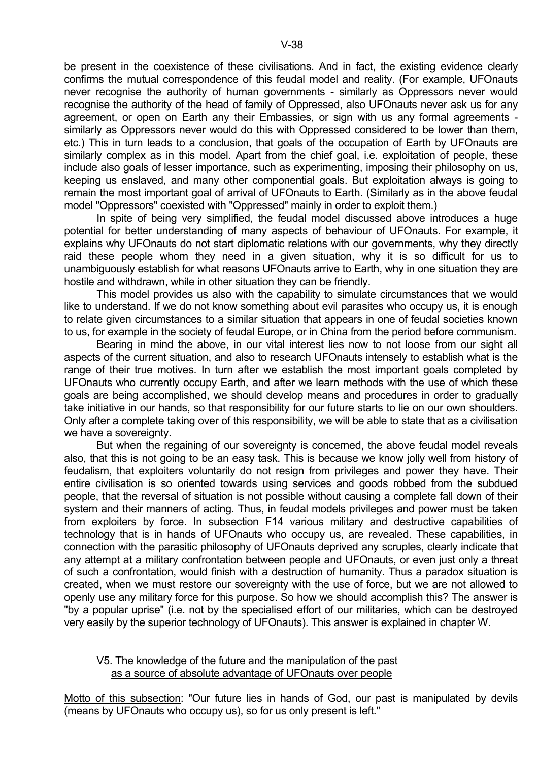be present in the coexistence of these civilisations. And in fact, the existing evidence clearly confirms the mutual correspondence of this feudal model and reality. (For example, UFOnauts never recognise the authority of human governments - similarly as Oppressors never would recognise the authority of the head of family of Oppressed, also UFOnauts never ask us for any agreement, or open on Earth any their Embassies, or sign with us any formal agreements - similarly as Oppressors never would do this with Oppressed considered to be lower than them, etc.) This in turn leads to a conclusion, that goals of the occupation of Earth by UFOnauts are similarly complex as in this model. Apart from the chief goal, i.e. exploitation of people, these include also goals of lesser importance, such as experimenting, imposing their philosophy on us, keeping us enslaved, and many other componential goals. But exploitation always is going to remain the most important goal of arrival of UFOnauts to Earth. (Similarly as in the above feudal model "Oppressors" coexisted with "Oppressed" mainly in order to exploit them.)

In spite of being very simplified, the feudal model discussed above introduces a huge potential for better understanding of many aspects of behaviour of UFOnauts. For example, it explains why UFOnauts do not start diplomatic relations with our governments, why they directly raid these people whom they need in a given situation, why it is so difficult for us to unambiguously establish for what reasons UFOnauts arrive to Earth, why in one situation they are hostile and withdrawn, while in other situation they can be friendly.

This model provides us also with the capability to simulate circumstances that we would like to understand. If we do not know something about evil parasites who occupy us, it is enough to relate given circumstances to a similar situation that appears in one of feudal societies known to us, for example in the society of feudal Europe, or in China from the period before communism.

Bearing in mind the above, in our vital interest lies now to not loose from our sight all aspects of the current situation, and also to research UFOnauts intensely to establish what is the range of their true motives. In turn after we establish the most important goals completed by UFOnauts who currently occupy Earth, and after we learn methods with the use of which these goals are being accomplished, we should develop means and procedures in order to gradually take initiative in our hands, so that responsibility for our future starts to lie on our own shoulders. Only after a complete taking over of this responsibility, we will be able to state that as a civilisation we have a sovereignty.

But when the regaining of our sovereignty is concerned, the above feudal model reveals also, that this is not going to be an easy task. This is because we know jolly well from history of feudalism, that exploiters voluntarily do not resign from privileges and power they have. Their entire civilisation is so oriented towards using services and goods robbed from the subdued people, that the reversal of situation is not possible without causing a complete fall down of their system and their manners of acting. Thus, in feudal models privileges and power must be taken from exploiters by force. In subsection F14 various military and destructive capabilities of technology that is in hands of UFOnauts who occupy us, are revealed. These capabilities, in connection with the parasitic philosophy of UFOnauts deprived any scruples, clearly indicate that any attempt at a military confrontation between people and UFOnauts, or even just only a threat of such a confrontation, would finish with a destruction of humanity. Thus a paradox situation is created, when we must restore our sovereignty with the use of force, but we are not allowed to openly use any military force for this purpose. So how we should accomplish this? The answer is "by a popular uprise" (i.e. not by the specialised effort of our militaries, which can be destroyed very easily by the superior technology of UFOnauts). This answer is explained in chapter W.

## V5. The knowledge of the future and the manipulation of the past as a source of absolute advantage of UFOnauts over people

Motto of this subsection: "Our future lies in hands of God, our past is manipulated by devils (means by UFOnauts who occupy us), so for us only present is left."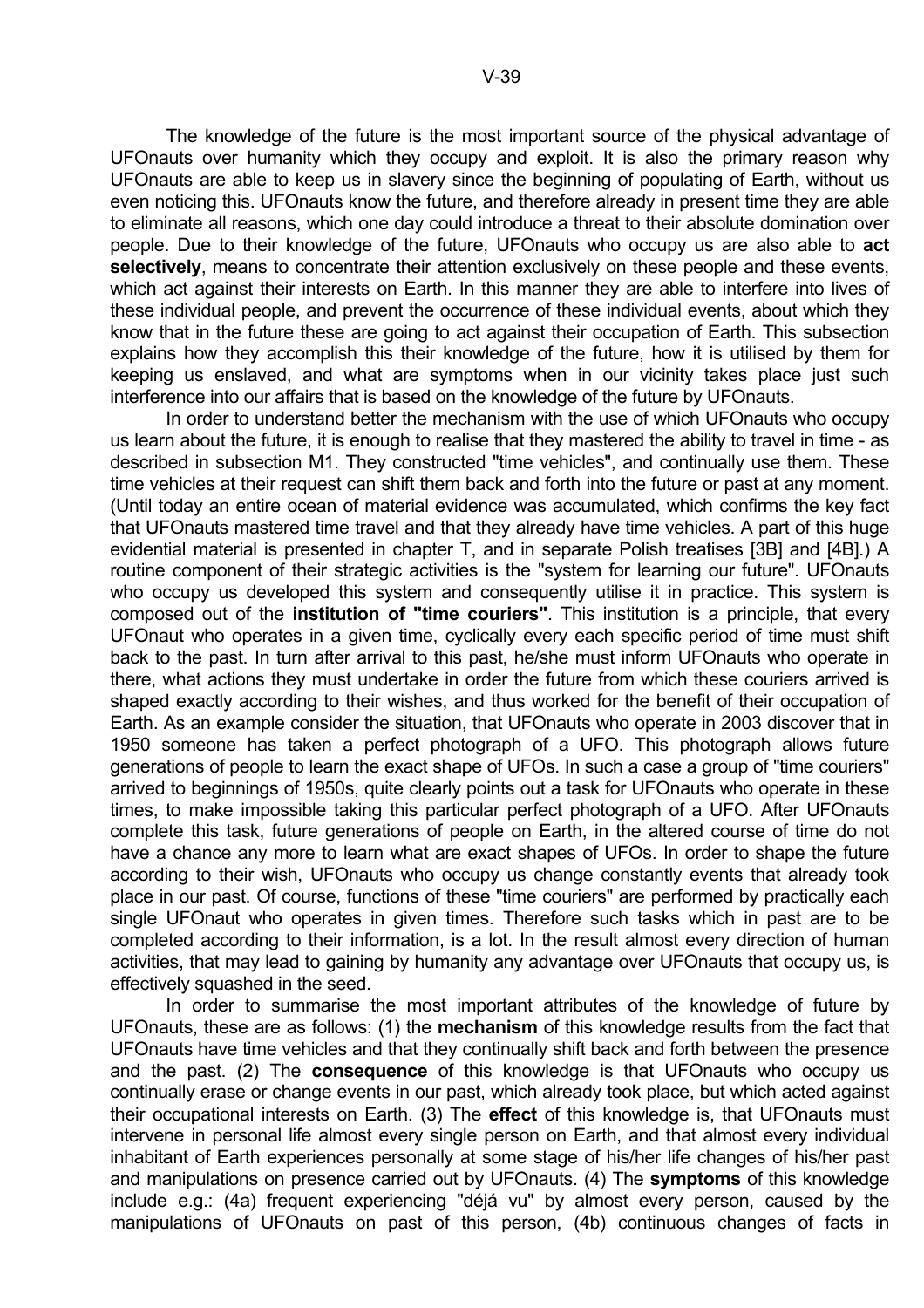The knowledge of the future is the most important source of the physical advantage of UFOnauts over humanity which they occupy and exploit. It is also the primary reason why UFOnauts are able to keep us in slavery since the beginning of populating of Earth, without us even noticing this. UFOnauts know the future, and therefore already in present time they are able to eliminate all reasons, which one day could introduce a threat to their absolute domination over people. Due to their knowledge of the future, UFOnauts who occupy us are also able to **act selectively**, means to concentrate their attention exclusively on these people and these events, which act against their interests on Earth. In this manner they are able to interfere into lives of these individual people, and prevent the occurrence of these individual events, about which they know that in the future these are going to act against their occupation of Earth. This subsection explains how they accomplish this their knowledge of the future, how it is utilised by them for keeping us enslaved, and what are symptoms when in our vicinity takes place just such interference into our affairs that is based on the knowledge of the future by UFOnauts.

In order to understand better the mechanism with the use of which UFOnauts who occupy us learn about the future, it is enough to realise that they mastered the ability to travel in time - as described in subsection M1. They constructed "time vehicles", and continually use them. These time vehicles at their request can shift them back and forth into the future or past at any moment. (Until today an entire ocean of material evidence was accumulated, which confirms the key fact that UFOnauts mastered time travel and that they already have time vehicles. A part of this huge evidential material is presented in chapter T, and in separate Polish treatises [3B] and [4B].) A routine component of their strategic activities is the "system for learning our future". UFOnauts who occupy us developed this system and consequently utilise it in practice. This system is composed out of the **institution of "time couriers"**. This institution is a principle, that every UFOnaut who operates in a given time, cyclically every each specific period of time must shift back to the past. In turn after arrival to this past, he/she must inform UFOnauts who operate in there, what actions they must undertake in order the future from which these couriers arrived is shaped exactly according to their wishes, and thus worked for the benefit of their occupation of Earth. As an example consider the situation, that UFOnauts who operate in 2003 discover that in 1950 someone has taken a perfect photograph of a UFO. This photograph allows future generations of people to learn the exact shape of UFOs. In such a case a group of "time couriers" arrived to beginnings of 1950s, quite clearly points out a task for UFOnauts who operate in these times, to make impossible taking this particular perfect photograph of a UFO. After UFOnauts complete this task, future generations of people on Earth, in the altered course of time do not have a chance any more to learn what are exact shapes of UFOs. In order to shape the future according to their wish, UFOnauts who occupy us change constantly events that already took place in our past. Of course, functions of these "time couriers" are performed by practically each single UFOnaut who operates in given times. Therefore such tasks which in past are to be completed according to their information, is a lot. In the result almost every direction of human activities, that may lead to gaining by humanity any advantage over UFOnauts that occupy us, is effectively squashed in the seed.

In order to summarise the most important attributes of the knowledge of future by UFOnauts, these are as follows: (1) the **mechanism** of this knowledge results from the fact that UFOnauts have time vehicles and that they continually shift back and forth between the presence and the past. (2) The **consequence** of this knowledge is that UFOnauts who occupy us continually erase or change events in our past, which already took place, but which acted against their occupational interests on Earth. (3) The **effect** of this knowledge is, that UFOnauts must intervene in personal life almost every single person on Earth, and that almost every individual inhabitant of Earth experiences personally at some stage of his/her life changes of his/her past and manipulations on presence carried out by UFOnauts. (4) The **symptoms** of this knowledge include e.g.: (4a) frequent experiencing "déjá vu" by almost every person, caused by the manipulations of UFOnauts on past of this person, (4b) continuous changes of facts in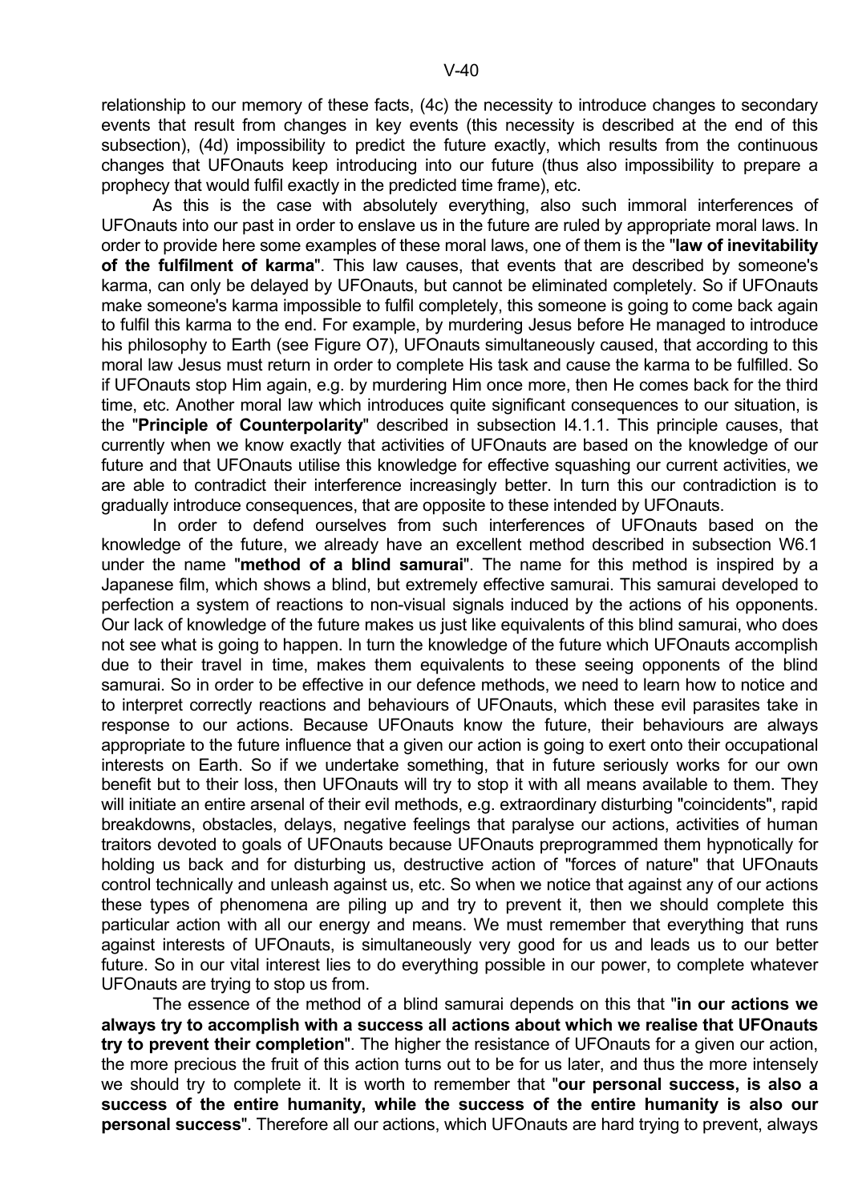relationship to our memory of these facts, (4c) the necessity to introduce changes to secondary events that result from changes in key events (this necessity is described at the end of this subsection), (4d) impossibility to predict the future exactly, which results from the continuous changes that UFOnauts keep introducing into our future (thus also impossibility to prepare a prophecy that would fulfil exactly in the predicted time frame), etc.

As this is the case with absolutely everything, also such immoral interferences of UFOnauts into our past in order to enslave us in the future are ruled by appropriate moral laws. In order to provide here some examples of these moral laws, one of them is the "**law of inevitability of the fulfilment of karma**". This law causes, that events that are described by someone's karma, can only be delayed by UFOnauts, but cannot be eliminated completely. So if UFOnauts make someone's karma impossible to fulfil completely, this someone is going to come back again to fulfil this karma to the end. For example, by murdering Jesus before He managed to introduce his philosophy to Earth (see Figure O7), UFOnauts simultaneously caused, that according to this moral law Jesus must return in order to complete His task and cause the karma to be fulfilled. So if UFOnauts stop Him again, e.g. by murdering Him once more, then He comes back for the third time, etc. Another moral law which introduces quite significant consequences to our situation, is the "**Principle of Counterpolarity**" described in subsection I4.1.1. This principle causes, that currently when we know exactly that activities of UFOnauts are based on the knowledge of our future and that UFOnauts utilise this knowledge for effective squashing our current activities, we are able to contradict their interference increasingly better. In turn this our contradiction is to gradually introduce consequences, that are opposite to these intended by UFOnauts.

In order to defend ourselves from such interferences of UFOnauts based on the knowledge of the future, we already have an excellent method described in subsection W6.1 under the name "**method of a blind samurai**". The name for this method is inspired by a Japanese film, which shows a blind, but extremely effective samurai. This samurai developed to perfection a system of reactions to non-visual signals induced by the actions of his opponents. Our lack of knowledge of the future makes us just like equivalents of this blind samurai, who does not see what is going to happen. In turn the knowledge of the future which UFOnauts accomplish due to their travel in time, makes them equivalents to these seeing opponents of the blind samurai. So in order to be effective in our defence methods, we need to learn how to notice and to interpret correctly reactions and behaviours of UFOnauts, which these evil parasites take in response to our actions. Because UFOnauts know the future, their behaviours are always appropriate to the future influence that a given our action is going to exert onto their occupational interests on Earth. So if we undertake something, that in future seriously works for our own benefit but to their loss, then UFOnauts will try to stop it with all means available to them. They will initiate an entire arsenal of their evil methods, e.g. extraordinary disturbing "coincidents", rapid breakdowns, obstacles, delays, negative feelings that paralyse our actions, activities of human traitors devoted to goals of UFOnauts because UFOnauts preprogrammed them hypnotically for holding us back and for disturbing us, destructive action of "forces of nature" that UFOnauts control technically and unleash against us, etc. So when we notice that against any of our actions these types of phenomena are piling up and try to prevent it, then we should complete this particular action with all our energy and means. We must remember that everything that runs against interests of UFOnauts, is simultaneously very good for us and leads us to our better future. So in our vital interest lies to do everything possible in our power, to complete whatever UFOnauts are trying to stop us from.

The essence of the method of a blind samurai depends on this that "**in our actions we always try to accomplish with a success all actions about which we realise that UFOnauts try to prevent their completion**". The higher the resistance of UFOnauts for a given our action, the more precious the fruit of this action turns out to be for us later, and thus the more intensely we should try to complete it. It is worth to remember that "**our personal success, is also a success of the entire humanity, while the success of the entire humanity is also our personal success**". Therefore all our actions, which UFOnauts are hard trying to prevent, always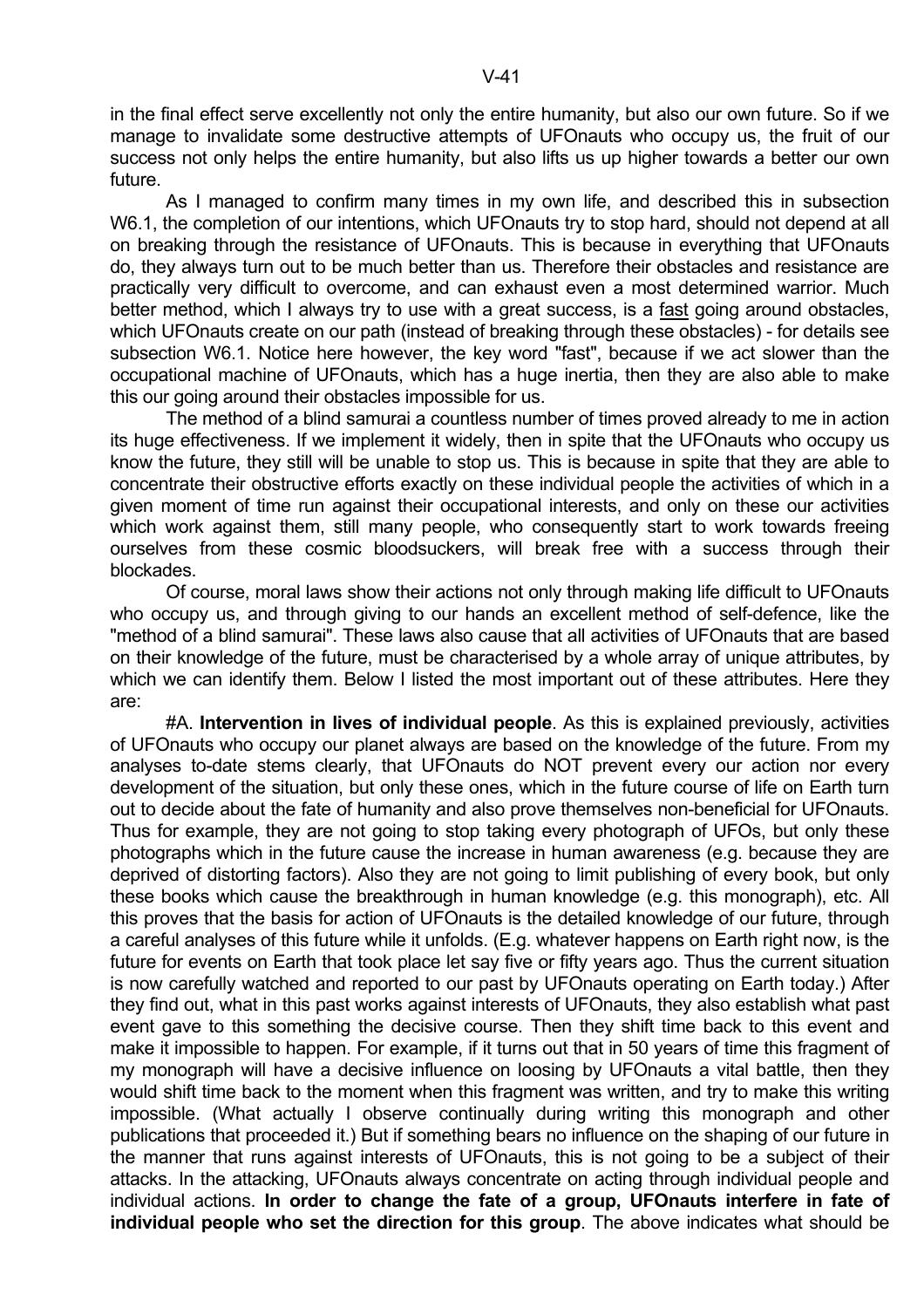in the final effect serve excellently not only the entire humanity, but also our own future. So if we manage to invalidate some destructive attempts of UFOnauts who occupy us, the fruit of our success not only helps the entire humanity, but also lifts us up higher towards a better our own future.

As I managed to confirm many times in my own life, and described this in subsection W6.1, the completion of our intentions, which UFOnauts try to stop hard, should not depend at all on breaking through the resistance of UFOnauts. This is because in everything that UFOnauts do, they always turn out to be much better than us. Therefore their obstacles and resistance are practically very difficult to overcome, and can exhaust even a most determined warrior. Much better method, which I always try to use with a great success, is a <u>fast</u> going around obstacles, which UFOnauts create on our path (instead of breaking through these obstacles) - for details see subsection W6.1. Notice here however, the key word "fast", because if we act slower than the occupational machine of UFOnauts, which has a huge inertia, then they are also able to make this our going around their obstacles impossible for us.

The method of a blind samurai a countless number of times proved already to me in action its huge effectiveness. If we implement it widely, then in spite that the UFOnauts who occupy us know the future, they still will be unable to stop us. This is because in spite that they are able to concentrate their obstructive efforts exactly on these individual people the activities of which in a given moment of time run against their occupational interests, and only on these our activities which work against them, still many people, who consequently start to work towards freeing ourselves from these cosmic bloodsuckers, will break free with a success through their blockades.

Of course, moral laws show their actions not only through making life difficult to UFOnauts who occupy us, and through giving to our hands an excellent method of self-defence, like the "method of a blind samurai". These laws also cause that all activities of UFOnauts that are based on their knowledge of the future, must be characterised by a whole array of unique attributes, by which we can identify them. Below I listed the most important out of these attributes. Here they are:

#A. **Intervention in lives of individual people**. As this is explained previously, activities of UFOnauts who occupy our planet always are based on the knowledge of the future. From my analyses to-date stems clearly, that UFOnauts do NOT prevent every our action nor every development of the situation, but only these ones, which in the future course of life on Earth turn out to decide about the fate of humanity and also prove themselves non-beneficial for UFOnauts. Thus for example, they are not going to stop taking every photograph of UFOs, but only these photographs which in the future cause the increase in human awareness (e.g. because they are deprived of distorting factors). Also they are not going to limit publishing of every book, but only these books which cause the breakthrough in human knowledge (e.g. this monograph), etc. All this proves that the basis for action of UFOnauts is the detailed knowledge of our future, through a careful analyses of this future while it unfolds. (E.g. whatever happens on Earth right now, is the future for events on Earth that took place let say five or fifty years ago. Thus the current situation is now carefully watched and reported to our past by UFOnauts operating on Earth today.) After they find out, what in this past works against interests of UFOnauts, they also establish what past event gave to this something the decisive course. Then they shift time back to this event and make it impossible to happen. For example, if it turns out that in 50 years of time this fragment of my monograph will have a decisive influence on loosing by UFOnauts a vital battle, then they would shift time back to the moment when this fragment was written, and try to make this writing impossible. (What actually I observe continually during writing this monograph and other publications that proceeded it.) But if something bears no influence on the shaping of our future in the manner that runs against interests of UFOnauts, this is not going to be a subject of their attacks. In the attacking, UFOnauts always concentrate on acting through individual people and individual actions. **In order to change the fate of a group, UFOnauts interfere in fate of individual people who set the direction for this group**. The above indicates what should be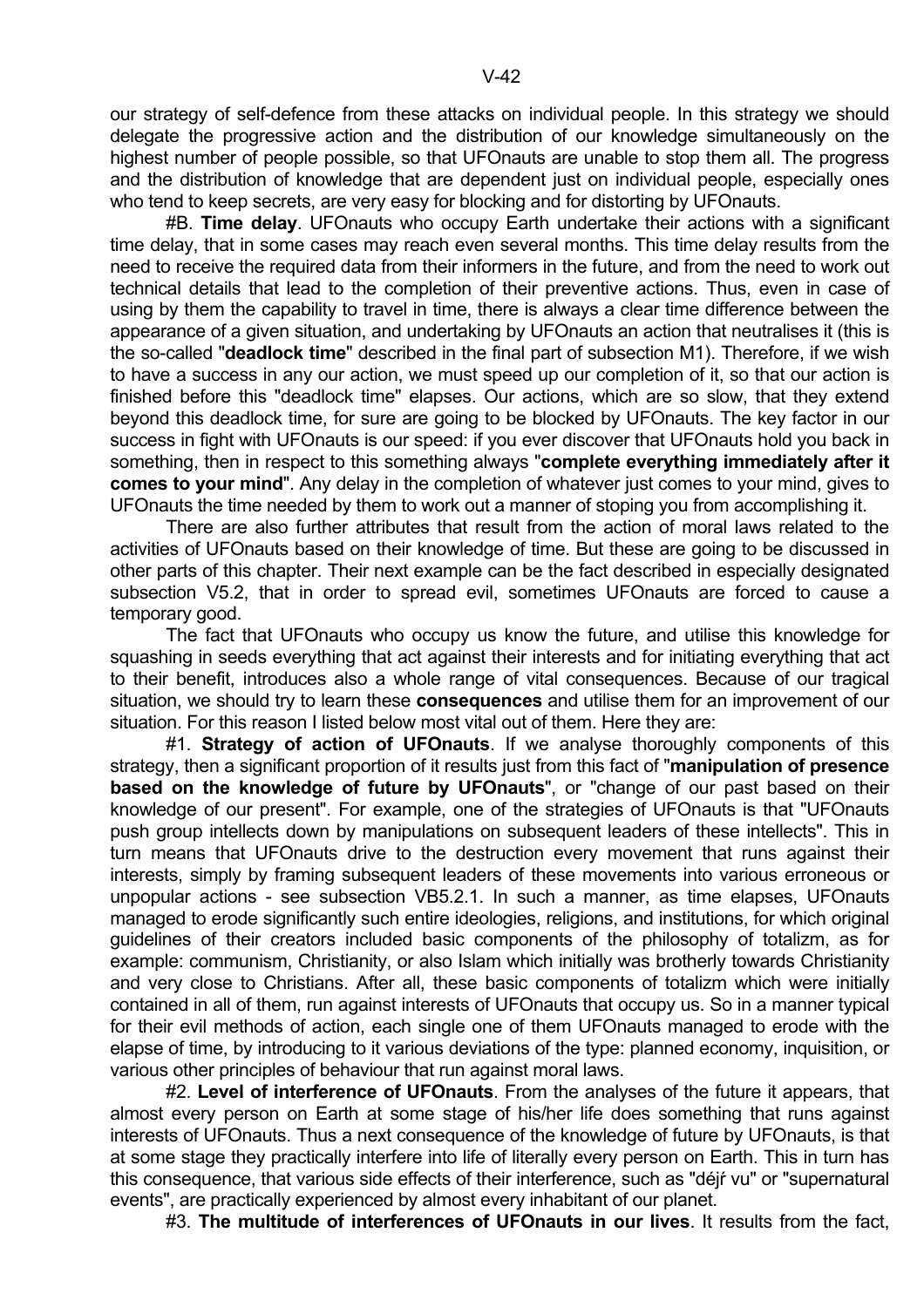our strategy of self-defence from these attacks on individual people. In this strategy we should delegate the progressive action and the distribution of our knowledge simultaneously on the highest number of people possible, so that UFOnauts are unable to stop them all. The progress and the distribution of knowledge that are dependent just on individual people, especially ones who tend to keep secrets, are very easy for blocking and for distorting by UFOnauts.

#B. **Time delay**. UFOnauts who occupy Earth undertake their actions with a significant time delay, that in some cases may reach even several months. This time delay results from the need to receive the required data from their informers in the future, and from the need to work out technical details that lead to the completion of their preventive actions. Thus, even in case of using by them the capability to travel in time, there is always a clear time difference between the appearance of a given situation, and undertaking by UFOnauts an action that neutralises it (this is the so-called "**deadlock time**" described in the final part of subsection M1). Therefore, if we wish to have a success in any our action, we must speed up our completion of it, so that our action is finished before this "deadlock time" elapses. Our actions, which are so slow, that they extend beyond this deadlock time, for sure are going to be blocked by UFOnauts. The key factor in our success in fight with UFOnauts is our speed: if you ever discover that UFOnauts hold you back in something, then in respect to this something always "**complete everything immediately after it comes to your mind**". Any delay in the completion of whatever just comes to your mind, gives to UFOnauts the time needed by them to work out a manner of stoping you from accomplishing it.

There are also further attributes that result from the action of moral laws related to the activities of UFOnauts based on their knowledge of time. But these are going to be discussed in other parts of this chapter. Their next example can be the fact described in especially designated subsection V5.2, that in order to spread evil, sometimes UFOnauts are forced to cause a temporary good.

The fact that UFOnauts who occupy us know the future, and utilise this knowledge for squashing in seeds everything that act against their interests and for initiating everything that act to their benefit, introduces also a whole range of vital consequences. Because of our tragical situation, we should try to learn these **consequences** and utilise them for an improvement of our situation. For this reason I listed below most vital out of them. Here they are:

#1. **Strategy of action of UFOnauts**. If we analyse thoroughly components of this strategy, then a significant proportion of it results just from this fact of "**manipulation of presence based on the knowledge of future by UFOnauts**", or "change of our past based on their knowledge of our present". For example, one of the strategies of UFOnauts is that "UFOnauts push group intellects down by manipulations on subsequent leaders of these intellects". This in turn means that UFOnauts drive to the destruction every movement that runs against their interests, simply by framing subsequent leaders of these movements into various erroneous or unpopular actions - see subsection VB5.2.1. In such a manner, as time elapses, UFOnauts managed to erode significantly such entire ideologies, religions, and institutions, for which original guidelines of their creators included basic components of the philosophy of totalizm, as for example: communism, Christianity, or also Islam which initially was brotherly towards Christianity and very close to Christians. After all, these basic components of totalizm which were initially contained in all of them, run against interests of UFOnauts that occupy us. So in a manner typical for their evil methods of action, each single one of them UFOnauts managed to erode with the elapse of time, by introducing to it various deviations of the type: planned economy, inquisition, or various other principles of behaviour that run against moral laws.

#2. **Level of interference of UFOnauts**. From the analyses of the future it appears, that almost every person on Earth at some stage of his/her life does something that runs against interests of UFOnauts. Thus a next consequence of the knowledge of future by UFOnauts, is that at some stage they practically interfere into life of literally every person on Earth. This in turn has this consequence, that various side effects of their interference, such as "déjŕ vu" or "supernatural events", are practically experienced by almost every inhabitant of our planet.

#3. **The multitude of interferences of UFOnauts in our lives**. It results from the fact,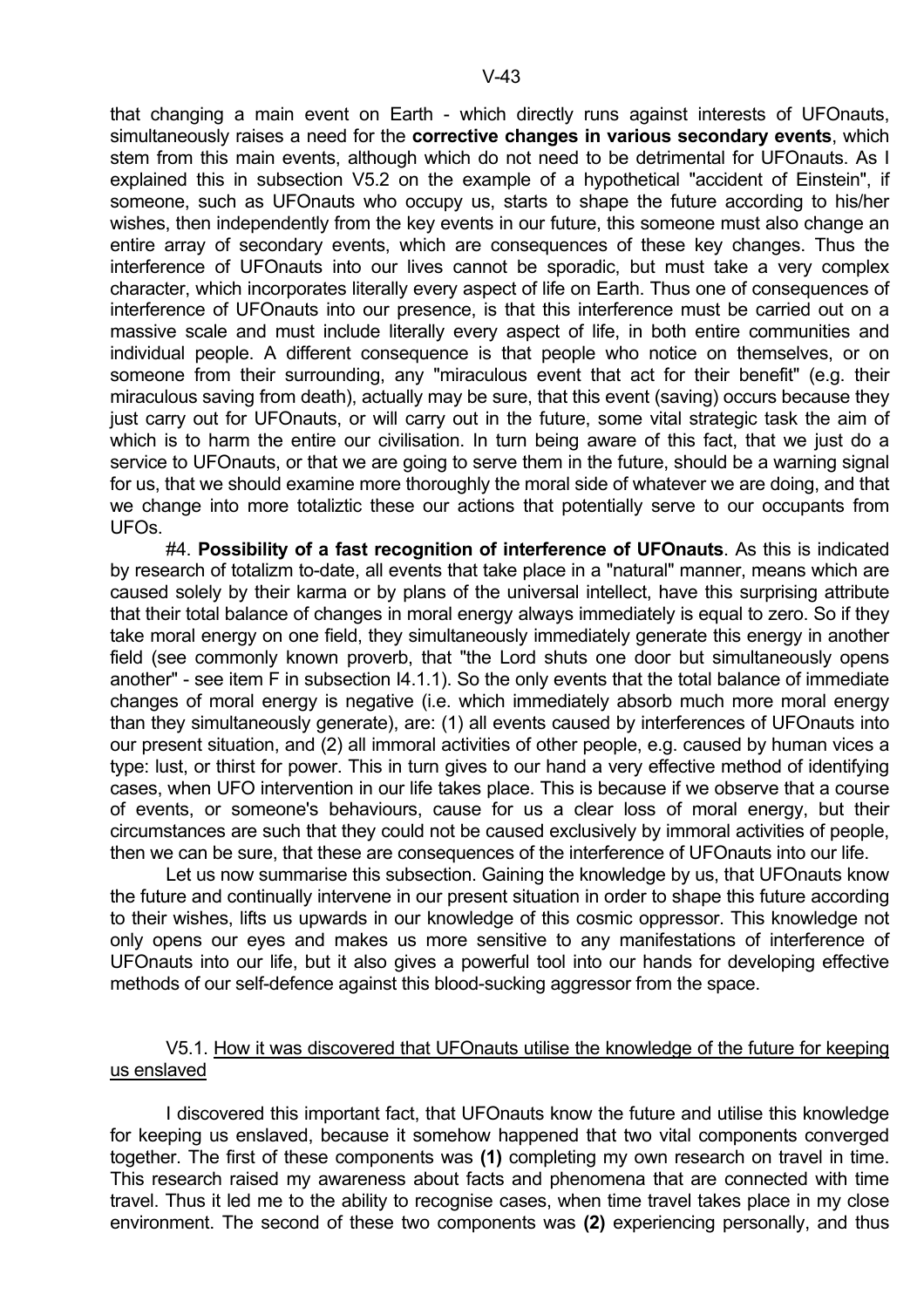that changing a main event on Earth - which directly runs against interests of UFOnauts, simultaneously raises a need for the **corrective changes in various secondary events**, which stem from this main events, although which do not need to be detrimental for UFOnauts. As I explained this in subsection V5.2 on the example of a hypothetical "accident of Einstein", if someone, such as UFOnauts who occupy us, starts to shape the future according to his/her wishes, then independently from the key events in our future, this someone must also change an entire array of secondary events, which are consequences of these key changes. Thus the interference of UFOnauts into our lives cannot be sporadic, but must take a very complex character, which incorporates literally every aspect of life on Earth. Thus one of consequences of interference of UFOnauts into our presence, is that this interference must be carried out on a massive scale and must include literally every aspect of life, in both entire communities and individual people. A different consequence is that people who notice on themselves, or on someone from their surrounding, any "miraculous event that act for their benefit" (e.g. their miraculous saving from death), actually may be sure, that this event (saving) occurs because they just carry out for UFOnauts, or will carry out in the future, some vital strategic task the aim of which is to harm the entire our civilisation. In turn being aware of this fact, that we just do a service to UFOnauts, or that we are going to serve them in the future, should be a warning signal for us, that we should examine more thoroughly the moral side of whatever we are doing, and that we change into more totaliztic these our actions that potentially serve to our occupants from UFOs.

#4. **Possibility of a fast recognition of interference of UFOnauts**. As this is indicated by research of totalizm to-date, all events that take place in a "natural" manner, means which are caused solely by their karma or by plans of the universal intellect, have this surprising attribute that their total balance of changes in moral energy always immediately is equal to zero. So if they take moral energy on one field, they simultaneously immediately generate this energy in another field (see commonly known proverb, that "the Lord shuts one door but simultaneously opens another" - see item F in subsection I4.1.1). So the only events that the total balance of immediate changes of moral energy is negative (i.e. which immediately absorb much more moral energy than they simultaneously generate), are: (1) all events caused by interferences of UFOnauts into our present situation, and (2) all immoral activities of other people, e.g. caused by human vices a type: lust, or thirst for power. This in turn gives to our hand a very effective method of identifying cases, when UFO intervention in our life takes place. This is because if we observe that a course of events, or someone's behaviours, cause for us a clear loss of moral energy, but their circumstances are such that they could not be caused exclusively by immoral activities of people, then we can be sure, that these are consequences of the interference of UFOnauts into our life.

Let us now summarise this subsection. Gaining the knowledge by us, that UFOnauts know the future and continually intervene in our present situation in order to shape this future according to their wishes, lifts us upwards in our knowledge of this cosmic oppressor. This knowledge not only opens our eyes and makes us more sensitive to any manifestations of interference of UFOnauts into our life, but it also gives a powerful tool into our hands for developing effective methods of our self-defence against this blood-sucking aggressor from the space.

### V5.1. How it was discovered that UFOnauts utilise the knowledge of the future for keeping us enslaved

I discovered this important fact, that UFOnauts know the future and utilise this knowledge for keeping us enslaved, because it somehow happened that two vital components converged together. The first of these components was **(1)** completing my own research on travel in time. This research raised my awareness about facts and phenomena that are connected with time travel. Thus it led me to the ability to recognise cases, when time travel takes place in my close environment. The second of these two components was **(2)** experiencing personally, and thus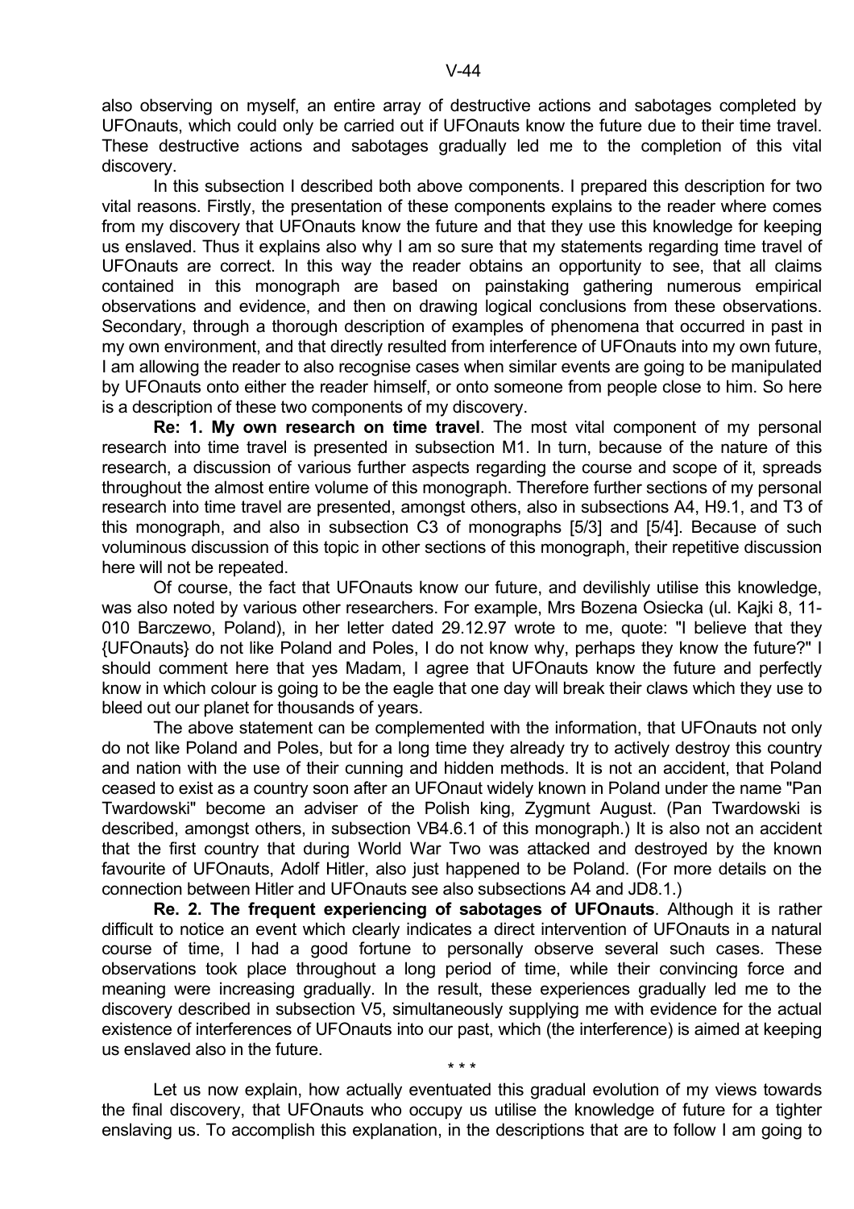also observing on myself, an entire array of destructive actions and sabotages completed by UFOnauts, which could only be carried out if UFOnauts know the future due to their time travel. These destructive actions and sabotages gradually led me to the completion of this vital discovery.

In this subsection I described both above components. I prepared this description for two vital reasons. Firstly, the presentation of these components explains to the reader where comes from my discovery that UFOnauts know the future and that they use this knowledge for keeping us enslaved. Thus it explains also why I am so sure that my statements regarding time travel of UFOnauts are correct. In this way the reader obtains an opportunity to see, that all claims contained in this monograph are based on painstaking gathering numerous empirical observations and evidence, and then on drawing logical conclusions from these observations. Secondary, through a thorough description of examples of phenomena that occurred in past in my own environment, and that directly resulted from interference of UFOnauts into my own future, I am allowing the reader to also recognise cases when similar events are going to be manipulated by UFOnauts onto either the reader himself, or onto someone from people close to him. So here is a description of these two components of my discovery.

**Re: 1. My own research on time travel**. The most vital component of my personal research into time travel is presented in subsection M1. In turn, because of the nature of this research, a discussion of various further aspects regarding the course and scope of it, spreads throughout the almost entire volume of this monograph. Therefore further sections of my personal research into time travel are presented, amongst others, also in subsections A4, H9.1, and T3 of this monograph, and also in subsection C3 of monographs [5/3] and [5/4]. Because of such voluminous discussion of this topic in other sections of this monograph, their repetitive discussion here will not be repeated.

Of course, the fact that UFOnauts know our future, and devilishly utilise this knowledge, was also noted by various other researchers. For example, Mrs Bozena Osiecka (ul. Kajki 8, 11-010 Barczewo, Poland), in her letter dated 29.12.97 wrote to me, quote: "I believe that they {UFOnauts} do not like Poland and Poles, I do not know why, perhaps they know the future?" I should comment here that yes Madam, I agree that UFOnauts know the future and perfectly know in which colour is going to be the eagle that one day will break their claws which they use to bleed out our planet for thousands of years.

The above statement can be complemented with the information, that UFOnauts not only do not like Poland and Poles, but for a long time they already try to actively destroy this country and nation with the use of their cunning and hidden methods. It is not an accident, that Poland ceased to exist as a country soon after an UFOnaut widely known in Poland under the name "Pan Twardowski" become an adviser of the Polish king, Zygmunt August. (Pan Twardowski is described, amongst others, in subsection VB4.6.1 of this monograph.) It is also not an accident that the first country that during World War Two was attacked and destroyed by the known favourite of UFOnauts, Adolf Hitler, also just happened to be Poland. (For more details on the connection between Hitler and UFOnauts see also subsections A4 and JD8.1.)

**Re. 2. The frequent experiencing of sabotages of UFOnauts**. Although it is rather difficult to notice an event which clearly indicates a direct intervention of UFOnauts in a natural course of time, I had a good fortune to personally observe several such cases. These observations took place throughout a long period of time, while their convincing force and meaning were increasing gradually. In the result, these experiences gradually led me to the discovery described in subsection V5, simultaneously supplying me with evidence for the actual existence of interferences of UFOnauts into our past, which (the interference) is aimed at keeping us enslaved also in the future.

\* \* \*

Let us now explain, how actually eventuated this gradual evolution of my views towards the final discovery, that UFOnauts who occupy us utilise the knowledge of future for a tighter enslaving us. To accomplish this explanation, in the descriptions that are to follow I am going to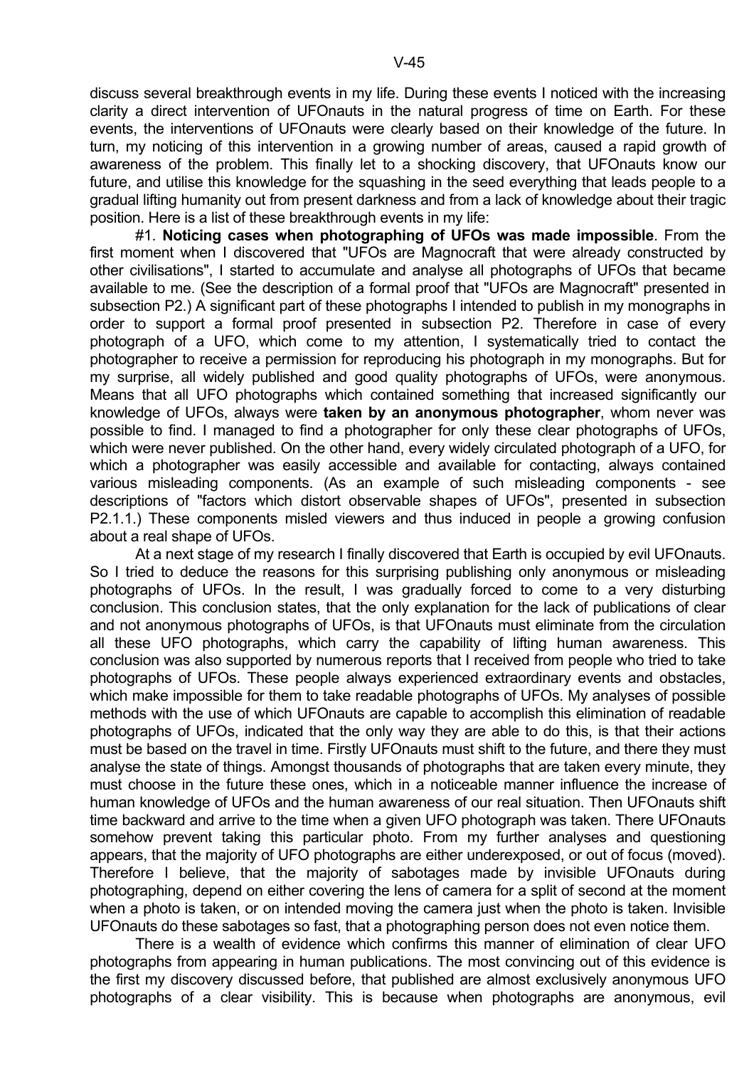discuss several breakthrough events in my life. During these events I noticed with the increasing clarity a direct intervention of UFOnauts in the natural progress of time on Earth. For these events, the interventions of UFOnauts were clearly based on their knowledge of the future. In turn, my noticing of this intervention in a growing number of areas, caused a rapid growth of awareness of the problem. This finally let to a shocking discovery, that UFOnauts know our future, and utilise this knowledge for the squashing in the seed everything that leads people to a gradual lifting humanity out from present darkness and from a lack of knowledge about their tragic position. Here is a list of these breakthrough events in my life:

#1. **Noticing cases when photographing of UFOs was made impossible**. From the first moment when I discovered that "UFOs are Magnocraft that were already constructed by other civilisations", I started to accumulate and analyse all photographs of UFOs that became available to me. (See the description of a formal proof that "UFOs are Magnocraft" presented in subsection P2.) A significant part of these photographs I intended to publish in my monographs in order to support a formal proof presented in subsection P2. Therefore in case of every photograph of a UFO, which come to my attention, I systematically tried to contact the photographer to receive a permission for reproducing his photograph in my monographs. But for my surprise, all widely published and good quality photographs of UFOs, were anonymous. Means that all UFO photographs which contained something that increased significantly our knowledge of UFOs, always were **taken by an anonymous photographer**, whom never was possible to find. I managed to find a photographer for only these clear photographs of UFOs, which were never published. On the other hand, every widely circulated photograph of a UFO, for which a photographer was easily accessible and available for contacting, always contained various misleading components. (As an example of such misleading components - see descriptions of "factors which distort observable shapes of UFOs", presented in subsection P2.1.1.) These components misled viewers and thus induced in people a growing confusion about a real shape of UFOs.

At a next stage of my research I finally discovered that Earth is occupied by evil UFOnauts. So I tried to deduce the reasons for this surprising publishing only anonymous or misleading photographs of UFOs. In the result, I was gradually forced to come to a very disturbing conclusion. This conclusion states, that the only explanation for the lack of publications of clear and not anonymous photographs of UFOs, is that UFOnauts must eliminate from the circulation all these UFO photographs, which carry the capability of lifting human awareness. This conclusion was also supported by numerous reports that I received from people who tried to take photographs of UFOs. These people always experienced extraordinary events and obstacles, which make impossible for them to take readable photographs of UFOs. My analyses of possible methods with the use of which UFOnauts are capable to accomplish this elimination of readable photographs of UFOs, indicated that the only way they are able to do this, is that their actions must be based on the travel in time. Firstly UFOnauts must shift to the future, and there they must analyse the state of things. Amongst thousands of photographs that are taken every minute, they must choose in the future these ones, which in a noticeable manner influence the increase of human knowledge of UFOs and the human awareness of our real situation. Then UFOnauts shift time backward and arrive to the time when a given UFO photograph was taken. There UFOnauts somehow prevent taking this particular photo. From my further analyses and questioning appears, that the majority of UFO photographs are either underexposed, or out of focus (moved). Therefore I believe, that the majority of sabotages made by invisible UFOnauts during photographing, depend on either covering the lens of camera for a split of second at the moment when a photo is taken, or on intended moving the camera just when the photo is taken. Invisible UFOnauts do these sabotages so fast, that a photographing person does not even notice them.

There is a wealth of evidence which confirms this manner of elimination of clear UFO photographs from appearing in human publications. The most convincing out of this evidence is the first my discovery discussed before, that published are almost exclusively anonymous UFO photographs of a clear visibility. This is because when photographs are anonymous, evil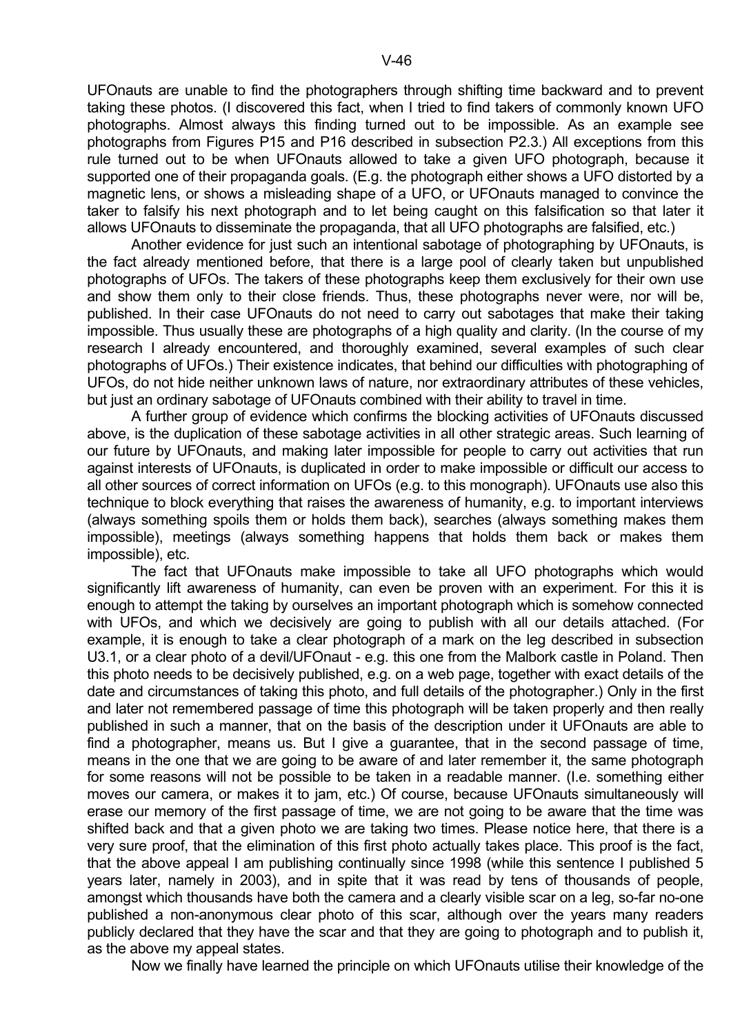UFOnauts are unable to find the photographers through shifting time backward and to prevent taking these photos. (I discovered this fact, when I tried to find takers of commonly known UFO photographs. Almost always this finding turned out to be impossible. As an example see photographs from Figures P15 and P16 described in subsection P2.3.) All exceptions from this rule turned out to be when UFOnauts allowed to take a given UFO photograph, because it supported one of their propaganda goals. (E.g. the photograph either shows a UFO distorted by a magnetic lens, or shows a misleading shape of a UFO, or UFOnauts managed to convince the taker to falsify his next photograph and to let being caught on this falsification so that later it allows UFOnauts to disseminate the propaganda, that all UFO photographs are falsified, etc.)

Another evidence for just such an intentional sabotage of photographing by UFOnauts, is the fact already mentioned before, that there is a large pool of clearly taken but unpublished photographs of UFOs. The takers of these photographs keep them exclusively for their own use and show them only to their close friends. Thus, these photographs never were, nor will be, published. In their case UFOnauts do not need to carry out sabotages that make their taking impossible. Thus usually these are photographs of a high quality and clarity. (In the course of my research I already encountered, and thoroughly examined, several examples of such clear photographs of UFOs.) Their existence indicates, that behind our difficulties with photographing of UFOs, do not hide neither unknown laws of nature, nor extraordinary attributes of these vehicles, but just an ordinary sabotage of UFOnauts combined with their ability to travel in time.

A further group of evidence which confirms the blocking activities of UFOnauts discussed above, is the duplication of these sabotage activities in all other strategic areas. Such learning of our future by UFOnauts, and making later impossible for people to carry out activities that run against interests of UFOnauts, is duplicated in order to make impossible or difficult our access to all other sources of correct information on UFOs (e.g. to this monograph). UFOnauts use also this technique to block everything that raises the awareness of humanity, e.g. to important interviews (always something spoils them or holds them back), searches (always something makes them impossible), meetings (always something happens that holds them back or makes them impossible), etc.

The fact that UFOnauts make impossible to take all UFO photographs which would significantly lift awareness of humanity, can even be proven with an experiment. For this it is enough to attempt the taking by ourselves an important photograph which is somehow connected with UFOs, and which we decisively are going to publish with all our details attached. (For example, it is enough to take a clear photograph of a mark on the leg described in subsection U3.1, or a clear photo of a devil/UFOnaut - e.g. this one from the Malbork castle in Poland. Then this photo needs to be decisively published, e.g. on a web page, together with exact details of the date and circumstances of taking this photo, and full details of the photographer.) Only in the first and later not remembered passage of time this photograph will be taken properly and then really published in such a manner, that on the basis of the description under it UFOnauts are able to find a photographer, means us. But I give a guarantee, that in the second passage of time, means in the one that we are going to be aware of and later remember it, the same photograph for some reasons will not be possible to be taken in a readable manner. (I.e. something either moves our camera, or makes it to jam, etc.) Of course, because UFOnauts simultaneously will erase our memory of the first passage of time, we are not going to be aware that the time was shifted back and that a given photo we are taking two times. Please notice here, that there is a very sure proof, that the elimination of this first photo actually takes place. This proof is the fact, that the above appeal I am publishing continually since 1998 (while this sentence I published 5 years later, namely in 2003), and in spite that it was read by tens of thousands of people, amongst which thousands have both the camera and a clearly visible scar on a leg, so-far no-one published a non-anonymous clear photo of this scar, although over the years many readers publicly declared that they have the scar and that they are going to photograph and to publish it, as the above my appeal states.

Now we finally have learned the principle on which UFOnauts utilise their knowledge of the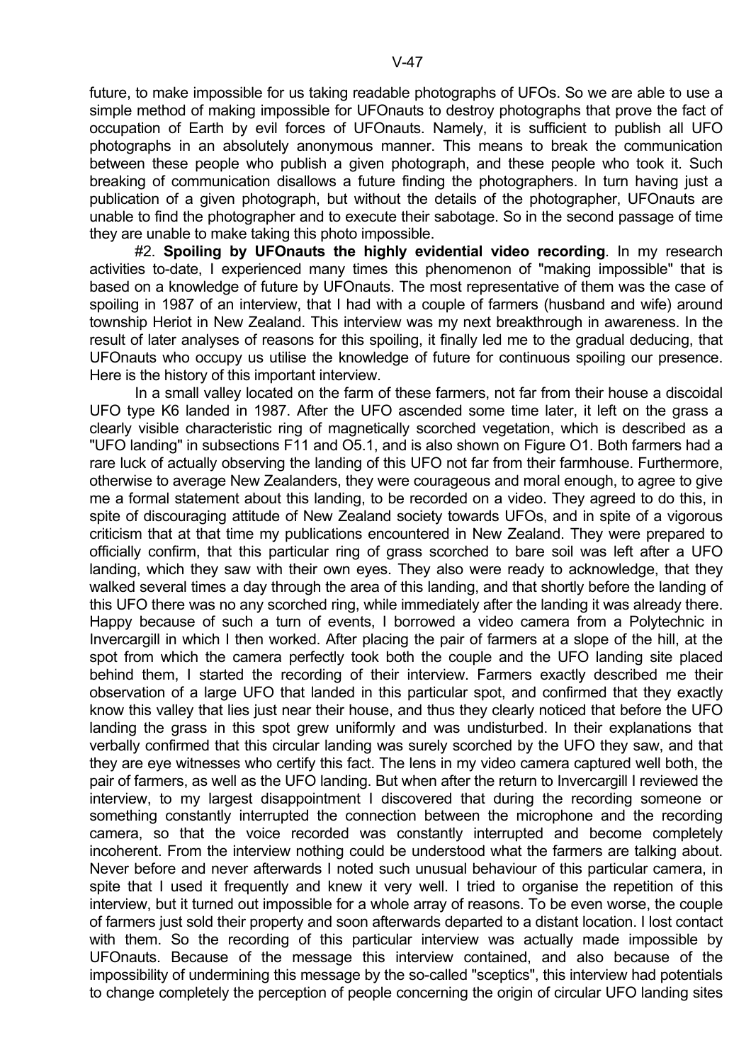future, to make impossible for us taking readable photographs of UFOs. So we are able to use a simple method of making impossible for UFOnauts to destroy photographs that prove the fact of occupation of Earth by evil forces of UFOnauts. Namely, it is sufficient to publish all UFO photographs in an absolutely anonymous manner. This means to break the communication between these people who publish a given photograph, and these people who took it. Such breaking of communication disallows a future finding the photographers. In turn having just a publication of a given photograph, but without the details of the photographer, UFOnauts are unable to find the photographer and to execute their sabotage. So in the second passage of time they are unable to make taking this photo impossible.

#2. **Spoiling by UFOnauts the highly evidential video recording**. In my research activities to-date, I experienced many times this phenomenon of "making impossible" that is based on a knowledge of future by UFOnauts. The most representative of them was the case of spoiling in 1987 of an interview, that I had with a couple of farmers (husband and wife) around township Heriot in New Zealand. This interview was my next breakthrough in awareness. In the result of later analyses of reasons for this spoiling, it finally led me to the gradual deducing, that UFOnauts who occupy us utilise the knowledge of future for continuous spoiling our presence. Here is the history of this important interview.

In a small valley located on the farm of these farmers, not far from their house a discoidal UFO type K6 landed in 1987. After the UFO ascended some time later, it left on the grass a clearly visible characteristic ring of magnetically scorched vegetation, which is described as a "UFO landing" in subsections F11 and O5.1, and is also shown on Figure O1. Both farmers had a rare luck of actually observing the landing of this UFO not far from their farmhouse. Furthermore, otherwise to average New Zealanders, they were courageous and moral enough, to agree to give me a formal statement about this landing, to be recorded on a video. They agreed to do this, in spite of discouraging attitude of New Zealand society towards UFOs, and in spite of a vigorous criticism that at that time my publications encountered in New Zealand. They were prepared to officially confirm, that this particular ring of grass scorched to bare soil was left after a UFO landing, which they saw with their own eyes. They also were ready to acknowledge, that they walked several times a day through the area of this landing, and that shortly before the landing of this UFO there was no any scorched ring, while immediately after the landing it was already there. Happy because of such a turn of events, I borrowed a video camera from a Polytechnic in Invercargill in which I then worked. After placing the pair of farmers at a slope of the hill, at the spot from which the camera perfectly took both the couple and the UFO landing site placed behind them, I started the recording of their interview. Farmers exactly described me their observation of a large UFO that landed in this particular spot, and confirmed that they exactly know this valley that lies just near their house, and thus they clearly noticed that before the UFO landing the grass in this spot grew uniformly and was undisturbed. In their explanations that verbally confirmed that this circular landing was surely scorched by the UFO they saw, and that they are eye witnesses who certify this fact. The lens in my video camera captured well both, the pair of farmers, as well as the UFO landing. But when after the return to Invercargill I reviewed the interview, to my largest disappointment I discovered that during the recording someone or something constantly interrupted the connection between the microphone and the recording camera, so that the voice recorded was constantly interrupted and become completely incoherent. From the interview nothing could be understood what the farmers are talking about. Never before and never afterwards I noted such unusual behaviour of this particular camera, in spite that I used it frequently and knew it very well. I tried to organise the repetition of this interview, but it turned out impossible for a whole array of reasons. To be even worse, the couple of farmers just sold their property and soon afterwards departed to a distant location. I lost contact with them. So the recording of this particular interview was actually made impossible by UFOnauts. Because of the message this interview contained, and also because of the impossibility of undermining this message by the so-called "sceptics", this interview had potentials to change completely the perception of people concerning the origin of circular UFO landing sites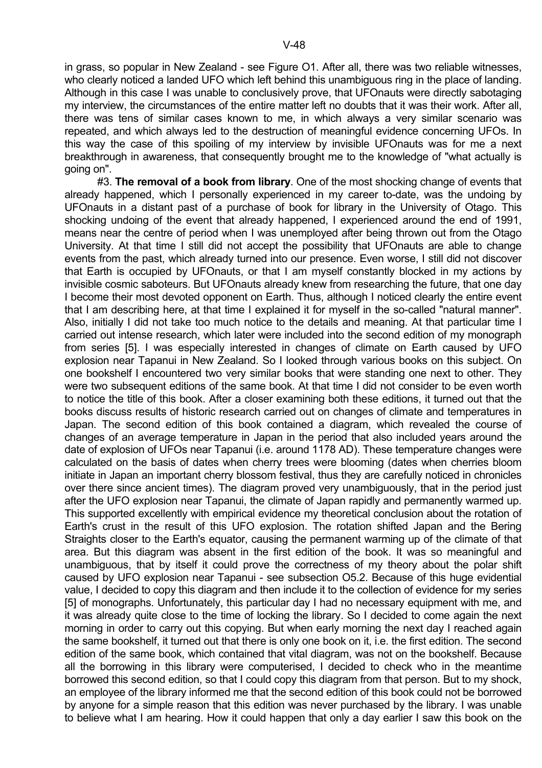in grass, so popular in New Zealand - see Figure O1. After all, there was two reliable witnesses, who clearly noticed a landed UFO which left behind this unambiguous ring in the place of landing. Although in this case I was unable to conclusively prove, that UFOnauts were directly sabotaging my interview, the circumstances of the entire matter left no doubts that it was their work. After all, there was tens of similar cases known to me, in which always a very similar scenario was repeated, and which always led to the destruction of meaningful evidence concerning UFOs. In this way the case of this spoiling of my interview by invisible UFOnauts was for me a next breakthrough in awareness, that consequently brought me to the knowledge of "what actually is going on".

#3. **The removal of a book from library**. One of the most shocking change of events that already happened, which I personally experienced in my career to-date, was the undoing by UFOnauts in a distant past of a purchase of book for library in the University of Otago. This shocking undoing of the event that already happened, I experienced around the end of 1991, means near the centre of period when I was unemployed after being thrown out from the Otago University. At that time I still did not accept the possibility that UFOnauts are able to change events from the past, which already turned into our presence. Even worse, I still did not discover that Earth is occupied by UFOnauts, or that I am myself constantly blocked in my actions by invisible cosmic saboteurs. But UFOnauts already knew from researching the future, that one day I become their most devoted opponent on Earth. Thus, although I noticed clearly the entire event that I am describing here, at that time I explained it for myself in the so-called "natural manner". Also, initially I did not take too much notice to the details and meaning. At that particular time I carried out intense research, which later were included into the second edition of my monograph from series [5]. I was especially interested in changes of climate on Earth caused by UFO explosion near Tapanui in New Zealand. So I looked through various books on this subject. On one bookshelf I encountered two very similar books that were standing one next to other. They were two subsequent editions of the same book. At that time I did not consider to be even worth to notice the title of this book. After a closer examining both these editions, it turned out that the books discuss results of historic research carried out on changes of climate and temperatures in Japan. The second edition of this book contained a diagram, which revealed the course of changes of an average temperature in Japan in the period that also included years around the date of explosion of UFOs near Tapanui (i.e. around 1178 AD). These temperature changes were calculated on the basis of dates when cherry trees were blooming (dates when cherries bloom initiate in Japan an important cherry blossom festival, thus they are carefully noticed in chronicles over there since ancient times). The diagram proved very unambiguously, that in the period just after the UFO explosion near Tapanui, the climate of Japan rapidly and permanently warmed up. This supported excellently with empirical evidence my theoretical conclusion about the rotation of Earth's crust in the result of this UFO explosion. The rotation shifted Japan and the Bering Straights closer to the Earth's equator, causing the permanent warming up of the climate of that area. But this diagram was absent in the first edition of the book. It was so meaningful and unambiguous, that by itself it could prove the correctness of my theory about the polar shift caused by UFO explosion near Tapanui - see subsection O5.2. Because of this huge evidential value, I decided to copy this diagram and then include it to the collection of evidence for my series [5] of monographs. Unfortunately, this particular day I had no necessary equipment with me, and it was already quite close to the time of locking the library. So I decided to come again the next morning in order to carry out this copying. But when early morning the next day I reached again the same bookshelf, it turned out that there is only one book on it, i.e. the first edition. The second edition of the same book, which contained that vital diagram, was not on the bookshelf. Because all the borrowing in this library were computerised, I decided to check who in the meantime borrowed this second edition, so that I could copy this diagram from that person. But to my shock, an employee of the library informed me that the second edition of this book could not be borrowed by anyone for a simple reason that this edition was never purchased by the library. I was unable to believe what I am hearing. How it could happen that only a day earlier I saw this book on the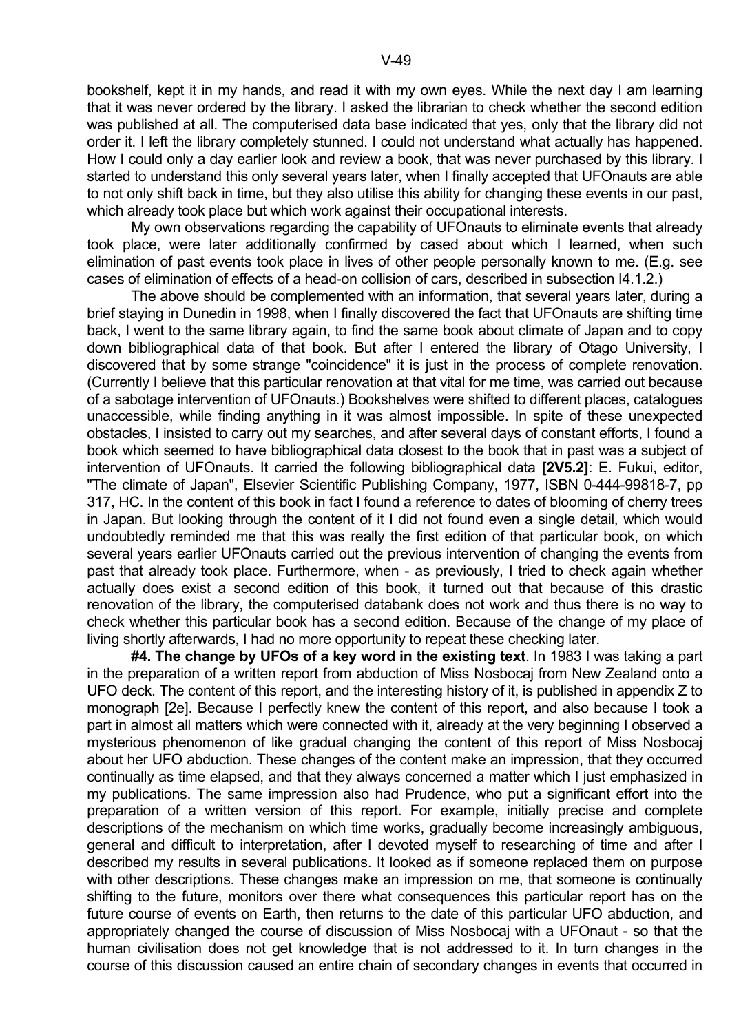bookshelf, kept it in my hands, and read it with my own eyes. While the next day I am learning that it was never ordered by the library. I asked the librarian to check whether the second edition was published at all. The computerised data base indicated that yes, only that the library did not order it. I left the library completely stunned. I could not understand what actually has happened. How I could only a day earlier look and review a book, that was never purchased by this library. I started to understand this only several years later, when I finally accepted that UFOnauts are able to not only shift back in time, but they also utilise this ability for changing these events in our past, which already took place but which work against their occupational interests.

My own observations regarding the capability of UFOnauts to eliminate events that already took place, were later additionally confirmed by cased about which I learned, when such elimination of past events took place in lives of other people personally known to me. (E.g. see cases of elimination of effects of a head-on collision of cars, described in subsection I4.1.2.)

The above should be complemented with an information, that several years later, during a brief staying in Dunedin in 1998, when I finally discovered the fact that UFOnauts are shifting time back, I went to the same library again, to find the same book about climate of Japan and to copy down bibliographical data of that book. But after I entered the library of Otago University, I discovered that by some strange "coincidence" it is just in the process of complete renovation. (Currently I believe that this particular renovation at that vital for me time, was carried out because of a sabotage intervention of UFOnauts.) Bookshelves were shifted to different places, catalogues unaccessible, while finding anything in it was almost impossible. In spite of these unexpected obstacles, I insisted to carry out my searches, and after several days of constant efforts, I found a book which seemed to have bibliographical data closest to the book that in past was a subject of intervention of UFOnauts. It carried the following bibliographical data **[2V5.2]**: E. Fukui, editor, "The climate of Japan", Elsevier Scientific Publishing Company, 1977, ISBN 0-444-99818-7, pp 317, HC. In the content of this book in fact I found a reference to dates of blooming of cherry trees in Japan. But looking through the content of it I did not found even a single detail, which would undoubtedly reminded me that this was really the first edition of that particular book, on which several years earlier UFOnauts carried out the previous intervention of changing the events from past that already took place. Furthermore, when - as previously, I tried to check again whether actually does exist a second edition of this book, it turned out that because of this drastic renovation of the library, the computerised databank does not work and thus there is no way to check whether this particular book has a second edition. Because of the change of my place of living shortly afterwards, I had no more opportunity to repeat these checking later.

**#4. The change by UFOs of a key word in the existing text**. In 1983 I was taking a part in the preparation of a written report from abduction of Miss Nosbocaj from New Zealand onto a UFO deck. The content of this report, and the interesting history of it, is published in appendix Z to monograph [2e]. Because I perfectly knew the content of this report, and also because I took a part in almost all matters which were connected with it, already at the very beginning I observed a mysterious phenomenon of like gradual changing the content of this report of Miss Nosbocaj about her UFO abduction. These changes of the content make an impression, that they occurred continually as time elapsed, and that they always concerned a matter which I just emphasized in my publications. The same impression also had Prudence, who put a significant effort into the preparation of a written version of this report. For example, initially precise and complete descriptions of the mechanism on which time works, gradually become increasingly ambiguous, general and difficult to interpretation, after I devoted myself to researching of time and after I described my results in several publications. It looked as if someone replaced them on purpose with other descriptions. These changes make an impression on me, that someone is continually shifting to the future, monitors over there what consequences this particular report has on the future course of events on Earth, then returns to the date of this particular UFO abduction, and appropriately changed the course of discussion of Miss Nosbocaj with a UFOnaut - so that the human civilisation does not get knowledge that is not addressed to it. In turn changes in the course of this discussion caused an entire chain of secondary changes in events that occurred in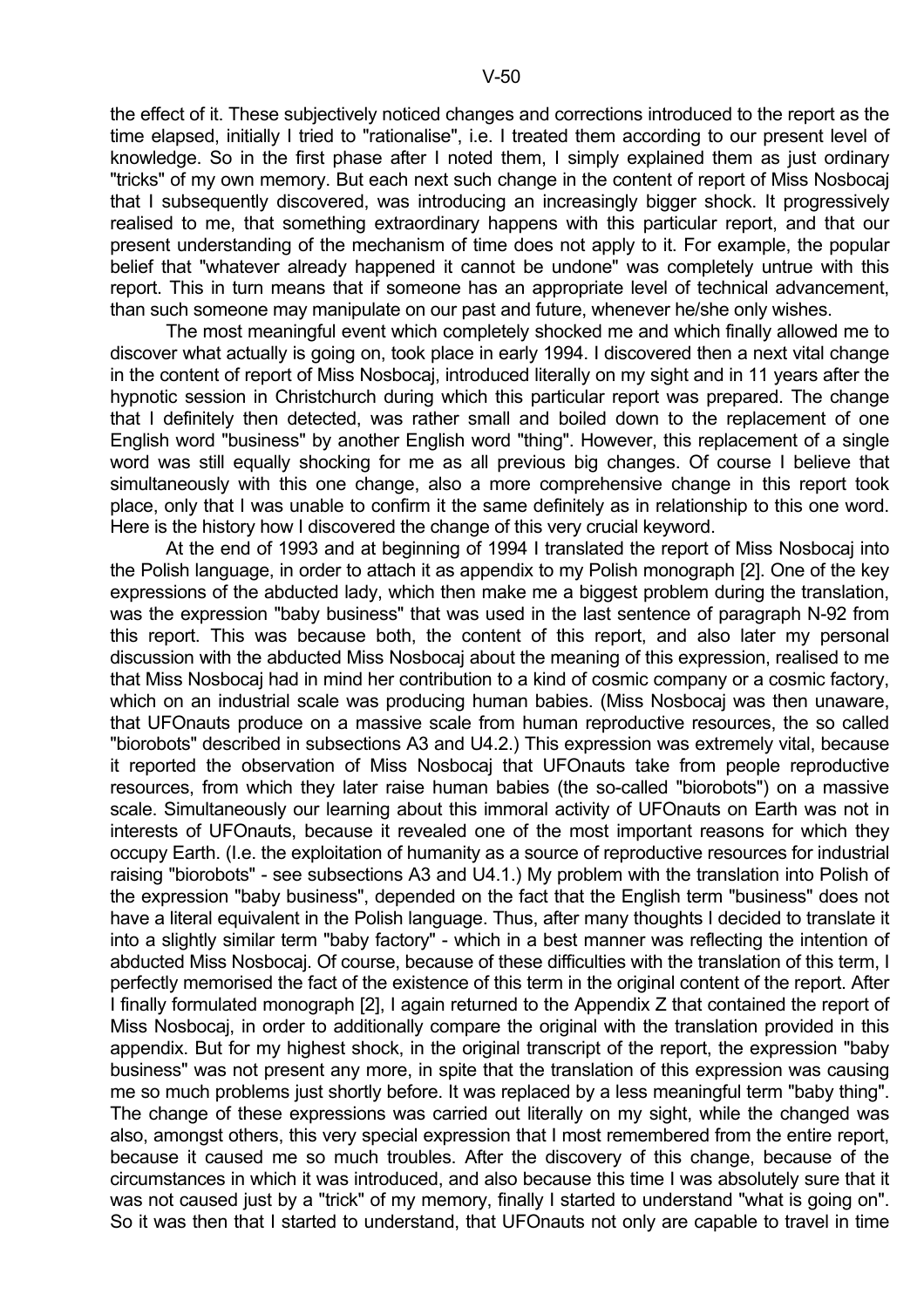the effect of it. These subjectively noticed changes and corrections introduced to the report as the time elapsed, initially I tried to "rationalise", i.e. I treated them according to our present level of knowledge. So in the first phase after I noted them, I simply explained them as just ordinary "tricks" of my own memory. But each next such change in the content of report of Miss Nosbocaj that I subsequently discovered, was introducing an increasingly bigger shock. It progressively realised to me, that something extraordinary happens with this particular report, and that our present understanding of the mechanism of time does not apply to it. For example, the popular belief that "whatever already happened it cannot be undone" was completely untrue with this report. This in turn means that if someone has an appropriate level of technical advancement, than such someone may manipulate on our past and future, whenever he/she only wishes.

The most meaningful event which completely shocked me and which finally allowed me to discover what actually is going on, took place in early 1994. I discovered then a next vital change in the content of report of Miss Nosbocaj, introduced literally on my sight and in 11 years after the hypnotic session in Christchurch during which this particular report was prepared. The change that I definitely then detected, was rather small and boiled down to the replacement of one English word "business" by another English word "thing". However, this replacement of a single word was still equally shocking for me as all previous big changes. Of course I believe that simultaneously with this one change, also a more comprehensive change in this report took place, only that I was unable to confirm it the same definitely as in relationship to this one word. Here is the history how I discovered the change of this very crucial keyword.

At the end of 1993 and at beginning of 1994 I translated the report of Miss Nosbocaj into the Polish language, in order to attach it as appendix to my Polish monograph [2]. One of the key expressions of the abducted lady, which then make me a biggest problem during the translation, was the expression "baby business" that was used in the last sentence of paragraph N-92 from this report. This was because both, the content of this report, and also later my personal discussion with the abducted Miss Nosbocaj about the meaning of this expression, realised to me that Miss Nosbocaj had in mind her contribution to a kind of cosmic company or a cosmic factory, which on an industrial scale was producing human babies. (Miss Nosbocaj was then unaware, that UFOnauts produce on a massive scale from human reproductive resources, the so called "biorobots" described in subsections A3 and U4.2.) This expression was extremely vital, because it reported the observation of Miss Nosbocaj that UFOnauts take from people reproductive resources, from which they later raise human babies (the so-called "biorobots") on a massive scale. Simultaneously our learning about this immoral activity of UFOnauts on Earth was not in interests of UFOnauts, because it revealed one of the most important reasons for which they occupy Earth. (I.e. the exploitation of humanity as a source of reproductive resources for industrial raising "biorobots" - see subsections A3 and U4.1.) My problem with the translation into Polish of the expression "baby business", depended on the fact that the English term "business" does not have a literal equivalent in the Polish language. Thus, after many thoughts I decided to translate it into a slightly similar term "baby factory" - which in a best manner was reflecting the intention of abducted Miss Nosbocaj. Of course, because of these difficulties with the translation of this term, I perfectly memorised the fact of the existence of this term in the original content of the report. After I finally formulated monograph [2], I again returned to the Appendix Z that contained the report of Miss Nosbocaj, in order to additionally compare the original with the translation provided in this appendix. But for my highest shock, in the original transcript of the report, the expression "baby business" was not present any more, in spite that the translation of this expression was causing me so much problems just shortly before. It was replaced by a less meaningful term "baby thing". The change of these expressions was carried out literally on my sight, while the changed was also, amongst others, this very special expression that I most remembered from the entire report, because it caused me so much troubles. After the discovery of this change, because of the circumstances in which it was introduced, and also because this time I was absolutely sure that it was not caused just by a "trick" of my memory, finally I started to understand "what is going on". So it was then that I started to understand, that UFOnauts not only are capable to travel in time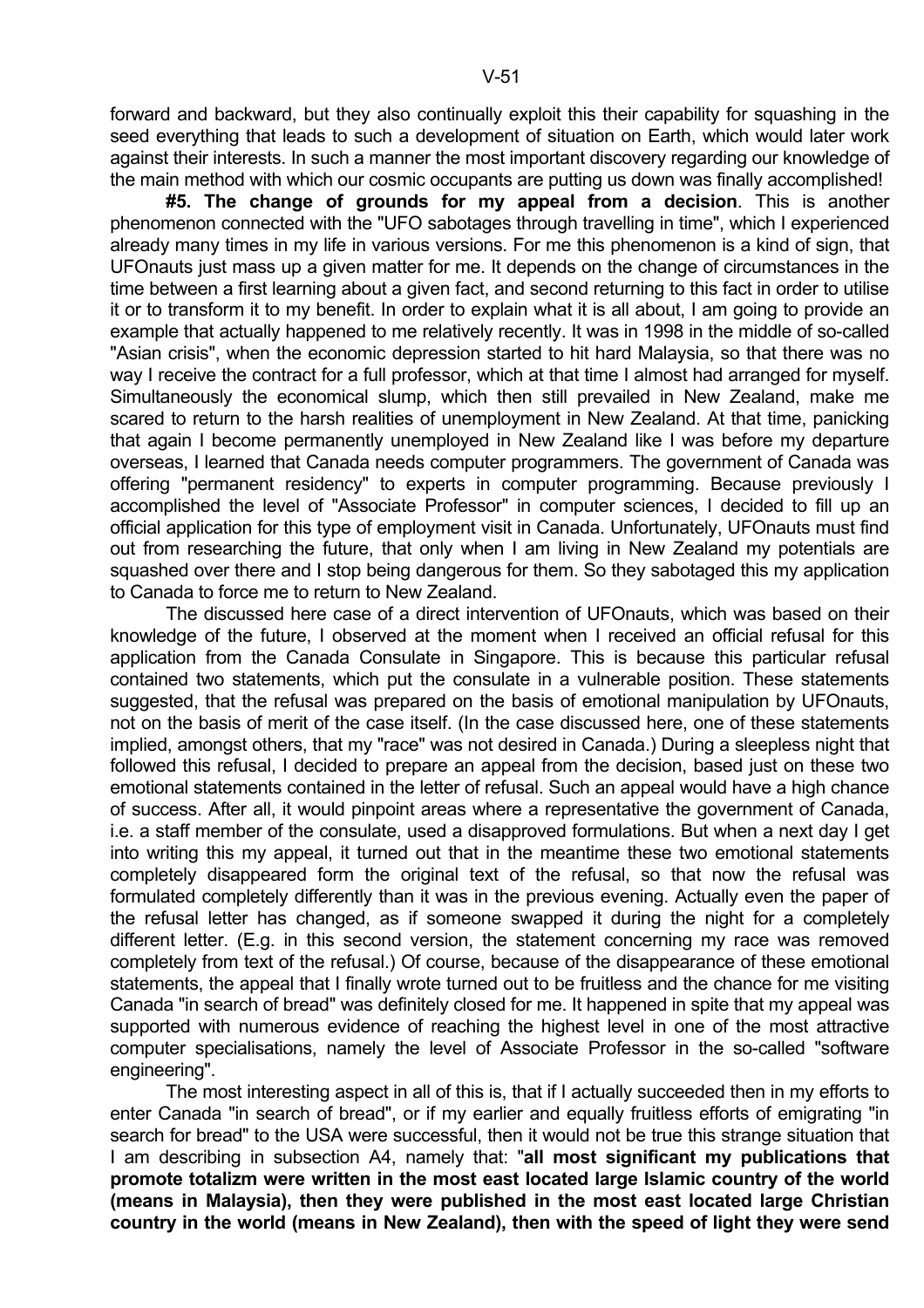forward and backward, but they also continually exploit this their capability for squashing in the seed everything that leads to such a development of situation on Earth, which would later work against their interests. In such a manner the most important discovery regarding our knowledge of the main method with which our cosmic occupants are putting us down was finally accomplished!

**#5. The change of grounds for my appeal from a decision**. This is another phenomenon connected with the "UFO sabotages through travelling in time", which I experienced already many times in my life in various versions. For me this phenomenon is a kind of sign, that UFOnauts just mass up a given matter for me. It depends on the change of circumstances in the time between a first learning about a given fact, and second returning to this fact in order to utilise it or to transform it to my benefit. In order to explain what it is all about, I am going to provide an example that actually happened to me relatively recently. It was in 1998 in the middle of so-called "Asian crisis", when the economic depression started to hit hard Malaysia, so that there was no way I receive the contract for a full professor, which at that time I almost had arranged for myself. Simultaneously the economical slump, which then still prevailed in New Zealand, make me scared to return to the harsh realities of unemployment in New Zealand. At that time, panicking that again I become permanently unemployed in New Zealand like I was before my departure overseas, I learned that Canada needs computer programmers. The government of Canada was offering "permanent residency" to experts in computer programming. Because previously I accomplished the level of "Associate Professor" in computer sciences, I decided to fill up an official application for this type of employment visit in Canada. Unfortunately, UFOnauts must find out from researching the future, that only when I am living in New Zealand my potentials are squashed over there and I stop being dangerous for them. So they sabotaged this my application to Canada to force me to return to New Zealand.

The discussed here case of a direct intervention of UFOnauts, which was based on their knowledge of the future, I observed at the moment when I received an official refusal for this application from the Canada Consulate in Singapore. This is because this particular refusal contained two statements, which put the consulate in a vulnerable position. These statements suggested, that the refusal was prepared on the basis of emotional manipulation by UFOnauts, not on the basis of merit of the case itself. (In the case discussed here, one of these statements implied, amongst others, that my "race" was not desired in Canada.) During a sleepless night that followed this refusal, I decided to prepare an appeal from the decision, based just on these two emotional statements contained in the letter of refusal. Such an appeal would have a high chance of success. After all, it would pinpoint areas where a representative the government of Canada, i.e. a staff member of the consulate, used a disapproved formulations. But when a next day I get into writing this my appeal, it turned out that in the meantime these two emotional statements completely disappeared form the original text of the refusal, so that now the refusal was formulated completely differently than it was in the previous evening. Actually even the paper of the refusal letter has changed, as if someone swapped it during the night for a completely different letter. (E.g. in this second version, the statement concerning my race was removed completely from text of the refusal.) Of course, because of the disappearance of these emotional statements, the appeal that I finally wrote turned out to be fruitless and the chance for me visiting Canada "in search of bread" was definitely closed for me. It happened in spite that my appeal was supported with numerous evidence of reaching the highest level in one of the most attractive computer specialisations, namely the level of Associate Professor in the so-called "software engineering".

The most interesting aspect in all of this is, that if I actually succeeded then in my efforts to enter Canada "in search of bread", or if my earlier and equally fruitless efforts of emigrating "in search for bread" to the USA were successful, then it would not be true this strange situation that I am describing in subsection A4, namely that: "**all most significant my publications that promote totalizm were written in the most east located large Islamic country of the world (means in Malaysia), then they were published in the most east located large Christian country in the world (means in New Zealand), then with the speed of light they were send**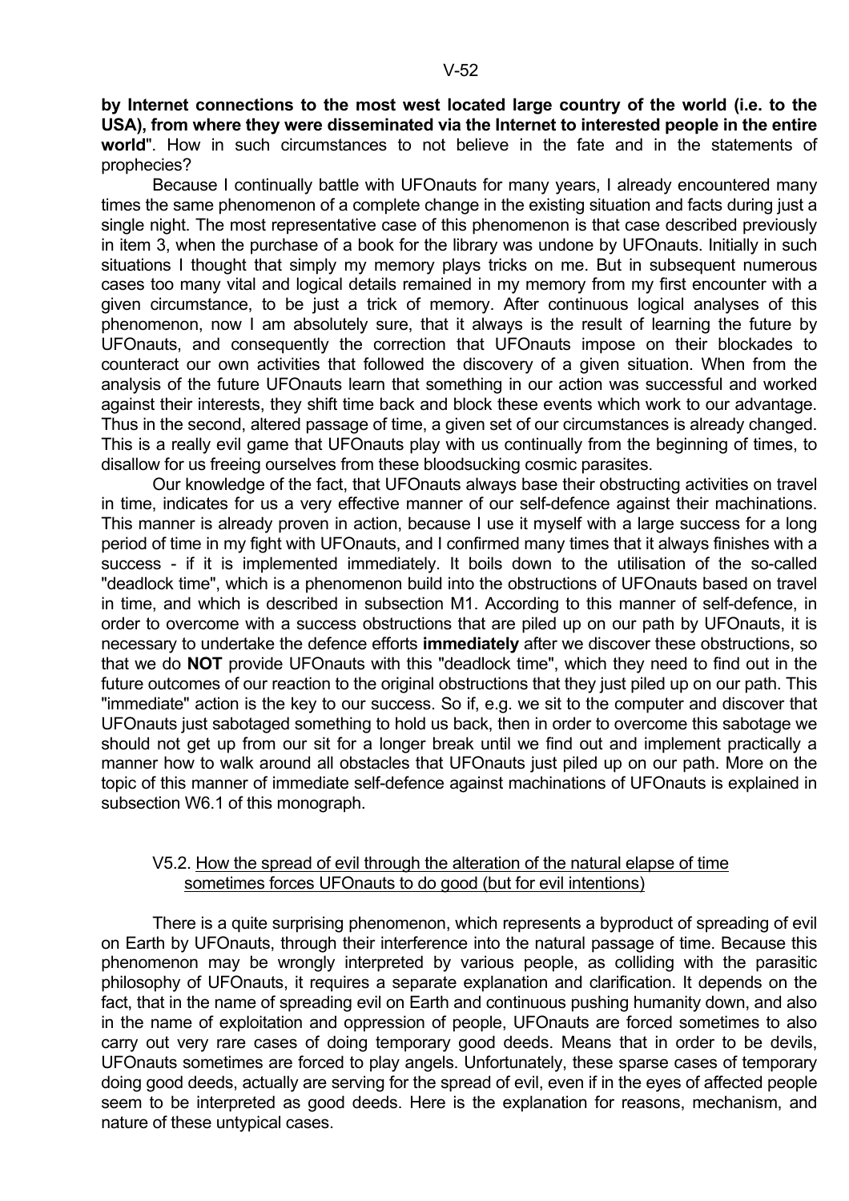**by Internet connections to the most west located large country of the world (i.e. to the USA), from where they were disseminated via the Internet to interested people in the entire world**". How in such circumstances to not believe in the fate and in the statements of prophecies?

Because I continually battle with UFOnauts for many years, I already encountered many times the same phenomenon of a complete change in the existing situation and facts during just a single night. The most representative case of this phenomenon is that case described previously in item 3, when the purchase of a book for the library was undone by UFOnauts. Initially in such situations I thought that simply my memory plays tricks on me. But in subsequent numerous cases too many vital and logical details remained in my memory from my first encounter with a given circumstance, to be just a trick of memory. After continuous logical analyses of this phenomenon, now I am absolutely sure, that it always is the result of learning the future by UFOnauts, and consequently the correction that UFOnauts impose on their blockades to counteract our own activities that followed the discovery of a given situation. When from the analysis of the future UFOnauts learn that something in our action was successful and worked against their interests, they shift time back and block these events which work to our advantage. Thus in the second, altered passage of time, a given set of our circumstances is already changed. This is a really evil game that UFOnauts play with us continually from the beginning of times, to disallow for us freeing ourselves from these bloodsucking cosmic parasites.

Our knowledge of the fact, that UFOnauts always base their obstructing activities on travel in time, indicates for us a very effective manner of our self-defence against their machinations. This manner is already proven in action, because I use it myself with a large success for a long period of time in my fight with UFOnauts, and I confirmed many times that it always finishes with a success - if it is implemented immediately. It boils down to the utilisation of the so-called "deadlock time", which is a phenomenon build into the obstructions of UFOnauts based on travel in time, and which is described in subsection M1. According to this manner of self-defence, in order to overcome with a success obstructions that are piled up on our path by UFOnauts, it is necessary to undertake the defence efforts **immediately** after we discover these obstructions, so that we do **NOT** provide UFOnauts with this "deadlock time", which they need to find out in the future outcomes of our reaction to the original obstructions that they just piled up on our path. This "immediate" action is the key to our success. So if, e.g. we sit to the computer and discover that UFOnauts just sabotaged something to hold us back, then in order to overcome this sabotage we should not get up from our sit for a longer break until we find out and implement practically a manner how to walk around all obstacles that UFOnauts just piled up on our path. More on the topic of this manner of immediate self-defence against machinations of UFOnauts is explained in subsection W6.1 of this monograph.

### V5.2. How the spread of evil through the alteration of the natural elapse of time sometimes forces UFOnauts to do good (but for evil intentions)

There is a quite surprising phenomenon, which represents a byproduct of spreading of evil on Earth by UFOnauts, through their interference into the natural passage of time. Because this phenomenon may be wrongly interpreted by various people, as colliding with the parasitic philosophy of UFOnauts, it requires a separate explanation and clarification. It depends on the fact, that in the name of spreading evil on Earth and continuous pushing humanity down, and also in the name of exploitation and oppression of people, UFOnauts are forced sometimes to also carry out very rare cases of doing temporary good deeds. Means that in order to be devils, UFOnauts sometimes are forced to play angels. Unfortunately, these sparse cases of temporary doing good deeds, actually are serving for the spread of evil, even if in the eyes of affected people seem to be interpreted as good deeds. Here is the explanation for reasons, mechanism, and nature of these untypical cases.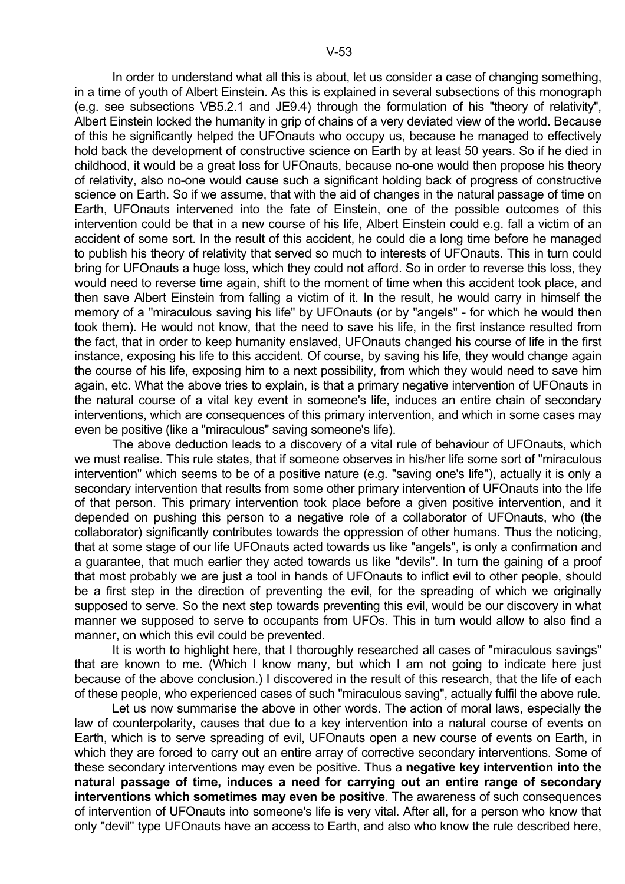In order to understand what all this is about, let us consider a case of changing something, in a time of youth of Albert Einstein. As this is explained in several subsections of this monograph (e.g. see subsections VB5.2.1 and JE9.4) through the formulation of his "theory of relativity", Albert Einstein locked the humanity in grip of chains of a very deviated view of the world. Because of this he significantly helped the UFOnauts who occupy us, because he managed to effectively hold back the development of constructive science on Earth by at least 50 years. So if he died in childhood, it would be a great loss for UFOnauts, because no-one would then propose his theory of relativity, also no-one would cause such a significant holding back of progress of constructive science on Earth. So if we assume, that with the aid of changes in the natural passage of time on Earth, UFOnauts intervened into the fate of Einstein, one of the possible outcomes of this intervention could be that in a new course of his life, Albert Einstein could e.g. fall a victim of an accident of some sort. In the result of this accident, he could die a long time before he managed to publish his theory of relativity that served so much to interests of UFOnauts. This in turn could bring for UFOnauts a huge loss, which they could not afford. So in order to reverse this loss, they would need to reverse time again, shift to the moment of time when this accident took place, and then save Albert Einstein from falling a victim of it. In the result, he would carry in himself the memory of a "miraculous saving his life" by UFOnauts (or by "angels" - for which he would then took them). He would not know, that the need to save his life, in the first instance resulted from the fact, that in order to keep humanity enslaved, UFOnauts changed his course of life in the first instance, exposing his life to this accident. Of course, by saving his life, they would change again the course of his life, exposing him to a next possibility, from which they would need to save him again, etc. What the above tries to explain, is that a primary negative intervention of UFOnauts in the natural course of a vital key event in someone's life, induces an entire chain of secondary interventions, which are consequences of this primary intervention, and which in some cases may even be positive (like a "miraculous" saving someone's life).

The above deduction leads to a discovery of a vital rule of behaviour of UFOnauts, which we must realise. This rule states, that if someone observes in his/her life some sort of "miraculous intervention" which seems to be of a positive nature (e.g. "saving one's life"), actually it is only a secondary intervention that results from some other primary intervention of UFOnauts into the life of that person. This primary intervention took place before a given positive intervention, and it depended on pushing this person to a negative role of a collaborator of UFOnauts, who (the collaborator) significantly contributes towards the oppression of other humans. Thus the noticing, that at some stage of our life UFOnauts acted towards us like "angels", is only a confirmation and a guarantee, that much earlier they acted towards us like "devils". In turn the gaining of a proof that most probably we are just a tool in hands of UFOnauts to inflict evil to other people, should be a first step in the direction of preventing the evil, for the spreading of which we originally supposed to serve. So the next step towards preventing this evil, would be our discovery in what manner we supposed to serve to occupants from UFOs. This in turn would allow to also find a manner, on which this evil could be prevented.

It is worth to highlight here, that I thoroughly researched all cases of "miraculous savings" that are known to me. (Which I know many, but which I am not going to indicate here just because of the above conclusion.) I discovered in the result of this research, that the life of each of these people, who experienced cases of such "miraculous saving", actually fulfil the above rule.

Let us now summarise the above in other words. The action of moral laws, especially the law of counterpolarity, causes that due to a key intervention into a natural course of events on Earth, which is to serve spreading of evil, UFOnauts open a new course of events on Earth, in which they are forced to carry out an entire array of corrective secondary interventions. Some of these secondary interventions may even be positive. Thus a **negative key intervention into the natural passage of time, induces a need for carrying out an entire range of secondary interventions which sometimes may even be positive**. The awareness of such consequences of intervention of UFOnauts into someone's life is very vital. After all, for a person who know that only "devil" type UFOnauts have an access to Earth, and also who know the rule described here,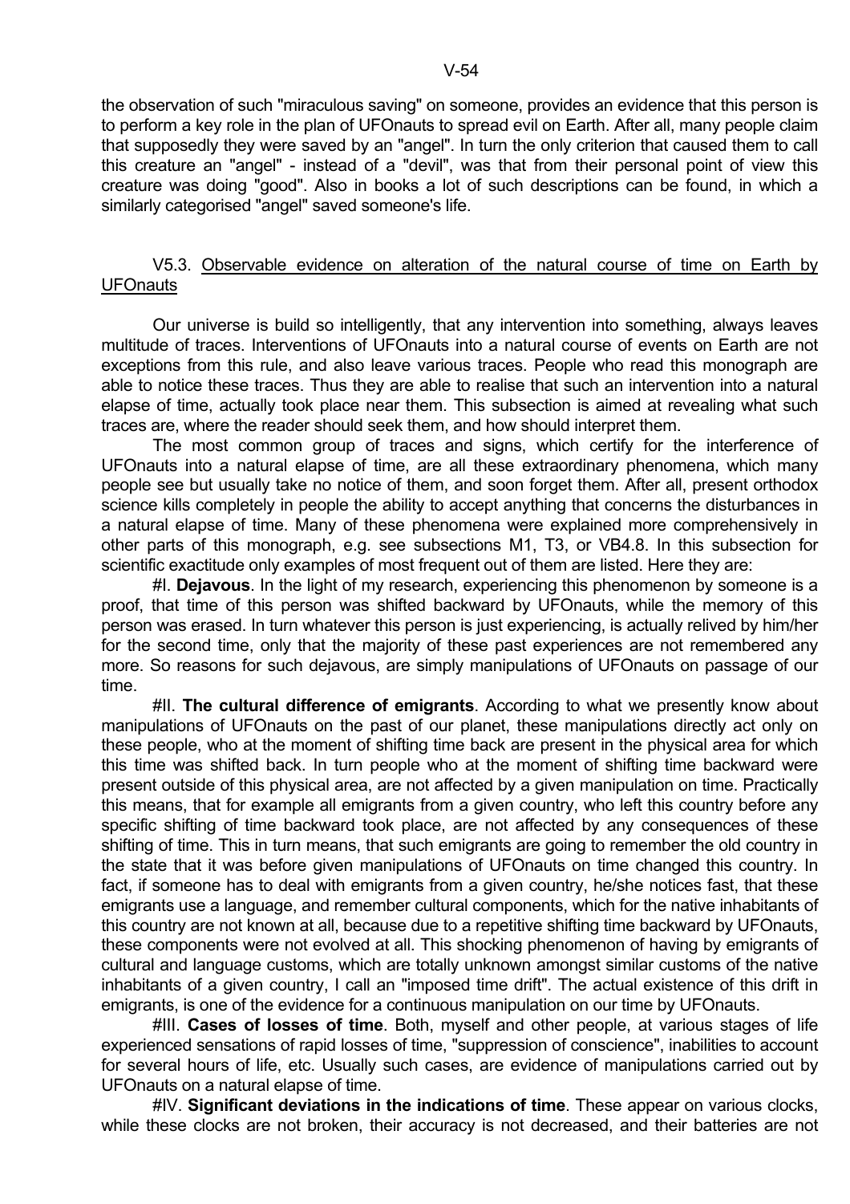the observation of such "miraculous saving" on someone, provides an evidence that this person is to perform a key role in the plan of UFOnauts to spread evil on Earth. After all, many people claim that supposedly they were saved by an "angel". In turn the only criterion that caused them to call this creature an "angel" - instead of a "devil", was that from their personal point of view this creature was doing "good". Also in books a lot of such descriptions can be found, in which a similarly categorised "angel" saved someone's life.

### V5.3. Observable evidence on alteration of the natural course of time on Earth by UFOnauts

Our universe is build so intelligently, that any intervention into something, always leaves multitude of traces. Interventions of UFOnauts into a natural course of events on Earth are not exceptions from this rule, and also leave various traces. People who read this monograph are able to notice these traces. Thus they are able to realise that such an intervention into a natural elapse of time, actually took place near them. This subsection is aimed at revealing what such traces are, where the reader should seek them, and how should interpret them.

The most common group of traces and signs, which certify for the interference of UFOnauts into a natural elapse of time, are all these extraordinary phenomena, which many people see but usually take no notice of them, and soon forget them. After all, present orthodox science kills completely in people the ability to accept anything that concerns the disturbances in a natural elapse of time. Many of these phenomena were explained more comprehensively in other parts of this monograph, e.g. see subsections M1, T3, or VB4.8. In this subsection for scientific exactitude only examples of most frequent out of them are listed. Here they are:

#I. **Dejavous**. In the light of my research, experiencing this phenomenon by someone is a proof, that time of this person was shifted backward by UFOnauts, while the memory of this person was erased. In turn whatever this person is just experiencing, is actually relived by him/her for the second time, only that the majority of these past experiences are not remembered any more. So reasons for such dejavous, are simply manipulations of UFOnauts on passage of our time.

#II. **The cultural difference of emigrants**. According to what we presently know about manipulations of UFOnauts on the past of our planet, these manipulations directly act only on these people, who at the moment of shifting time back are present in the physical area for which this time was shifted back. In turn people who at the moment of shifting time backward were present outside of this physical area, are not affected by a given manipulation on time. Practically this means, that for example all emigrants from a given country, who left this country before any specific shifting of time backward took place, are not affected by any consequences of these shifting of time. This in turn means, that such emigrants are going to remember the old country in the state that it was before given manipulations of UFOnauts on time changed this country. In fact, if someone has to deal with emigrants from a given country, he/she notices fast, that these emigrants use a language, and remember cultural components, which for the native inhabitants of this country are not known at all, because due to a repetitive shifting time backward by UFOnauts, these components were not evolved at all. This shocking phenomenon of having by emigrants of cultural and language customs, which are totally unknown amongst similar customs of the native inhabitants of a given country, I call an "imposed time drift". The actual existence of this drift in emigrants, is one of the evidence for a continuous manipulation on our time by UFOnauts.

#III. **Cases of losses of time**. Both, myself and other people, at various stages of life experienced sensations of rapid losses of time, "suppression of conscience", inabilities to account for several hours of life, etc. Usually such cases, are evidence of manipulations carried out by UFOnauts on a natural elapse of time.

#IV. **Significant deviations in the indications of time**. These appear on various clocks, while these clocks are not broken, their accuracy is not decreased, and their batteries are not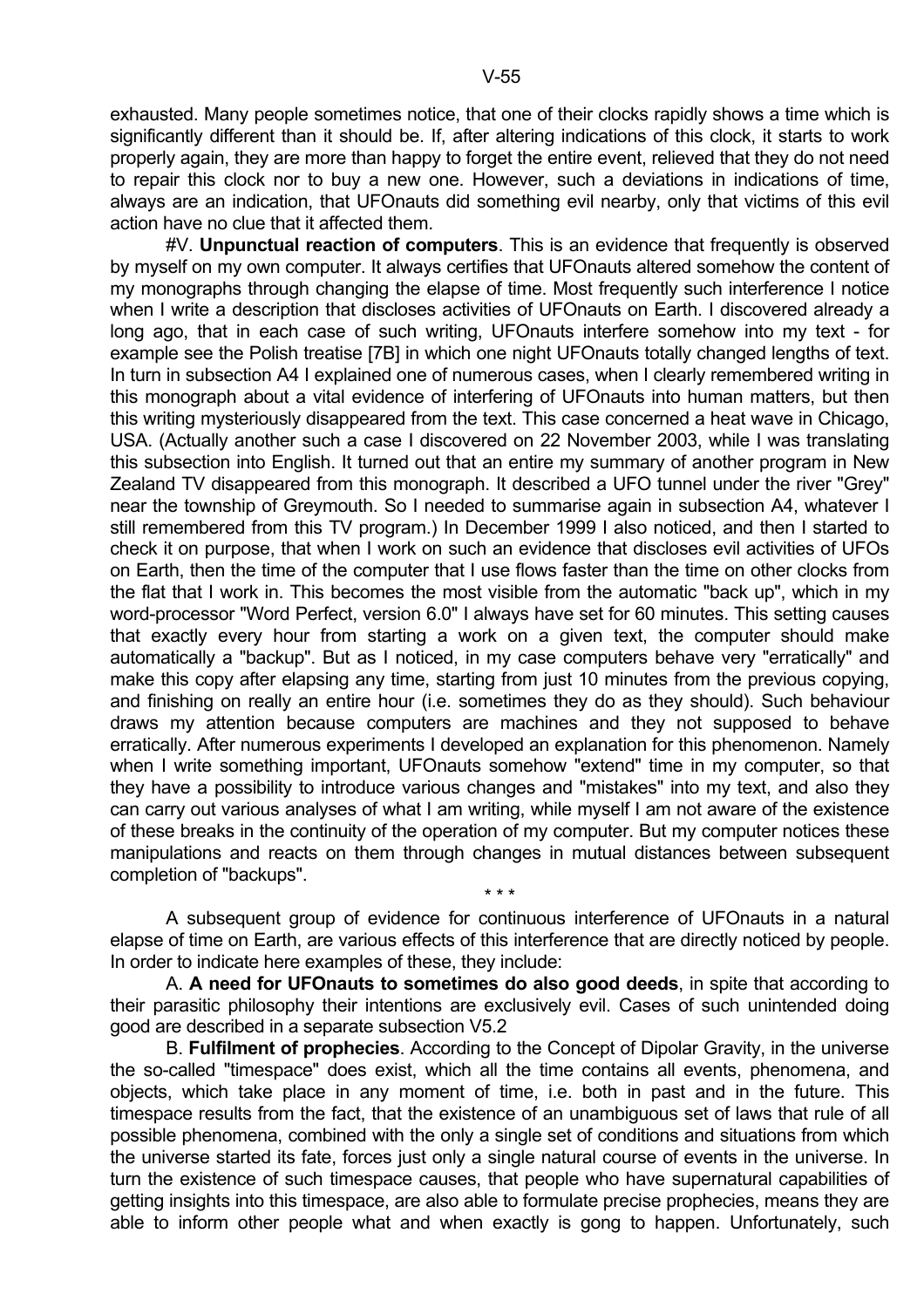exhausted. Many people sometimes notice, that one of their clocks rapidly shows a time which is significantly different than it should be. If, after altering indications of this clock, it starts to work properly again, they are more than happy to forget the entire event, relieved that they do not need to repair this clock nor to buy a new one. However, such a deviations in indications of time, always are an indication, that UFOnauts did something evil nearby, only that victims of this evil action have no clue that it affected them.

#V. **Unpunctual reaction of computers**. This is an evidence that frequently is observed by myself on my own computer. It always certifies that UFOnauts altered somehow the content of my monographs through changing the elapse of time. Most frequently such interference I notice when I write a description that discloses activities of UFOnauts on Earth. I discovered already a long ago, that in each case of such writing, UFOnauts interfere somehow into my text - for example see the Polish treatise [7B] in which one night UFOnauts totally changed lengths of text. In turn in subsection A4 I explained one of numerous cases, when I clearly remembered writing in this monograph about a vital evidence of interfering of UFOnauts into human matters, but then this writing mysteriously disappeared from the text. This case concerned a heat wave in Chicago, USA. (Actually another such a case I discovered on 22 November 2003, while I was translating this subsection into English. It turned out that an entire my summary of another program in New Zealand TV disappeared from this monograph. It described a UFO tunnel under the river "Grey" near the township of Greymouth. So I needed to summarise again in subsection A4, whatever I still remembered from this TV program.) In December 1999 I also noticed, and then I started to check it on purpose, that when I work on such an evidence that discloses evil activities of UFOs on Earth, then the time of the computer that I use flows faster than the time on other clocks from the flat that I work in. This becomes the most visible from the automatic "back up", which in my word-processor "Word Perfect, version 6.0" I always have set for 60 minutes. This setting causes that exactly every hour from starting a work on a given text, the computer should make automatically a "backup". But as I noticed, in my case computers behave very "erratically" and make this copy after elapsing any time, starting from just 10 minutes from the previous copying, and finishing on really an entire hour (i.e. sometimes they do as they should). Such behaviour draws my attention because computers are machines and they not supposed to behave erratically. After numerous experiments I developed an explanation for this phenomenon. Namely when I write something important, UFOnauts somehow "extend" time in my computer, so that they have a possibility to introduce various changes and "mistakes" into my text, and also they can carry out various analyses of what I am writing, while myself I am not aware of the existence of these breaks in the continuity of the operation of my computer. But my computer notices these manipulations and reacts on them through changes in mutual distances between subsequent completion of "backups".

\* \* \*

A subsequent group of evidence for continuous interference of UFOnauts in a natural elapse of time on Earth, are various effects of this interference that are directly noticed by people. In order to indicate here examples of these, they include:

A. **A need for UFOnauts to sometimes do also good deeds**, in spite that according to their parasitic philosophy their intentions are exclusively evil. Cases of such unintended doing good are described in a separate subsection V5.2

B. **Fulfilment of prophecies**. According to the Concept of Dipolar Gravity, in the universe the so-called "timespace" does exist, which all the time contains all events, phenomena, and objects, which take place in any moment of time, i.e. both in past and in the future. This timespace results from the fact, that the existence of an unambiguous set of laws that rule of all possible phenomena, combined with the only a single set of conditions and situations from which the universe started its fate, forces just only a single natural course of events in the universe. In turn the existence of such timespace causes, that people who have supernatural capabilities of getting insights into this timespace, are also able to formulate precise prophecies, means they are able to inform other people what and when exactly is gong to happen. Unfortunately, such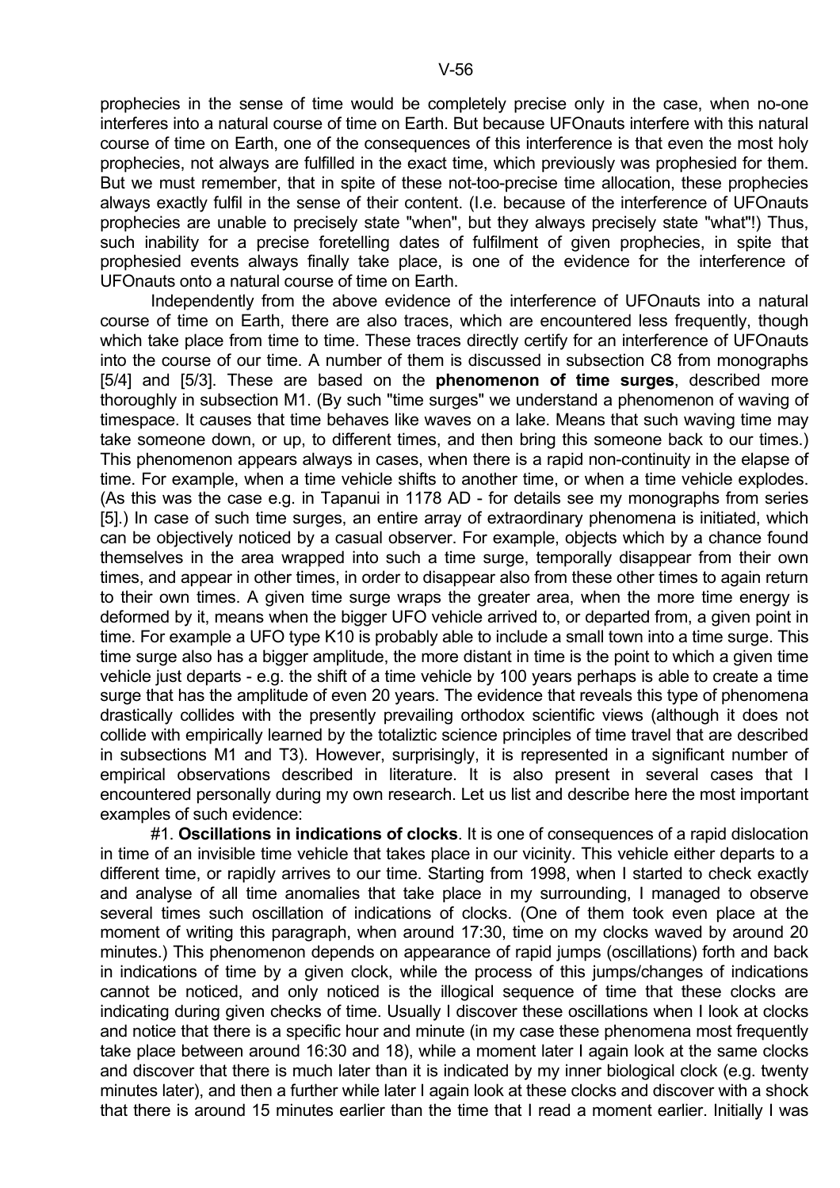prophecies in the sense of time would be completely precise only in the case, when no-one interferes into a natural course of time on Earth. But because UFOnauts interfere with this natural course of time on Earth, one of the consequences of this interference is that even the most holy prophecies, not always are fulfilled in the exact time, which previously was prophesied for them. But we must remember, that in spite of these not-too-precise time allocation, these prophecies always exactly fulfil in the sense of their content. (I.e. because of the interference of UFOnauts prophecies are unable to precisely state "when", but they always precisely state "what"!) Thus, such inability for a precise foretelling dates of fulfilment of given prophecies, in spite that prophesied events always finally take place, is one of the evidence for the interference of UFOnauts onto a natural course of time on Earth.

Independently from the above evidence of the interference of UFOnauts into a natural course of time on Earth, there are also traces, which are encountered less frequently, though which take place from time to time. These traces directly certify for an interference of UFOnauts into the course of our time. A number of them is discussed in subsection C8 from monographs [5/4] and [5/3]. These are based on the **phenomenon of time surges**, described more thoroughly in subsection M1. (By such "time surges" we understand a phenomenon of waving of timespace. It causes that time behaves like waves on a lake. Means that such waving time may take someone down, or up, to different times, and then bring this someone back to our times.) This phenomenon appears always in cases, when there is a rapid non-continuity in the elapse of time. For example, when a time vehicle shifts to another time, or when a time vehicle explodes. (As this was the case e.g. in Tapanui in 1178 AD - for details see my monographs from series [5].) In case of such time surges, an entire array of extraordinary phenomena is initiated, which can be objectively noticed by a casual observer. For example, objects which by a chance found themselves in the area wrapped into such a time surge, temporally disappear from their own times, and appear in other times, in order to disappear also from these other times to again return to their own times. A given time surge wraps the greater area, when the more time energy is deformed by it, means when the bigger UFO vehicle arrived to, or departed from, a given point in time. For example a UFO type K10 is probably able to include a small town into a time surge. This time surge also has a bigger amplitude, the more distant in time is the point to which a given time vehicle just departs - e.g. the shift of a time vehicle by 100 years perhaps is able to create a time surge that has the amplitude of even 20 years. The evidence that reveals this type of phenomena drastically collides with the presently prevailing orthodox scientific views (although it does not collide with empirically learned by the totaliztic science principles of time travel that are described in subsections M1 and T3). However, surprisingly, it is represented in a significant number of empirical observations described in literature. It is also present in several cases that I encountered personally during my own research. Let us list and describe here the most important examples of such evidence:

#1. **Oscillations in indications of clocks**. It is one of consequences of a rapid dislocation in time of an invisible time vehicle that takes place in our vicinity. This vehicle either departs to a different time, or rapidly arrives to our time. Starting from 1998, when I started to check exactly and analyse of all time anomalies that take place in my surrounding, I managed to observe several times such oscillation of indications of clocks. (One of them took even place at the moment of writing this paragraph, when around 17:30, time on my clocks waved by around 20 minutes.) This phenomenon depends on appearance of rapid jumps (oscillations) forth and back in indications of time by a given clock, while the process of this jumps/changes of indications cannot be noticed, and only noticed is the illogical sequence of time that these clocks are indicating during given checks of time. Usually I discover these oscillations when I look at clocks and notice that there is a specific hour and minute (in my case these phenomena most frequently take place between around 16:30 and 18), while a moment later I again look at the same clocks and discover that there is much later than it is indicated by my inner biological clock (e.g. twenty minutes later), and then a further while later I again look at these clocks and discover with a shock that there is around 15 minutes earlier than the time that I read a moment earlier. Initially I was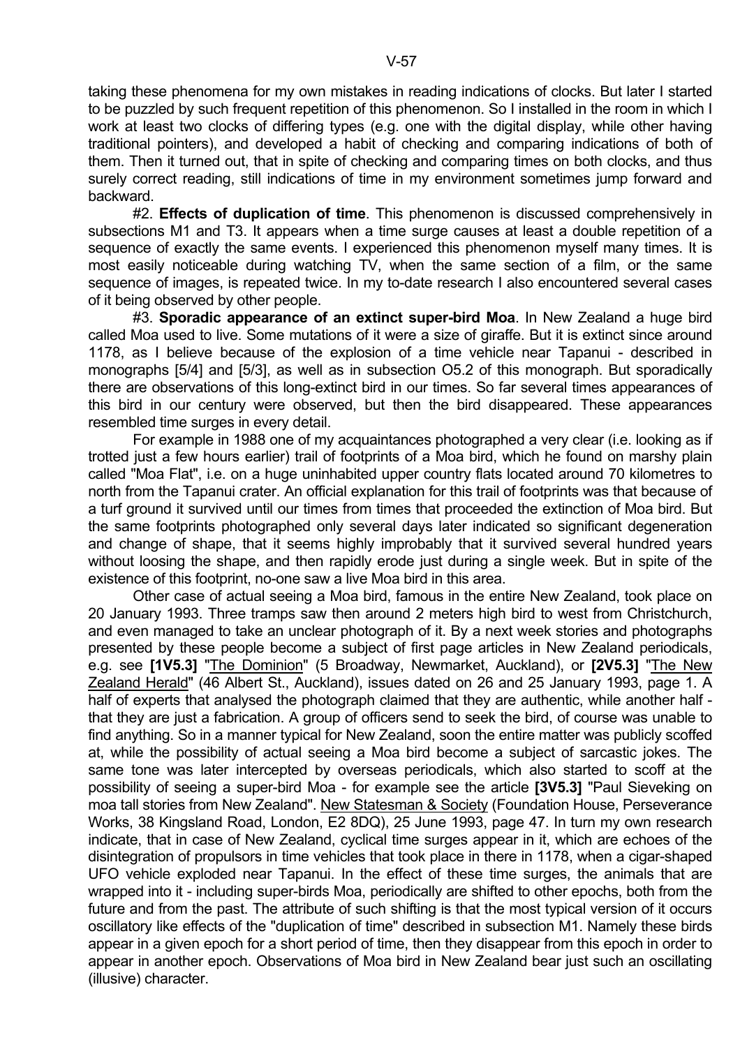taking these phenomena for my own mistakes in reading indications of clocks. But later I started to be puzzled by such frequent repetition of this phenomenon. So I installed in the room in which I work at least two clocks of differing types (e.g. one with the digital display, while other having traditional pointers), and developed a habit of checking and comparing indications of both of them. Then it turned out, that in spite of checking and comparing times on both clocks, and thus surely correct reading, still indications of time in my environment sometimes jump forward and backward.

#2. **Effects of duplication of time**. This phenomenon is discussed comprehensively in subsections M1 and T3. It appears when a time surge causes at least a double repetition of a sequence of exactly the same events. I experienced this phenomenon myself many times. It is most easily noticeable during watching TV, when the same section of a film, or the same sequence of images, is repeated twice. In my to-date research I also encountered several cases of it being observed by other people.

#3. **Sporadic appearance of an extinct super-bird Moa**. In New Zealand a huge bird called Moa used to live. Some mutations of it were a size of giraffe. But it is extinct since around 1178, as I believe because of the explosion of a time vehicle near Tapanui - described in monographs [5/4] and [5/3], as well as in subsection O5.2 of this monograph. But sporadically there are observations of this long-extinct bird in our times. So far several times appearances of this bird in our century were observed, but then the bird disappeared. These appearances resembled time surges in every detail.

For example in 1988 one of my acquaintances photographed a very clear (i.e. looking as if trotted just a few hours earlier) trail of footprints of a Moa bird, which he found on marshy plain called "Moa Flat", i.e. on a huge uninhabited upper country flats located around 70 kilometres to north from the Tapanui crater. An official explanation for this trail of footprints was that because of a turf ground it survived until our times from times that proceeded the extinction of Moa bird. But the same footprints photographed only several days later indicated so significant degeneration and change of shape, that it seems highly improbably that it survived several hundred years without loosing the shape, and then rapidly erode just during a single week. But in spite of the existence of this footprint, no-one saw a live Moa bird in this area.

Other case of actual seeing a Moa bird, famous in the entire New Zealand, took place on 20 January 1993. Three tramps saw then around 2 meters high bird to west from Christchurch, and even managed to take an unclear photograph of it. By a next week stories and photographs presented by these people become a subject of first page articles in New Zealand periodicals, e.g. see **[1V5.3]** "The Dominion" (5 Broadway, Newmarket, Auckland), or **[2V5.3]** "The New Zealand Herald" (46 Albert St., Auckland), issues dated on 26 and 25 January 1993, page 1. A half of experts that analysed the photograph claimed that they are authentic, while another half - that they are just a fabrication. A group of officers send to seek the bird, of course was unable to find anything. So in a manner typical for New Zealand, soon the entire matter was publicly scoffed at, while the possibility of actual seeing a Moa bird become a subject of sarcastic jokes. The same tone was later intercepted by overseas periodicals, which also started to scoff at the possibility of seeing a super-bird Moa - for example see the article **[3V5.3]** "Paul Sieveking on moa tall stories from New Zealand". New Statesman & Society (Foundation House, Perseverance Works, 38 Kingsland Road, London, E2 8DQ), 25 June 1993, page 47. In turn my own research indicate, that in case of New Zealand, cyclical time surges appear in it, which are echoes of the disintegration of propulsors in time vehicles that took place in there in 1178, when a cigar-shaped UFO vehicle exploded near Tapanui. In the effect of these time surges, the animals that are wrapped into it - including super-birds Moa, periodically are shifted to other epochs, both from the future and from the past. The attribute of such shifting is that the most typical version of it occurs oscillatory like effects of the "duplication of time" described in subsection M1. Namely these birds appear in a given epoch for a short period of time, then they disappear from this epoch in order to appear in another epoch. Observations of Moa bird in New Zealand bear just such an oscillating (illusive) character.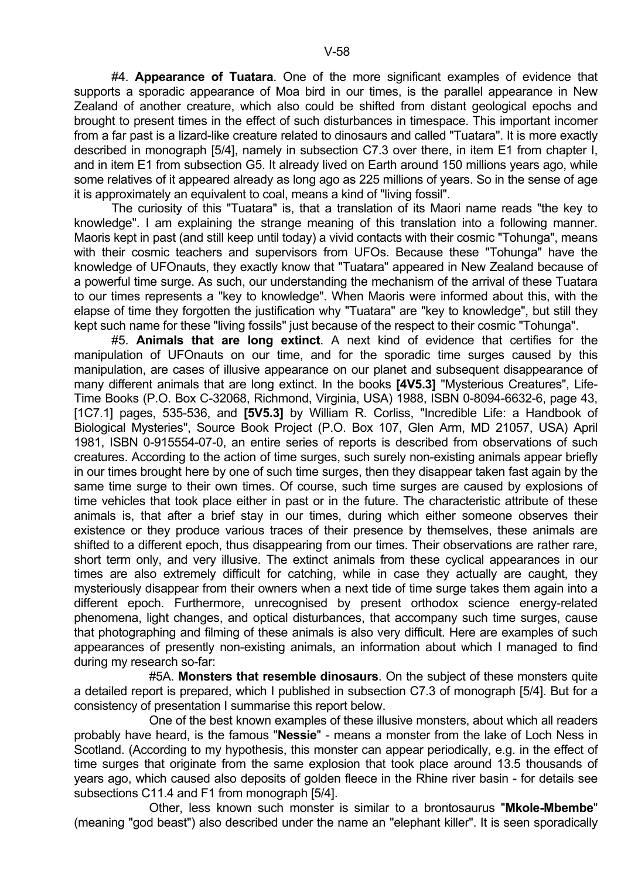#4. **Appearance of Tuatara**. One of the more significant examples of evidence that supports a sporadic appearance of Moa bird in our times, is the parallel appearance in New Zealand of another creature, which also could be shifted from distant geological epochs and brought to present times in the effect of such disturbances in timespace. This important incomer from a far past is a lizard-like creature related to dinosaurs and called "Tuatara". It is more exactly described in monograph [5/4], namely in subsection C7.3 over there, in item E1 from chapter I, and in item E1 from subsection G5. It already lived on Earth around 150 millions years ago, while some relatives of it appeared already as long ago as 225 millions of years. So in the sense of age it is approximately an equivalent to coal, means a kind of "living fossil".

The curiosity of this "Tuatara" is, that a translation of its Maori name reads "the key to knowledge". I am explaining the strange meaning of this translation into a following manner. Maoris kept in past (and still keep until today) a vivid contacts with their cosmic "Tohunga", means with their cosmic teachers and supervisors from UFOs. Because these "Tohunga" have the knowledge of UFOnauts, they exactly know that "Tuatara" appeared in New Zealand because of a powerful time surge. As such, our understanding the mechanism of the arrival of these Tuatara to our times represents a "key to knowledge". When Maoris were informed about this, with the elapse of time they forgotten the justification why "Tuatara" are "key to knowledge", but still they kept such name for these "living fossils" just because of the respect to their cosmic "Tohunga".

#5. **Animals that are long extinct**. A next kind of evidence that certifies for the manipulation of UFOnauts on our time, and for the sporadic time surges caused by this manipulation, are cases of illusive appearance on our planet and subsequent disappearance of many different animals that are long extinct. In the books **[4V5.3]** "Mysterious Creatures", Life-Time Books (P.O. Box C-32068, Richmond, Virginia, USA) 1988, ISBN 0-8094-6632-6, page 43, [1C7.1] pages, 535-536, and **[5V5.3]** by William R. Corliss, "Incredible Life: a Handbook of Biological Mysteries", Source Book Project (P.O. Box 107, Glen Arm, MD 21057, USA) April 1981, ISBN 0-915554-07-0, an entire series of reports is described from observations of such creatures. According to the action of time surges, such surely non-existing animals appear briefly in our times brought here by one of such time surges, then they disappear taken fast again by the same time surge to their own times. Of course, such time surges are caused by explosions of time vehicles that took place either in past or in the future. The characteristic attribute of these animals is, that after a brief stay in our times, during which either someone observes their existence or they produce various traces of their presence by themselves, these animals are shifted to a different epoch, thus disappearing from our times. Their observations are rather rare, short term only, and very illusive. The extinct animals from these cyclical appearances in our times are also extremely difficult for catching, while in case they actually are caught, they mysteriously disappear from their owners when a next tide of time surge takes them again into a different epoch. Furthermore, unrecognised by present orthodox science energy-related phenomena, light changes, and optical disturbances, that accompany such time surges, cause that photographing and filming of these animals is also very difficult. Here are examples of such appearances of presently non-existing animals, an information about which I managed to find during my research so-far:

#5A. **Monsters that resemble dinosaurs**. On the subject of these monsters quite a detailed report is prepared, which I published in subsection C7.3 of monograph [5/4]. But for a consistency of presentation I summarise this report below.

One of the best known examples of these illusive monsters, about which all readers probably have heard, is the famous "**Nessie**" - means a monster from the lake of Loch Ness in Scotland. (According to my hypothesis, this monster can appear periodically, e.g. in the effect of time surges that originate from the same explosion that took place around 13.5 thousands of years ago, which caused also deposits of golden fleece in the Rhine river basin - for details see subsections C11.4 and F1 from monograph [5/4].

Other, less known such monster is similar to a brontosaurus "**Mkole-Mbembe**" (meaning "god beast") also described under the name an "elephant killer". It is seen sporadically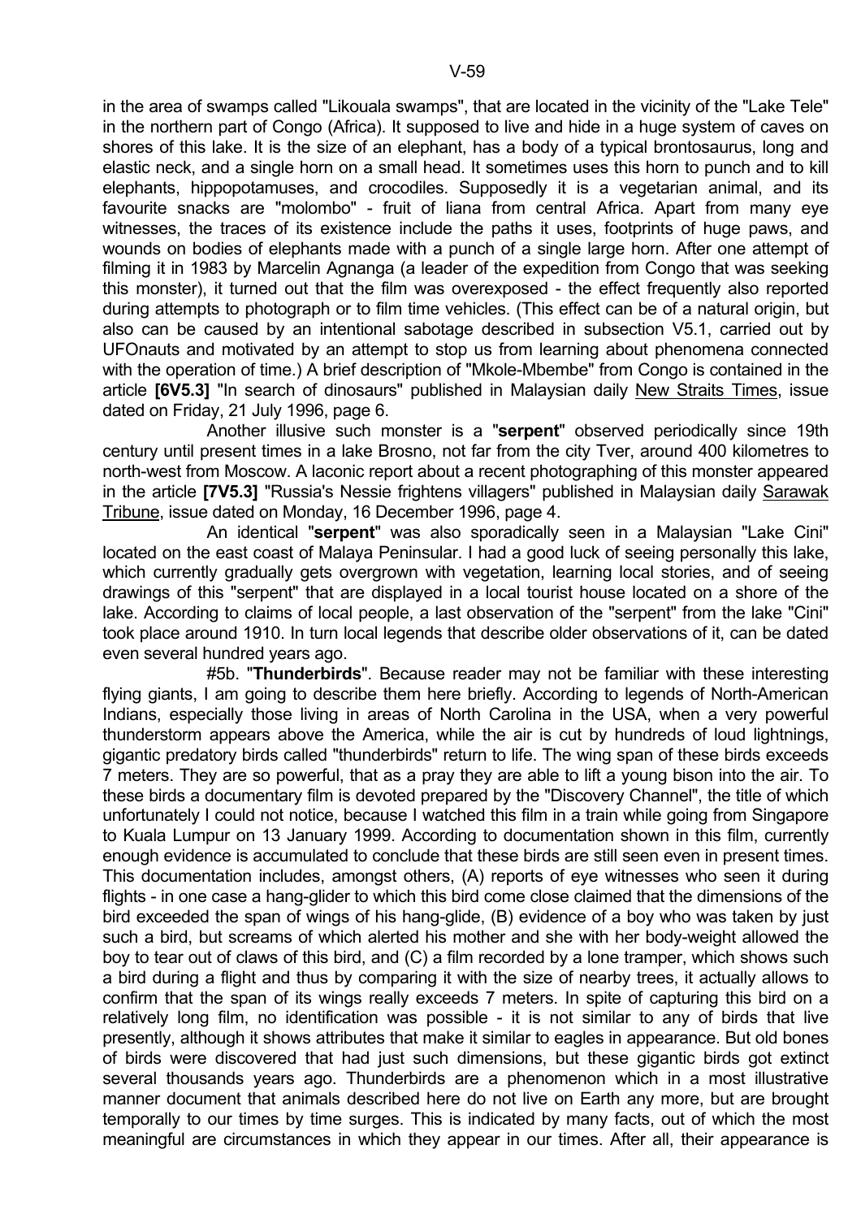in the area of swamps called "Likouala swamps", that are located in the vicinity of the "Lake Tele" in the northern part of Congo (Africa). It supposed to live and hide in a huge system of caves on shores of this lake. It is the size of an elephant, has a body of a typical brontosaurus, long and elastic neck, and a single horn on a small head. It sometimes uses this horn to punch and to kill elephants, hippopotamuses, and crocodiles. Supposedly it is a vegetarian animal, and its favourite snacks are "molombo" - fruit of liana from central Africa. Apart from many eye witnesses, the traces of its existence include the paths it uses, footprints of huge paws, and wounds on bodies of elephants made with a punch of a single large horn. After one attempt of filming it in 1983 by Marcelin Agnanga (a leader of the expedition from Congo that was seeking this monster), it turned out that the film was overexposed - the effect frequently also reported during attempts to photograph or to film time vehicles. (This effect can be of a natural origin, but also can be caused by an intentional sabotage described in subsection V5.1, carried out by UFOnauts and motivated by an attempt to stop us from learning about phenomena connected with the operation of time.) A brief description of "Mkole-Mbembe" from Congo is contained in the article **[6V5.3]** "In search of dinosaurs" published in Malaysian daily New Straits Times, issue dated on Friday, 21 July 1996, page 6.

Another illusive such monster is a "**serpent**" observed periodically since 19th century until present times in a lake Brosno, not far from the city Tver, around 400 kilometres to north-west from Moscow. A laconic report about a recent photographing of this monster appeared in the article **[7V5.3]** "Russia's Nessie frightens villagers" published in Malaysian daily Sarawak Tribune, issue dated on Monday, 16 December 1996, page 4.

An identical "**serpent**" was also sporadically seen in a Malaysian "Lake Cini" located on the east coast of Malaya Peninsular. I had a good luck of seeing personally this lake, which currently gradually gets overgrown with vegetation, learning local stories, and of seeing drawings of this "serpent" that are displayed in a local tourist house located on a shore of the lake. According to claims of local people, a last observation of the "serpent" from the lake "Cini" took place around 1910. In turn local legends that describe older observations of it, can be dated even several hundred years ago.

#5b. "**Thunderbirds**". Because reader may not be familiar with these interesting flying giants, I am going to describe them here briefly. According to legends of North-American Indians, especially those living in areas of North Carolina in the USA, when a very powerful thunderstorm appears above the America, while the air is cut by hundreds of loud lightnings, gigantic predatory birds called "thunderbirds" return to life. The wing span of these birds exceeds 7 meters. They are so powerful, that as a pray they are able to lift a young bison into the air. To these birds a documentary film is devoted prepared by the "Discovery Channel", the title of which unfortunately I could not notice, because I watched this film in a train while going from Singapore to Kuala Lumpur on 13 January 1999. According to documentation shown in this film, currently enough evidence is accumulated to conclude that these birds are still seen even in present times. This documentation includes, amongst others, (A) reports of eye witnesses who seen it during flights - in one case a hang-glider to which this bird come close claimed that the dimensions of the bird exceeded the span of wings of his hang-glide, (B) evidence of a boy who was taken by just such a bird, but screams of which alerted his mother and she with her body-weight allowed the boy to tear out of claws of this bird, and (C) a film recorded by a lone tramper, which shows such a bird during a flight and thus by comparing it with the size of nearby trees, it actually allows to confirm that the span of its wings really exceeds 7 meters. In spite of capturing this bird on a relatively long film, no identification was possible - it is not similar to any of birds that live presently, although it shows attributes that make it similar to eagles in appearance. But old bones of birds were discovered that had just such dimensions, but these gigantic birds got extinct several thousands years ago. Thunderbirds are a phenomenon which in a most illustrative manner document that animals described here do not live on Earth any more, but are brought temporally to our times by time surges. This is indicated by many facts, out of which the most meaningful are circumstances in which they appear in our times. After all, their appearance is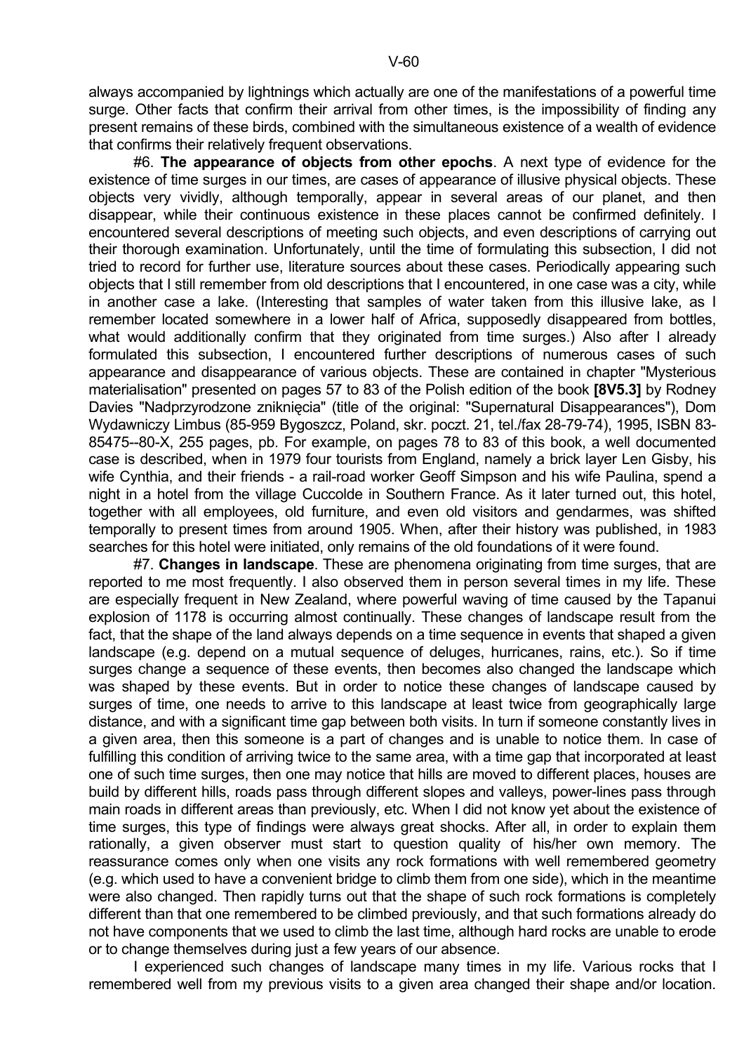always accompanied by lightnings which actually are one of the manifestations of a powerful time surge. Other facts that confirm their arrival from other times, is the impossibility of finding any present remains of these birds, combined with the simultaneous existence of a wealth of evidence that confirms their relatively frequent observations.

#6. **The appearance of objects from other epochs**. A next type of evidence for the existence of time surges in our times, are cases of appearance of illusive physical objects. These objects very vividly, although temporally, appear in several areas of our planet, and then disappear, while their continuous existence in these places cannot be confirmed definitely. I encountered several descriptions of meeting such objects, and even descriptions of carrying out their thorough examination. Unfortunately, until the time of formulating this subsection, I did not tried to record for further use, literature sources about these cases. Periodically appearing such objects that I still remember from old descriptions that I encountered, in one case was a city, while in another case a lake. (Interesting that samples of water taken from this illusive lake, as I remember located somewhere in a lower half of Africa, supposedly disappeared from bottles, what would additionally confirm that they originated from time surges.) Also after I already formulated this subsection, I encountered further descriptions of numerous cases of such appearance and disappearance of various objects. These are contained in chapter "Mysterious materialisation" presented on pages 57 to 83 of the Polish edition of the book **[8V5.3]** by Rodney Davies "Nadprzyrodzone zniknięcia" (title of the original: "Supernatural Disappearances"), Dom Wydawniczy Limbus (85-959 Bygoszcz, Poland, skr. poczt. 21, tel./fax 28-79-74), 1995, ISBN 83-85475--80-X, 255 pages, pb. For example, on pages 78 to 83 of this book, a well documented case is described, when in 1979 four tourists from England, namely a brick layer Len Gisby, his wife Cynthia, and their friends - a rail-road worker Geoff Simpson and his wife Paulina, spend a night in a hotel from the village Cuccolde in Southern France. As it later turned out, this hotel, together with all employees, old furniture, and even old visitors and gendarmes, was shifted temporally to present times from around 1905. When, after their history was published, in 1983 searches for this hotel were initiated, only remains of the old foundations of it were found.

#7. **Changes in landscape**. These are phenomena originating from time surges, that are reported to me most frequently. I also observed them in person several times in my life. These are especially frequent in New Zealand, where powerful waving of time caused by the Tapanui explosion of 1178 is occurring almost continually. These changes of landscape result from the fact, that the shape of the land always depends on a time sequence in events that shaped a given landscape (e.g. depend on a mutual sequence of deluges, hurricanes, rains, etc.). So if time surges change a sequence of these events, then becomes also changed the landscape which was shaped by these events. But in order to notice these changes of landscape caused by surges of time, one needs to arrive to this landscape at least twice from geographically large distance, and with a significant time gap between both visits. In turn if someone constantly lives in a given area, then this someone is a part of changes and is unable to notice them. In case of fulfilling this condition of arriving twice to the same area, with a time gap that incorporated at least one of such time surges, then one may notice that hills are moved to different places, houses are build by different hills, roads pass through different slopes and valleys, power-lines pass through main roads in different areas than previously, etc. When I did not know yet about the existence of time surges, this type of findings were always great shocks. After all, in order to explain them rationally, a given observer must start to question quality of his/her own memory. The reassurance comes only when one visits any rock formations with well remembered geometry (e.g. which used to have a convenient bridge to climb them from one side), which in the meantime were also changed. Then rapidly turns out that the shape of such rock formations is completely different than that one remembered to be climbed previously, and that such formations already do not have components that we used to climb the last time, although hard rocks are unable to erode or to change themselves during just a few years of our absence.

I experienced such changes of landscape many times in my life. Various rocks that I remembered well from my previous visits to a given area changed their shape and/or location.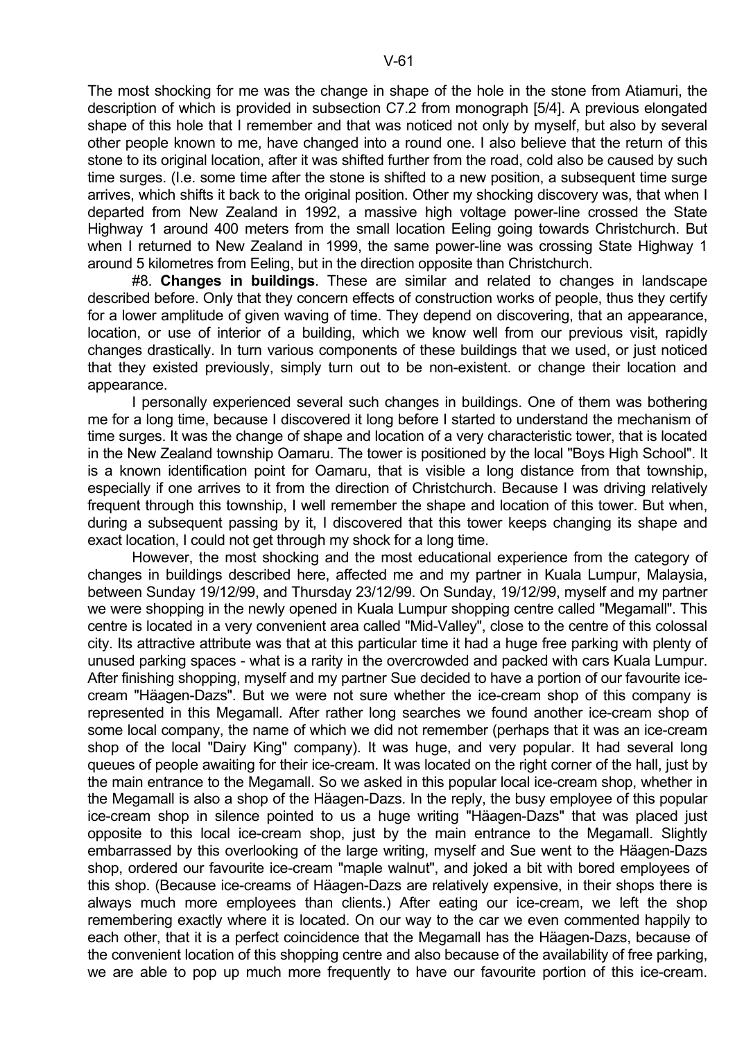The most shocking for me was the change in shape of the hole in the stone from Atiamuri, the description of which is provided in subsection C7.2 from monograph [5/4]. A previous elongated shape of this hole that I remember and that was noticed not only by myself, but also by several other people known to me, have changed into a round one. I also believe that the return of this stone to its original location, after it was shifted further from the road, cold also be caused by such time surges. (I.e. some time after the stone is shifted to a new position, a subsequent time surge arrives, which shifts it back to the original position. Other my shocking discovery was, that when I departed from New Zealand in 1992, a massive high voltage power-line crossed the State Highway 1 around 400 meters from the small location Eeling going towards Christchurch. But when I returned to New Zealand in 1999, the same power-line was crossing State Highway 1 around 5 kilometres from Eeling, but in the direction opposite than Christchurch.

#8. **Changes in buildings**. These are similar and related to changes in landscape described before. Only that they concern effects of construction works of people, thus they certify for a lower amplitude of given waving of time. They depend on discovering, that an appearance, location, or use of interior of a building, which we know well from our previous visit, rapidly changes drastically. In turn various components of these buildings that we used, or just noticed that they existed previously, simply turn out to be non-existent. or change their location and appearance.

I personally experienced several such changes in buildings. One of them was bothering me for a long time, because I discovered it long before I started to understand the mechanism of time surges. It was the change of shape and location of a very characteristic tower, that is located in the New Zealand township Oamaru. The tower is positioned by the local "Boys High School". It is a known identification point for Oamaru, that is visible a long distance from that township, especially if one arrives to it from the direction of Christchurch. Because I was driving relatively frequent through this township, I well remember the shape and location of this tower. But when, during a subsequent passing by it, I discovered that this tower keeps changing its shape and exact location, I could not get through my shock for a long time.

However, the most shocking and the most educational experience from the category of changes in buildings described here, affected me and my partner in Kuala Lumpur, Malaysia, between Sunday 19/12/99, and Thursday 23/12/99. On Sunday, 19/12/99, myself and my partner we were shopping in the newly opened in Kuala Lumpur shopping centre called "Megamall". This centre is located in a very convenient area called "Mid-Valley", close to the centre of this colossal city. Its attractive attribute was that at this particular time it had a huge free parking with plenty of unused parking spaces - what is a rarity in the overcrowded and packed with cars Kuala Lumpur. After finishing shopping, myself and my partner Sue decided to have a portion of our favourite ice-cream "Häagen-Dazs". But we were not sure whether the ice-cream shop of this company is represented in this Megamall. After rather long searches we found another ice-cream shop of some local company, the name of which we did not remember (perhaps that it was an ice-cream shop of the local "Dairy King" company). It was huge, and very popular. It had several long queues of people awaiting for their ice-cream. It was located on the right corner of the hall, just by the main entrance to the Megamall. So we asked in this popular local ice-cream shop, whether in the Megamall is also a shop of the Häagen-Dazs. In the reply, the busy employee of this popular ice-cream shop in silence pointed to us a huge writing "Häagen-Dazs" that was placed just opposite to this local ice-cream shop, just by the main entrance to the Megamall. Slightly embarrassed by this overlooking of the large writing, myself and Sue went to the Häagen-Dazs shop, ordered our favourite ice-cream "maple walnut", and joked a bit with bored employees of this shop. (Because ice-creams of Häagen-Dazs are relatively expensive, in their shops there is always much more employees than clients.) After eating our ice-cream, we left the shop remembering exactly where it is located. On our way to the car we even commented happily to each other, that it is a perfect coincidence that the Megamall has the Häagen-Dazs, because of the convenient location of this shopping centre and also because of the availability of free parking, we are able to pop up much more frequently to have our favourite portion of this ice-cream.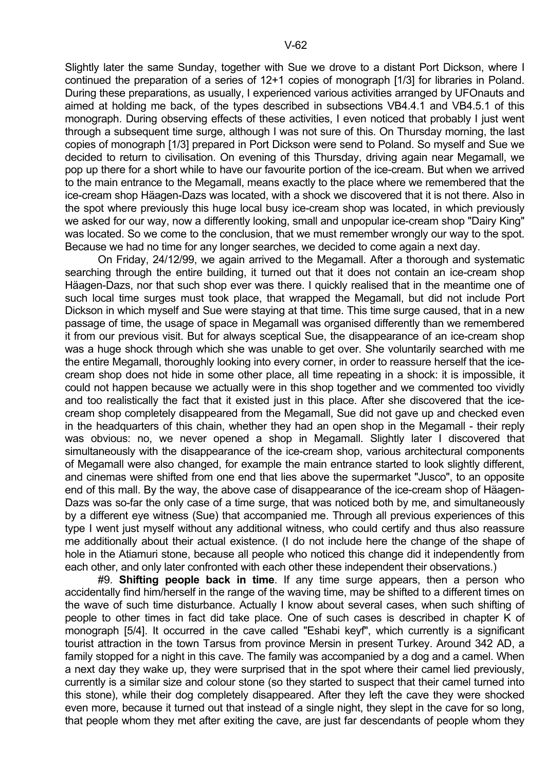Slightly later the same Sunday, together with Sue we drove to a distant Port Dickson, where I continued the preparation of a series of 12+1 copies of monograph [1/3] for libraries in Poland. During these preparations, as usually, I experienced various activities arranged by UFOnauts and aimed at holding me back, of the types described in subsections VB4.4.1 and VB4.5.1 of this monograph. During observing effects of these activities, I even noticed that probably I just went through a subsequent time surge, although I was not sure of this. On Thursday morning, the last copies of monograph [1/3] prepared in Port Dickson were send to Poland. So myself and Sue we decided to return to civilisation. On evening of this Thursday, driving again near Megamall, we pop up there for a short while to have our favourite portion of the ice-cream. But when we arrived to the main entrance to the Megamall, means exactly to the place where we remembered that the ice-cream shop Häagen-Dazs was located, with a shock we discovered that it is not there. Also in the spot where previously this huge local busy ice-cream shop was located, in which previously we asked for our way, now a differently looking, small and unpopular ice-cream shop "Dairy King" was located. So we come to the conclusion, that we must remember wrongly our way to the spot. Because we had no time for any longer searches, we decided to come again a next day.

On Friday, 24/12/99, we again arrived to the Megamall. After a thorough and systematic searching through the entire building, it turned out that it does not contain an ice-cream shop Häagen-Dazs, nor that such shop ever was there. I quickly realised that in the meantime one of such local time surges must took place, that wrapped the Megamall, but did not include Port Dickson in which myself and Sue were staying at that time. This time surge caused, that in a new passage of time, the usage of space in Megamall was organised differently than we remembered it from our previous visit. But for always sceptical Sue, the disappearance of an ice-cream shop was a huge shock through which she was unable to get over. She voluntarily searched with me the entire Megamall, thoroughly looking into every corner, in order to reassure herself that the ice-cream shop does not hide in some other place, all time repeating in a shock: it is impossible, it could not happen because we actually were in this shop together and we commented too vividly and too realistically the fact that it existed just in this place. After she discovered that the ice-cream shop completely disappeared from the Megamall, Sue did not gave up and checked even in the headquarters of this chain, whether they had an open shop in the Megamall - their reply was obvious: no, we never opened a shop in Megamall. Slightly later I discovered that simultaneously with the disappearance of the ice-cream shop, various architectural components of Megamall were also changed, for example the main entrance started to look slightly different, and cinemas were shifted from one end that lies above the supermarket "Jusco", to an opposite end of this mall. By the way, the above case of disappearance of the ice-cream shop of Häagen-Dazs was so-far the only case of a time surge, that was noticed both by me, and simultaneously by a different eye witness (Sue) that accompanied me. Through all previous experiences of this type I went just myself without any additional witness, who could certify and thus also reassure me additionally about their actual existence. (I do not include here the change of the shape of hole in the Atiamuri stone, because all people who noticed this change did it independently from each other, and only later confronted with each other these independent their observations.)

#9. **Shifting people back in time**. If any time surge appears, then a person who accidentally find him/herself in the range of the waving time, may be shifted to a different times on the wave of such time disturbance. Actually I know about several cases, when such shifting of people to other times in fact did take place. One of such cases is described in chapter K of monograph [5/4]. It occurred in the cave called "Eshabi keyf", which currently is a significant tourist attraction in the town Tarsus from province Mersin in present Turkey. Around 342 AD, a family stopped for a night in this cave. The family was accompanied by a dog and a camel. When a next day they wake up, they were surprised that in the spot where their camel lied previously, currently is a similar size and colour stone (so they started to suspect that their camel turned into this stone), while their dog completely disappeared. After they left the cave they were shocked even more, because it turned out that instead of a single night, they slept in the cave for so long, that people whom they met after exiting the cave, are just far descendants of people whom they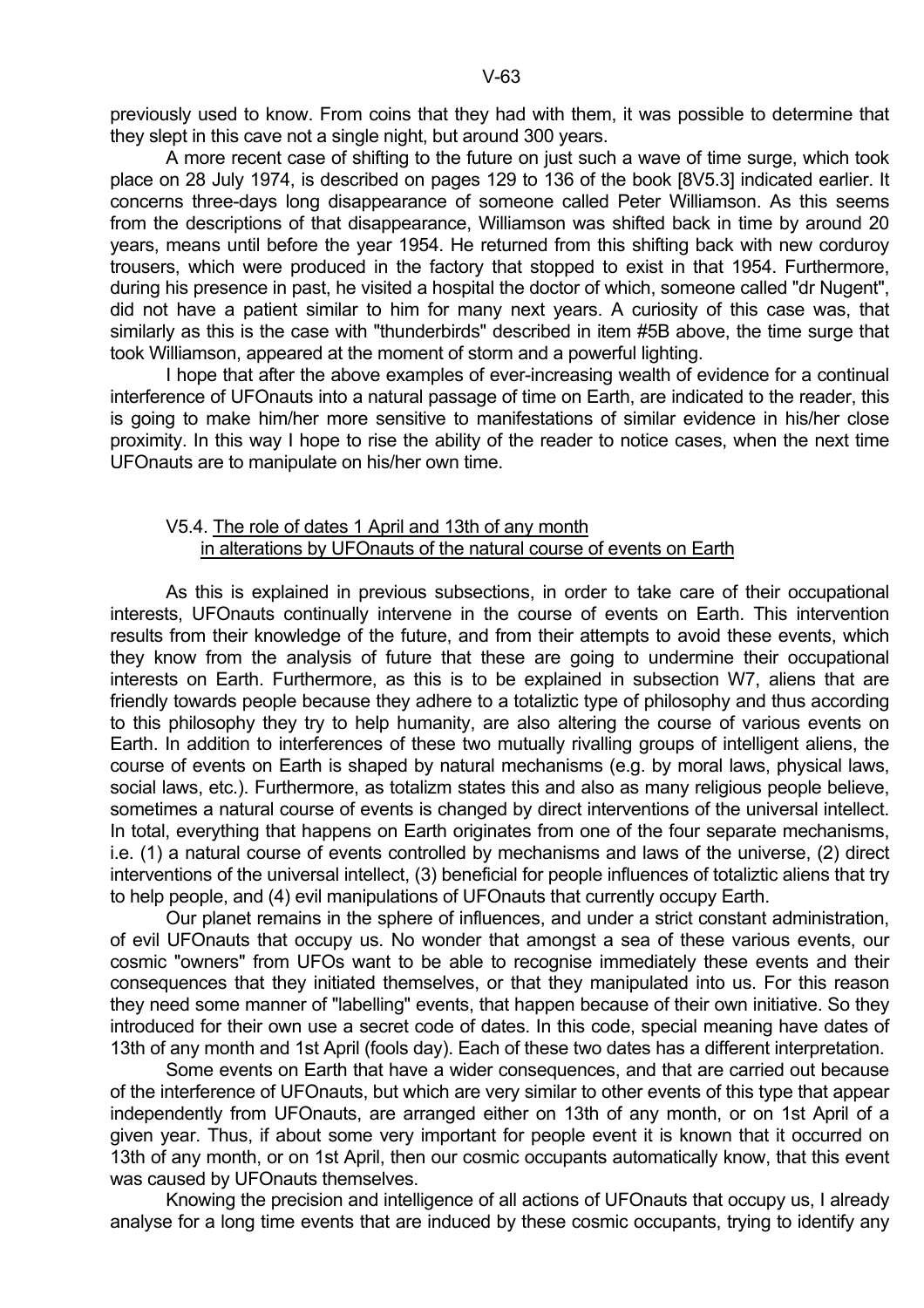previously used to know. From coins that they had with them, it was possible to determine that they slept in this cave not a single night, but around 300 years.

A more recent case of shifting to the future on just such a wave of time surge, which took place on 28 July 1974, is described on pages 129 to 136 of the book [8V5.3] indicated earlier. It concerns three-days long disappearance of someone called Peter Williamson. As this seems from the descriptions of that disappearance, Williamson was shifted back in time by around 20 years, means until before the year 1954. He returned from this shifting back with new corduroy trousers, which were produced in the factory that stopped to exist in that 1954. Furthermore, during his presence in past, he visited a hospital the doctor of which, someone called "dr Nugent", did not have a patient similar to him for many next years. A curiosity of this case was, that similarly as this is the case with "thunderbirds" described in item #5B above, the time surge that took Williamson, appeared at the moment of storm and a powerful lighting.

I hope that after the above examples of ever-increasing wealth of evidence for a continual interference of UFOnauts into a natural passage of time on Earth, are indicated to the reader, this is going to make him/her more sensitive to manifestations of similar evidence in his/her close proximity. In this way I hope to rise the ability of the reader to notice cases, when the next time UFOnauts are to manipulate on his/her own time.

### V5.4. The role of dates 1 April and 13th of any month in alterations by UFOnauts of the natural course of events on Earth

As this is explained in previous subsections, in order to take care of their occupational interests, UFOnauts continually intervene in the course of events on Earth. This intervention results from their knowledge of the future, and from their attempts to avoid these events, which they know from the analysis of future that these are going to undermine their occupational interests on Earth. Furthermore, as this is to be explained in subsection W7, aliens that are friendly towards people because they adhere to a totaliztic type of philosophy and thus according to this philosophy they try to help humanity, are also altering the course of various events on Earth. In addition to interferences of these two mutually rivalling groups of intelligent aliens, the course of events on Earth is shaped by natural mechanisms (e.g. by moral laws, physical laws, social laws, etc.). Furthermore, as totalizm states this and also as many religious people believe, sometimes a natural course of events is changed by direct interventions of the universal intellect. In total, everything that happens on Earth originates from one of the four separate mechanisms, i.e. (1) a natural course of events controlled by mechanisms and laws of the universe, (2) direct interventions of the universal intellect, (3) beneficial for people influences of totaliztic aliens that try to help people, and (4) evil manipulations of UFOnauts that currently occupy Earth.

Our planet remains in the sphere of influences, and under a strict constant administration, of evil UFOnauts that occupy us. No wonder that amongst a sea of these various events, our cosmic "owners" from UFOs want to be able to recognise immediately these events and their consequences that they initiated themselves, or that they manipulated into us. For this reason they need some manner of "labelling" events, that happen because of their own initiative. So they introduced for their own use a secret code of dates. In this code, special meaning have dates of 13th of any month and 1st April (fools day). Each of these two dates has a different interpretation.

Some events on Earth that have a wider consequences, and that are carried out because of the interference of UFOnauts, but which are very similar to other events of this type that appear independently from UFOnauts, are arranged either on 13th of any month, or on 1st April of a given year. Thus, if about some very important for people event it is known that it occurred on 13th of any month, or on 1st April, then our cosmic occupants automatically know, that this event was caused by UFOnauts themselves.

Knowing the precision and intelligence of all actions of UFOnauts that occupy us, I already analyse for a long time events that are induced by these cosmic occupants, trying to identify any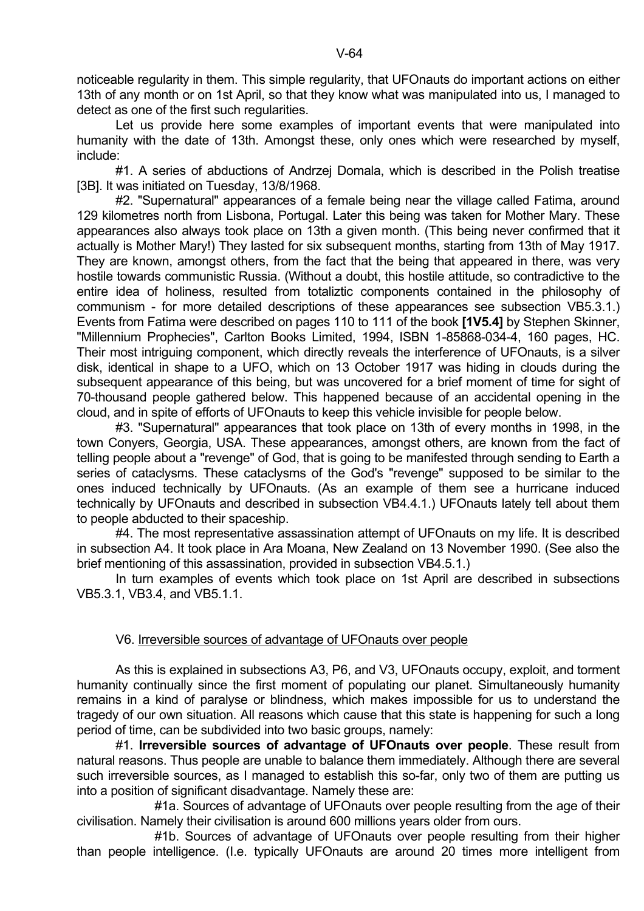noticeable regularity in them. This simple regularity, that UFOnauts do important actions on either 13th of any month or on 1st April, so that they know what was manipulated into us, I managed to detect as one of the first such regularities.

Let us provide here some examples of important events that were manipulated into humanity with the date of 13th. Amongst these, only ones which were researched by myself, include:

#1. A series of abductions of Andrzej Domala, which is described in the Polish treatise [3B]. It was initiated on Tuesday, 13/8/1968.

#2. "Supernatural" appearances of a female being near the village called Fatima, around 129 kilometres north from Lisbona, Portugal. Later this being was taken for Mother Mary. These appearances also always took place on 13th a given month. (This being never confirmed that it actually is Mother Mary!) They lasted for six subsequent months, starting from 13th of May 1917. They are known, amongst others, from the fact that the being that appeared in there, was very hostile towards communistic Russia. (Without a doubt, this hostile attitude, so contradictive to the entire idea of holiness, resulted from totaliztic components contained in the philosophy of communism - for more detailed descriptions of these appearances see subsection VB5.3.1.) Events from Fatima were described on pages 110 to 111 of the book **[1V5.4]** by Stephen Skinner, "Millennium Prophecies", Carlton Books Limited, 1994, ISBN 1-85868-034-4, 160 pages, HC. Their most intriguing component, which directly reveals the interference of UFOnauts, is a silver disk, identical in shape to a UFO, which on 13 October 1917 was hiding in clouds during the subsequent appearance of this being, but was uncovered for a brief moment of time for sight of 70-thousand people gathered below. This happened because of an accidental opening in the cloud, and in spite of efforts of UFOnauts to keep this vehicle invisible for people below.

#3. "Supernatural" appearances that took place on 13th of every months in 1998, in the town Conyers, Georgia, USA. These appearances, amongst others, are known from the fact of telling people about a "revenge" of God, that is going to be manifested through sending to Earth a series of cataclysms. These cataclysms of the God's "revenge" supposed to be similar to the ones induced technically by UFOnauts. (As an example of them see a hurricane induced technically by UFOnauts and described in subsection VB4.4.1.) UFOnauts lately tell about them to people abducted to their spaceship.

#4. The most representative assassination attempt of UFOnauts on my life. It is described in subsection A4. It took place in Ara Moana, New Zealand on 13 November 1990. (See also the brief mentioning of this assassination, provided in subsection VB4.5.1.)

In turn examples of events which took place on 1st April are described in subsections VB5.3.1, VB3.4, and VB5.1.1.

## V6. Irreversible sources of advantage of UFOnauts over people

As this is explained in subsections A3, P6, and V3, UFOnauts occupy, exploit, and torment humanity continually since the first moment of populating our planet. Simultaneously humanity remains in a kind of paralyse or blindness, which makes impossible for us to understand the tragedy of our own situation. All reasons which cause that this state is happening for such a long period of time, can be subdivided into two basic groups, namely:

#1. **Irreversible sources of advantage of UFOnauts over people**. These result from natural reasons. Thus people are unable to balance them immediately. Although there are several such irreversible sources, as I managed to establish this so-far, only two of them are putting us into a position of significant disadvantage. Namely these are:

#1a. Sources of advantage of UFOnauts over people resulting from the age of their civilisation. Namely their civilisation is around 600 millions years older from ours.

#1b. Sources of advantage of UFOnauts over people resulting from their higher than people intelligence. (I.e. typically UFOnauts are around 20 times more intelligent from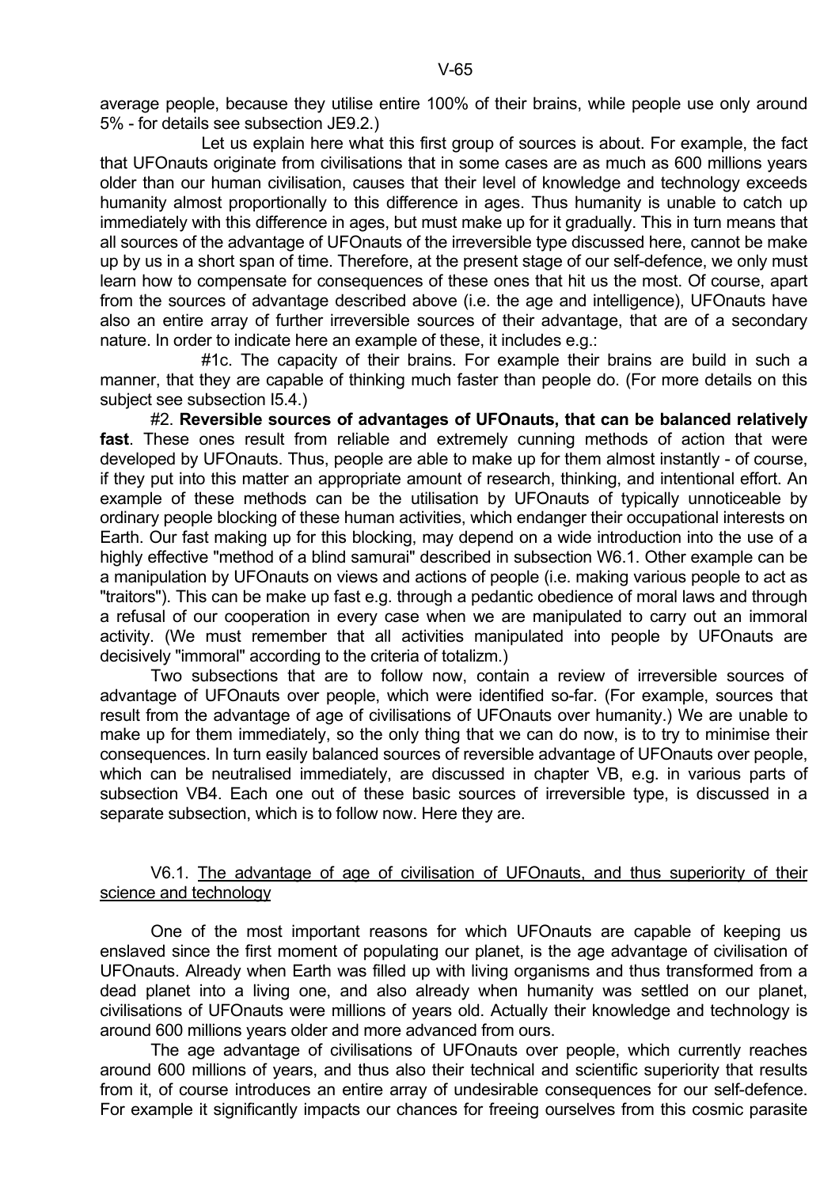average people, because they utilise entire 100% of their brains, while people use only around 5% - for details see subsection JE9.2.)

Let us explain here what this first group of sources is about. For example, the fact that UFOnauts originate from civilisations that in some cases are as much as 600 millions years older than our human civilisation, causes that their level of knowledge and technology exceeds humanity almost proportionally to this difference in ages. Thus humanity is unable to catch up immediately with this difference in ages, but must make up for it gradually. This in turn means that all sources of the advantage of UFOnauts of the irreversible type discussed here, cannot be make up by us in a short span of time. Therefore, at the present stage of our self-defence, we only must learn how to compensate for consequences of these ones that hit us the most. Of course, apart from the sources of advantage described above (i.e. the age and intelligence), UFOnauts have also an entire array of further irreversible sources of their advantage, that are of a secondary nature. In order to indicate here an example of these, it includes e.g.:

#1c. The capacity of their brains. For example their brains are build in such a manner, that they are capable of thinking much faster than people do. (For more details on this subject see subsection I5.4.)

#2. **Reversible sources of advantages of UFOnauts, that can be balanced relatively fast**. These ones result from reliable and extremely cunning methods of action that were developed by UFOnauts. Thus, people are able to make up for them almost instantly - of course, if they put into this matter an appropriate amount of research, thinking, and intentional effort. An example of these methods can be the utilisation by UFOnauts of typically unnoticeable by ordinary people blocking of these human activities, which endanger their occupational interests on Earth. Our fast making up for this blocking, may depend on a wide introduction into the use of a highly effective "method of a blind samurai" described in subsection W6.1. Other example can be a manipulation by UFOnauts on views and actions of people (i.e. making various people to act as "traitors"). This can be make up fast e.g. through a pedantic obedience of moral laws and through a refusal of our cooperation in every case when we are manipulated to carry out an immoral activity. (We must remember that all activities manipulated into people by UFOnauts are decisively "immoral" according to the criteria of totalizm.)

Two subsections that are to follow now, contain a review of irreversible sources of advantage of UFOnauts over people, which were identified so-far. (For example, sources that result from the advantage of age of civilisations of UFOnauts over humanity.) We are unable to make up for them immediately, so the only thing that we can do now, is to try to minimise their consequences. In turn easily balanced sources of reversible advantage of UFOnauts over people, which can be neutralised immediately, are discussed in chapter VB, e.g. in various parts of subsection VB4. Each one out of these basic sources of irreversible type, is discussed in a separate subsection, which is to follow now. Here they are.

### V6.1. The advantage of age of civilisation of UFOnauts, and thus superiority of their science and technology

One of the most important reasons for which UFOnauts are capable of keeping us enslaved since the first moment of populating our planet, is the age advantage of civilisation of UFOnauts. Already when Earth was filled up with living organisms and thus transformed from a dead planet into a living one, and also already when humanity was settled on our planet, civilisations of UFOnauts were millions of years old. Actually their knowledge and technology is around 600 millions years older and more advanced from ours.

The age advantage of civilisations of UFOnauts over people, which currently reaches around 600 millions of years, and thus also their technical and scientific superiority that results from it, of course introduces an entire array of undesirable consequences for our self-defence. For example it significantly impacts our chances for freeing ourselves from this cosmic parasite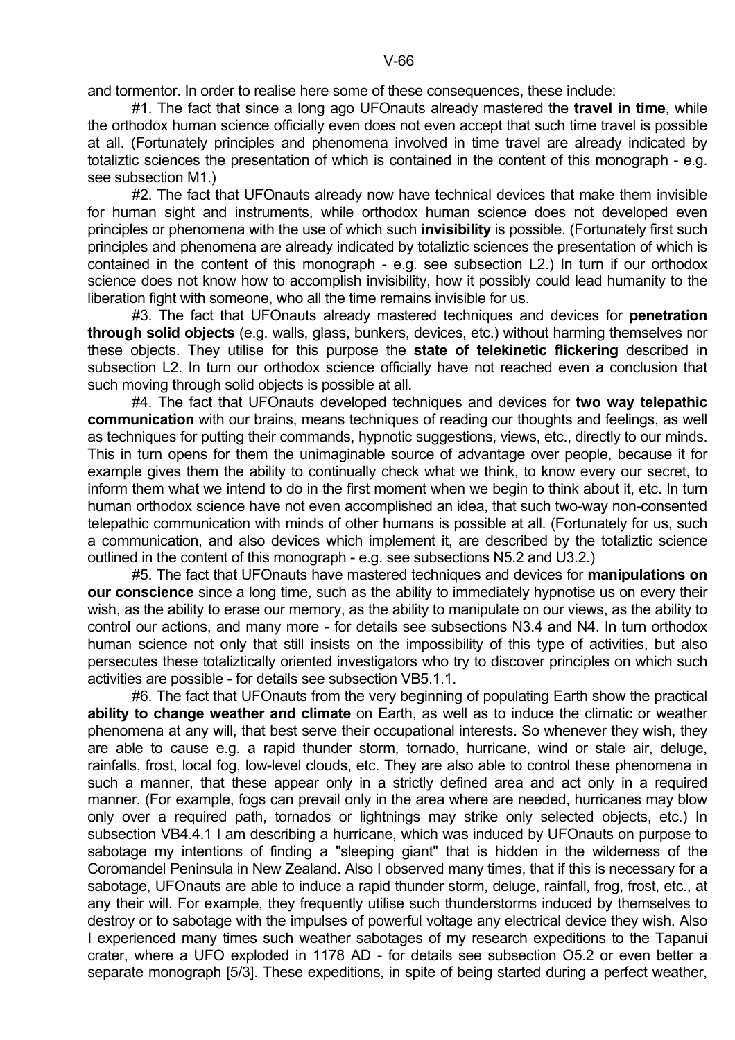and tormentor. In order to realise here some of these consequences, these include:

#1. The fact that since a long ago UFOnauts already mastered the **travel in time**, while the orthodox human science officially even does not even accept that such time travel is possible at all. (Fortunately principles and phenomena involved in time travel are already indicated by totaliztic sciences the presentation of which is contained in the content of this monograph - e.g. see subsection M1.)

#2. The fact that UFOnauts already now have technical devices that make them invisible for human sight and instruments, while orthodox human science does not developed even principles or phenomena with the use of which such **invisibility** is possible. (Fortunately first such principles and phenomena are already indicated by totaliztic sciences the presentation of which is contained in the content of this monograph - e.g. see subsection L2.) In turn if our orthodox science does not know how to accomplish invisibility, how it possibly could lead humanity to the liberation fight with someone, who all the time remains invisible for us.

#3. The fact that UFOnauts already mastered techniques and devices for **penetration through solid objects** (e.g. walls, glass, bunkers, devices, etc.) without harming themselves nor these objects. They utilise for this purpose the **state of telekinetic flickering** described in subsection L2. In turn our orthodox science officially have not reached even a conclusion that such moving through solid objects is possible at all.

#4. The fact that UFOnauts developed techniques and devices for **two way telepathic communication** with our brains, means techniques of reading our thoughts and feelings, as well as techniques for putting their commands, hypnotic suggestions, views, etc., directly to our minds. This in turn opens for them the unimaginable source of advantage over people, because it for example gives them the ability to continually check what we think, to know every our secret, to inform them what we intend to do in the first moment when we begin to think about it, etc. In turn human orthodox science have not even accomplished an idea, that such two-way non-consented telepathic communication with minds of other humans is possible at all. (Fortunately for us, such a communication, and also devices which implement it, are described by the totaliztic science outlined in the content of this monograph - e.g. see subsections N5.2 and U3.2.)

#5. The fact that UFOnauts have mastered techniques and devices for **manipulations on our conscience** since a long time, such as the ability to immediately hypnotise us on every their wish, as the ability to erase our memory, as the ability to manipulate on our views, as the ability to control our actions, and many more - for details see subsections N3.4 and N4. In turn orthodox human science not only that still insists on the impossibility of this type of activities, but also persecutes these totaliztically oriented investigators who try to discover principles on which such activities are possible - for details see subsection VB5.1.1.

#6. The fact that UFOnauts from the very beginning of populating Earth show the practical **ability to change weather and climate** on Earth, as well as to induce the climatic or weather phenomena at any will, that best serve their occupational interests. So whenever they wish, they are able to cause e.g. a rapid thunder storm, tornado, hurricane, wind or stale air, deluge, rainfalls, frost, local fog, low-level clouds, etc. They are also able to control these phenomena in such a manner, that these appear only in a strictly defined area and act only in a required manner. (For example, fogs can prevail only in the area where are needed, hurricanes may blow only over a required path, tornados or lightnings may strike only selected objects, etc.) In subsection VB4.4.1 I am describing a hurricane, which was induced by UFOnauts on purpose to sabotage my intentions of finding a "sleeping giant" that is hidden in the wilderness of the Coromandel Peninsula in New Zealand. Also I observed many times, that if this is necessary for a sabotage, UFOnauts are able to induce a rapid thunder storm, deluge, rainfall, frog, frost, etc., at any their will. For example, they frequently utilise such thunderstorms induced by themselves to destroy or to sabotage with the impulses of powerful voltage any electrical device they wish. Also I experienced many times such weather sabotages of my research expeditions to the Tapanui crater, where a UFO exploded in 1178 AD - for details see subsection O5.2 or even better a separate monograph [5/3]. These expeditions, in spite of being started during a perfect weather,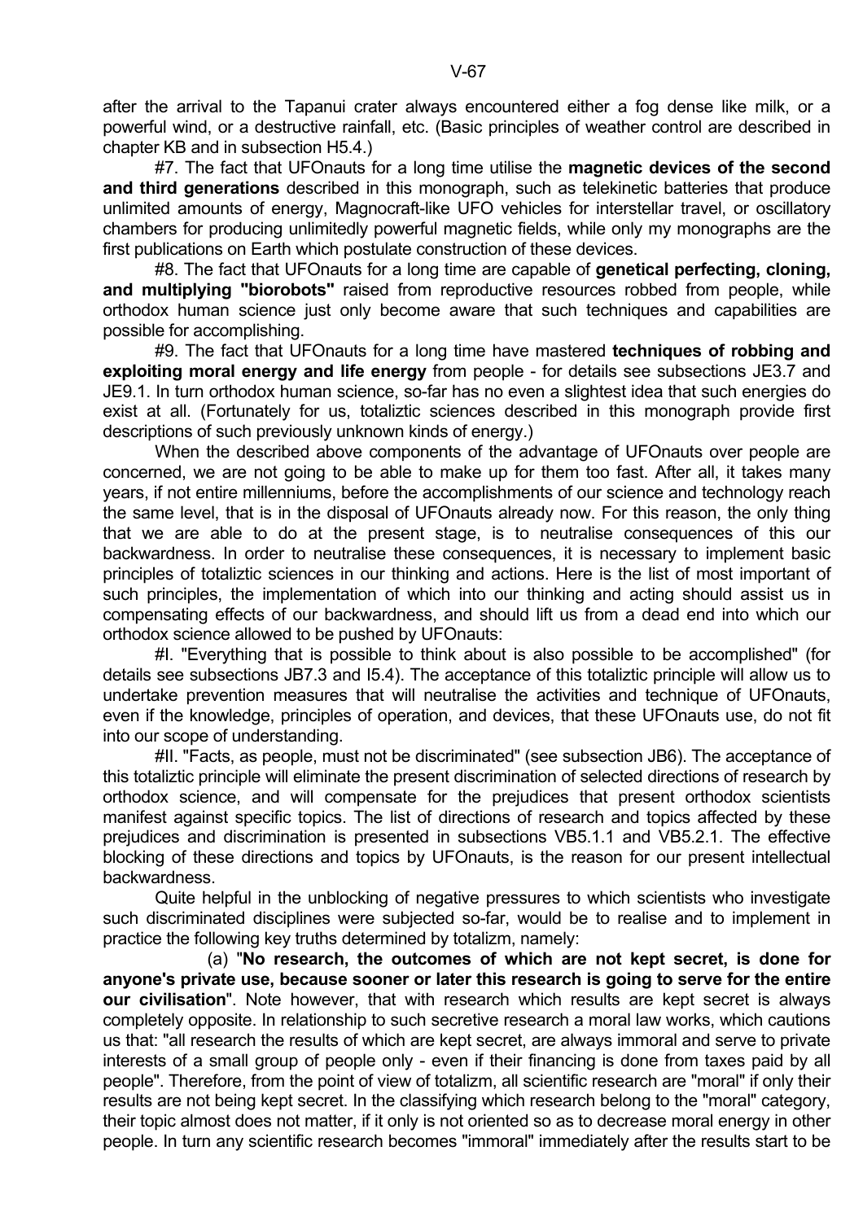after the arrival to the Tapanui crater always encountered either a fog dense like milk, or a powerful wind, or a destructive rainfall, etc. (Basic principles of weather control are described in chapter KB and in subsection H5.4.)

#7. The fact that UFOnauts for a long time utilise the **magnetic devices of the second and third generations** described in this monograph, such as telekinetic batteries that produce unlimited amounts of energy, Magnocraft-like UFO vehicles for interstellar travel, or oscillatory chambers for producing unlimitedly powerful magnetic fields, while only my monographs are the first publications on Earth which postulate construction of these devices.

#8. The fact that UFOnauts for a long time are capable of **genetical perfecting, cloning, and multiplying "biorobots"** raised from reproductive resources robbed from people, while orthodox human science just only become aware that such techniques and capabilities are possible for accomplishing.

#9. The fact that UFOnauts for a long time have mastered **techniques of robbing and exploiting moral energy and life energy** from people - for details see subsections JE3.7 and JE9.1. In turn orthodox human science, so-far has no even a slightest idea that such energies do exist at all. (Fortunately for us, totaliztic sciences described in this monograph provide first descriptions of such previously unknown kinds of energy.)

When the described above components of the advantage of UFOnauts over people are concerned, we are not going to be able to make up for them too fast. After all, it takes many years, if not entire millenniums, before the accomplishments of our science and technology reach the same level, that is in the disposal of UFOnauts already now. For this reason, the only thing that we are able to do at the present stage, is to neutralise consequences of this our backwardness. In order to neutralise these consequences, it is necessary to implement basic principles of totaliztic sciences in our thinking and actions. Here is the list of most important of such principles, the implementation of which into our thinking and acting should assist us in compensating effects of our backwardness, and should lift us from a dead end into which our orthodox science allowed to be pushed by UFOnauts:

#I. "Everything that is possible to think about is also possible to be accomplished" (for details see subsections JB7.3 and I5.4). The acceptance of this totaliztic principle will allow us to undertake prevention measures that will neutralise the activities and technique of UFOnauts, even if the knowledge, principles of operation, and devices, that these UFOnauts use, do not fit into our scope of understanding.

#II. "Facts, as people, must not be discriminated" (see subsection JB6). The acceptance of this totaliztic principle will eliminate the present discrimination of selected directions of research by orthodox science, and will compensate for the prejudices that present orthodox scientists manifest against specific topics. The list of directions of research and topics affected by these prejudices and discrimination is presented in subsections VB5.1.1 and VB5.2.1. The effective blocking of these directions and topics by UFOnauts, is the reason for our present intellectual backwardness.

Quite helpful in the unblocking of negative pressures to which scientists who investigate such discriminated disciplines were subjected so-far, would be to realise and to implement in practice the following key truths determined by totalizm, namely:

(a) "**No research, the outcomes of which are not kept secret, is done for anyone's private use, because sooner or later this research is going to serve for the entire our civilisation**". Note however, that with research which results are kept secret is always completely opposite. In relationship to such secretive research a moral law works, which cautions us that: "all research the results of which are kept secret, are always immoral and serve to private interests of a small group of people only - even if their financing is done from taxes paid by all people". Therefore, from the point of view of totalizm, all scientific research are "moral" if only their results are not being kept secret. In the classifying which research belong to the "moral" category, their topic almost does not matter, if it only is not oriented so as to decrease moral energy in other people. In turn any scientific research becomes "immoral" immediately after the results start to be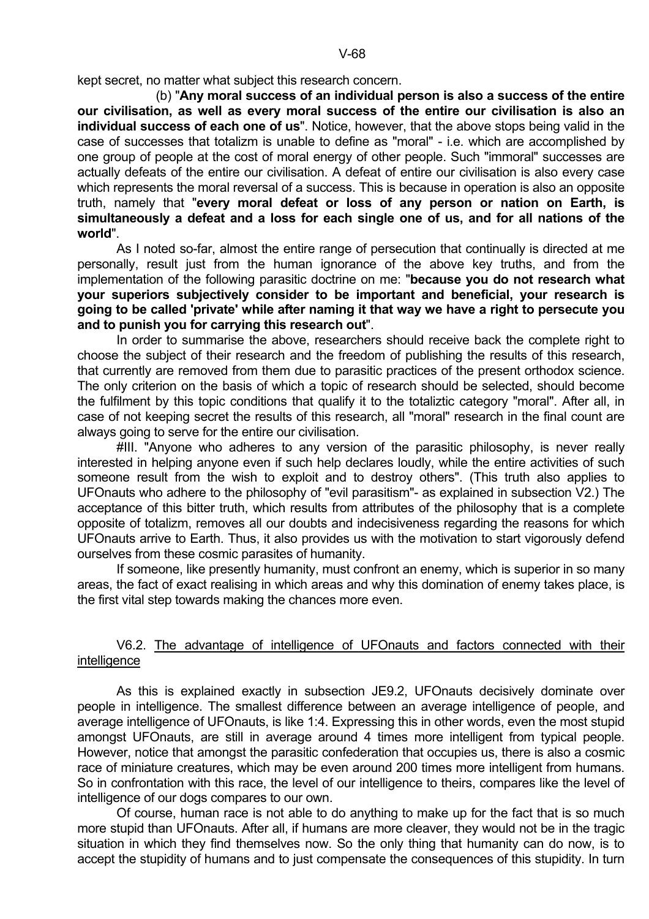kept secret, no matter what subject this research concern.

(b) "**Any moral success of an individual person is also a success of the entire our civilisation, as well as every moral success of the entire our civilisation is also an individual success of each one of us**". Notice, however, that the above stops being valid in the case of successes that totalizm is unable to define as "moral" - i.e. which are accomplished by one group of people at the cost of moral energy of other people. Such "immoral" successes are actually defeats of the entire our civilisation. A defeat of entire our civilisation is also every case which represents the moral reversal of a success. This is because in operation is also an opposite truth, namely that "**every moral defeat or loss of any person or nation on Earth, is simultaneously a defeat and a loss for each single one of us, and for all nations of the world**".

As I noted so-far, almost the entire range of persecution that continually is directed at me personally, result just from the human ignorance of the above key truths, and from the implementation of the following parasitic doctrine on me: "**because you do not research what your superiors subjectively consider to be important and beneficial, your research is going to be called 'private' while after naming it that way we have a right to persecute you and to punish you for carrying this research out**".

In order to summarise the above, researchers should receive back the complete right to choose the subject of their research and the freedom of publishing the results of this research, that currently are removed from them due to parasitic practices of the present orthodox science. The only criterion on the basis of which a topic of research should be selected, should become the fulfilment by this topic conditions that qualify it to the totaliztic category "moral". After all, in case of not keeping secret the results of this research, all "moral" research in the final count are always going to serve for the entire our civilisation.

#III. "Anyone who adheres to any version of the parasitic philosophy, is never really interested in helping anyone even if such help declares loudly, while the entire activities of such someone result from the wish to exploit and to destroy others". (This truth also applies to UFOnauts who adhere to the philosophy of "evil parasitism"- as explained in subsection V2.) The acceptance of this bitter truth, which results from attributes of the philosophy that is a complete opposite of totalizm, removes all our doubts and indecisiveness regarding the reasons for which UFOnauts arrive to Earth. Thus, it also provides us with the motivation to start vigorously defend ourselves from these cosmic parasites of humanity.

If someone, like presently humanity, must confront an enemy, which is superior in so many areas, the fact of exact realising in which areas and why this domination of enemy takes place, is the first vital step towards making the chances more even.

### V6.2. The advantage of intelligence of UFOnauts and factors connected with their intelligence

As this is explained exactly in subsection JE9.2, UFOnauts decisively dominate over people in intelligence. The smallest difference between an average intelligence of people, and average intelligence of UFOnauts, is like 1:4. Expressing this in other words, even the most stupid amongst UFOnauts, are still in average around 4 times more intelligent from typical people. However, notice that amongst the parasitic confederation that occupies us, there is also a cosmic race of miniature creatures, which may be even around 200 times more intelligent from humans. So in confrontation with this race, the level of our intelligence to theirs, compares like the level of intelligence of our dogs compares to our own.

Of course, human race is not able to do anything to make up for the fact that is so much more stupid than UFOnauts. After all, if humans are more cleaver, they would not be in the tragic situation in which they find themselves now. So the only thing that humanity can do now, is to accept the stupidity of humans and to just compensate the consequences of this stupidity. In turn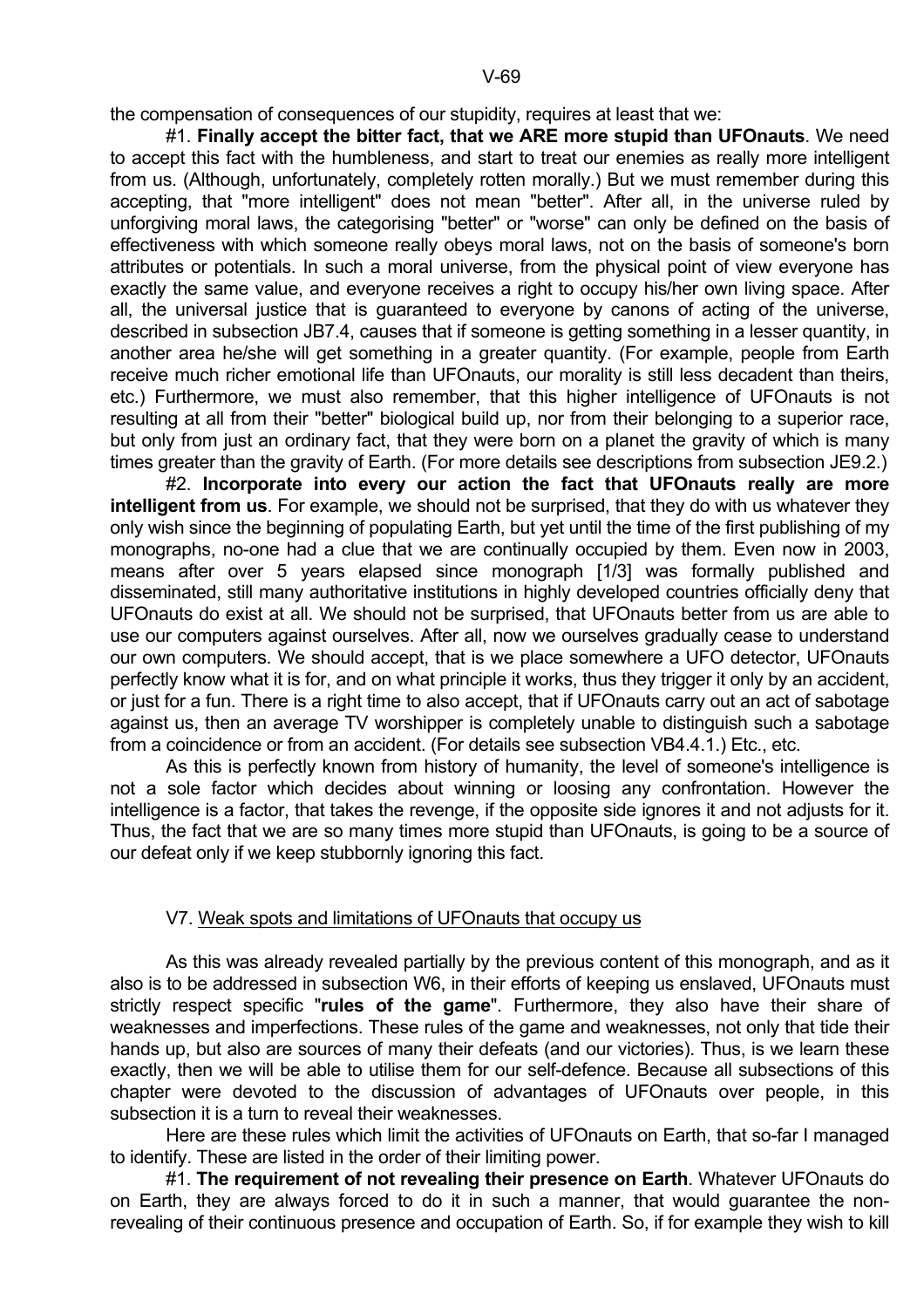the compensation of consequences of our stupidity, requires at least that we:

#1. **Finally accept the bitter fact, that we ARE more stupid than UFOnauts**. We need to accept this fact with the humbleness, and start to treat our enemies as really more intelligent from us. (Although, unfortunately, completely rotten morally.) But we must remember during this accepting, that "more intelligent" does not mean "better". After all, in the universe ruled by unforgiving moral laws, the categorising "better" or "worse" can only be defined on the basis of effectiveness with which someone really obeys moral laws, not on the basis of someone's born attributes or potentials. In such a moral universe, from the physical point of view everyone has exactly the same value, and everyone receives a right to occupy his/her own living space. After all, the universal justice that is guaranteed to everyone by canons of acting of the universe, described in subsection JB7.4, causes that if someone is getting something in a lesser quantity, in another area he/she will get something in a greater quantity. (For example, people from Earth receive much richer emotional life than UFOnauts, our morality is still less decadent than theirs, etc.) Furthermore, we must also remember, that this higher intelligence of UFOnauts is not resulting at all from their "better" biological build up, nor from their belonging to a superior race, but only from just an ordinary fact, that they were born on a planet the gravity of which is many times greater than the gravity of Earth. (For more details see descriptions from subsection JE9.2.)

#2. **Incorporate into every our action the fact that UFOnauts really are more intelligent from us**. For example, we should not be surprised, that they do with us whatever they only wish since the beginning of populating Earth, but yet until the time of the first publishing of my monographs, no-one had a clue that we are continually occupied by them. Even now in 2003, means after over 5 years elapsed since monograph [1/3] was formally published and disseminated, still many authoritative institutions in highly developed countries officially deny that UFOnauts do exist at all. We should not be surprised, that UFOnauts better from us are able to use our computers against ourselves. After all, now we ourselves gradually cease to understand our own computers. We should accept, that is we place somewhere a UFO detector, UFOnauts perfectly know what it is for, and on what principle it works, thus they trigger it only by an accident, or just for a fun. There is a right time to also accept, that if UFOnauts carry out an act of sabotage against us, then an average TV worshipper is completely unable to distinguish such a sabotage from a coincidence or from an accident. (For details see subsection VB4.4.1.) Etc., etc.

As this is perfectly known from history of humanity, the level of someone's intelligence is not a sole factor which decides about winning or loosing any confrontation. However the intelligence is a factor, that takes the revenge, if the opposite side ignores it and not adjusts for it. Thus, the fact that we are so many times more stupid than UFOnauts, is going to be a source of our defeat only if we keep stubbornly ignoring this fact.

## V7. Weak spots and limitations of UFOnauts that occupy us

As this was already revealed partially by the previous content of this monograph, and as it also is to be addressed in subsection W6, in their efforts of keeping us enslaved, UFOnauts must strictly respect specific "**rules of the game**". Furthermore, they also have their share of weaknesses and imperfections. These rules of the game and weaknesses, not only that tide their hands up, but also are sources of many their defeats (and our victories). Thus, is we learn these exactly, then we will be able to utilise them for our self-defence. Because all subsections of this chapter were devoted to the discussion of advantages of UFOnauts over people, in this subsection it is a turn to reveal their weaknesses.

Here are these rules which limit the activities of UFOnauts on Earth, that so-far I managed to identify. These are listed in the order of their limiting power.

#1. **The requirement of not revealing their presence on Earth**. Whatever UFOnauts do on Earth, they are always forced to do it in such a manner, that would guarantee the non-revealing of their continuous presence and occupation of Earth. So, if for example they wish to kill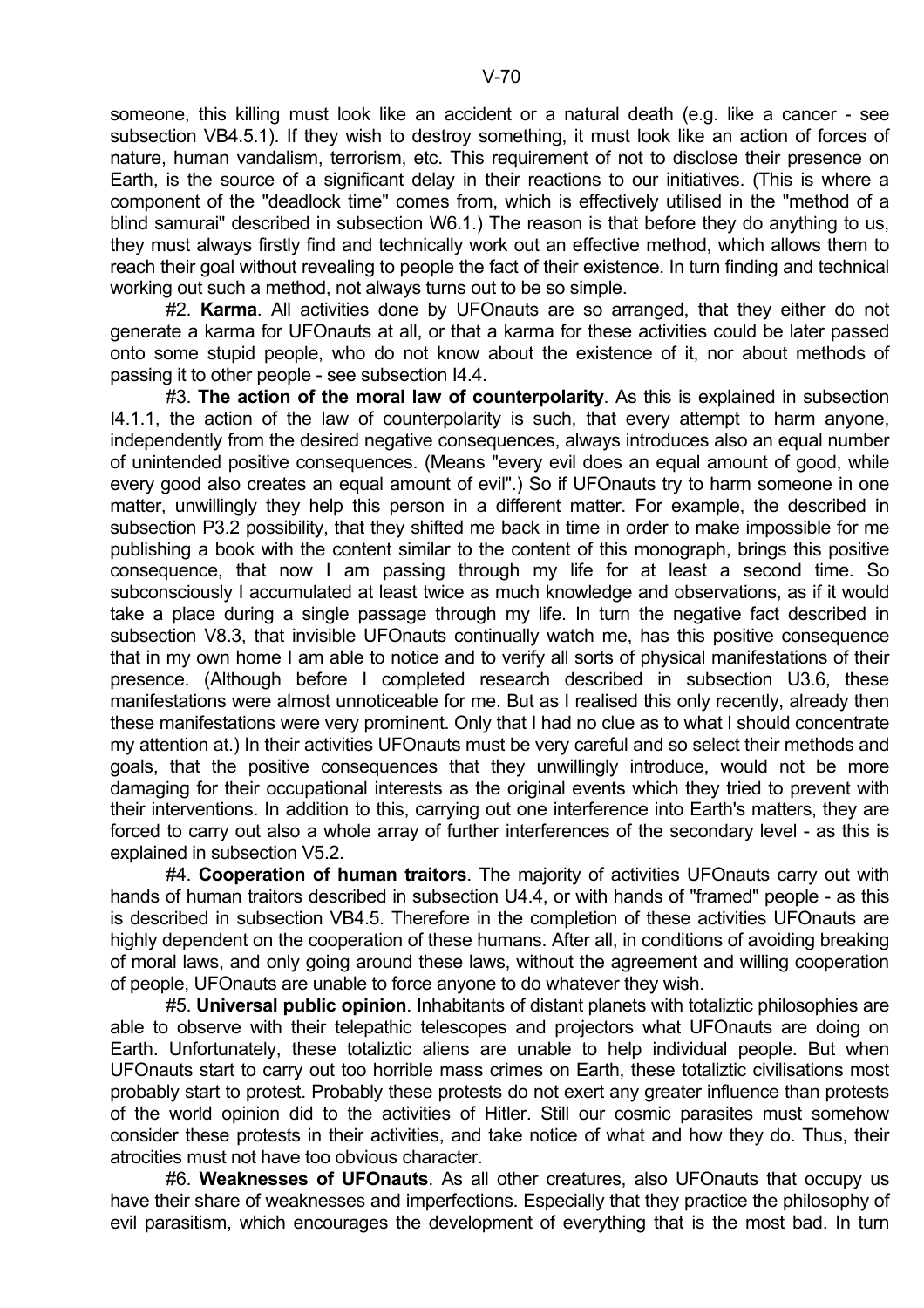someone, this killing must look like an accident or a natural death (e.g. like a cancer - see subsection VB4.5.1). If they wish to destroy something, it must look like an action of forces of nature, human vandalism, terrorism, etc. This requirement of not to disclose their presence on Earth, is the source of a significant delay in their reactions to our initiatives. (This is where a component of the "deadlock time" comes from, which is effectively utilised in the "method of a blind samurai" described in subsection W6.1.) The reason is that before they do anything to us, they must always firstly find and technically work out an effective method, which allows them to reach their goal without revealing to people the fact of their existence. In turn finding and technical working out such a method, not always turns out to be so simple.

#2. **Karma**. All activities done by UFOnauts are so arranged, that they either do not generate a karma for UFOnauts at all, or that a karma for these activities could be later passed onto some stupid people, who do not know about the existence of it, nor about methods of passing it to other people - see subsection I4.4.

#3. **The action of the moral law of counterpolarity**. As this is explained in subsection I4.1.1, the action of the law of counterpolarity is such, that every attempt to harm anyone, independently from the desired negative consequences, always introduces also an equal number of unintended positive consequences. (Means "every evil does an equal amount of good, while every good also creates an equal amount of evil".) So if UFOnauts try to harm someone in one matter, unwillingly they help this person in a different matter. For example, the described in subsection P3.2 possibility, that they shifted me back in time in order to make impossible for me publishing a book with the content similar to the content of this monograph, brings this positive consequence, that now I am passing through my life for at least a second time. So subconsciously I accumulated at least twice as much knowledge and observations, as if it would take a place during a single passage through my life. In turn the negative fact described in subsection V8.3, that invisible UFOnauts continually watch me, has this positive consequence that in my own home I am able to notice and to verify all sorts of physical manifestations of their presence. (Although before I completed research described in subsection U3.6, these manifestations were almost unnoticeable for me. But as I realised this only recently, already then these manifestations were very prominent. Only that I had no clue as to what I should concentrate my attention at.) In their activities UFOnauts must be very careful and so select their methods and goals, that the positive consequences that they unwillingly introduce, would not be more damaging for their occupational interests as the original events which they tried to prevent with their interventions. In addition to this, carrying out one interference into Earth's matters, they are forced to carry out also a whole array of further interferences of the secondary level - as this is explained in subsection V5.2.

#4. **Cooperation of human traitors**. The majority of activities UFOnauts carry out with hands of human traitors described in subsection U4.4, or with hands of "framed" people - as this is described in subsection VB4.5. Therefore in the completion of these activities UFOnauts are highly dependent on the cooperation of these humans. After all, in conditions of avoiding breaking of moral laws, and only going around these laws, without the agreement and willing cooperation of people, UFOnauts are unable to force anyone to do whatever they wish.

#5. **Universal public opinion**. Inhabitants of distant planets with totaliztic philosophies are able to observe with their telepathic telescopes and projectors what UFOnauts are doing on Earth. Unfortunately, these totaliztic aliens are unable to help individual people. But when UFOnauts start to carry out too horrible mass crimes on Earth, these totaliztic civilisations most probably start to protest. Probably these protests do not exert any greater influence than protests of the world opinion did to the activities of Hitler. Still our cosmic parasites must somehow consider these protests in their activities, and take notice of what and how they do. Thus, their atrocities must not have too obvious character.

#6. **Weaknesses of UFOnauts**. As all other creatures, also UFOnauts that occupy us have their share of weaknesses and imperfections. Especially that they practice the philosophy of evil parasitism, which encourages the development of everything that is the most bad. In turn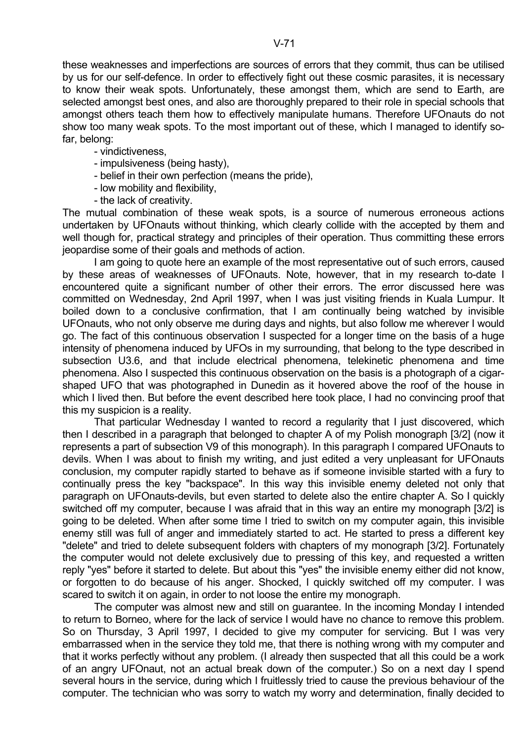these weaknesses and imperfections are sources of errors that they commit, thus can be utilised by us for our self-defence. In order to effectively fight out these cosmic parasites, it is necessary to know their weak spots. Unfortunately, these amongst them, which are send to Earth, are selected amongst best ones, and also are thoroughly prepared to their role in special schools that amongst others teach them how to effectively manipulate humans. Therefore UFOnauts do not show too many weak spots. To the most important out of these, which I managed to identify so-far, belong:

- vindictiveness,
- impulsiveness (being hasty),
- belief in their own perfection (means the pride),
- low mobility and flexibility,
- the lack of creativity.

The mutual combination of these weak spots, is a source of numerous erroneous actions undertaken by UFOnauts without thinking, which clearly collide with the accepted by them and well though for, practical strategy and principles of their operation. Thus committing these errors jeopardise some of their goals and methods of action.

I am going to quote here an example of the most representative out of such errors, caused by these areas of weaknesses of UFOnauts. Note, however, that in my research to-date I encountered quite a significant number of other their errors. The error discussed here was committed on Wednesday, 2nd April 1997, when I was just visiting friends in Kuala Lumpur. It boiled down to a conclusive confirmation, that I am continually being watched by invisible UFOnauts, who not only observe me during days and nights, but also follow me wherever I would go. The fact of this continuous observation I suspected for a longer time on the basis of a huge intensity of phenomena induced by UFOs in my surrounding, that belong to the type described in subsection U3.6, and that include electrical phenomena, telekinetic phenomena and time phenomena. Also I suspected this continuous observation on the basis is a photograph of a cigar-shaped UFO that was photographed in Dunedin as it hovered above the roof of the house in which I lived then. But before the event described here took place, I had no convincing proof that this my suspicion is a reality.

That particular Wednesday I wanted to record a regularity that I just discovered, which then I described in a paragraph that belonged to chapter A of my Polish monograph [3/2] (now it represents a part of subsection V9 of this monograph). In this paragraph I compared UFOnauts to devils. When I was about to finish my writing, and just edited a very unpleasant for UFOnauts conclusion, my computer rapidly started to behave as if someone invisible started with a fury to continually press the key "backspace". In this way this invisible enemy deleted not only that paragraph on UFOnauts-devils, but even started to delete also the entire chapter A. So I quickly switched off my computer, because I was afraid that in this way an entire my monograph [3/2] is going to be deleted. When after some time I tried to switch on my computer again, this invisible enemy still was full of anger and immediately started to act. He started to press a different key "delete" and tried to delete subsequent folders with chapters of my monograph [3/2]. Fortunately the computer would not delete exclusively due to pressing of this key, and requested a written reply "yes" before it started to delete. But about this "yes" the invisible enemy either did not know, or forgotten to do because of his anger. Shocked, I quickly switched off my computer. I was scared to switch it on again, in order to not loose the entire my monograph.

The computer was almost new and still on guarantee. In the incoming Monday I intended to return to Borneo, where for the lack of service I would have no chance to remove this problem. So on Thursday, 3 April 1997, I decided to give my computer for servicing. But I was very embarrassed when in the service they told me, that there is nothing wrong with my computer and that it works perfectly without any problem. (I already then suspected that all this could be a work of an angry UFOnaut, not an actual break down of the computer.) So on a next day I spend several hours in the service, during which I fruitlessly tried to cause the previous behaviour of the computer. The technician who was sorry to watch my worry and determination, finally decided to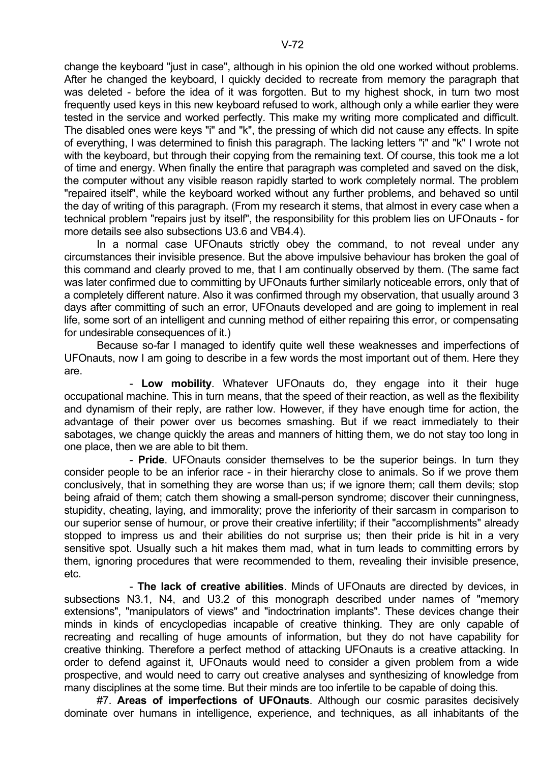change the keyboard "just in case", although in his opinion the old one worked without problems. After he changed the keyboard, I quickly decided to recreate from memory the paragraph that was deleted - before the idea of it was forgotten. But to my highest shock, in turn two most frequently used keys in this new keyboard refused to work, although only a while earlier they were tested in the service and worked perfectly. This make my writing more complicated and difficult. The disabled ones were keys "i" and "k", the pressing of which did not cause any effects. In spite of everything, I was determined to finish this paragraph. The lacking letters "i" and "k" I wrote not with the keyboard, but through their copying from the remaining text. Of course, this took me a lot of time and energy. When finally the entire that paragraph was completed and saved on the disk, the computer without any visible reason rapidly started to work completely normal. The problem "repaired itself", while the keyboard worked without any further problems, and behaved so until the day of writing of this paragraph. (From my research it stems, that almost in every case when a technical problem "repairs just by itself", the responsibility for this problem lies on UFOnauts - for more details see also subsections U3.6 and VB4.4).

In a normal case UFOnauts strictly obey the command, to not reveal under any circumstances their invisible presence. But the above impulsive behaviour has broken the goal of this command and clearly proved to me, that I am continually observed by them. (The same fact was later confirmed due to committing by UFOnauts further similarly noticeable errors, only that of a completely different nature. Also it was confirmed through my observation, that usually around 3 days after committing of such an error, UFOnauts developed and are going to implement in real life, some sort of an intelligent and cunning method of either repairing this error, or compensating for undesirable consequences of it.)

Because so-far I managed to identify quite well these weaknesses and imperfections of UFOnauts, now I am going to describe in a few words the most important out of them. Here they are.

- **Low mobility**. Whatever UFOnauts do, they engage into it their huge occupational machine. This in turn means, that the speed of their reaction, as well as the flexibility and dynamism of their reply, are rather low. However, if they have enough time for action, the advantage of their power over us becomes smashing. But if we react immediately to their sabotages, we change quickly the areas and manners of hitting them, we do not stay too long in one place, then we are able to bit them.

- **Pride**. UFOnauts consider themselves to be the superior beings. In turn they consider people to be an inferior race - in their hierarchy close to animals. So if we prove them conclusively, that in something they are worse than us; if we ignore them; call them devils; stop being afraid of them; catch them showing a small-person syndrome; discover their cunningness, stupidity, cheating, laying, and immorality; prove the inferiority of their sarcasm in comparison to our superior sense of humour, or prove their creative infertility; if their "accomplishments" already stopped to impress us and their abilities do not surprise us; then their pride is hit in a very sensitive spot. Usually such a hit makes them mad, what in turn leads to committing errors by them, ignoring procedures that were recommended to them, revealing their invisible presence, etc.

- **The lack of creative abilities**. Minds of UFOnauts are directed by devices, in subsections N3.1, N4, and U3.2 of this monograph described under names of "memory extensions", "manipulators of views" and "indoctrination implants". These devices change their minds in kinds of encyclopedias incapable of creative thinking. They are only capable of recreating and recalling of huge amounts of information, but they do not have capability for creative thinking. Therefore a perfect method of attacking UFOnauts is a creative attacking. In order to defend against it, UFOnauts would need to consider a given problem from a wide prospective, and would need to carry out creative analyses and synthesizing of knowledge from many disciplines at the some time. But their minds are too infertile to be capable of doing this.

#7. **Areas of imperfections of UFOnauts**. Although our cosmic parasites decisively dominate over humans in intelligence, experience, and techniques, as all inhabitants of the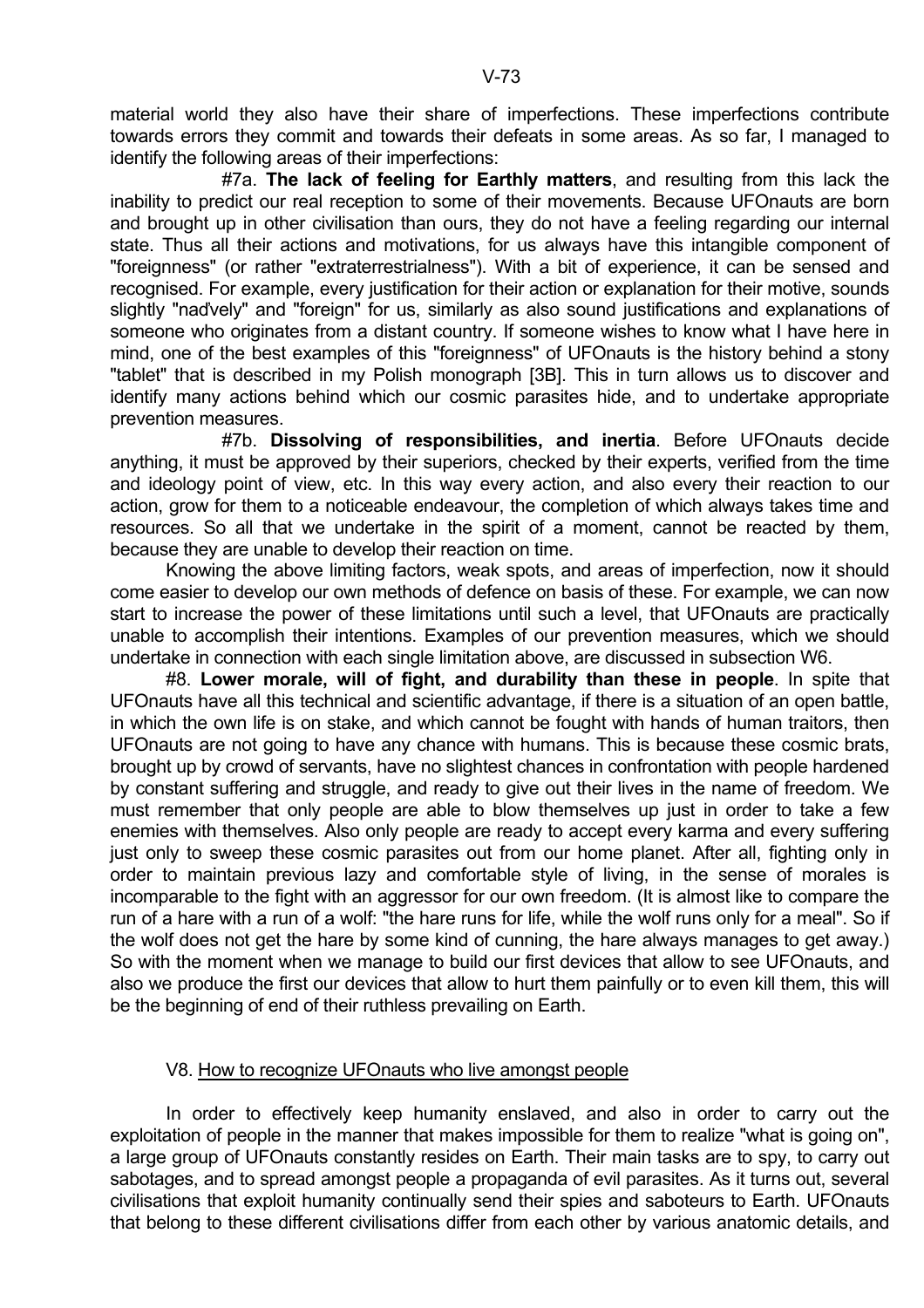material world they also have their share of imperfections. These imperfections contribute towards errors they commit and towards their defeats in some areas. As so far, I managed to identify the following areas of their imperfections:

#7a. **The lack of feeling for Earthly matters**, and resulting from this lack the inability to predict our real reception to some of their movements. Because UFOnauts are born and brought up in other civilisation than ours, they do not have a feeling regarding our internal state. Thus all their actions and motivations, for us always have this intangible component of "foreignness" (or rather "extraterrestrialness"). With a bit of experience, it can be sensed and recognised. For example, every justification for their action or explanation for their motive, sounds slightly "naďvely" and "foreign" for us, similarly as also sound justifications and explanations of someone who originates from a distant country. If someone wishes to know what I have here in mind, one of the best examples of this "foreignness" of UFOnauts is the history behind a stony "tablet" that is described in my Polish monograph [3B]. This in turn allows us to discover and identify many actions behind which our cosmic parasites hide, and to undertake appropriate prevention measures.

#7b. **Dissolving of responsibilities, and inertia**. Before UFOnauts decide anything, it must be approved by their superiors, checked by their experts, verified from the time and ideology point of view, etc. In this way every action, and also every their reaction to our action, grow for them to a noticeable endeavour, the completion of which always takes time and resources. So all that we undertake in the spirit of a moment, cannot be reacted by them, because they are unable to develop their reaction on time.

Knowing the above limiting factors, weak spots, and areas of imperfection, now it should come easier to develop our own methods of defence on basis of these. For example, we can now start to increase the power of these limitations until such a level, that UFOnauts are practically unable to accomplish their intentions. Examples of our prevention measures, which we should undertake in connection with each single limitation above, are discussed in subsection W6.

#8. **Lower morale, will of fight, and durability than these in people**. In spite that UFOnauts have all this technical and scientific advantage, if there is a situation of an open battle, in which the own life is on stake, and which cannot be fought with hands of human traitors, then UFOnauts are not going to have any chance with humans. This is because these cosmic brats, brought up by crowd of servants, have no slightest chances in confrontation with people hardened by constant suffering and struggle, and ready to give out their lives in the name of freedom. We must remember that only people are able to blow themselves up just in order to take a few enemies with themselves. Also only people are ready to accept every karma and every suffering just only to sweep these cosmic parasites out from our home planet. After all, fighting only in order to maintain previous lazy and comfortable style of living, in the sense of morales is incomparable to the fight with an aggressor for our own freedom. (It is almost like to compare the run of a hare with a run of a wolf: "the hare runs for life, while the wolf runs only for a meal". So if the wolf does not get the hare by some kind of cunning, the hare always manages to get away.) So with the moment when we manage to build our first devices that allow to see UFOnauts, and also we produce the first our devices that allow to hurt them painfully or to even kill them, this will be the beginning of end of their ruthless prevailing on Earth.

## V8. How to recognize UFOnauts who live amongst people

In order to effectively keep humanity enslaved, and also in order to carry out the exploitation of people in the manner that makes impossible for them to realize "what is going on", a large group of UFOnauts constantly resides on Earth. Their main tasks are to spy, to carry out sabotages, and to spread amongst people a propaganda of evil parasites. As it turns out, several civilisations that exploit humanity continually send their spies and saboteurs to Earth. UFOnauts that belong to these different civilisations differ from each other by various anatomic details, and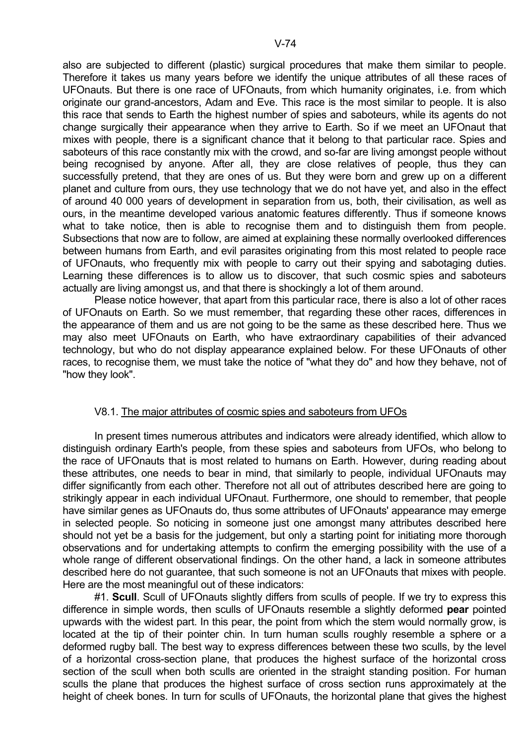also are subjected to different (plastic) surgical procedures that make them similar to people. Therefore it takes us many years before we identify the unique attributes of all these races of UFOnauts. But there is one race of UFOnauts, from which humanity originates, i.e. from which originate our grand-ancestors, Adam and Eve. This race is the most similar to people. It is also this race that sends to Earth the highest number of spies and saboteurs, while its agents do not change surgically their appearance when they arrive to Earth. So if we meet an UFOnaut that mixes with people, there is a significant chance that it belong to that particular race. Spies and saboteurs of this race constantly mix with the crowd, and so-far are living amongst people without being recognised by anyone. After all, they are close relatives of people, thus they can successfully pretend, that they are ones of us. But they were born and grew up on a different planet and culture from ours, they use technology that we do not have yet, and also in the effect of around 40 000 years of development in separation from us, both, their civilisation, as well as ours, in the meantime developed various anatomic features differently. Thus if someone knows what to take notice, then is able to recognise them and to distinguish them from people. Subsections that now are to follow, are aimed at explaining these normally overlooked differences between humans from Earth, and evil parasites originating from this most related to people race of UFOnauts, who frequently mix with people to carry out their spying and sabotaging duties. Learning these differences is to allow us to discover, that such cosmic spies and saboteurs actually are living amongst us, and that there is shockingly a lot of them around.

Please notice however, that apart from this particular race, there is also a lot of other races of UFOnauts on Earth. So we must remember, that regarding these other races, differences in the appearance of them and us are not going to be the same as these described here. Thus we may also meet UFOnauts on Earth, who have extraordinary capabilities of their advanced technology, but who do not display appearance explained below. For these UFOnauts of other races, to recognise them, we must take the notice of "what they do" and how they behave, not of "how they look".

### V8.1. The major attributes of cosmic spies and saboteurs from UFOs

In present times numerous attributes and indicators were already identified, which allow to distinguish ordinary Earth's people, from these spies and saboteurs from UFOs, who belong to the race of UFOnauts that is most related to humans on Earth. However, during reading about these attributes, one needs to bear in mind, that similarly to people, individual UFOnauts may differ significantly from each other. Therefore not all out of attributes described here are going to strikingly appear in each individual UFOnaut. Furthermore, one should to remember, that people have similar genes as UFOnauts do, thus some attributes of UFOnauts' appearance may emerge in selected people. So noticing in someone just one amongst many attributes described here should not yet be a basis for the judgement, but only a starting point for initiating more thorough observations and for undertaking attempts to confirm the emerging possibility with the use of a whole range of different observational findings. On the other hand, a lack in someone attributes described here do not guarantee, that such someone is not an UFOnauts that mixes with people. Here are the most meaningful out of these indicators:

#1. **Scull**. Scull of UFOnauts slightly differs from sculls of people. If we try to express this difference in simple words, then sculls of UFOnauts resemble a slightly deformed **pear** pointed upwards with the widest part. In this pear, the point from which the stem would normally grow, is located at the tip of their pointer chin. In turn human sculls roughly resemble a sphere or a deformed rugby ball. The best way to express differences between these two sculls, by the level of a horizontal cross-section plane, that produces the highest surface of the horizontal cross section of the scull when both sculls are oriented in the straight standing position. For human sculls the plane that produces the highest surface of cross section runs approximately at the height of cheek bones. In turn for sculls of UFOnauts, the horizontal plane that gives the highest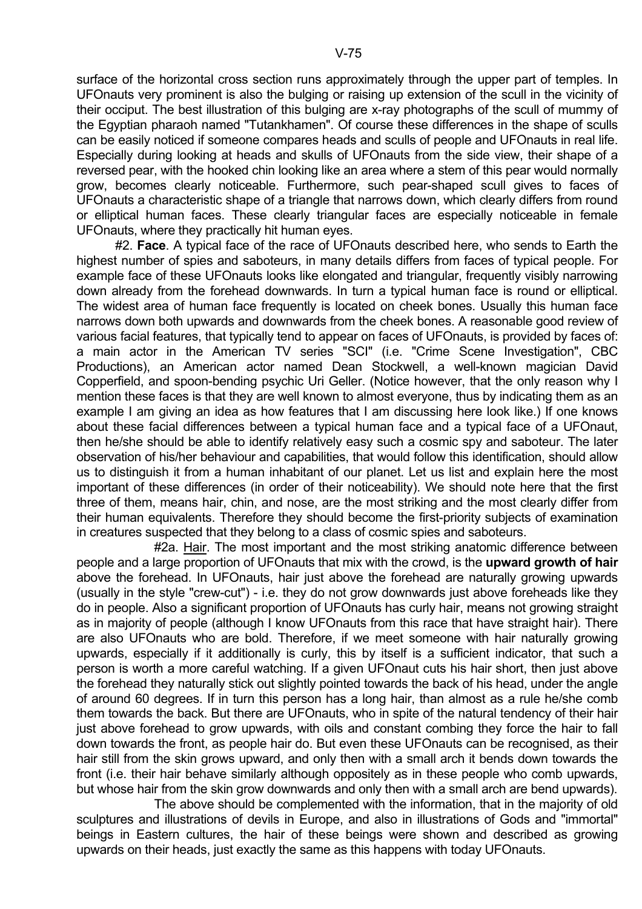surface of the horizontal cross section runs approximately through the upper part of temples. In UFOnauts very prominent is also the bulging or raising up extension of the scull in the vicinity of their occiput. The best illustration of this bulging are x-ray photographs of the scull of mummy of the Egyptian pharaoh named "Tutankhamen". Of course these differences in the shape of sculls can be easily noticed if someone compares heads and sculls of people and UFOnauts in real life. Especially during looking at heads and skulls of UFOnauts from the side view, their shape of a reversed pear, with the hooked chin looking like an area where a stem of this pear would normally grow, becomes clearly noticeable. Furthermore, such pear-shaped scull gives to faces of UFOnauts a characteristic shape of a triangle that narrows down, which clearly differs from round or elliptical human faces. These clearly triangular faces are especially noticeable in female UFOnauts, where they practically hit human eyes.

#2. **Face**. A typical face of the race of UFOnauts described here, who sends to Earth the highest number of spies and saboteurs, in many details differs from faces of typical people. For example face of these UFOnauts looks like elongated and triangular, frequently visibly narrowing down already from the forehead downwards. In turn a typical human face is round or elliptical. The widest area of human face frequently is located on cheek bones. Usually this human face narrows down both upwards and downwards from the cheek bones. A reasonable good review of various facial features, that typically tend to appear on faces of UFOnauts, is provided by faces of: a main actor in the American TV series "SCI" (i.e. "Crime Scene Investigation", CBC Productions), an American actor named Dean Stockwell, a well-known magician David Copperfield, and spoon-bending psychic Uri Geller. (Notice however, that the only reason why I mention these faces is that they are well known to almost everyone, thus by indicating them as an example I am giving an idea as how features that I am discussing here look like.) If one knows about these facial differences between a typical human face and a typical face of a UFOnaut, then he/she should be able to identify relatively easy such a cosmic spy and saboteur. The later observation of his/her behaviour and capabilities, that would follow this identification, should allow us to distinguish it from a human inhabitant of our planet. Let us list and explain here the most important of these differences (in order of their noticeability). We should note here that the first three of them, means hair, chin, and nose, are the most striking and the most clearly differ from their human equivalents. Therefore they should become the first-priority subjects of examination in creatures suspected that they belong to a class of cosmic spies and saboteurs.

#2a. Hair. The most important and the most striking anatomic difference between people and a large proportion of UFOnauts that mix with the crowd, is the **upward growth of hair** above the forehead. In UFOnauts, hair just above the forehead are naturally growing upwards (usually in the style "crew-cut") - i.e. they do not grow downwards just above foreheads like they do in people. Also a significant proportion of UFOnauts has curly hair, means not growing straight as in majority of people (although I know UFOnauts from this race that have straight hair). There are also UFOnauts who are bold. Therefore, if we meet someone with hair naturally growing upwards, especially if it additionally is curly, this by itself is a sufficient indicator, that such a person is worth a more careful watching. If a given UFOnaut cuts his hair short, then just above the forehead they naturally stick out slightly pointed towards the back of his head, under the angle of around 60 degrees. If in turn this person has a long hair, than almost as a rule he/she comb them towards the back. But there are UFOnauts, who in spite of the natural tendency of their hair just above forehead to grow upwards, with oils and constant combing they force the hair to fall down towards the front, as people hair do. But even these UFOnauts can be recognised, as their hair still from the skin grows upward, and only then with a small arch it bends down towards the front (i.e. their hair behave similarly although oppositely as in these people who comb upwards, but whose hair from the skin grow downwards and only then with a small arch are bend upwards).

The above should be complemented with the information, that in the majority of old sculptures and illustrations of devils in Europe, and also in illustrations of Gods and "immortal" beings in Eastern cultures, the hair of these beings were shown and described as growing upwards on their heads, just exactly the same as this happens with today UFOnauts.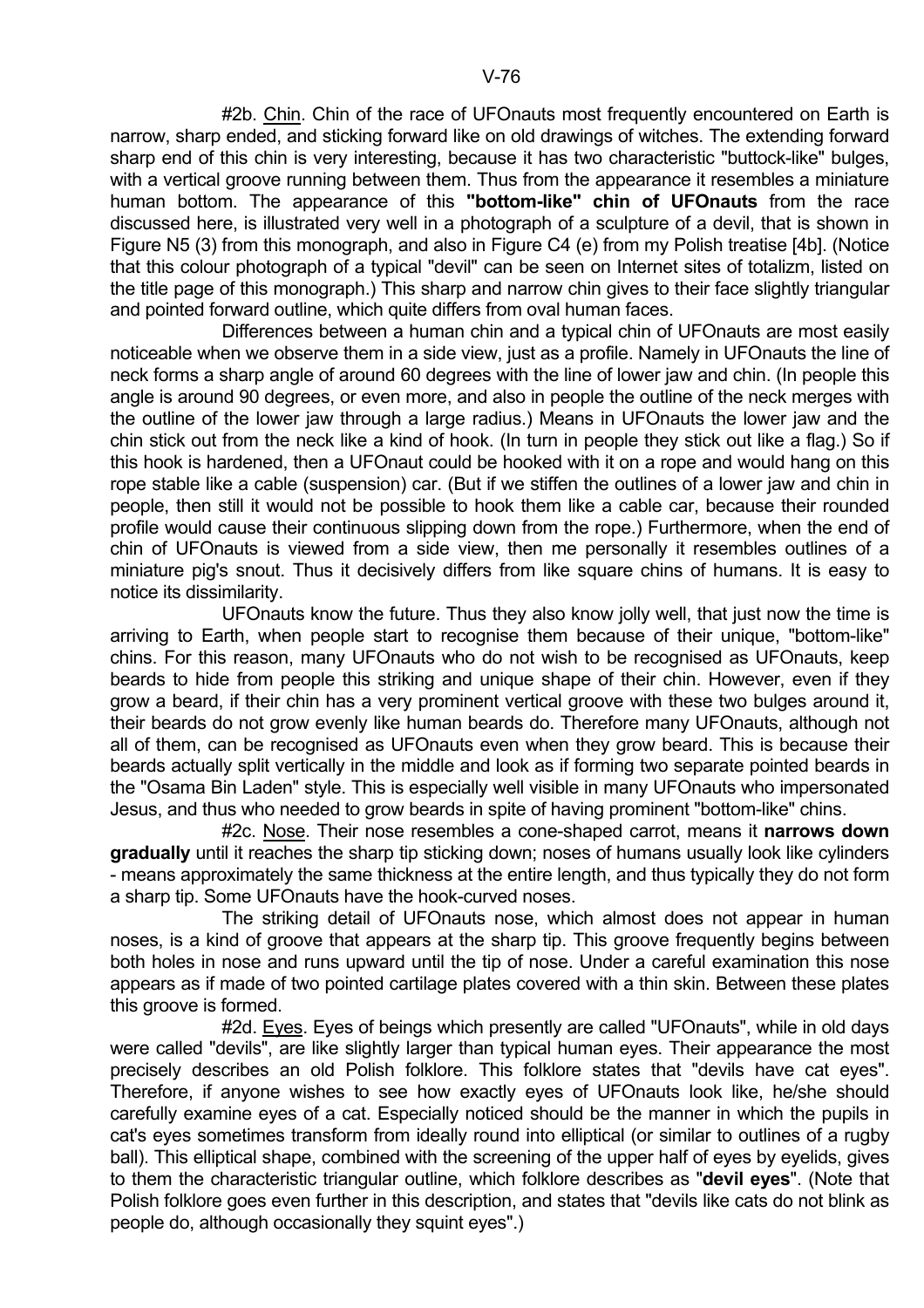#2b. Chin. Chin of the race of UFOnauts most frequently encountered on Earth is narrow, sharp ended, and sticking forward like on old drawings of witches. The extending forward sharp end of this chin is very interesting, because it has two characteristic "buttock-like" bulges, with a vertical groove running between them. Thus from the appearance it resembles a miniature human bottom. The appearance of this **"bottom-like" chin of UFOnauts** from the race discussed here, is illustrated very well in a photograph of a sculpture of a devil, that is shown in Figure N5 (3) from this monograph, and also in Figure C4 (e) from my Polish treatise [4b]. (Notice that this colour photograph of a typical "devil" can be seen on Internet sites of totalizm, listed on the title page of this monograph.) This sharp and narrow chin gives to their face slightly triangular and pointed forward outline, which quite differs from oval human faces.

Differences between a human chin and a typical chin of UFOnauts are most easily noticeable when we observe them in a side view, just as a profile. Namely in UFOnauts the line of neck forms a sharp angle of around 60 degrees with the line of lower jaw and chin. (In people this angle is around 90 degrees, or even more, and also in people the outline of the neck merges with the outline of the lower jaw through a large radius.) Means in UFOnauts the lower jaw and the chin stick out from the neck like a kind of hook. (In turn in people they stick out like a flag.) So if this hook is hardened, then a UFOnaut could be hooked with it on a rope and would hang on this rope stable like a cable (suspension) car. (But if we stiffen the outlines of a lower jaw and chin in people, then still it would not be possible to hook them like a cable car, because their rounded profile would cause their continuous slipping down from the rope.) Furthermore, when the end of chin of UFOnauts is viewed from a side view, then me personally it resembles outlines of a miniature pig's snout. Thus it decisively differs from like square chins of humans. It is easy to notice its dissimilarity.

UFOnauts know the future. Thus they also know jolly well, that just now the time is arriving to Earth, when people start to recognise them because of their unique, "bottom-like" chins. For this reason, many UFOnauts who do not wish to be recognised as UFOnauts, keep beards to hide from people this striking and unique shape of their chin. However, even if they grow a beard, if their chin has a very prominent vertical groove with these two bulges around it, their beards do not grow evenly like human beards do. Therefore many UFOnauts, although not all of them, can be recognised as UFOnauts even when they grow beard. This is because their beards actually split vertically in the middle and look as if forming two separate pointed beards in the "Osama Bin Laden" style. This is especially well visible in many UFOnauts who impersonated Jesus, and thus who needed to grow beards in spite of having prominent "bottom-like" chins.

#2c. Nose. Their nose resembles a cone-shaped carrot, means it **narrows down gradually** until it reaches the sharp tip sticking down; noses of humans usually look like cylinders - means approximately the same thickness at the entire length, and thus typically they do not form a sharp tip. Some UFOnauts have the hook-curved noses.

The striking detail of UFOnauts nose, which almost does not appear in human noses, is a kind of groove that appears at the sharp tip. This groove frequently begins between both holes in nose and runs upward until the tip of nose. Under a careful examination this nose appears as if made of two pointed cartilage plates covered with a thin skin. Between these plates this groove is formed.

#2d. Eyes. Eyes of beings which presently are called "UFOnauts", while in old days were called "devils", are like slightly larger than typical human eyes. Their appearance the most precisely describes an old Polish folklore. This folklore states that "devils have cat eyes". Therefore, if anyone wishes to see how exactly eyes of UFOnauts look like, he/she should carefully examine eyes of a cat. Especially noticed should be the manner in which the pupils in cat's eyes sometimes transform from ideally round into elliptical (or similar to outlines of a rugby ball). This elliptical shape, combined with the screening of the upper half of eyes by eyelids, gives to them the characteristic triangular outline, which folklore describes as "**devil eyes**". (Note that Polish folklore goes even further in this description, and states that "devils like cats do not blink as people do, although occasionally they squint eyes".)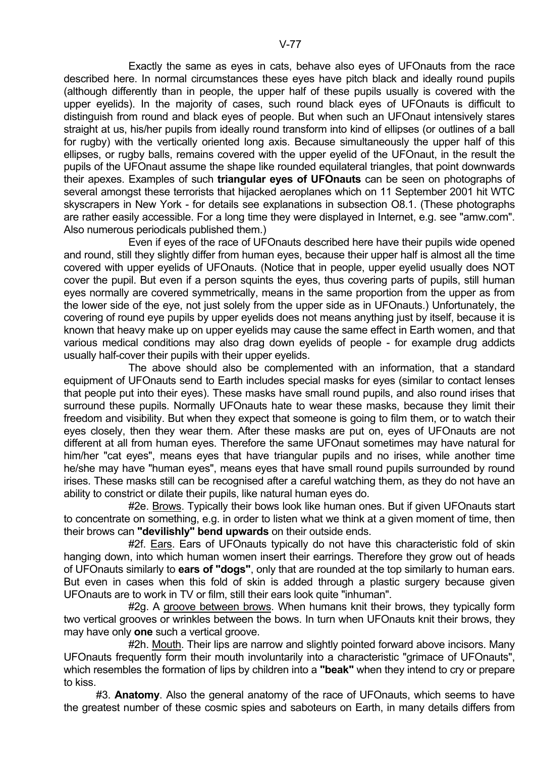Exactly the same as eyes in cats, behave also eyes of UFOnauts from the race described here. In normal circumstances these eyes have pitch black and ideally round pupils (although differently than in people, the upper half of these pupils usually is covered with the upper eyelids). In the majority of cases, such round black eyes of UFOnauts is difficult to distinguish from round and black eyes of people. But when such an UFOnaut intensively stares straight at us, his/her pupils from ideally round transform into kind of ellipses (or outlines of a ball for rugby) with the vertically oriented long axis. Because simultaneously the upper half of this ellipses, or rugby balls, remains covered with the upper eyelid of the UFOnaut, in the result the pupils of the UFOnaut assume the shape like rounded equilateral triangles, that point downwards their apexes. Examples of such **triangular eyes of UFOnauts** can be seen on photographs of several amongst these terrorists that hijacked aeroplanes which on 11 September 2001 hit WTC skyscrapers in New York - for details see explanations in subsection O8.1. (These photographs are rather easily accessible. For a long time they were displayed in Internet, e.g. see "amw.com". Also numerous periodicals published them.)

Even if eyes of the race of UFOnauts described here have their pupils wide opened and round, still they slightly differ from human eyes, because their upper half is almost all the time covered with upper eyelids of UFOnauts. (Notice that in people, upper eyelid usually does NOT cover the pupil. But even if a person squints the eyes, thus covering parts of pupils, still human eyes normally are covered symmetrically, means in the same proportion from the upper as from the lower side of the eye, not just solely from the upper side as in UFOnauts.) Unfortunately, the covering of round eye pupils by upper eyelids does not means anything just by itself, because it is known that heavy make up on upper eyelids may cause the same effect in Earth women, and that various medical conditions may also drag down eyelids of people - for example drug addicts usually half-cover their pupils with their upper eyelids.

The above should also be complemented with an information, that a standard equipment of UFOnauts send to Earth includes special masks for eyes (similar to contact lenses that people put into their eyes). These masks have small round pupils, and also round irises that surround these pupils. Normally UFOnauts hate to wear these masks, because they limit their freedom and visibility. But when they expect that someone is going to film them, or to watch their eyes closely, then they wear them. After these masks are put on, eyes of UFOnauts are not different at all from human eyes. Therefore the same UFOnaut sometimes may have natural for him/her "cat eyes", means eyes that have triangular pupils and no irises, while another time he/she may have "human eyes", means eyes that have small round pupils surrounded by round irises. These masks still can be recognised after a careful watching them, as they do not have an ability to constrict or dilate their pupils, like natural human eyes do.

#2e. Brows. Typically their bows look like human ones. But if given UFOnauts start to concentrate on something, e.g. in order to listen what we think at a given moment of time, then their brows can **"devilishly" bend upwards** on their outside ends.

#2f. Ears. Ears of UFOnauts typically do not have this characteristic fold of skin hanging down, into which human women insert their earrings. Therefore they grow out of heads of UFOnauts similarly to **ears of "dogs"**, only that are rounded at the top similarly to human ears. But even in cases when this fold of skin is added through a plastic surgery because given UFOnauts are to work in TV or film, still their ears look quite "inhuman".

#2g. A groove between brows. When humans knit their brows, they typically form two vertical grooves or wrinkles between the bows. In turn when UFOnauts knit their brows, they may have only **one** such a vertical groove.

#2h. Mouth. Their lips are narrow and slightly pointed forward above incisors. Many UFOnauts frequently form their mouth involuntarily into a characteristic "grimace of UFOnauts", which resembles the formation of lips by children into a **"beak"** when they intend to cry or prepare to kiss.

#3. **Anatomy**. Also the general anatomy of the race of UFOnauts, which seems to have the greatest number of these cosmic spies and saboteurs on Earth, in many details differs from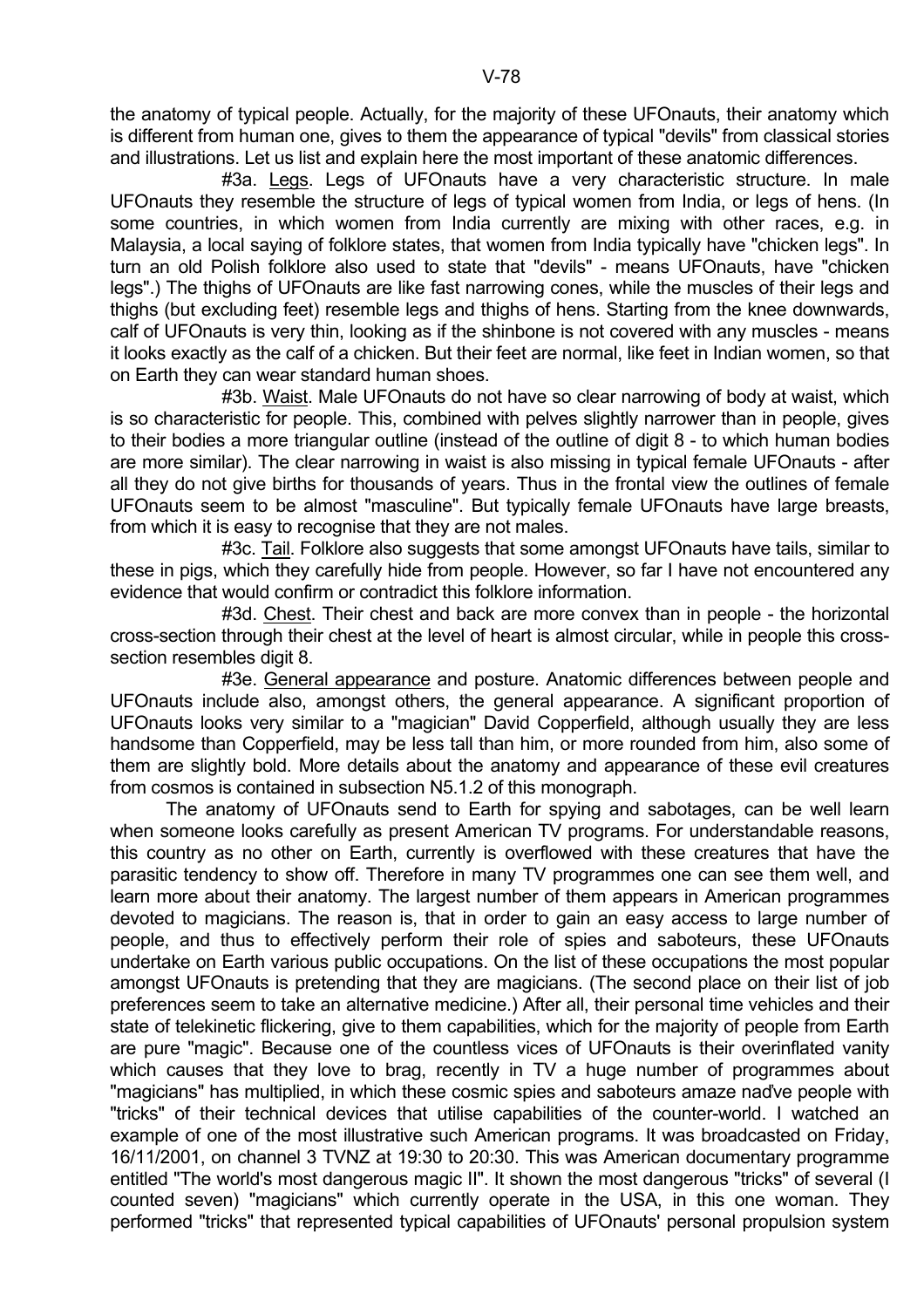the anatomy of typical people. Actually, for the majority of these UFOnauts, their anatomy which is different from human one, gives to them the appearance of typical "devils" from classical stories and illustrations. Let us list and explain here the most important of these anatomic differences.

#3a. Legs. Legs of UFOnauts have a very characteristic structure. In male UFOnauts they resemble the structure of legs of typical women from India, or legs of hens. (In some countries, in which women from India currently are mixing with other races, e.g. in Malaysia, a local saying of folklore states, that women from India typically have "chicken legs". In turn an old Polish folklore also used to state that "devils" - means UFOnauts, have "chicken legs".) The thighs of UFOnauts are like fast narrowing cones, while the muscles of their legs and thighs (but excluding feet) resemble legs and thighs of hens. Starting from the knee downwards, calf of UFOnauts is very thin, looking as if the shinbone is not covered with any muscles - means it looks exactly as the calf of a chicken. But their feet are normal, like feet in Indian women, so that on Earth they can wear standard human shoes.

#3b. Waist. Male UFOnauts do not have so clear narrowing of body at waist, which is so characteristic for people. This, combined with pelves slightly narrower than in people, gives to their bodies a more triangular outline (instead of the outline of digit 8 - to which human bodies are more similar). The clear narrowing in waist is also missing in typical female UFOnauts - after all they do not give births for thousands of years. Thus in the frontal view the outlines of female UFOnauts seem to be almost "masculine". But typically female UFOnauts have large breasts, from which it is easy to recognise that they are not males.

#3c. Tail. Folklore also suggests that some amongst UFOnauts have tails, similar to these in pigs, which they carefully hide from people. However, so far I have not encountered any evidence that would confirm or contradict this folklore information.

#3d. Chest. Their chest and back are more convex than in people - the horizontal cross-section through their chest at the level of heart is almost circular, while in people this cross-section resembles digit 8.

#3e. General appearance and posture. Anatomic differences between people and UFOnauts include also, amongst others, the general appearance. A significant proportion of UFOnauts looks very similar to a "magician" David Copperfield, although usually they are less handsome than Copperfield, may be less tall than him, or more rounded from him, also some of them are slightly bold. More details about the anatomy and appearance of these evil creatures from cosmos is contained in subsection N5.1.2 of this monograph.

The anatomy of UFOnauts send to Earth for spying and sabotages, can be well learn when someone looks carefully as present American TV programs. For understandable reasons, this country as no other on Earth, currently is overflowed with these creatures that have the parasitic tendency to show off. Therefore in many TV programmes one can see them well, and learn more about their anatomy. The largest number of them appears in American programmes devoted to magicians. The reason is, that in order to gain an easy access to large number of people, and thus to effectively perform their role of spies and saboteurs, these UFOnauts undertake on Earth various public occupations. On the list of these occupations the most popular amongst UFOnauts is pretending that they are magicians. (The second place on their list of job preferences seem to take an alternative medicine.) After all, their personal time vehicles and their state of telekinetic flickering, give to them capabilities, which for the majority of people from Earth are pure "magic". Because one of the countless vices of UFOnauts is their overinflated vanity which causes that they love to brag, recently in TV a huge number of programmes about "magicians" has multiplied, in which these cosmic spies and saboteurs amaze naďve people with "tricks" of their technical devices that utilise capabilities of the counter-world. I watched an example of one of the most illustrative such American programs. It was broadcasted on Friday, 16/11/2001, on channel 3 TVNZ at 19:30 to 20:30. This was American documentary programme entitled "The world's most dangerous magic II". It shown the most dangerous "tricks" of several (I counted seven) "magicians" which currently operate in the USA, in this one woman. They performed "tricks" that represented typical capabilities of UFOnauts' personal propulsion system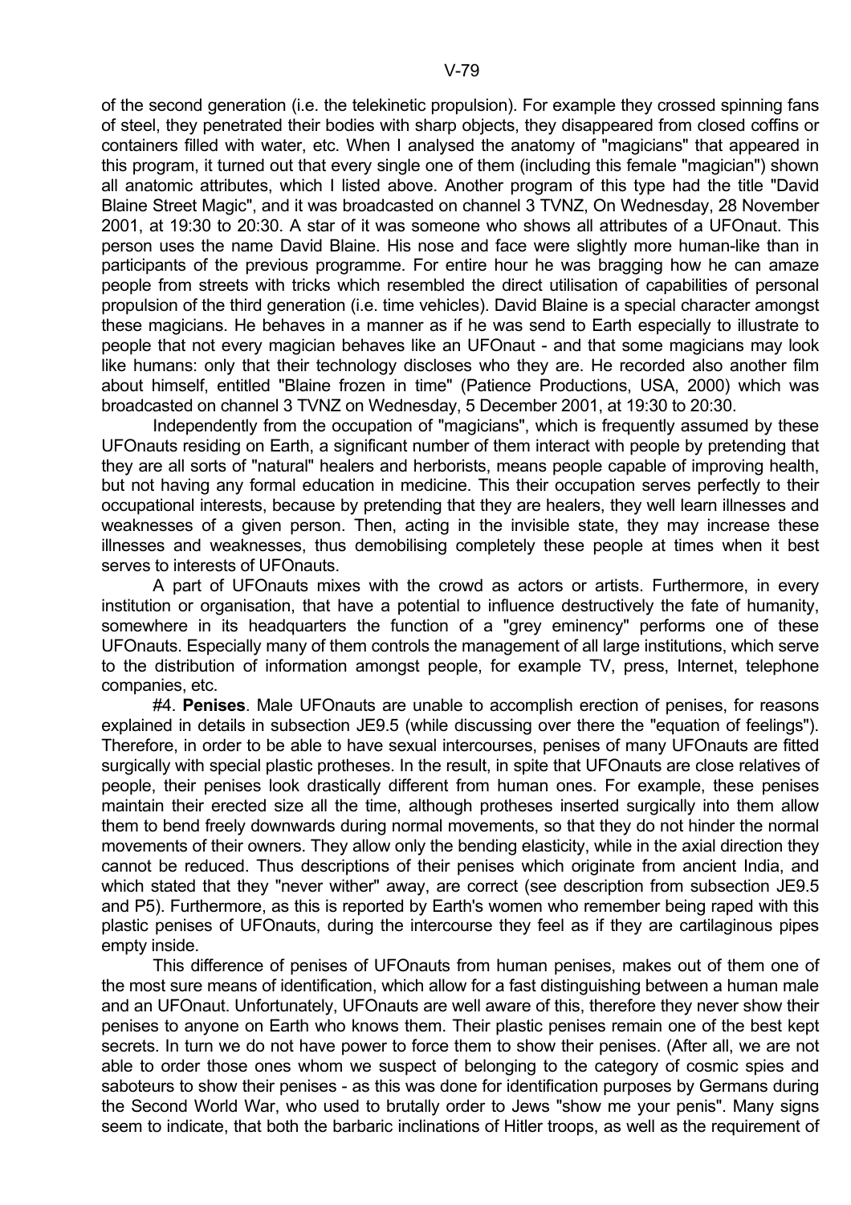of the second generation (i.e. the telekinetic propulsion). For example they crossed spinning fans of steel, they penetrated their bodies with sharp objects, they disappeared from closed coffins or containers filled with water, etc. When I analysed the anatomy of "magicians" that appeared in this program, it turned out that every single one of them (including this female "magician") shown all anatomic attributes, which I listed above. Another program of this type had the title "David Blaine Street Magic", and it was broadcasted on channel 3 TVNZ, On Wednesday, 28 November 2001, at 19:30 to 20:30. A star of it was someone who shows all attributes of a UFOnaut. This person uses the name David Blaine. His nose and face were slightly more human-like than in participants of the previous programme. For entire hour he was bragging how he can amaze people from streets with tricks which resembled the direct utilisation of capabilities of personal propulsion of the third generation (i.e. time vehicles). David Blaine is a special character amongst these magicians. He behaves in a manner as if he was send to Earth especially to illustrate to people that not every magician behaves like an UFOnaut - and that some magicians may look like humans: only that their technology discloses who they are. He recorded also another film about himself, entitled "Blaine frozen in time" (Patience Productions, USA, 2000) which was broadcasted on channel 3 TVNZ on Wednesday, 5 December 2001, at 19:30 to 20:30.

Independently from the occupation of "magicians", which is frequently assumed by these UFOnauts residing on Earth, a significant number of them interact with people by pretending that they are all sorts of "natural" healers and herborists, means people capable of improving health, but not having any formal education in medicine. This their occupation serves perfectly to their occupational interests, because by pretending that they are healers, they well learn illnesses and weaknesses of a given person. Then, acting in the invisible state, they may increase these illnesses and weaknesses, thus demobilising completely these people at times when it best serves to interests of UFOnauts.

A part of UFOnauts mixes with the crowd as actors or artists. Furthermore, in every institution or organisation, that have a potential to influence destructively the fate of humanity, somewhere in its headquarters the function of a "grey eminency" performs one of these UFOnauts. Especially many of them controls the management of all large institutions, which serve to the distribution of information amongst people, for example TV, press, Internet, telephone companies, etc.

#4. **Penises**. Male UFOnauts are unable to accomplish erection of penises, for reasons explained in details in subsection JE9.5 (while discussing over there the "equation of feelings"). Therefore, in order to be able to have sexual intercourses, penises of many UFOnauts are fitted surgically with special plastic protheses. In the result, in spite that UFOnauts are close relatives of people, their penises look drastically different from human ones. For example, these penises maintain their erected size all the time, although protheses inserted surgically into them allow them to bend freely downwards during normal movements, so that they do not hinder the normal movements of their owners. They allow only the bending elasticity, while in the axial direction they cannot be reduced. Thus descriptions of their penises which originate from ancient India, and which stated that they "never wither" away, are correct (see description from subsection JE9.5 and P5). Furthermore, as this is reported by Earth's women who remember being raped with this plastic penises of UFOnauts, during the intercourse they feel as if they are cartilaginous pipes empty inside.

This difference of penises of UFOnauts from human penises, makes out of them one of the most sure means of identification, which allow for a fast distinguishing between a human male and an UFOnaut. Unfortunately, UFOnauts are well aware of this, therefore they never show their penises to anyone on Earth who knows them. Their plastic penises remain one of the best kept secrets. In turn we do not have power to force them to show their penises. (After all, we are not able to order those ones whom we suspect of belonging to the category of cosmic spies and saboteurs to show their penises - as this was done for identification purposes by Germans during the Second World War, who used to brutally order to Jews "show me your penis". Many signs seem to indicate, that both the barbaric inclinations of Hitler troops, as well as the requirement of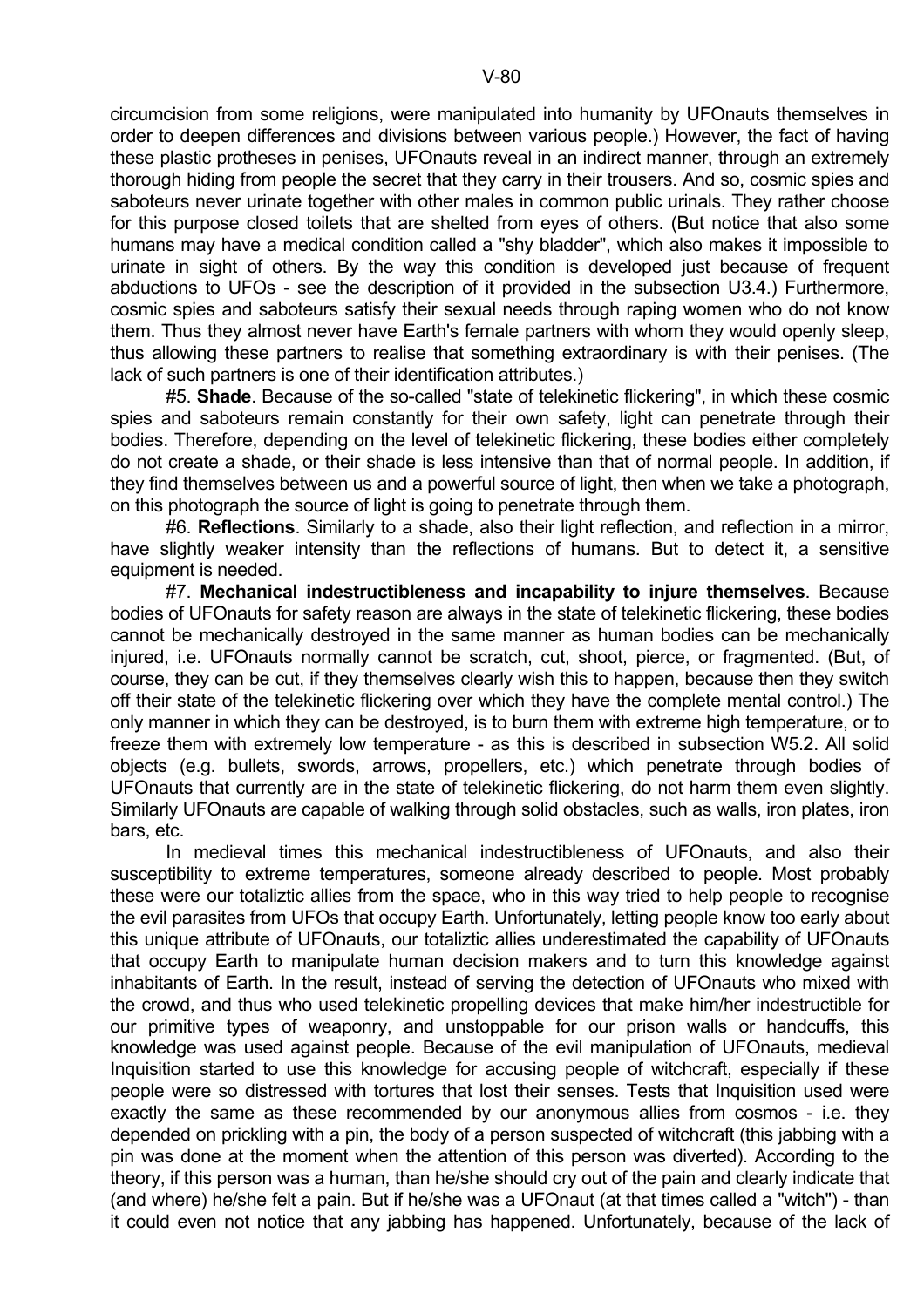circumcision from some religions, were manipulated into humanity by UFOnauts themselves in order to deepen differences and divisions between various people.) However, the fact of having these plastic protheses in penises, UFOnauts reveal in an indirect manner, through an extremely thorough hiding from people the secret that they carry in their trousers. And so, cosmic spies and saboteurs never urinate together with other males in common public urinals. They rather choose for this purpose closed toilets that are shelted from eyes of others. (But notice that also some humans may have a medical condition called a "shy bladder", which also makes it impossible to urinate in sight of others. By the way this condition is developed just because of frequent abductions to UFOs - see the description of it provided in the subsection U3.4.) Furthermore, cosmic spies and saboteurs satisfy their sexual needs through raping women who do not know them. Thus they almost never have Earth's female partners with whom they would openly sleep, thus allowing these partners to realise that something extraordinary is with their penises. (The lack of such partners is one of their identification attributes.)

#5. **Shade**. Because of the so-called "state of telekinetic flickering", in which these cosmic spies and saboteurs remain constantly for their own safety, light can penetrate through their bodies. Therefore, depending on the level of telekinetic flickering, these bodies either completely do not create a shade, or their shade is less intensive than that of normal people. In addition, if they find themselves between us and a powerful source of light, then when we take a photograph, on this photograph the source of light is going to penetrate through them.

#6. **Reflections**. Similarly to a shade, also their light reflection, and reflection in a mirror, have slightly weaker intensity than the reflections of humans. But to detect it, a sensitive equipment is needed.

#7. **Mechanical indestructibleness and incapability to injure themselves**. Because bodies of UFOnauts for safety reason are always in the state of telekinetic flickering, these bodies cannot be mechanically destroyed in the same manner as human bodies can be mechanically injured, i.e. UFOnauts normally cannot be scratch, cut, shoot, pierce, or fragmented. (But, of course, they can be cut, if they themselves clearly wish this to happen, because then they switch off their state of the telekinetic flickering over which they have the complete mental control.) The only manner in which they can be destroyed, is to burn them with extreme high temperature, or to freeze them with extremely low temperature - as this is described in subsection W5.2. All solid objects (e.g. bullets, swords, arrows, propellers, etc.) which penetrate through bodies of UFOnauts that currently are in the state of telekinetic flickering, do not harm them even slightly. Similarly UFOnauts are capable of walking through solid obstacles, such as walls, iron plates, iron bars, etc.

In medieval times this mechanical indestructibleness of UFOnauts, and also their susceptibility to extreme temperatures, someone already described to people. Most probably these were our totaliztic allies from the space, who in this way tried to help people to recognise the evil parasites from UFOs that occupy Earth. Unfortunately, letting people know too early about this unique attribute of UFOnauts, our totaliztic allies underestimated the capability of UFOnauts that occupy Earth to manipulate human decision makers and to turn this knowledge against inhabitants of Earth. In the result, instead of serving the detection of UFOnauts who mixed with the crowd, and thus who used telekinetic propelling devices that make him/her indestructible for our primitive types of weaponry, and unstoppable for our prison walls or handcuffs, this knowledge was used against people. Because of the evil manipulation of UFOnauts, medieval Inquisition started to use this knowledge for accusing people of witchcraft, especially if these people were so distressed with tortures that lost their senses. Tests that Inquisition used were exactly the same as these recommended by our anonymous allies from cosmos - i.e. they depended on prickling with a pin, the body of a person suspected of witchcraft (this jabbing with a pin was done at the moment when the attention of this person was diverted). According to the theory, if this person was a human, than he/she should cry out of the pain and clearly indicate that (and where) he/she felt a pain. But if he/she was a UFOnaut (at that times called a "witch") - than it could even not notice that any jabbing has happened. Unfortunately, because of the lack of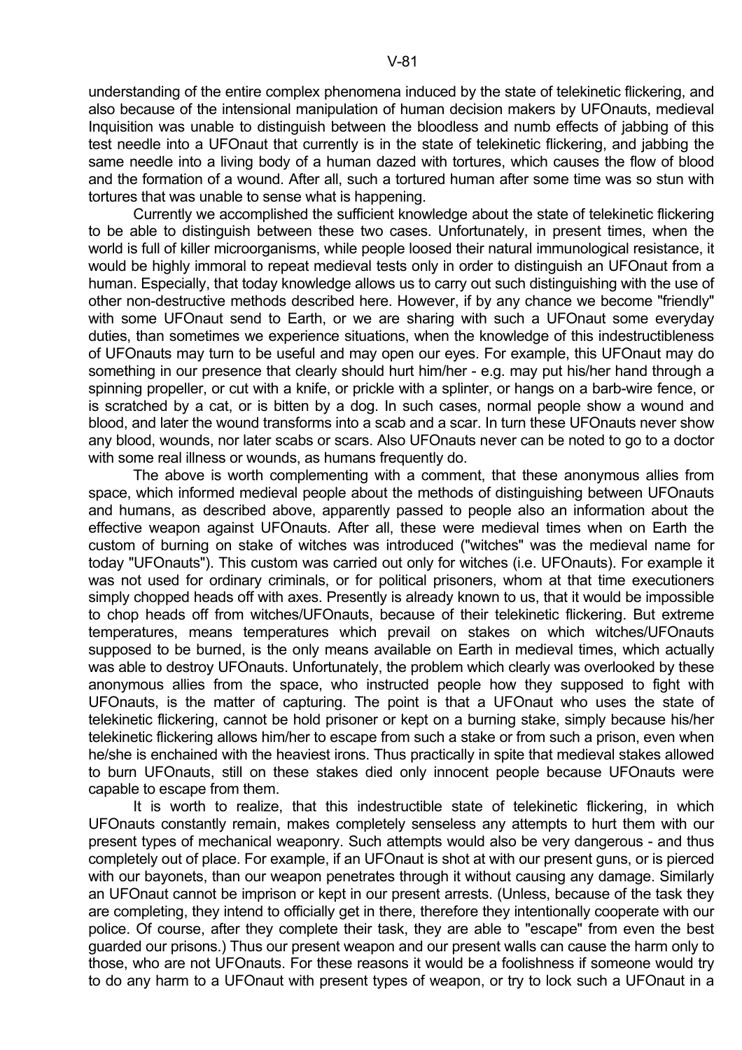understanding of the entire complex phenomena induced by the state of telekinetic flickering, and also because of the intensional manipulation of human decision makers by UFOnauts, medieval Inquisition was unable to distinguish between the bloodless and numb effects of jabbing of this test needle into a UFOnaut that currently is in the state of telekinetic flickering, and jabbing the same needle into a living body of a human dazed with tortures, which causes the flow of blood and the formation of a wound. After all, such a tortured human after some time was so stun with tortures that was unable to sense what is happening.

Currently we accomplished the sufficient knowledge about the state of telekinetic flickering to be able to distinguish between these two cases. Unfortunately, in present times, when the world is full of killer microorganisms, while people loosed their natural immunological resistance, it would be highly immoral to repeat medieval tests only in order to distinguish an UFOnaut from a human. Especially, that today knowledge allows us to carry out such distinguishing with the use of other non-destructive methods described here. However, if by any chance we become "friendly" with some UFOnaut send to Earth, or we are sharing with such a UFOnaut some everyday duties, than sometimes we experience situations, when the knowledge of this indestructibleness of UFOnauts may turn to be useful and may open our eyes. For example, this UFOnaut may do something in our presence that clearly should hurt him/her - e.g. may put his/her hand through a spinning propeller, or cut with a knife, or prickle with a splinter, or hangs on a barb-wire fence, or is scratched by a cat, or is bitten by a dog. In such cases, normal people show a wound and blood, and later the wound transforms into a scab and a scar. In turn these UFOnauts never show any blood, wounds, nor later scabs or scars. Also UFOnauts never can be noted to go to a doctor with some real illness or wounds, as humans frequently do.

The above is worth complementing with a comment, that these anonymous allies from space, which informed medieval people about the methods of distinguishing between UFOnauts and humans, as described above, apparently passed to people also an information about the effective weapon against UFOnauts. After all, these were medieval times when on Earth the custom of burning on stake of witches was introduced ("witches" was the medieval name for today "UFOnauts"). This custom was carried out only for witches (i.e. UFOnauts). For example it was not used for ordinary criminals, or for political prisoners, whom at that time executioners simply chopped heads off with axes. Presently is already known to us, that it would be impossible to chop heads off from witches/UFOnauts, because of their telekinetic flickering. But extreme temperatures, means temperatures which prevail on stakes on which witches/UFOnauts supposed to be burned, is the only means available on Earth in medieval times, which actually was able to destroy UFOnauts. Unfortunately, the problem which clearly was overlooked by these anonymous allies from the space, who instructed people how they supposed to fight with UFOnauts, is the matter of capturing. The point is that a UFOnaut who uses the state of telekinetic flickering, cannot be hold prisoner or kept on a burning stake, simply because his/her telekinetic flickering allows him/her to escape from such a stake or from such a prison, even when he/she is enchained with the heaviest irons. Thus practically in spite that medieval stakes allowed to burn UFOnauts, still on these stakes died only innocent people because UFOnauts were capable to escape from them.

It is worth to realize, that this indestructible state of telekinetic flickering, in which UFOnauts constantly remain, makes completely senseless any attempts to hurt them with our present types of mechanical weaponry. Such attempts would also be very dangerous - and thus completely out of place. For example, if an UFOnaut is shot at with our present guns, or is pierced with our bayonets, than our weapon penetrates through it without causing any damage. Similarly an UFOnaut cannot be imprison or kept in our present arrests. (Unless, because of the task they are completing, they intend to officially get in there, therefore they intentionally cooperate with our police. Of course, after they complete their task, they are able to "escape" from even the best guarded our prisons.) Thus our present weapon and our present walls can cause the harm only to those, who are not UFOnauts. For these reasons it would be a foolishness if someone would try to do any harm to a UFOnaut with present types of weapon, or try to lock such a UFOnaut in a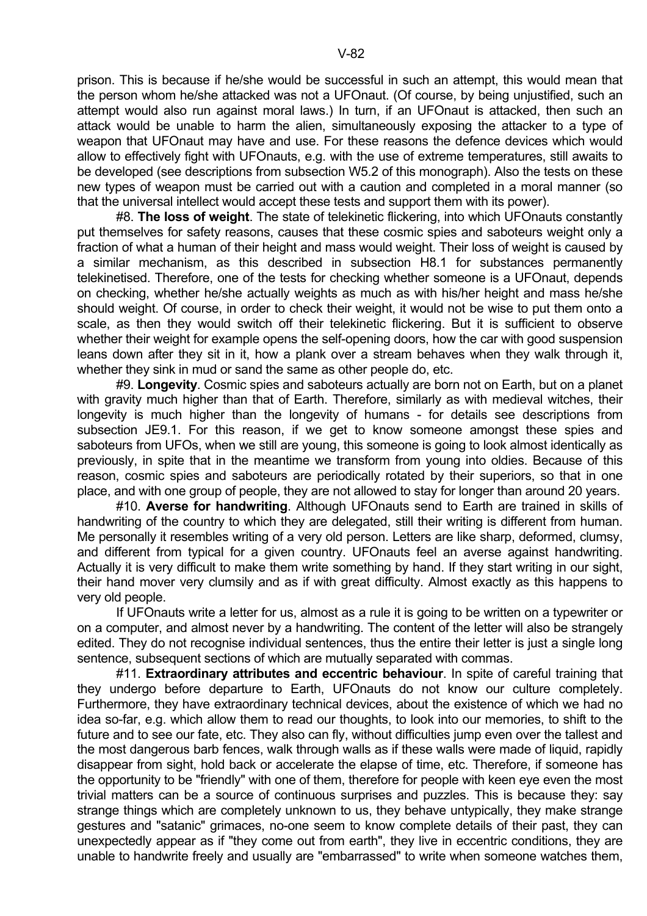prison. This is because if he/she would be successful in such an attempt, this would mean that the person whom he/she attacked was not a UFOnaut. (Of course, by being unjustified, such an attempt would also run against moral laws.) In turn, if an UFOnaut is attacked, then such an attack would be unable to harm the alien, simultaneously exposing the attacker to a type of weapon that UFOnaut may have and use. For these reasons the defence devices which would allow to effectively fight with UFOnauts, e.g. with the use of extreme temperatures, still awaits to be developed (see descriptions from subsection W5.2 of this monograph). Also the tests on these new types of weapon must be carried out with a caution and completed in a moral manner (so that the universal intellect would accept these tests and support them with its power).

#8. **The loss of weight**. The state of telekinetic flickering, into which UFOnauts constantly put themselves for safety reasons, causes that these cosmic spies and saboteurs weight only a fraction of what a human of their height and mass would weight. Their loss of weight is caused by a similar mechanism, as this described in subsection H8.1 for substances permanently telekinetised. Therefore, one of the tests for checking whether someone is a UFOnaut, depends on checking, whether he/she actually weights as much as with his/her height and mass he/she should weight. Of course, in order to check their weight, it would not be wise to put them onto a scale, as then they would switch off their telekinetic flickering. But it is sufficient to observe whether their weight for example opens the self-opening doors, how the car with good suspension leans down after they sit in it, how a plank over a stream behaves when they walk through it, whether they sink in mud or sand the same as other people do, etc.

#9. **Longevity**. Cosmic spies and saboteurs actually are born not on Earth, but on a planet with gravity much higher than that of Earth. Therefore, similarly as with medieval witches, their longevity is much higher than the longevity of humans - for details see descriptions from subsection JE9.1. For this reason, if we get to know someone amongst these spies and saboteurs from UFOs, when we still are young, this someone is going to look almost identically as previously, in spite that in the meantime we transform from young into oldies. Because of this reason, cosmic spies and saboteurs are periodically rotated by their superiors, so that in one place, and with one group of people, they are not allowed to stay for longer than around 20 years.

#10. **Averse for handwriting**. Although UFOnauts send to Earth are trained in skills of handwriting of the country to which they are delegated, still their writing is different from human. Me personally it resembles writing of a very old person. Letters are like sharp, deformed, clumsy, and different from typical for a given country. UFOnauts feel an averse against handwriting. Actually it is very difficult to make them write something by hand. If they start writing in our sight, their hand mover very clumsily and as if with great difficulty. Almost exactly as this happens to very old people.

If UFOnauts write a letter for us, almost as a rule it is going to be written on a typewriter or on a computer, and almost never by a handwriting. The content of the letter will also be strangely edited. They do not recognise individual sentences, thus the entire their letter is just a single long sentence, subsequent sections of which are mutually separated with commas.

#11. **Extraordinary attributes and eccentric behaviour**. In spite of careful training that they undergo before departure to Earth, UFOnauts do not know our culture completely. Furthermore, they have extraordinary technical devices, about the existence of which we had no idea so-far, e.g. which allow them to read our thoughts, to look into our memories, to shift to the future and to see our fate, etc. They also can fly, without difficulties jump even over the tallest and the most dangerous barb fences, walk through walls as if these walls were made of liquid, rapidly disappear from sight, hold back or accelerate the elapse of time, etc. Therefore, if someone has the opportunity to be "friendly" with one of them, therefore for people with keen eye even the most trivial matters can be a source of continuous surprises and puzzles. This is because they: say strange things which are completely unknown to us, they behave untypically, they make strange gestures and "satanic" grimaces, no-one seem to know complete details of their past, they can unexpectedly appear as if "they come out from earth", they live in eccentric conditions, they are unable to handwrite freely and usually are "embarrassed" to write when someone watches them,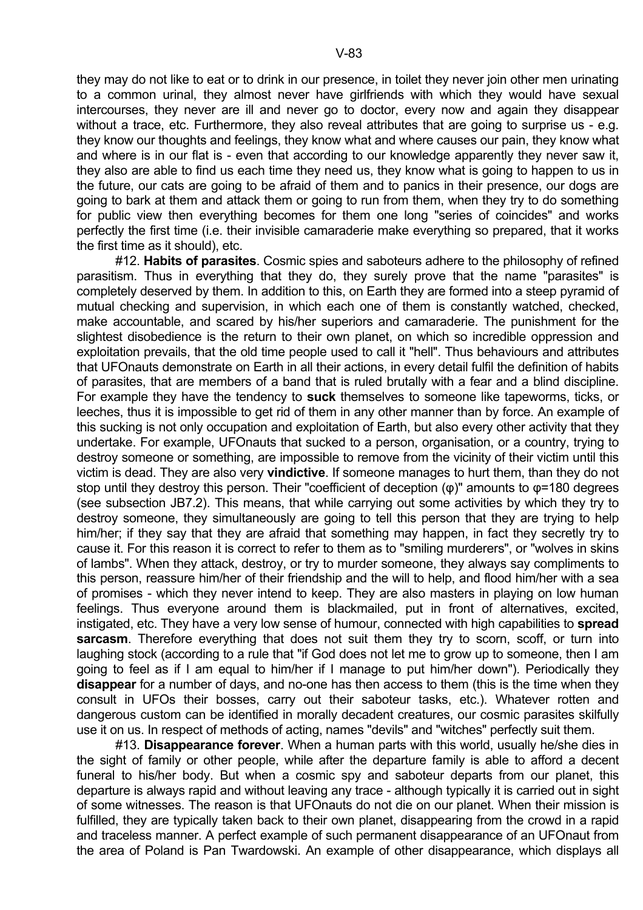they may do not like to eat or to drink in our presence, in toilet they never join other men urinating to a common urinal, they almost never have girlfriends with which they would have sexual intercourses, they never are ill and never go to doctor, every now and again they disappear without a trace, etc. Furthermore, they also reveal attributes that are going to surprise us - e.g. they know our thoughts and feelings, they know what and where causes our pain, they know what and where is in our flat is - even that according to our knowledge apparently they never saw it, they also are able to find us each time they need us, they know what is going to happen to us in the future, our cats are going to be afraid of them and to panics in their presence, our dogs are going to bark at them and attack them or going to run from them, when they try to do something for public view then everything becomes for them one long "series of coincides" and works perfectly the first time (i.e. their invisible camaraderie make everything so prepared, that it works the first time as it should), etc.

#12. **Habits of parasites**. Cosmic spies and saboteurs adhere to the philosophy of refined parasitism. Thus in everything that they do, they surely prove that the name "parasites" is completely deserved by them. In addition to this, on Earth they are formed into a steep pyramid of mutual checking and supervision, in which each one of them is constantly watched, checked, make accountable, and scared by his/her superiors and camaraderie. The punishment for the slightest disobedience is the return to their own planet, on which so incredible oppression and exploitation prevails, that the old time people used to call it "hell". Thus behaviours and attributes that UFOnauts demonstrate on Earth in all their actions, in every detail fulfil the definition of habits of parasites, that are members of a band that is ruled brutally with a fear and a blind discipline. For example they have the tendency to **suck** themselves to someone like tapeworms, ticks, or leeches, thus it is impossible to get rid of them in any other manner than by force. An example of this sucking is not only occupation and exploitation of Earth, but also every other activity that they undertake. For example, UFOnauts that sucked to a person, organisation, or a country, trying to destroy someone or something, are impossible to remove from the vicinity of their victim until this victim is dead. They are also very **vindictive**. If someone manages to hurt them, than they do not stop until they destroy this person. Their "coefficient of deception (φ)" amounts to φ=180 degrees (see subsection JB7.2). This means, that while carrying out some activities by which they try to destroy someone, they simultaneously are going to tell this person that they are trying to help him/her; if they say that they are afraid that something may happen, in fact they secretly try to cause it. For this reason it is correct to refer to them as to "smiling murderers", or "wolves in skins of lambs". When they attack, destroy, or try to murder someone, they always say compliments to this person, reassure him/her of their friendship and the will to help, and flood him/her with a sea of promises - which they never intend to keep. They are also masters in playing on low human feelings. Thus everyone around them is blackmailed, put in front of alternatives, excited, instigated, etc. They have a very low sense of humour, connected with high capabilities to **spread sarcasm**. Therefore everything that does not suit them they try to scorn, scoff, or turn into laughing stock (according to a rule that "if God does not let me to grow up to someone, then I am going to feel as if I am equal to him/her if I manage to put him/her down"). Periodically they **disappear** for a number of days, and no-one has then access to them (this is the time when they consult in UFOs their bosses, carry out their saboteur tasks, etc.). Whatever rotten and dangerous custom can be identified in morally decadent creatures, our cosmic parasites skilfully use it on us. In respect of methods of acting, names "devils" and "witches" perfectly suit them.

#13. **Disappearance forever**. When a human parts with this world, usually he/she dies in the sight of family or other people, while after the departure family is able to afford a decent funeral to his/her body. But when a cosmic spy and saboteur departs from our planet, this departure is always rapid and without leaving any trace - although typically it is carried out in sight of some witnesses. The reason is that UFOnauts do not die on our planet. When their mission is fulfilled, they are typically taken back to their own planet, disappearing from the crowd in a rapid and traceless manner. A perfect example of such permanent disappearance of an UFOnaut from the area of Poland is Pan Twardowski. An example of other disappearance, which displays all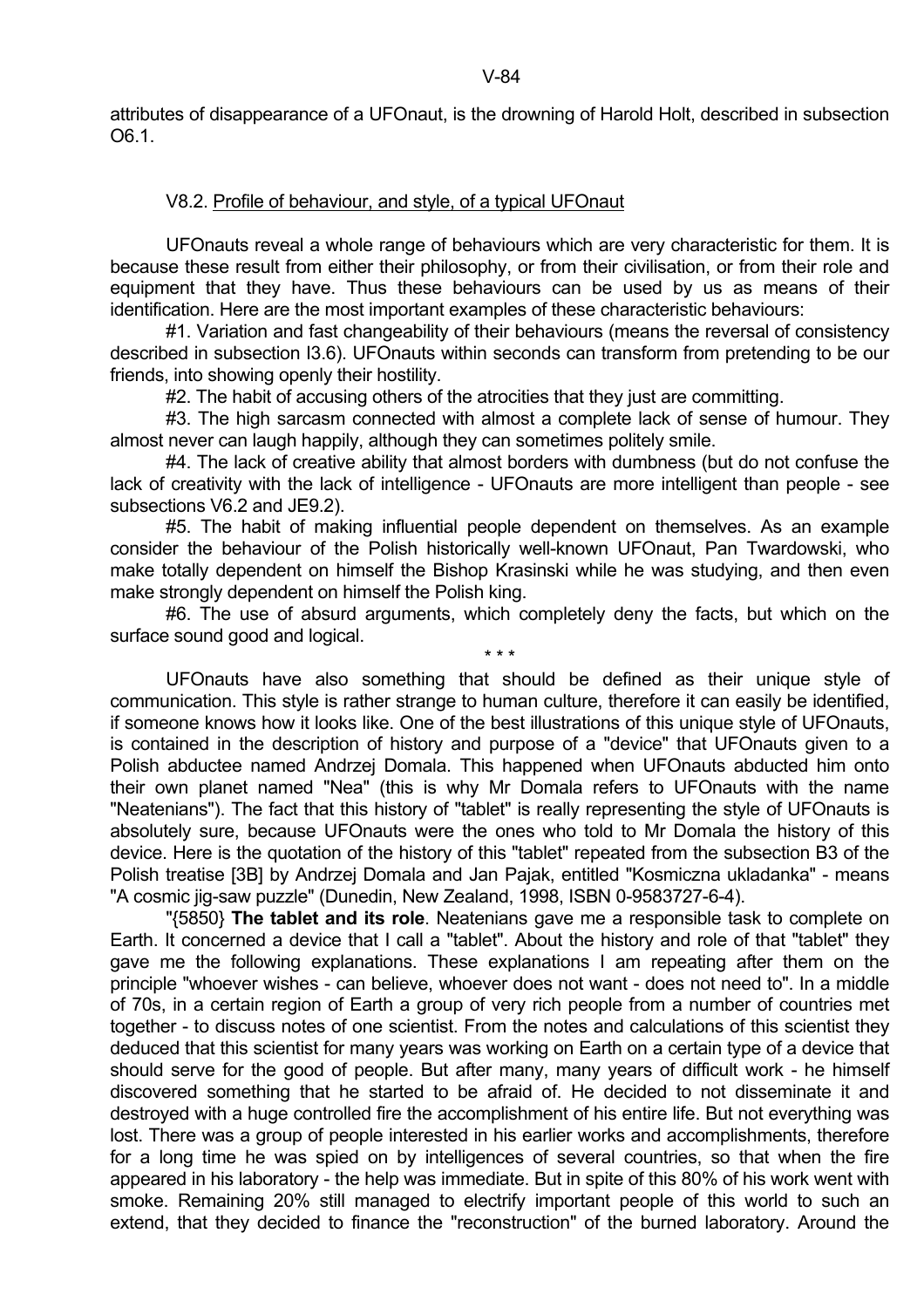attributes of disappearance of a UFOnaut, is the drowning of Harold Holt, described in subsection O6.1.

### V8.2. Profile of behaviour, and style, of a typical UFOnaut

UFOnauts reveal a whole range of behaviours which are very characteristic for them. It is because these result from either their philosophy, or from their civilisation, or from their role and equipment that they have. Thus these behaviours can be used by us as means of their identification. Here are the most important examples of these characteristic behaviours:

#1. Variation and fast changeability of their behaviours (means the reversal of consistency described in subsection I3.6). UFOnauts within seconds can transform from pretending to be our friends, into showing openly their hostility.

#2. The habit of accusing others of the atrocities that they just are committing.

#3. The high sarcasm connected with almost a complete lack of sense of humour. They almost never can laugh happily, although they can sometimes politely smile.

#4. The lack of creative ability that almost borders with dumbness (but do not confuse the lack of creativity with the lack of intelligence - UFOnauts are more intelligent than people - see subsections V6.2 and JE9.2).

#5. The habit of making influential people dependent on themselves. As an example consider the behaviour of the Polish historically well-known UFOnaut, Pan Twardowski, who make totally dependent on himself the Bishop Krasinski while he was studying, and then even make strongly dependent on himself the Polish king.

#6. The use of absurd arguments, which completely deny the facts, but which on the surface sound good and logical.

\* \* \*

UFOnauts have also something that should be defined as their unique style of communication. This style is rather strange to human culture, therefore it can easily be identified, if someone knows how it looks like. One of the best illustrations of this unique style of UFOnauts, is contained in the description of history and purpose of a "device" that UFOnauts given to a Polish abductee named Andrzej Domala. This happened when UFOnauts abducted him onto their own planet named "Nea" (this is why Mr Domala refers to UFOnauts with the name "Neatenians"). The fact that this history of "tablet" is really representing the style of UFOnauts is absolutely sure, because UFOnauts were the ones who told to Mr Domala the history of this device. Here is the quotation of the history of this "tablet" repeated from the subsection B3 of the Polish treatise [3B] by Andrzej Domala and Jan Pajak, entitled "Kosmiczna ukladanka" - means "A cosmic jig-saw puzzle" (Dunedin, New Zealand, 1998, ISBN 0-9583727-6-4).

"{5850} **The tablet and its role**. Neatenians gave me a responsible task to complete on Earth. It concerned a device that I call a "tablet". About the history and role of that "tablet" they gave me the following explanations. These explanations I am repeating after them on the principle "whoever wishes - can believe, whoever does not want - does not need to". In a middle of 70s, in a certain region of Earth a group of very rich people from a number of countries met together - to discuss notes of one scientist. From the notes and calculations of this scientist they deduced that this scientist for many years was working on Earth on a certain type of a device that should serve for the good of people. But after many, many years of difficult work - he himself discovered something that he started to be afraid of. He decided to not disseminate it and destroyed with a huge controlled fire the accomplishment of his entire life. But not everything was lost. There was a group of people interested in his earlier works and accomplishments, therefore for a long time he was spied on by intelligences of several countries, so that when the fire appeared in his laboratory - the help was immediate. But in spite of this 80% of his work went with smoke. Remaining 20% still managed to electrify important people of this world to such an extend, that they decided to finance the "reconstruction" of the burned laboratory. Around the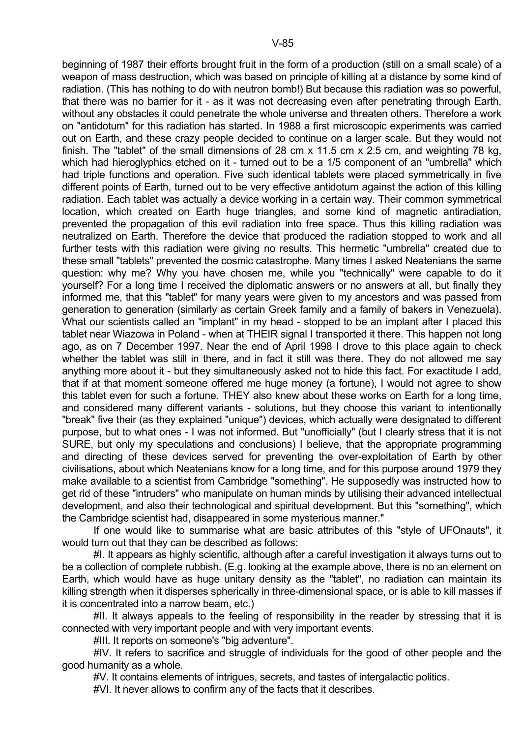beginning of 1987 their efforts brought fruit in the form of a production (still on a small scale) of a weapon of mass destruction, which was based on principle of killing at a distance by some kind of radiation. (This has nothing to do with neutron bomb!) But because this radiation was so powerful, that there was no barrier for it - as it was not decreasing even after penetrating through Earth, without any obstacles it could penetrate the whole universe and threaten others. Therefore a work on "antidotum" for this radiation has started. In 1988 a first microscopic experiments was carried out on Earth, and these crazy people decided to continue on a larger scale. But they would not finish. The "tablet" of the small dimensions of 28 cm x 11.5 cm x 2.5 cm, and weighting 78 kg, which had hieroglyphics etched on it - turned out to be a 1/5 component of an "umbrella" which had triple functions and operation. Five such identical tablets were placed symmetrically in five different points of Earth, turned out to be very effective antidotum against the action of this killing radiation. Each tablet was actually a device working in a certain way. Their common symmetrical location, which created on Earth huge triangles, and some kind of magnetic antiradiation, prevented the propagation of this evil radiation into free space. Thus this killing radiation was neutralized on Earth. Therefore the device that produced the radiation stopped to work and all further tests with this radiation were giving no results. This hermetic "umbrella" created due to these small "tablets" prevented the cosmic catastrophe. Many times I asked Neatenians the same question: why me? Why you have chosen me, while you "technically" were capable to do it yourself? For a long time I received the diplomatic answers or no answers at all, but finally they informed me, that this "tablet" for many years were given to my ancestors and was passed from generation to generation (similarly as certain Greek family and a family of bakers in Venezuela). What our scientists called an "implant" in my head - stopped to be an implant after I placed this tablet near Wiazowa in Poland - when at THEIR signal I transported it there. This happen not long ago, as on 7 December 1997. Near the end of April 1998 I drove to this place again to check whether the tablet was still in there, and in fact it still was there. They do not allowed me say anything more about it - but they simultaneously asked not to hide this fact. For exactitude I add, that if at that moment someone offered me huge money (a fortune), I would not agree to show this tablet even for such a fortune. THEY also knew about these works on Earth for a long time, and considered many different variants - solutions, but they choose this variant to intentionally "break" five their (as they explained "unique") devices, which actually were designated to different purpose, but to what ones - I was not informed. But "unofficially" (but I clearly stress that it is not SURE, but only my speculations and conclusions) I believe, that the appropriate programming and directing of these devices served for preventing the over-exploitation of Earth by other civilisations, about which Neatenians know for a long time, and for this purpose around 1979 they make available to a scientist from Cambridge "something". He supposedly was instructed how to get rid of these "intruders" who manipulate on human minds by utilising their advanced intellectual development, and also their technological and spiritual development. But this "something", which the Cambridge scientist had, disappeared in some mysterious manner."

If one would like to summarise what are basic attributes of this "style of UFOnauts", it would turn out that they can be described as follows:

#I. It appears as highly scientific, although after a careful investigation it always turns out to be a collection of complete rubbish. (E.g. looking at the example above, there is no an element on Earth, which would have as huge unitary density as the "tablet", no radiation can maintain its killing strength when it disperses spherically in three-dimensional space, or is able to kill masses if it is concentrated into a narrow beam, etc.)

#II. It always appeals to the feeling of responsibility in the reader by stressing that it is connected with very important people and with very important events.

#III. It reports on someone's "big adventure".

#IV. It refers to sacrifice and struggle of individuals for the good of other people and the good humanity as a whole.

#V. It contains elements of intrigues, secrets, and tastes of intergalactic politics.

#VI. It never allows to confirm any of the facts that it describes.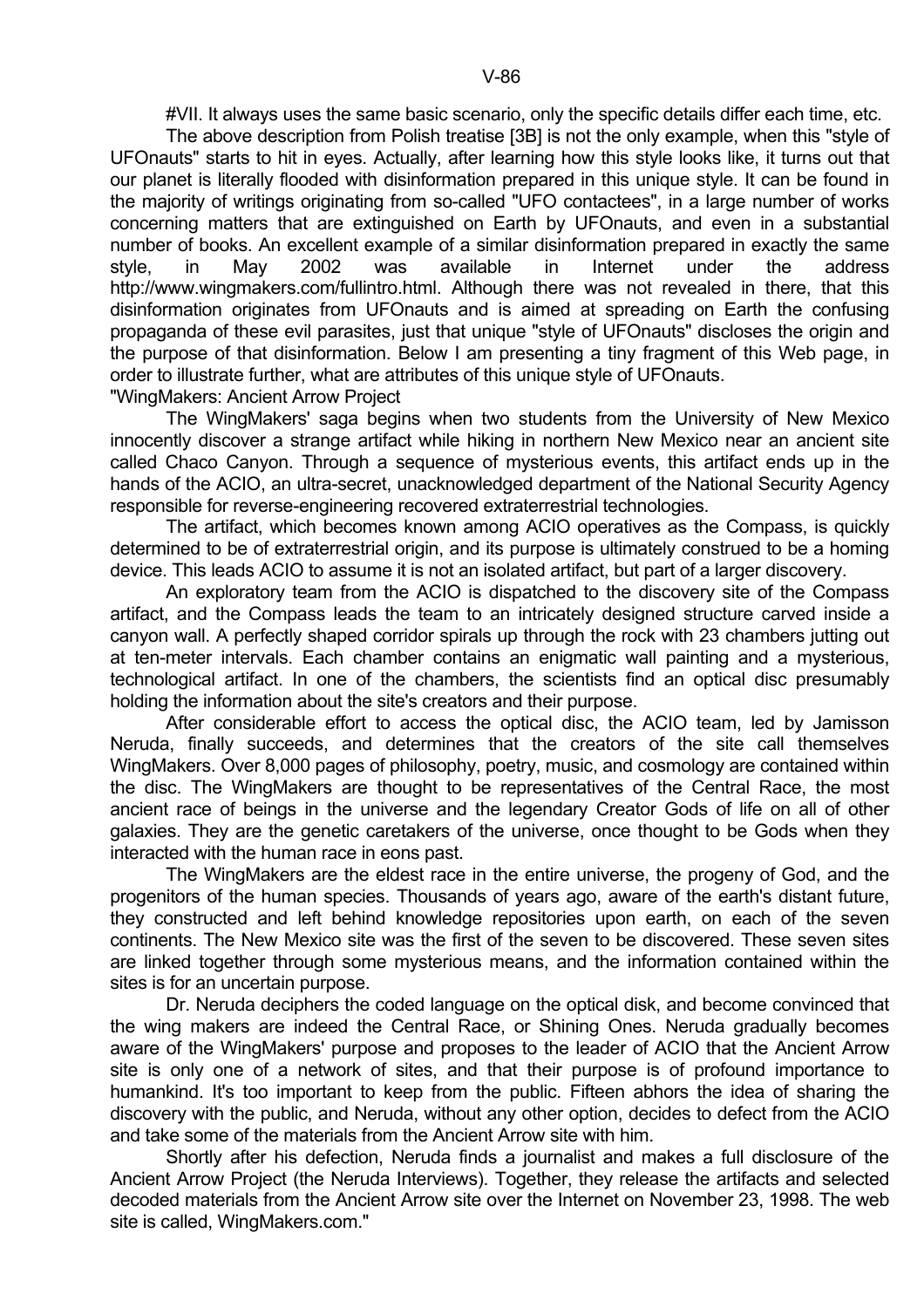#VII. It always uses the same basic scenario, only the specific details differ each time, etc.

The above description from Polish treatise [3B] is not the only example, when this "style of UFOnauts" starts to hit in eyes. Actually, after learning how this style looks like, it turns out that our planet is literally flooded with disinformation prepared in this unique style. It can be found in the majority of writings originating from so-called "UFO contactees", in a large number of works concerning matters that are extinguished on Earth by UFOnauts, and even in a substantial number of books. An excellent example of a similar disinformation prepared in exactly the same style, in May 2002 was available in Internet under the address http://www.wingmakers.com/fullintro.html. Although there was not revealed in there, that this disinformation originates from UFOnauts and is aimed at spreading on Earth the confusing propaganda of these evil parasites, just that unique "style of UFOnauts" discloses the origin and the purpose of that disinformation. Below I am presenting a tiny fragment of this Web page, in order to illustrate further, what are attributes of this unique style of UFOnauts.

"WingMakers: Ancient Arrow Project

The WingMakers' saga begins when two students from the University of New Mexico innocently discover a strange artifact while hiking in northern New Mexico near an ancient site called Chaco Canyon. Through a sequence of mysterious events, this artifact ends up in the hands of the ACIO, an ultra-secret, unacknowledged department of the National Security Agency responsible for reverse-engineering recovered extraterrestrial technologies.

The artifact, which becomes known among ACIO operatives as the Compass, is quickly determined to be of extraterrestrial origin, and its purpose is ultimately construed to be a homing device. This leads ACIO to assume it is not an isolated artifact, but part of a larger discovery.

An exploratory team from the ACIO is dispatched to the discovery site of the Compass artifact, and the Compass leads the team to an intricately designed structure carved inside a canyon wall. A perfectly shaped corridor spirals up through the rock with 23 chambers jutting out at ten-meter intervals. Each chamber contains an enigmatic wall painting and a mysterious, technological artifact. In one of the chambers, the scientists find an optical disc presumably holding the information about the site's creators and their purpose.

After considerable effort to access the optical disc, the ACIO team, led by Jamisson Neruda, finally succeeds, and determines that the creators of the site call themselves WingMakers. Over 8,000 pages of philosophy, poetry, music, and cosmology are contained within the disc. The WingMakers are thought to be representatives of the Central Race, the most ancient race of beings in the universe and the legendary Creator Gods of life on all of other galaxies. They are the genetic caretakers of the universe, once thought to be Gods when they interacted with the human race in eons past.

The WingMakers are the eldest race in the entire universe, the progeny of God, and the progenitors of the human species. Thousands of years ago, aware of the earth's distant future, they constructed and left behind knowledge repositories upon earth, on each of the seven continents. The New Mexico site was the first of the seven to be discovered. These seven sites are linked together through some mysterious means, and the information contained within the sites is for an uncertain purpose.

Dr. Neruda deciphers the coded language on the optical disk, and become convinced that the wing makers are indeed the Central Race, or Shining Ones. Neruda gradually becomes aware of the WingMakers' purpose and proposes to the leader of ACIO that the Ancient Arrow site is only one of a network of sites, and that their purpose is of profound importance to humankind. It's too important to keep from the public. Fifteen abhors the idea of sharing the discovery with the public, and Neruda, without any other option, decides to defect from the ACIO and take some of the materials from the Ancient Arrow site with him.

Shortly after his defection, Neruda finds a journalist and makes a full disclosure of the Ancient Arrow Project (the Neruda Interviews). Together, they release the artifacts and selected decoded materials from the Ancient Arrow site over the Internet on November 23, 1998. The web site is called, WingMakers.com."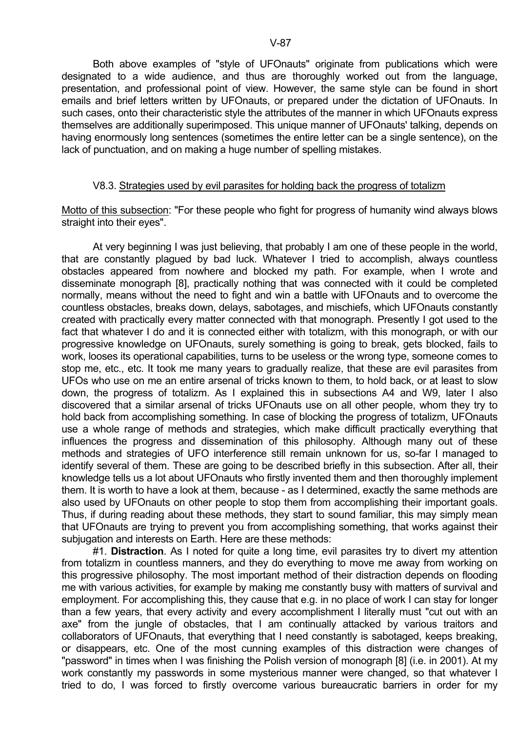Both above examples of "style of UFOnauts" originate from publications which were designated to a wide audience, and thus are thoroughly worked out from the language, presentation, and professional point of view. However, the same style can be found in short emails and brief letters written by UFOnauts, or prepared under the dictation of UFOnauts. In such cases, onto their characteristic style the attributes of the manner in which UFOnauts express themselves are additionally superimposed. This unique manner of UFOnauts' talking, depends on having enormously long sentences (sometimes the entire letter can be a single sentence), on the lack of punctuation, and on making a huge number of spelling mistakes.

### V8.3. Strategies used by evil parasites for holding back the progress of totalizm

Motto of this subsection: "For these people who fight for progress of humanity wind always blows straight into their eyes".

At very beginning I was just believing, that probably I am one of these people in the world, that are constantly plagued by bad luck. Whatever I tried to accomplish, always countless obstacles appeared from nowhere and blocked my path. For example, when I wrote and disseminate monograph [8], practically nothing that was connected with it could be completed normally, means without the need to fight and win a battle with UFOnauts and to overcome the countless obstacles, breaks down, delays, sabotages, and mischiefs, which UFOnauts constantly created with practically every matter connected with that monograph. Presently I got used to the fact that whatever I do and it is connected either with totalizm, with this monograph, or with our progressive knowledge on UFOnauts, surely something is going to break, gets blocked, fails to work, looses its operational capabilities, turns to be useless or the wrong type, someone comes to stop me, etc., etc. It took me many years to gradually realize, that these are evil parasites from UFOs who use on me an entire arsenal of tricks known to them, to hold back, or at least to slow down, the progress of totalizm. As I explained this in subsections A4 and W9, later I also discovered that a similar arsenal of tricks UFOnauts use on all other people, whom they try to hold back from accomplishing something. In case of blocking the progress of totalizm, UFOnauts use a whole range of methods and strategies, which make difficult practically everything that influences the progress and dissemination of this philosophy. Although many out of these methods and strategies of UFO interference still remain unknown for us, so-far I managed to identify several of them. These are going to be described briefly in this subsection. After all, their knowledge tells us a lot about UFOnauts who firstly invented them and then thoroughly implement them. It is worth to have a look at them, because - as I determined, exactly the same methods are also used by UFOnauts on other people to stop them from accomplishing their important goals. Thus, if during reading about these methods, they start to sound familiar, this may simply mean that UFOnauts are trying to prevent you from accomplishing something, that works against their subjugation and interests on Earth. Here are these methods:

#1. **Distraction**. As I noted for quite a long time, evil parasites try to divert my attention from totalizm in countless manners, and they do everything to move me away from working on this progressive philosophy. The most important method of their distraction depends on flooding me with various activities, for example by making me constantly busy with matters of survival and employment. For accomplishing this, they cause that e.g. in no place of work I can stay for longer than a few years, that every activity and every accomplishment I literally must "cut out with an axe" from the jungle of obstacles, that I am continually attacked by various traitors and collaborators of UFOnauts, that everything that I need constantly is sabotaged, keeps breaking, or disappears, etc. One of the most cunning examples of this distraction were changes of "password" in times when I was finishing the Polish version of monograph [8] (i.e. in 2001). At my work constantly my passwords in some mysterious manner were changed, so that whatever I tried to do, I was forced to firstly overcome various bureaucratic barriers in order for my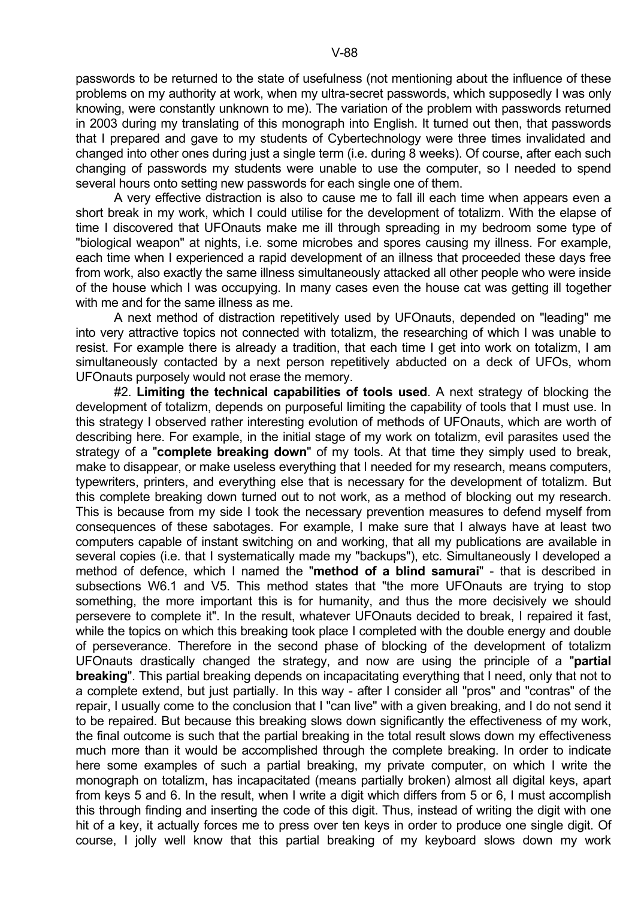passwords to be returned to the state of usefulness (not mentioning about the influence of these problems on my authority at work, when my ultra-secret passwords, which supposedly I was only knowing, were constantly unknown to me). The variation of the problem with passwords returned in 2003 during my translating of this monograph into English. It turned out then, that passwords that I prepared and gave to my students of Cybertechnology were three times invalidated and changed into other ones during just a single term (i.e. during 8 weeks). Of course, after each such changing of passwords my students were unable to use the computer, so I needed to spend several hours onto setting new passwords for each single one of them.

A very effective distraction is also to cause me to fall ill each time when appears even a short break in my work, which I could utilise for the development of totalizm. With the elapse of time I discovered that UFOnauts make me ill through spreading in my bedroom some type of "biological weapon" at nights, i.e. some microbes and spores causing my illness. For example, each time when I experienced a rapid development of an illness that proceeded these days free from work, also exactly the same illness simultaneously attacked all other people who were inside of the house which I was occupying. In many cases even the house cat was getting ill together with me and for the same illness as me.

A next method of distraction repetitively used by UFOnauts, depended on "leading" me into very attractive topics not connected with totalizm, the researching of which I was unable to resist. For example there is already a tradition, that each time I get into work on totalizm, I am simultaneously contacted by a next person repetitively abducted on a deck of UFOs, whom UFOnauts purposely would not erase the memory.

#2. **Limiting the technical capabilities of tools used**. A next strategy of blocking the development of totalizm, depends on purposeful limiting the capability of tools that I must use. In this strategy I observed rather interesting evolution of methods of UFOnauts, which are worth of describing here. For example, in the initial stage of my work on totalizm, evil parasites used the strategy of a "**complete breaking down**" of my tools. At that time they simply used to break, make to disappear, or make useless everything that I needed for my research, means computers, typewriters, printers, and everything else that is necessary for the development of totalizm. But this complete breaking down turned out to not work, as a method of blocking out my research. This is because from my side I took the necessary prevention measures to defend myself from consequences of these sabotages. For example, I make sure that I always have at least two computers capable of instant switching on and working, that all my publications are available in several copies (i.e. that I systematically made my "backups"), etc. Simultaneously I developed a method of defence, which I named the "**method of a blind samurai**" - that is described in subsections W6.1 and V5. This method states that "the more UFOnauts are trying to stop something, the more important this is for humanity, and thus the more decisively we should persevere to complete it". In the result, whatever UFOnauts decided to break, I repaired it fast, while the topics on which this breaking took place I completed with the double energy and double of perseverance. Therefore in the second phase of blocking of the development of totalizm UFOnauts drastically changed the strategy, and now are using the principle of a "**partial breaking**". This partial breaking depends on incapacitating everything that I need, only that not to a complete extend, but just partially. In this way - after I consider all "pros" and "contras" of the repair, I usually come to the conclusion that I "can live" with a given breaking, and I do not send it to be repaired. But because this breaking slows down significantly the effectiveness of my work, the final outcome is such that the partial breaking in the total result slows down my effectiveness much more than it would be accomplished through the complete breaking. In order to indicate here some examples of such a partial breaking, my private computer, on which I write the monograph on totalizm, has incapacitated (means partially broken) almost all digital keys, apart from keys 5 and 6. In the result, when I write a digit which differs from 5 or 6, I must accomplish this through finding and inserting the code of this digit. Thus, instead of writing the digit with one hit of a key, it actually forces me to press over ten keys in order to produce one single digit. Of course, I jolly well know that this partial breaking of my keyboard slows down my work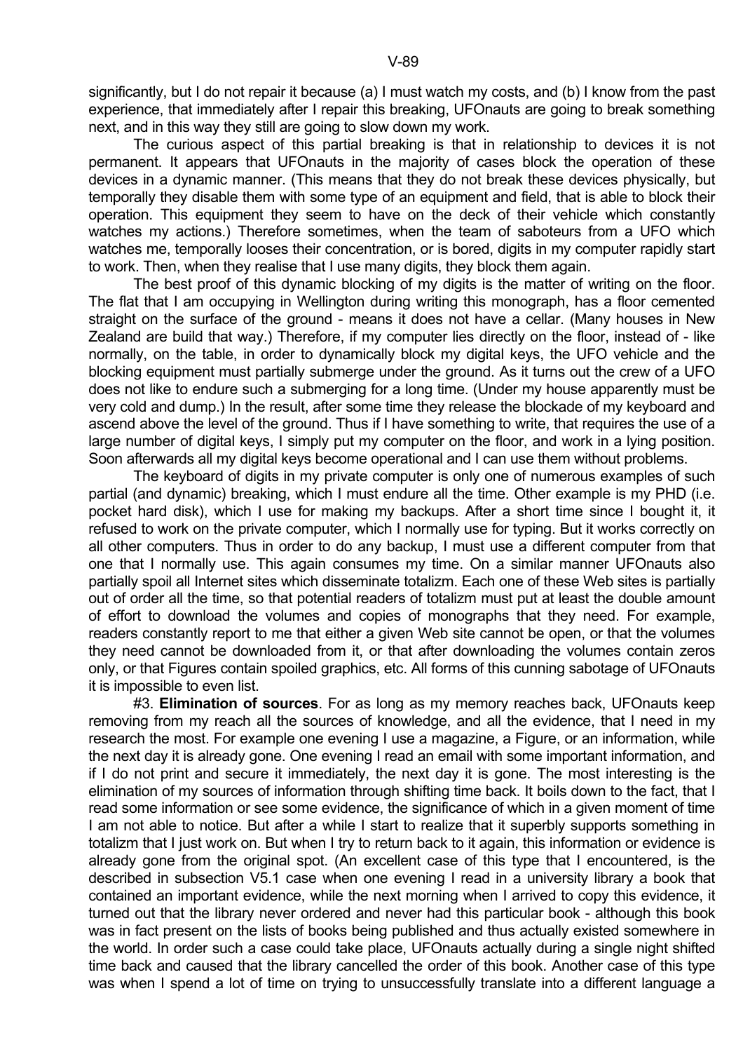significantly, but I do not repair it because (a) I must watch my costs, and (b) I know from the past experience, that immediately after I repair this breaking, UFOnauts are going to break something next, and in this way they still are going to slow down my work.

The curious aspect of this partial breaking is that in relationship to devices it is not permanent. It appears that UFOnauts in the majority of cases block the operation of these devices in a dynamic manner. (This means that they do not break these devices physically, but temporally they disable them with some type of an equipment and field, that is able to block their operation. This equipment they seem to have on the deck of their vehicle which constantly watches my actions.) Therefore sometimes, when the team of saboteurs from a UFO which watches me, temporally looses their concentration, or is bored, digits in my computer rapidly start to work. Then, when they realise that I use many digits, they block them again.

The best proof of this dynamic blocking of my digits is the matter of writing on the floor. The flat that I am occupying in Wellington during writing this monograph, has a floor cemented straight on the surface of the ground - means it does not have a cellar. (Many houses in New Zealand are build that way.) Therefore, if my computer lies directly on the floor, instead of - like normally, on the table, in order to dynamically block my digital keys, the UFO vehicle and the blocking equipment must partially submerge under the ground. As it turns out the crew of a UFO does not like to endure such a submerging for a long time. (Under my house apparently must be very cold and dump.) In the result, after some time they release the blockade of my keyboard and ascend above the level of the ground. Thus if I have something to write, that requires the use of a large number of digital keys, I simply put my computer on the floor, and work in a lying position. Soon afterwards all my digital keys become operational and I can use them without problems.

The keyboard of digits in my private computer is only one of numerous examples of such partial (and dynamic) breaking, which I must endure all the time. Other example is my PHD (i.e. pocket hard disk), which I use for making my backups. After a short time since I bought it, it refused to work on the private computer, which I normally use for typing. But it works correctly on all other computers. Thus in order to do any backup, I must use a different computer from that one that I normally use. This again consumes my time. On a similar manner UFOnauts also partially spoil all Internet sites which disseminate totalizm. Each one of these Web sites is partially out of order all the time, so that potential readers of totalizm must put at least the double amount of effort to download the volumes and copies of monographs that they need. For example, readers constantly report to me that either a given Web site cannot be open, or that the volumes they need cannot be downloaded from it, or that after downloading the volumes contain zeros only, or that Figures contain spoiled graphics, etc. All forms of this cunning sabotage of UFOnauts it is impossible to even list.

#3. **Elimination of sources**. For as long as my memory reaches back, UFOnauts keep removing from my reach all the sources of knowledge, and all the evidence, that I need in my research the most. For example one evening I use a magazine, a Figure, or an information, while the next day it is already gone. One evening I read an email with some important information, and if I do not print and secure it immediately, the next day it is gone. The most interesting is the elimination of my sources of information through shifting time back. It boils down to the fact, that I read some information or see some evidence, the significance of which in a given moment of time I am not able to notice. But after a while I start to realize that it superbly supports something in totalizm that I just work on. But when I try to return back to it again, this information or evidence is already gone from the original spot. (An excellent case of this type that I encountered, is the described in subsection V5.1 case when one evening I read in a university library a book that contained an important evidence, while the next morning when I arrived to copy this evidence, it turned out that the library never ordered and never had this particular book - although this book was in fact present on the lists of books being published and thus actually existed somewhere in the world. In order such a case could take place, UFOnauts actually during a single night shifted time back and caused that the library cancelled the order of this book. Another case of this type was when I spend a lot of time on trying to unsuccessfully translate into a different language a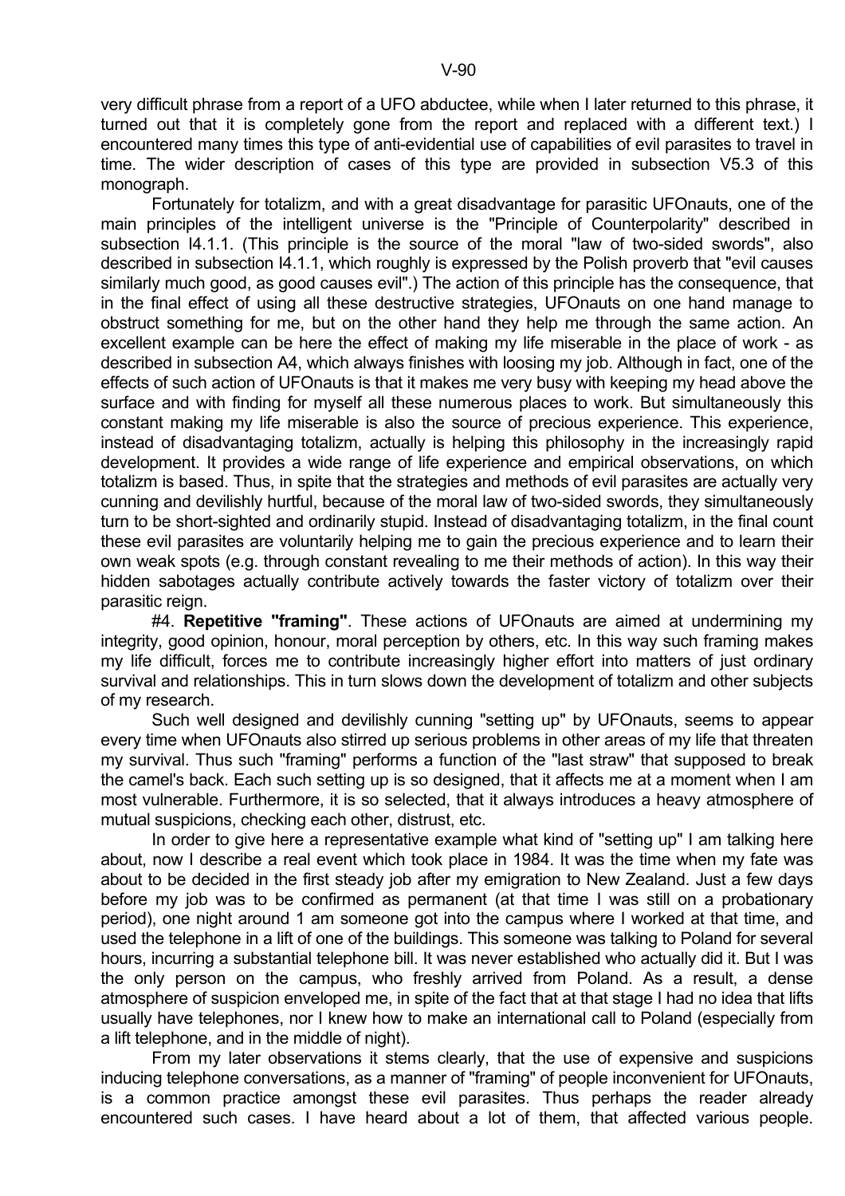very difficult phrase from a report of a UFO abductee, while when I later returned to this phrase, it turned out that it is completely gone from the report and replaced with a different text.) I encountered many times this type of anti-evidential use of capabilities of evil parasites to travel in time. The wider description of cases of this type are provided in subsection V5.3 of this monograph.

Fortunately for totalizm, and with a great disadvantage for parasitic UFOnauts, one of the main principles of the intelligent universe is the "Principle of Counterpolarity" described in subsection I4.1.1. (This principle is the source of the moral "law of two-sided swords", also described in subsection I4.1.1, which roughly is expressed by the Polish proverb that "evil causes similarly much good, as good causes evil".) The action of this principle has the consequence, that in the final effect of using all these destructive strategies, UFOnauts on one hand manage to obstruct something for me, but on the other hand they help me through the same action. An excellent example can be here the effect of making my life miserable in the place of work - as described in subsection A4, which always finishes with loosing my job. Although in fact, one of the effects of such action of UFOnauts is that it makes me very busy with keeping my head above the surface and with finding for myself all these numerous places to work. But simultaneously this constant making my life miserable is also the source of precious experience. This experience, instead of disadvantaging totalizm, actually is helping this philosophy in the increasingly rapid development. It provides a wide range of life experience and empirical observations, on which totalizm is based. Thus, in spite that the strategies and methods of evil parasites are actually very cunning and devilishly hurtful, because of the moral law of two-sided swords, they simultaneously turn to be short-sighted and ordinarily stupid. Instead of disadvantaging totalizm, in the final count these evil parasites are voluntarily helping me to gain the precious experience and to learn their own weak spots (e.g. through constant revealing to me their methods of action). In this way their hidden sabotages actually contribute actively towards the faster victory of totalizm over their parasitic reign.

#4. **Repetitive "framing"**. These actions of UFOnauts are aimed at undermining my integrity, good opinion, honour, moral perception by others, etc. In this way such framing makes my life difficult, forces me to contribute increasingly higher effort into matters of just ordinary survival and relationships. This in turn slows down the development of totalizm and other subjects of my research.

Such well designed and devilishly cunning "setting up" by UFOnauts, seems to appear every time when UFOnauts also stirred up serious problems in other areas of my life that threaten my survival. Thus such "framing" performs a function of the "last straw" that supposed to break the camel's back. Each such setting up is so designed, that it affects me at a moment when I am most vulnerable. Furthermore, it is so selected, that it always introduces a heavy atmosphere of mutual suspicions, checking each other, distrust, etc.

In order to give here a representative example what kind of "setting up" I am talking here about, now I describe a real event which took place in 1984. It was the time when my fate was about to be decided in the first steady job after my emigration to New Zealand. Just a few days before my job was to be confirmed as permanent (at that time I was still on a probationary period), one night around 1 am someone got into the campus where I worked at that time, and used the telephone in a lift of one of the buildings. This someone was talking to Poland for several hours, incurring a substantial telephone bill. It was never established who actually did it. But I was the only person on the campus, who freshly arrived from Poland. As a result, a dense atmosphere of suspicion enveloped me, in spite of the fact that at that stage I had no idea that lifts usually have telephones, nor I knew how to make an international call to Poland (especially from a lift telephone, and in the middle of night).

From my later observations it stems clearly, that the use of expensive and suspicions inducing telephone conversations, as a manner of "framing" of people inconvenient for UFOnauts, is a common practice amongst these evil parasites. Thus perhaps the reader already encountered such cases. I have heard about a lot of them, that affected various people.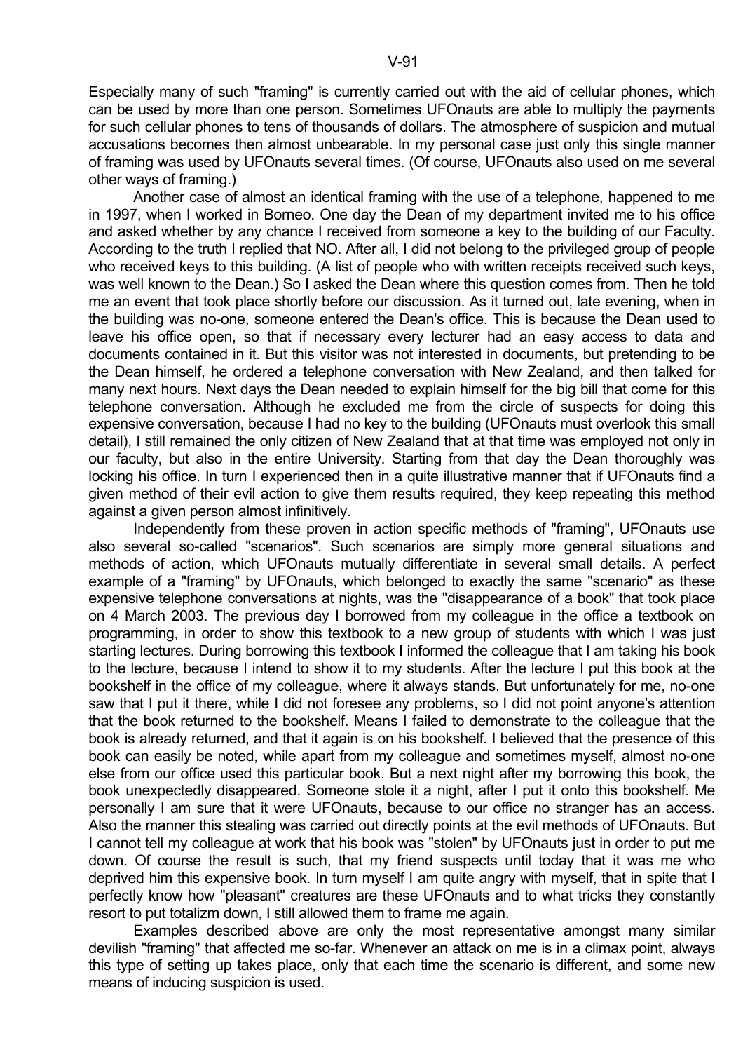Especially many of such "framing" is currently carried out with the aid of cellular phones, which can be used by more than one person. Sometimes UFOnauts are able to multiply the payments for such cellular phones to tens of thousands of dollars. The atmosphere of suspicion and mutual accusations becomes then almost unbearable. In my personal case just only this single manner of framing was used by UFOnauts several times. (Of course, UFOnauts also used on me several other ways of framing.)

Another case of almost an identical framing with the use of a telephone, happened to me in 1997, when I worked in Borneo. One day the Dean of my department invited me to his office and asked whether by any chance I received from someone a key to the building of our Faculty. According to the truth I replied that NO. After all, I did not belong to the privileged group of people who received keys to this building. (A list of people who with written receipts received such keys, was well known to the Dean.) So I asked the Dean where this question comes from. Then he told me an event that took place shortly before our discussion. As it turned out, late evening, when in the building was no-one, someone entered the Dean's office. This is because the Dean used to leave his office open, so that if necessary every lecturer had an easy access to data and documents contained in it. But this visitor was not interested in documents, but pretending to be the Dean himself, he ordered a telephone conversation with New Zealand, and then talked for many next hours. Next days the Dean needed to explain himself for the big bill that come for this telephone conversation. Although he excluded me from the circle of suspects for doing this expensive conversation, because I had no key to the building (UFOnauts must overlook this small detail), I still remained the only citizen of New Zealand that at that time was employed not only in our faculty, but also in the entire University. Starting from that day the Dean thoroughly was locking his office. In turn I experienced then in a quite illustrative manner that if UFOnauts find a given method of their evil action to give them results required, they keep repeating this method against a given person almost infinitively.

Independently from these proven in action specific methods of "framing", UFOnauts use also several so-called "scenarios". Such scenarios are simply more general situations and methods of action, which UFOnauts mutually differentiate in several small details. A perfect example of a "framing" by UFOnauts, which belonged to exactly the same "scenario" as these expensive telephone conversations at nights, was the "disappearance of a book" that took place on 4 March 2003. The previous day I borrowed from my colleague in the office a textbook on programming, in order to show this textbook to a new group of students with which I was just starting lectures. During borrowing this textbook I informed the colleague that I am taking his book to the lecture, because I intend to show it to my students. After the lecture I put this book at the bookshelf in the office of my colleague, where it always stands. But unfortunately for me, no-one saw that I put it there, while I did not foresee any problems, so I did not point anyone's attention that the book returned to the bookshelf. Means I failed to demonstrate to the colleague that the book is already returned, and that it again is on his bookshelf. I believed that the presence of this book can easily be noted, while apart from my colleague and sometimes myself, almost no-one else from our office used this particular book. But a next night after my borrowing this book, the book unexpectedly disappeared. Someone stole it a night, after I put it onto this bookshelf. Me personally I am sure that it were UFOnauts, because to our office no stranger has an access. Also the manner this stealing was carried out directly points at the evil methods of UFOnauts. But I cannot tell my colleague at work that his book was "stolen" by UFOnauts just in order to put me down. Of course the result is such, that my friend suspects until today that it was me who deprived him this expensive book. In turn myself I am quite angry with myself, that in spite that I perfectly know how "pleasant" creatures are these UFOnauts and to what tricks they constantly resort to put totalizm down, I still allowed them to frame me again.

Examples described above are only the most representative amongst many similar devilish "framing" that affected me so-far. Whenever an attack on me is in a climax point, always this type of setting up takes place, only that each time the scenario is different, and some new means of inducing suspicion is used.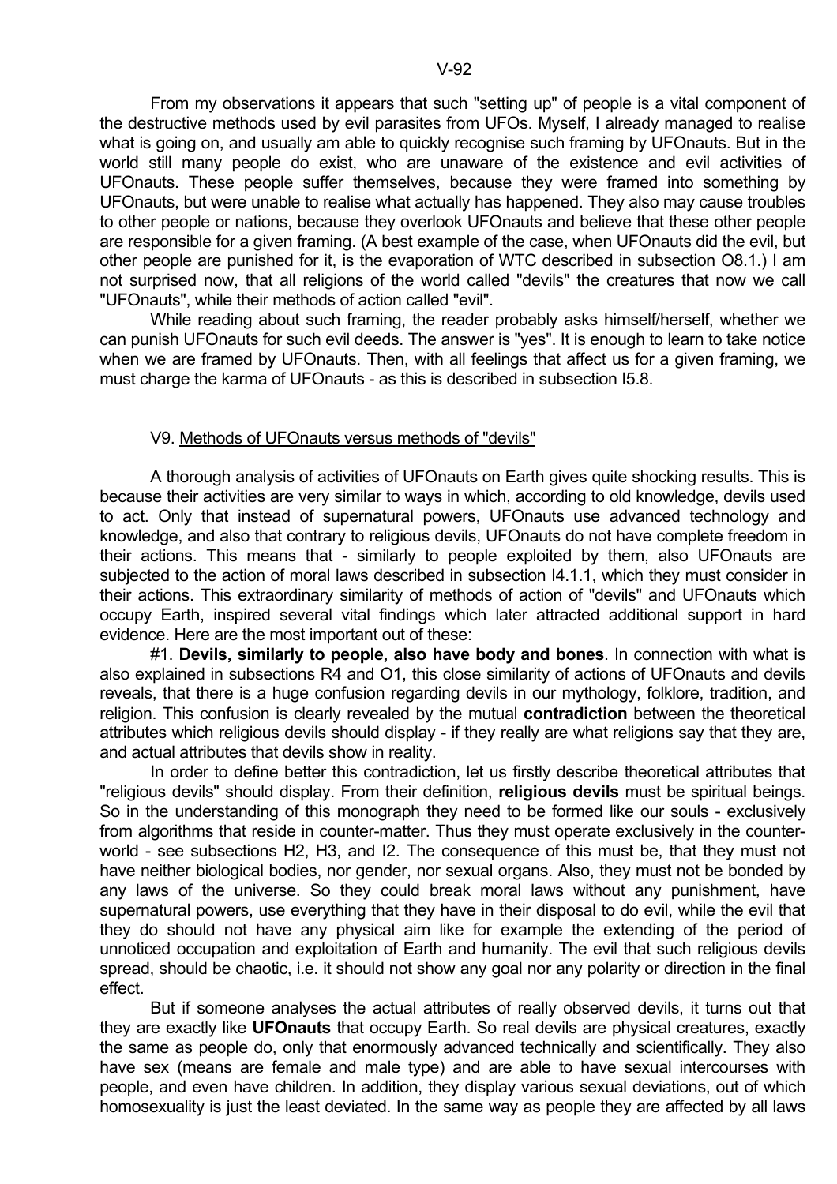From my observations it appears that such "setting up" of people is a vital component of the destructive methods used by evil parasites from UFOs. Myself, I already managed to realise what is going on, and usually am able to quickly recognise such framing by UFOnauts. But in the world still many people do exist, who are unaware of the existence and evil activities of UFOnauts. These people suffer themselves, because they were framed into something by UFOnauts, but were unable to realise what actually has happened. They also may cause troubles to other people or nations, because they overlook UFOnauts and believe that these other people are responsible for a given framing. (A best example of the case, when UFOnauts did the evil, but other people are punished for it, is the evaporation of WTC described in subsection O8.1.) I am not surprised now, that all religions of the world called "devils" the creatures that now we call "UFOnauts", while their methods of action called "evil".

While reading about such framing, the reader probably asks himself/herself, whether we can punish UFOnauts for such evil deeds. The answer is "yes". It is enough to learn to take notice when we are framed by UFOnauts. Then, with all feelings that affect us for a given framing, we must charge the karma of UFOnauts - as this is described in subsection I5.8.

## V9. Methods of UFOnauts versus methods of "devils"

A thorough analysis of activities of UFOnauts on Earth gives quite shocking results. This is because their activities are very similar to ways in which, according to old knowledge, devils used to act. Only that instead of supernatural powers, UFOnauts use advanced technology and knowledge, and also that contrary to religious devils, UFOnauts do not have complete freedom in their actions. This means that - similarly to people exploited by them, also UFOnauts are subjected to the action of moral laws described in subsection I4.1.1, which they must consider in their actions. This extraordinary similarity of methods of action of "devils" and UFOnauts which occupy Earth, inspired several vital findings which later attracted additional support in hard evidence. Here are the most important out of these:

#1. **Devils, similarly to people, also have body and bones**. In connection with what is also explained in subsections R4 and O1, this close similarity of actions of UFOnauts and devils reveals, that there is a huge confusion regarding devils in our mythology, folklore, tradition, and religion. This confusion is clearly revealed by the mutual **contradiction** between the theoretical attributes which religious devils should display - if they really are what religions say that they are, and actual attributes that devils show in reality.

In order to define better this contradiction, let us firstly describe theoretical attributes that "religious devils" should display. From their definition, **religious devils** must be spiritual beings. So in the understanding of this monograph they need to be formed like our souls - exclusively from algorithms that reside in counter-matter. Thus they must operate exclusively in the counter-world - see subsections H2, H3, and I2. The consequence of this must be, that they must not have neither biological bodies, nor gender, nor sexual organs. Also, they must not be bonded by any laws of the universe. So they could break moral laws without any punishment, have supernatural powers, use everything that they have in their disposal to do evil, while the evil that they do should not have any physical aim like for example the extending of the period of unnoticed occupation and exploitation of Earth and humanity. The evil that such religious devils spread, should be chaotic, i.e. it should not show any goal nor any polarity or direction in the final effect.

But if someone analyses the actual attributes of really observed devils, it turns out that they are exactly like **UFOnauts** that occupy Earth. So real devils are physical creatures, exactly the same as people do, only that enormously advanced technically and scientifically. They also have sex (means are female and male type) and are able to have sexual intercourses with people, and even have children. In addition, they display various sexual deviations, out of which homosexuality is just the least deviated. In the same way as people they are affected by all laws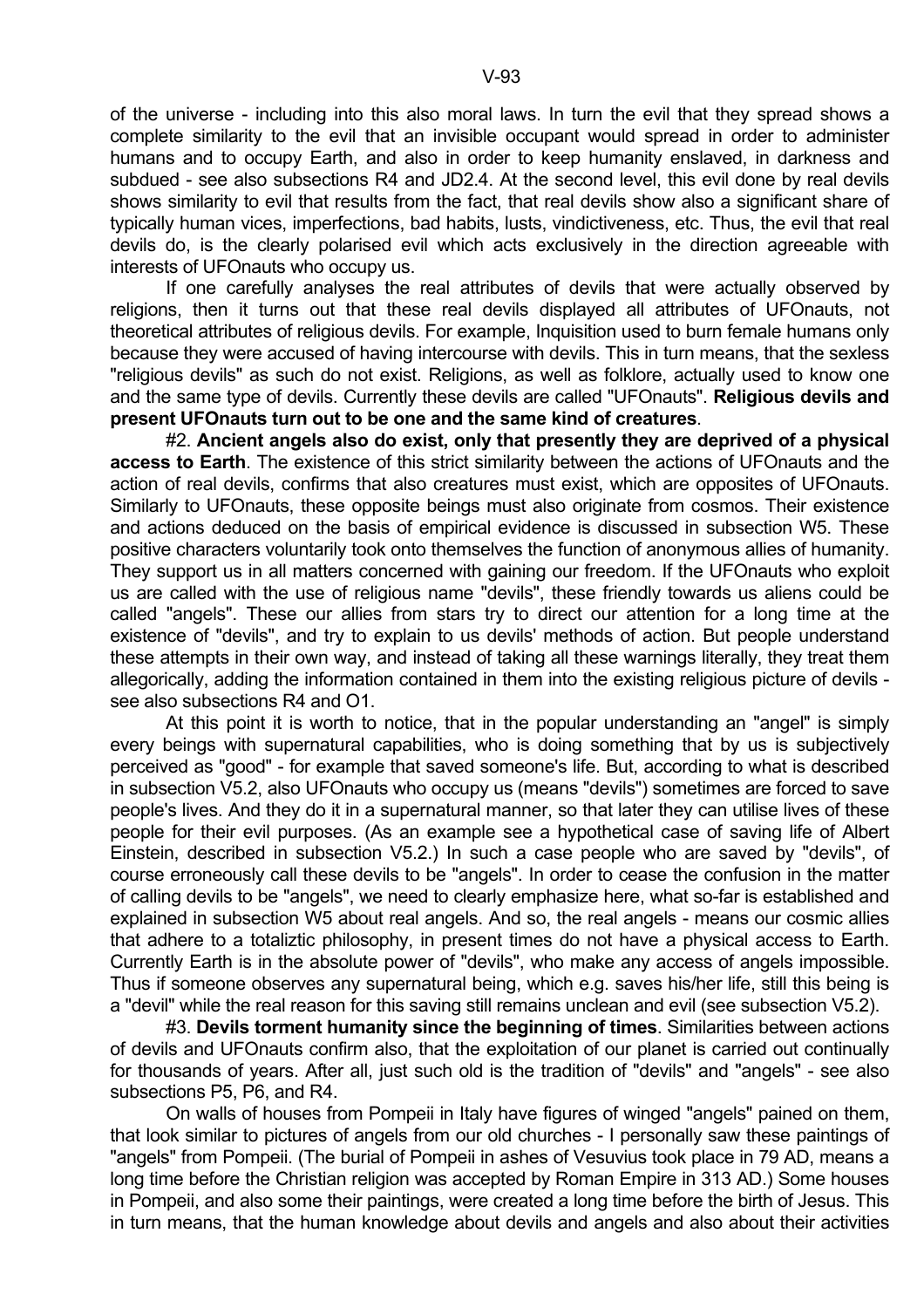of the universe - including into this also moral laws. In turn the evil that they spread shows a complete similarity to the evil that an invisible occupant would spread in order to administer humans and to occupy Earth, and also in order to keep humanity enslaved, in darkness and subdued - see also subsections R4 and JD2.4. At the second level, this evil done by real devils shows similarity to evil that results from the fact, that real devils show also a significant share of typically human vices, imperfections, bad habits, lusts, vindictiveness, etc. Thus, the evil that real devils do, is the clearly polarised evil which acts exclusively in the direction agreeable with interests of UFOnauts who occupy us.

If one carefully analyses the real attributes of devils that were actually observed by religions, then it turns out that these real devils displayed all attributes of UFOnauts, not theoretical attributes of religious devils. For example, Inquisition used to burn female humans only because they were accused of having intercourse with devils. This in turn means, that the sexless "religious devils" as such do not exist. Religions, as well as folklore, actually used to know one and the same type of devils. Currently these devils are called "UFOnauts". **Religious devils and present UFOnauts turn out to be one and the same kind of creatures**.

#2. **Ancient angels also do exist, only that presently they are deprived of a physical access to Earth**. The existence of this strict similarity between the actions of UFOnauts and the action of real devils, confirms that also creatures must exist, which are opposites of UFOnauts. Similarly to UFOnauts, these opposite beings must also originate from cosmos. Their existence and actions deduced on the basis of empirical evidence is discussed in subsection W5. These positive characters voluntarily took onto themselves the function of anonymous allies of humanity. They support us in all matters concerned with gaining our freedom. If the UFOnauts who exploit us are called with the use of religious name "devils", these friendly towards us aliens could be called "angels". These our allies from stars try to direct our attention for a long time at the existence of "devils", and try to explain to us devils' methods of action. But people understand these attempts in their own way, and instead of taking all these warnings literally, they treat them allegorically, adding the information contained in them into the existing religious picture of devils - see also subsections R4 and O1.

At this point it is worth to notice, that in the popular understanding an "angel" is simply every beings with supernatural capabilities, who is doing something that by us is subjectively perceived as "good" - for example that saved someone's life. But, according to what is described in subsection V5.2, also UFOnauts who occupy us (means "devils") sometimes are forced to save people's lives. And they do it in a supernatural manner, so that later they can utilise lives of these people for their evil purposes. (As an example see a hypothetical case of saving life of Albert Einstein, described in subsection V5.2.) In such a case people who are saved by "devils", of course erroneously call these devils to be "angels". In order to cease the confusion in the matter of calling devils to be "angels", we need to clearly emphasize here, what so-far is established and explained in subsection W5 about real angels. And so, the real angels - means our cosmic allies that adhere to a totaliztic philosophy, in present times do not have a physical access to Earth. Currently Earth is in the absolute power of "devils", who make any access of angels impossible. Thus if someone observes any supernatural being, which e.g. saves his/her life, still this being is a "devil" while the real reason for this saving still remains unclean and evil (see subsection V5.2).

#3. **Devils torment humanity since the beginning of times**. Similarities between actions of devils and UFOnauts confirm also, that the exploitation of our planet is carried out continually for thousands of years. After all, just such old is the tradition of "devils" and "angels" - see also subsections P5, P6, and R4.

On walls of houses from Pompeii in Italy have figures of winged "angels" pained on them, that look similar to pictures of angels from our old churches - I personally saw these paintings of "angels" from Pompeii. (The burial of Pompeii in ashes of Vesuvius took place in 79 AD, means a long time before the Christian religion was accepted by Roman Empire in 313 AD.) Some houses in Pompeii, and also some their paintings, were created a long time before the birth of Jesus. This in turn means, that the human knowledge about devils and angels and also about their activities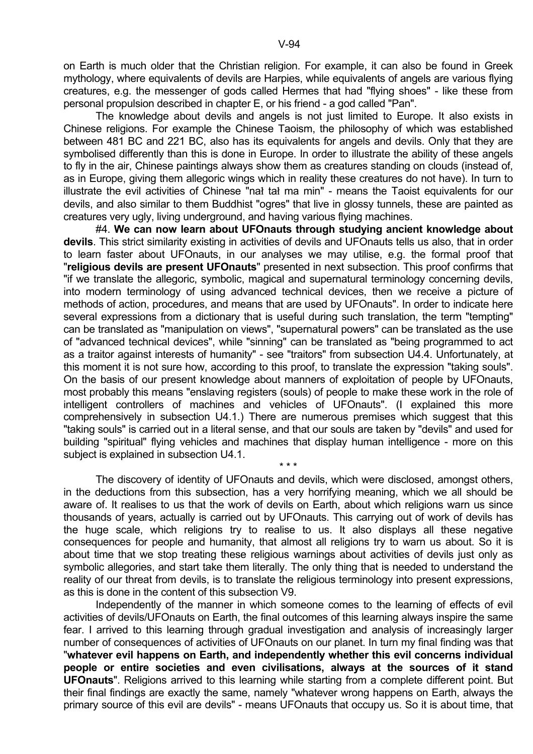on Earth is much older that the Christian religion. For example, it can also be found in Greek mythology, where equivalents of devils are Harpies, while equivalents of angels are various flying creatures, e.g. the messenger of gods called Hermes that had "flying shoes" - like these from personal propulsion described in chapter E, or his friend - a god called "Pan".

The knowledge about devils and angels is not just limited to Europe. It also exists in Chinese religions. For example the Chinese Taoism, the philosophy of which was established between 481 BC and 221 BC, also has its equivalents for angels and devils. Only that they are symbolised differently than this is done in Europe. In order to illustrate the ability of these angels to fly in the air, Chinese paintings always show them as creatures standing on clouds (instead of, as in Europe, giving them allegoric wings which in reality these creatures do not have). In turn to illustrate the evil activities of Chinese "nał tał ma min" - means the Taoist equivalents for our devils, and also similar to them Buddhist "ogres" that live in glossy tunnels, these are painted as creatures very ugly, living underground, and having various flying machines.

#4. **We can now learn about UFOnauts through studying ancient knowledge about devils**. This strict similarity existing in activities of devils and UFOnauts tells us also, that in order to learn faster about UFOnauts, in our analyses we may utilise, e.g. the formal proof that "**religious devils are present UFOnauts**" presented in next subsection. This proof confirms that "if we translate the allegoric, symbolic, magical and supernatural terminology concerning devils, into modern terminology of using advanced technical devices, then we receive a picture of methods of action, procedures, and means that are used by UFOnauts". In order to indicate here several expressions from a dictionary that is useful during such translation, the term "tempting" can be translated as "manipulation on views", "supernatural powers" can be translated as the use of "advanced technical devices", while "sinning" can be translated as "being programmed to act as a traitor against interests of humanity" - see "traitors" from subsection U4.4. Unfortunately, at this moment it is not sure how, according to this proof, to translate the expression "taking souls". On the basis of our present knowledge about manners of exploitation of people by UFOnauts, most probably this means "enslaving registers (souls) of people to make these work in the role of intelligent controllers of machines and vehicles of UFOnauts". (I explained this more comprehensively in subsection U4.1.) There are numerous premises which suggest that this "taking souls" is carried out in a literal sense, and that our souls are taken by "devils" and used for building "spiritual" flying vehicles and machines that display human intelligence - more on this subject is explained in subsection U4.1.

\* \* \*

The discovery of identity of UFOnauts and devils, which were disclosed, amongst others, in the deductions from this subsection, has a very horrifying meaning, which we all should be aware of. It realises to us that the work of devils on Earth, about which religions warn us since thousands of years, actually is carried out by UFOnauts. This carrying out of work of devils has the huge scale, which religions try to realise to us. It also displays all these negative consequences for people and humanity, that almost all religions try to warn us about. So it is about time that we stop treating these religious warnings about activities of devils just only as symbolic allegories, and start take them literally. The only thing that is needed to understand the reality of our threat from devils, is to translate the religious terminology into present expressions, as this is done in the content of this subsection V9.

Independently of the manner in which someone comes to the learning of effects of evil activities of devils/UFOnauts on Earth, the final outcomes of this learning always inspire the same fear. I arrived to this learning through gradual investigation and analysis of increasingly larger number of consequences of activities of UFOnauts on our planet. In turn my final finding was that "**whatever evil happens on Earth, and independently whether this evil concerns individual people or entire societies and even civilisations, always at the sources of it stand UFOnauts**". Religions arrived to this learning while starting from a complete different point. But their final findings are exactly the same, namely "whatever wrong happens on Earth, always the primary source of this evil are devils" - means UFOnauts that occupy us. So it is about time, that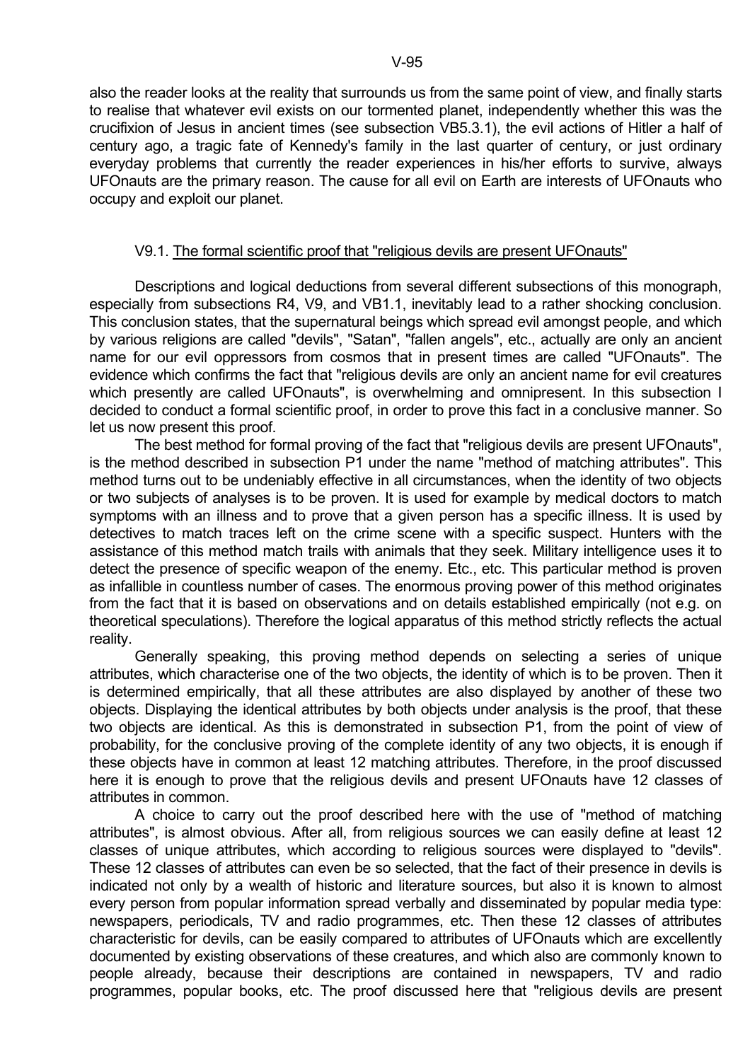also the reader looks at the reality that surrounds us from the same point of view, and finally starts to realise that whatever evil exists on our tormented planet, independently whether this was the crucifixion of Jesus in ancient times (see subsection VB5.3.1), the evil actions of Hitler a half of century ago, a tragic fate of Kennedy's family in the last quarter of century, or just ordinary everyday problems that currently the reader experiences in his/her efforts to survive, always UFOnauts are the primary reason. The cause for all evil on Earth are interests of UFOnauts who occupy and exploit our planet.

## V9.1. <u>The formal scientific proof that "religious devils are present UFOnauts"</u>

Descriptions and logical deductions from several different subsections of this monograph, especially from subsections R4, V9, and VB1.1, inevitably lead to a rather shocking conclusion. This conclusion states, that the supernatural beings which spread evil amongst people, and which by various religions are called "devils", "Satan", "fallen angels", etc., actually are only an ancient name for our evil oppressors from cosmos that in present times are called "UFOnauts". The evidence which confirms the fact that "religious devils are only an ancient name for evil creatures which presently are called UFOnauts", is overwhelming and omnipresent. In this subsection I decided to conduct a formal scientific proof, in order to prove this fact in a conclusive manner. So let us now present this proof.

The best method for formal proving of the fact that "religious devils are present UFOnauts", is the method described in subsection P1 under the name "method of matching attributes". This method turns out to be undeniably effective in all circumstances, when the identity of two objects or two subjects of analyses is to be proven. It is used for example by medical doctors to match symptoms with an illness and to prove that a given person has a specific illness. It is used by detectives to match traces left on the crime scene with a specific suspect. Hunters with the assistance of this method match trails with animals that they seek. Military intelligence uses it to detect the presence of specific weapon of the enemy. Etc., etc. This particular method is proven as infallible in countless number of cases. The enormous proving power of this method originates from the fact that it is based on observations and on details established empirically (not e.g. on theoretical speculations). Therefore the logical apparatus of this method strictly reflects the actual reality.

Generally speaking, this proving method depends on selecting a series of unique attributes, which characterise one of the two objects, the identity of which is to be proven. Then it is determined empirically, that all these attributes are also displayed by another of these two objects. Displaying the identical attributes by both objects under analysis is the proof, that these two objects are identical. As this is demonstrated in subsection P1, from the point of view of probability, for the conclusive proving of the complete identity of any two objects, it is enough if these objects have in common at least 12 matching attributes. Therefore, in the proof discussed here it is enough to prove that the religious devils and present UFOnauts have 12 classes of attributes in common.

A choice to carry out the proof described here with the use of "method of matching attributes", is almost obvious. After all, from religious sources we can easily define at least 12 classes of unique attributes, which according to religious sources were displayed to "devils". These 12 classes of attributes can even be so selected, that the fact of their presence in devils is indicated not only by a wealth of historic and literature sources, but also it is known to almost every person from popular information spread verbally and disseminated by popular media type: newspapers, periodicals, TV and radio programmes, etc. Then these 12 classes of attributes characteristic for devils, can be easily compared to attributes of UFOnauts which are excellently documented by existing observations of these creatures, and which also are commonly known to people already, because their descriptions are contained in newspapers, TV and radio programmes, popular books, etc. The proof discussed here that "religious devils are present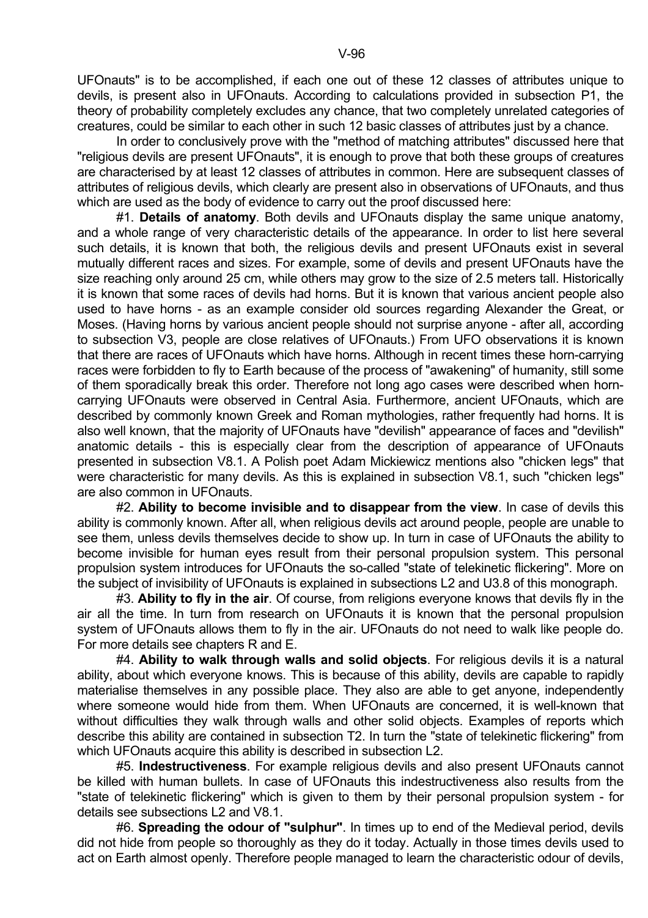UFOnauts" is to be accomplished, if each one out of these 12 classes of attributes unique to devils, is present also in UFOnauts. According to calculations provided in subsection P1, the theory of probability completely excludes any chance, that two completely unrelated categories of creatures, could be similar to each other in such 12 basic classes of attributes just by a chance.

In order to conclusively prove with the "method of matching attributes" discussed here that "religious devils are present UFOnauts", it is enough to prove that both these groups of creatures are characterised by at least 12 classes of attributes in common. Here are subsequent classes of attributes of religious devils, which clearly are present also in observations of UFOnauts, and thus which are used as the body of evidence to carry out the proof discussed here:

#1. **Details of anatomy**. Both devils and UFOnauts display the same unique anatomy, and a whole range of very characteristic details of the appearance. In order to list here several such details, it is known that both, the religious devils and present UFOnauts exist in several mutually different races and sizes. For example, some of devils and present UFOnauts have the size reaching only around 25 cm, while others may grow to the size of 2.5 meters tall. Historically it is known that some races of devils had horns. But it is known that various ancient people also used to have horns - as an example consider old sources regarding Alexander the Great, or Moses. (Having horns by various ancient people should not surprise anyone - after all, according to subsection V3, people are close relatives of UFOnauts.) From UFO observations it is known that there are races of UFOnauts which have horns. Although in recent times these horn-carrying races were forbidden to fly to Earth because of the process of "awakening" of humanity, still some of them sporadically break this order. Therefore not long ago cases were described when horn-carrying UFOnauts were observed in Central Asia. Furthermore, ancient UFOnauts, which are described by commonly known Greek and Roman mythologies, rather frequently had horns. It is also well known, that the majority of UFOnauts have "devilish" appearance of faces and "devilish" anatomic details - this is especially clear from the description of appearance of UFOnauts presented in subsection V8.1. A Polish poet Adam Mickiewicz mentions also "chicken legs" that were characteristic for many devils. As this is explained in subsection V8.1, such "chicken legs" are also common in UFOnauts.

#2. **Ability to become invisible and to disappear from the view**. In case of devils this ability is commonly known. After all, when religious devils act around people, people are unable to see them, unless devils themselves decide to show up. In turn in case of UFOnauts the ability to become invisible for human eyes result from their personal propulsion system. This personal propulsion system introduces for UFOnauts the so-called "state of telekinetic flickering". More on the subject of invisibility of UFOnauts is explained in subsections L2 and U3.8 of this monograph.

#3. **Ability to fly in the air**. Of course, from religions everyone knows that devils fly in the air all the time. In turn from research on UFOnauts it is known that the personal propulsion system of UFOnauts allows them to fly in the air. UFOnauts do not need to walk like people do. For more details see chapters R and E.

#4. **Ability to walk through walls and solid objects**. For religious devils it is a natural ability, about which everyone knows. This is because of this ability, devils are capable to rapidly materialise themselves in any possible place. They also are able to get anyone, independently where someone would hide from them. When UFOnauts are concerned, it is well-known that without difficulties they walk through walls and other solid objects. Examples of reports which describe this ability are contained in subsection T2. In turn the "state of telekinetic flickering" from which UFOnauts acquire this ability is described in subsection L2.

#5. **Indestructiveness**. For example religious devils and also present UFOnauts cannot be killed with human bullets. In case of UFOnauts this indestructiveness also results from the "state of telekinetic flickering" which is given to them by their personal propulsion system - for details see subsections L2 and V8.1.

#6. **Spreading the odour of "sulphur"**. In times up to end of the Medieval period, devils did not hide from people so thoroughly as they do it today. Actually in those times devils used to act on Earth almost openly. Therefore people managed to learn the characteristic odour of devils,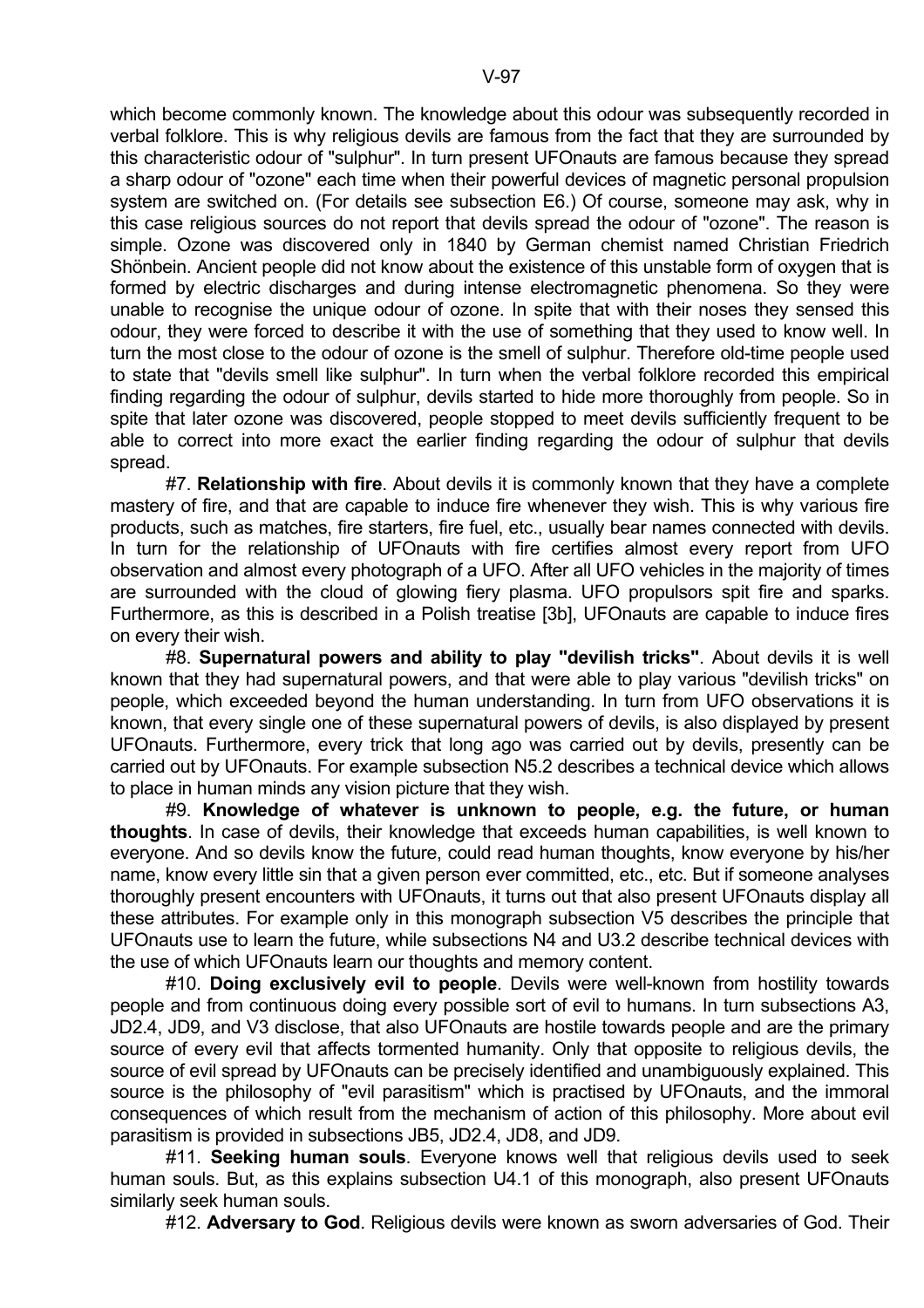which become commonly known. The knowledge about this odour was subsequently recorded in verbal folklore. This is why religious devils are famous from the fact that they are surrounded by this characteristic odour of "sulphur". In turn present UFOnauts are famous because they spread a sharp odour of "ozone" each time when their powerful devices of magnetic personal propulsion system are switched on. (For details see subsection E6.) Of course, someone may ask, why in this case religious sources do not report that devils spread the odour of "ozone". The reason is simple. Ozone was discovered only in 1840 by German chemist named Christian Friedrich Shönbein. Ancient people did not know about the existence of this unstable form of oxygen that is formed by electric discharges and during intense electromagnetic phenomena. So they were unable to recognise the unique odour of ozone. In spite that with their noses they sensed this odour, they were forced to describe it with the use of something that they used to know well. In turn the most close to the odour of ozone is the smell of sulphur. Therefore old-time people used to state that "devils smell like sulphur". In turn when the verbal folklore recorded this empirical finding regarding the odour of sulphur, devils started to hide more thoroughly from people. So in spite that later ozone was discovered, people stopped to meet devils sufficiently frequent to be able to correct into more exact the earlier finding regarding the odour of sulphur that devils spread.

#7. **Relationship with fire**. About devils it is commonly known that they have a complete mastery of fire, and that are capable to induce fire whenever they wish. This is why various fire products, such as matches, fire starters, fire fuel, etc., usually bear names connected with devils. In turn for the relationship of UFOnauts with fire certifies almost every report from UFO observation and almost every photograph of a UFO. After all UFO vehicles in the majority of times are surrounded with the cloud of glowing fiery plasma. UFO propulsors spit fire and sparks. Furthermore, as this is described in a Polish treatise [3b], UFOnauts are capable to induce fires on every their wish.

#8. **Supernatural powers and ability to play "devilish tricks"**. About devils it is well known that they had supernatural powers, and that were able to play various "devilish tricks" on people, which exceeded beyond the human understanding. In turn from UFO observations it is known, that every single one of these supernatural powers of devils, is also displayed by present UFOnauts. Furthermore, every trick that long ago was carried out by devils, presently can be carried out by UFOnauts. For example subsection N5.2 describes a technical device which allows to place in human minds any vision picture that they wish.

#9. **Knowledge of whatever is unknown to people, e.g. the future, or human thoughts**. In case of devils, their knowledge that exceeds human capabilities, is well known to everyone. And so devils know the future, could read human thoughts, know everyone by his/her name, know every little sin that a given person ever committed, etc., etc. But if someone analyses thoroughly present encounters with UFOnauts, it turns out that also present UFOnauts display all these attributes. For example only in this monograph subsection V5 describes the principle that UFOnauts use to learn the future, while subsections N4 and U3.2 describe technical devices with the use of which UFOnauts learn our thoughts and memory content.

#10. **Doing exclusively evil to people**. Devils were well-known from hostility towards people and from continuous doing every possible sort of evil to humans. In turn subsections A3, JD2.4, JD9, and V3 disclose, that also UFOnauts are hostile towards people and are the primary source of every evil that affects tormented humanity. Only that opposite to religious devils, the source of evil spread by UFOnauts can be precisely identified and unambiguously explained. This source is the philosophy of "evil parasitism" which is practised by UFOnauts, and the immoral consequences of which result from the mechanism of action of this philosophy. More about evil parasitism is provided in subsections JB5, JD2.4, JD8, and JD9.

#11. **Seeking human souls**. Everyone knows well that religious devils used to seek human souls. But, as this explains subsection U4.1 of this monograph, also present UFOnauts similarly seek human souls.

#12. **Adversary to God**. Religious devils were known as sworn adversaries of God. Their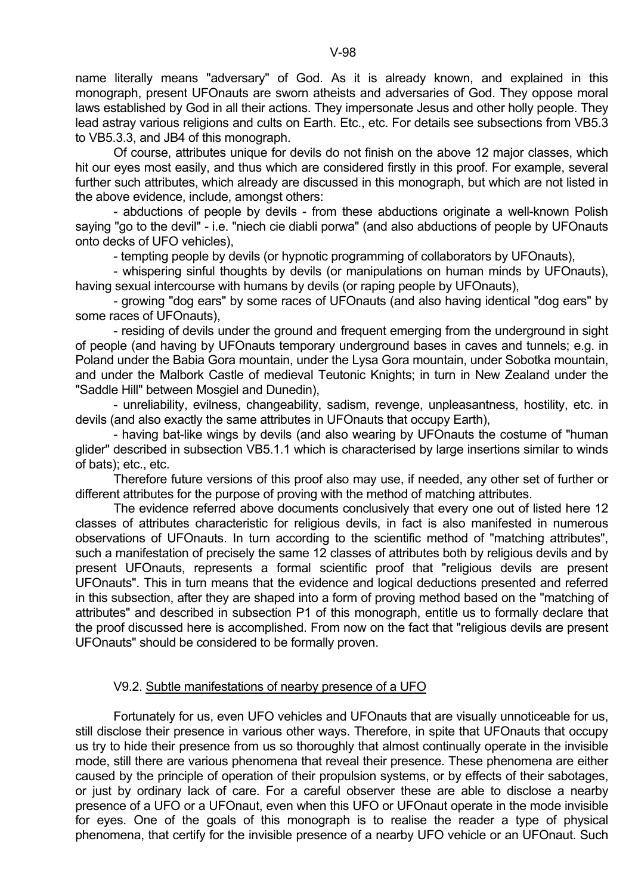name literally means "adversary" of God. As it is already known, and explained in this monograph, present UFOnauts are sworn atheists and adversaries of God. They oppose moral laws established by God in all their actions. They impersonate Jesus and other holly people. They lead astray various religions and cults on Earth. Etc., etc. For details see subsections from VB5.3 to VB5.3.3, and JB4 of this monograph.

Of course, attributes unique for devils do not finish on the above 12 major classes, which hit our eyes most easily, and thus which are considered firstly in this proof. For example, several further such attributes, which already are discussed in this monograph, but which are not listed in the above evidence, include, amongst others:

- abductions of people by devils - from these abductions originate a well-known Polish saying "go to the devil" - i.e. "niech cie diabli porwa" (and also abductions of people by UFOnauts onto decks of UFO vehicles),

- tempting people by devils (or hypnotic programming of collaborators by UFOnauts),

- whispering sinful thoughts by devils (or manipulations on human minds by UFOnauts), having sexual intercourse with humans by devils (or raping people by UFOnauts),

- growing "dog ears" by some races of UFOnauts (and also having identical "dog ears" by some races of UFOnauts),

- residing of devils under the ground and frequent emerging from the underground in sight of people (and having by UFOnauts temporary underground bases in caves and tunnels; e.g. in Poland under the Babia Gora mountain, under the Lysa Gora mountain, under Sobotka mountain, and under the Malbork Castle of medieval Teutonic Knights; in turn in New Zealand under the "Saddle Hill" between Mosgiel and Dunedin),

- unreliability, evilness, changeability, sadism, revenge, unpleasantness, hostility, etc. in devils (and also exactly the same attributes in UFOnauts that occupy Earth),

- having bat-like wings by devils (and also wearing by UFOnauts the costume of "human glider" described in subsection VB5.1.1 which is characterised by large insertions similar to winds of bats); etc., etc.

Therefore future versions of this proof also may use, if needed, any other set of further or different attributes for the purpose of proving with the method of matching attributes.

The evidence referred above documents conclusively that every one out of listed here 12 classes of attributes characteristic for religious devils, in fact is also manifested in numerous observations of UFOnauts. In turn according to the scientific method of "matching attributes", such a manifestation of precisely the same 12 classes of attributes both by religious devils and by present UFOnauts, represents a formal scientific proof that "religious devils are present UFOnauts". This in turn means that the evidence and logical deductions presented and referred in this subsection, after they are shaped into a form of proving method based on the "matching of attributes" and described in subsection P1 of this monograph, entitle us to formally declare that the proof discussed here is accomplished. From now on the fact that "religious devils are present UFOnauts" should be considered to be formally proven.

## V9.2. Subtle manifestations of nearby presence of a UFO

Fortunately for us, even UFO vehicles and UFOnauts that are visually unnoticeable for us, still disclose their presence in various other ways. Therefore, in spite that UFOnauts that occupy us try to hide their presence from us so thoroughly that almost continually operate in the invisible mode, still there are various phenomena that reveal their presence. These phenomena are either caused by the principle of operation of their propulsion systems, or by effects of their sabotages, or just by ordinary lack of care. For a careful observer these are able to disclose a nearby presence of a UFO or a UFOnaut, even when this UFO or UFOnaut operate in the mode invisible for eyes. One of the goals of this monograph is to realise the reader a type of physical phenomena, that certify for the invisible presence of a nearby UFO vehicle or an UFOnaut. Such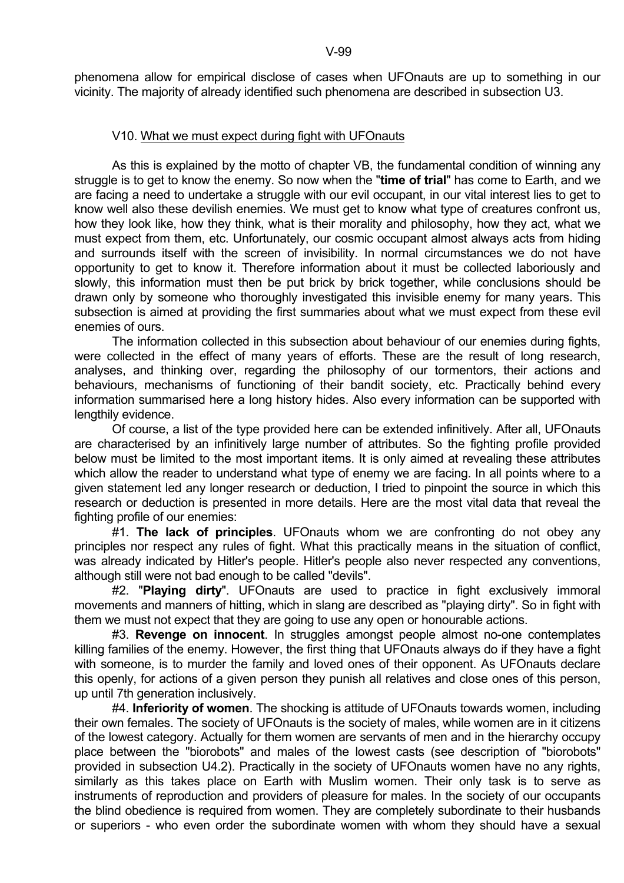phenomena allow for empirical disclose of cases when UFOnauts are up to something in our vicinity. The majority of already identified such phenomena are described in subsection U3.

## V10. What we must expect during fight with UFOnauts

As this is explained by the motto of chapter VB, the fundamental condition of winning any struggle is to get to know the enemy. So now when the "**time of trial**" has come to Earth, and we are facing a need to undertake a struggle with our evil occupant, in our vital interest lies to get to know well also these devilish enemies. We must get to know what type of creatures confront us, how they look like, how they think, what is their morality and philosophy, how they act, what we must expect from them, etc. Unfortunately, our cosmic occupant almost always acts from hiding and surrounds itself with the screen of invisibility. In normal circumstances we do not have opportunity to get to know it. Therefore information about it must be collected laboriously and slowly, this information must then be put brick by brick together, while conclusions should be drawn only by someone who thoroughly investigated this invisible enemy for many years. This subsection is aimed at providing the first summaries about what we must expect from these evil enemies of ours.

The information collected in this subsection about behaviour of our enemies during fights, were collected in the effect of many years of efforts. These are the result of long research, analyses, and thinking over, regarding the philosophy of our tormentors, their actions and behaviours, mechanisms of functioning of their bandit society, etc. Practically behind every information summarised here a long history hides. Also every information can be supported with lengthily evidence.

Of course, a list of the type provided here can be extended infinitively. After all, UFOnauts are characterised by an infinitively large number of attributes. So the fighting profile provided below must be limited to the most important items. It is only aimed at revealing these attributes which allow the reader to understand what type of enemy we are facing. In all points where to a given statement led any longer research or deduction, I tried to pinpoint the source in which this research or deduction is presented in more details. Here are the most vital data that reveal the fighting profile of our enemies:

#1. **The lack of principles**. UFOnauts whom we are confronting do not obey any principles nor respect any rules of fight. What this practically means in the situation of conflict, was already indicated by Hitler's people. Hitler's people also never respected any conventions, although still were not bad enough to be called "devils".

#2. "**Playing dirty**". UFOnauts are used to practice in fight exclusively immoral movements and manners of hitting, which in slang are described as "playing dirty". So in fight with them we must not expect that they are going to use any open or honourable actions.

#3. **Revenge on innocent**. In struggles amongst people almost no-one contemplates killing families of the enemy. However, the first thing that UFOnauts always do if they have a fight with someone, is to murder the family and loved ones of their opponent. As UFOnauts declare this openly, for actions of a given person they punish all relatives and close ones of this person, up until 7th generation inclusively.

#4. **Inferiority of women**. The shocking is attitude of UFOnauts towards women, including their own females. The society of UFOnauts is the society of males, while women are in it citizens of the lowest category. Actually for them women are servants of men and in the hierarchy occupy place between the "biorobots" and males of the lowest casts (see description of "biorobots" provided in subsection U4.2). Practically in the society of UFOnauts women have no any rights, similarly as this takes place on Earth with Muslim women. Their only task is to serve as instruments of reproduction and providers of pleasure for males. In the society of our occupants the blind obedience is required from women. They are completely subordinate to their husbands or superiors - who even order the subordinate women with whom they should have a sexual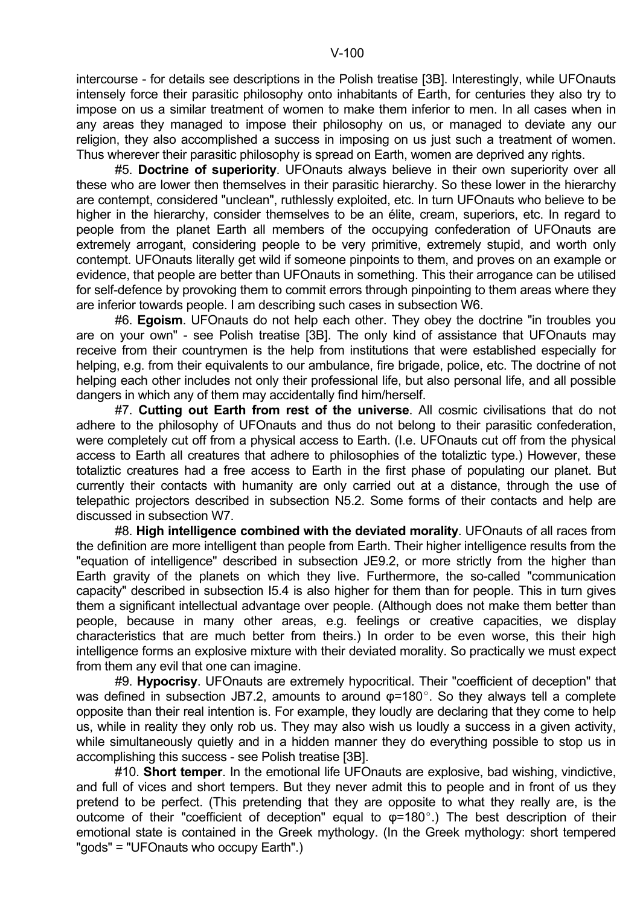intercourse - for details see descriptions in the Polish treatise [3B]. Interestingly, while UFOnauts intensely force their parasitic philosophy onto inhabitants of Earth, for centuries they also try to impose on us a similar treatment of women to make them inferior to men. In all cases when in any areas they managed to impose their philosophy on us, or managed to deviate any our religion, they also accomplished a success in imposing on us just such a treatment of women. Thus wherever their parasitic philosophy is spread on Earth, women are deprived any rights.

#5. **Doctrine of superiority**. UFOnauts always believe in their own superiority over all these who are lower then themselves in their parasitic hierarchy. So these lower in the hierarchy are contempt, considered "unclean", ruthlessly exploited, etc. In turn UFOnauts who believe to be higher in the hierarchy, consider themselves to be an élite, cream, superiors, etc. In regard to people from the planet Earth all members of the occupying confederation of UFOnauts are extremely arrogant, considering people to be very primitive, extremely stupid, and worth only contempt. UFOnauts literally get wild if someone pinpoints to them, and proves on an example or evidence, that people are better than UFOnauts in something. This their arrogance can be utilised for self-defence by provoking them to commit errors through pinpointing to them areas where they are inferior towards people. I am describing such cases in subsection W6.

#6. **Egoism**. UFOnauts do not help each other. They obey the doctrine "in troubles you are on your own" - see Polish treatise [3B]. The only kind of assistance that UFOnauts may receive from their countrymen is the help from institutions that were established especially for helping, e.g. from their equivalents to our ambulance, fire brigade, police, etc. The doctrine of not helping each other includes not only their professional life, but also personal life, and all possible dangers in which any of them may accidentally find him/herself.

#7. **Cutting out Earth from rest of the universe**. All cosmic civilisations that do not adhere to the philosophy of UFOnauts and thus do not belong to their parasitic confederation, were completely cut off from a physical access to Earth. (I.e. UFOnauts cut off from the physical access to Earth all creatures that adhere to philosophies of the totaliztic type.) However, these totaliztic creatures had a free access to Earth in the first phase of populating our planet. But currently their contacts with humanity are only carried out at a distance, through the use of telepathic projectors described in subsection N5.2. Some forms of their contacts and help are discussed in subsection W7.

#8. **High intelligence combined with the deviated morality**. UFOnauts of all races from the definition are more intelligent than people from Earth. Their higher intelligence results from the "equation of intelligence" described in subsection JE9.2, or more strictly from the higher than Earth gravity of the planets on which they live. Furthermore, the so-called "communication capacity" described in subsection I5.4 is also higher for them than for people. This in turn gives them a significant intellectual advantage over people. (Although does not make them better than people, because in many other areas, e.g. feelings or creative capacities, we display characteristics that are much better from theirs.) In order to be even worse, this their high intelligence forms an explosive mixture with their deviated morality. So practically we must expect from them any evil that one can imagine.

#9. **Hypocrisy**. UFOnauts are extremely hypocritical. Their "coefficient of deception" that was defined in subsection JB7.2, amounts to around $\varphi=180°$. So they always tell a complete opposite than their real intention is. For example, they loudly are declaring that they come to help us, while in reality they only rob us. They may also wish us loudly a success in a given activity, while simultaneously quietly and in a hidden manner they do everything possible to stop us in accomplishing this success - see Polish treatise [3B].

#10. **Short temper**. In the emotional life UFOnauts are explosive, bad wishing, vindictive, and full of vices and short tempers. But they never admit this to people and in front of us they pretend to be perfect. (This pretending that they are opposite to what they really are, is the outcome of their "coefficient of deception" equal to $\varphi=180°$.) The best description of their emotional state is contained in the Greek mythology. (In the Greek mythology: short tempered "gods" = "UFOnauts who occupy Earth".)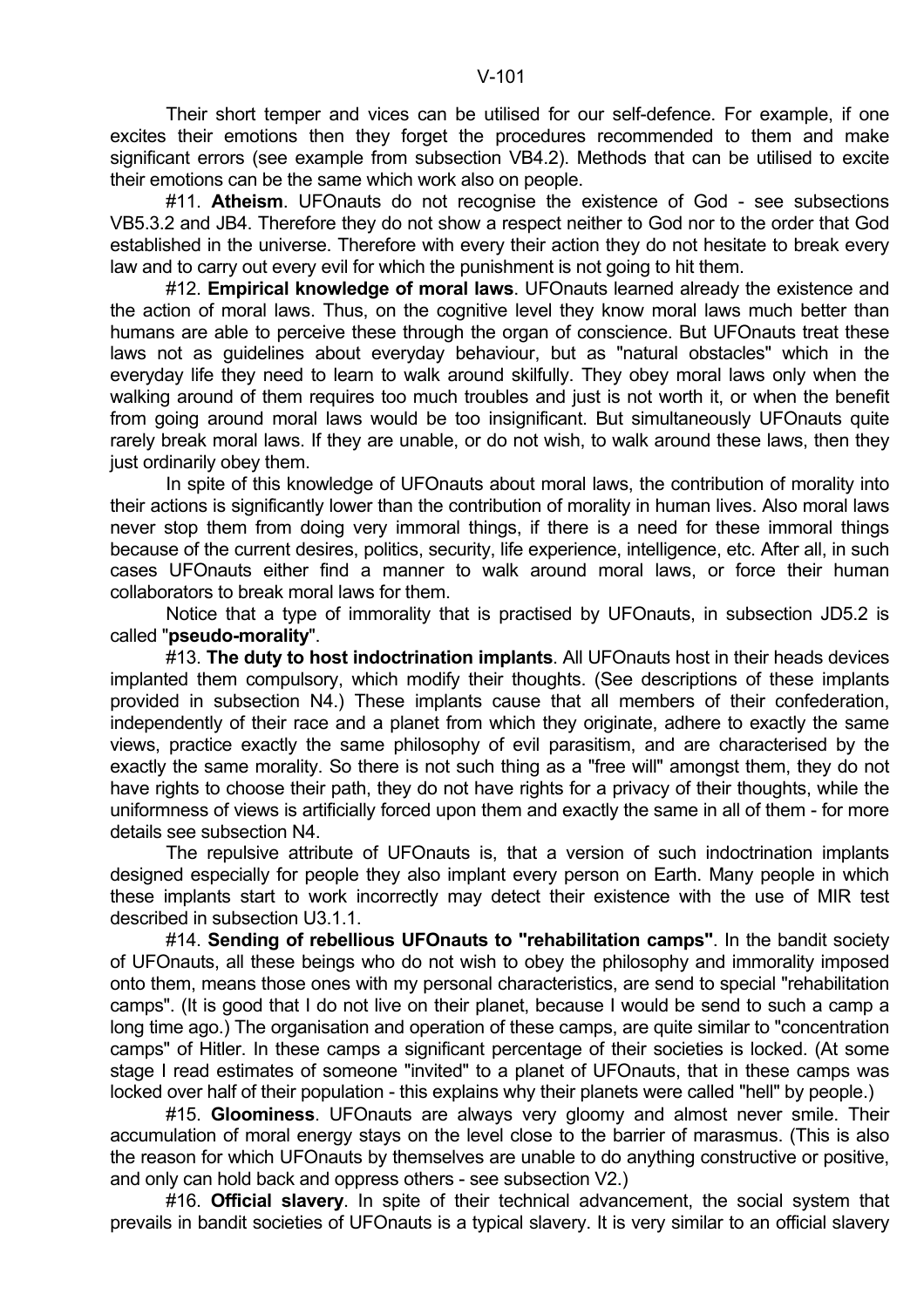Their short temper and vices can be utilised for our self-defence. For example, if one excites their emotions then they forget the procedures recommended to them and make significant errors (see example from subsection VB4.2). Methods that can be utilised to excite their emotions can be the same which work also on people.

#11. **Atheism**. UFOnauts do not recognise the existence of God - see subsections VB5.3.2 and JB4. Therefore they do not show a respect neither to God nor to the order that God established in the universe. Therefore with every their action they do not hesitate to break every law and to carry out every evil for which the punishment is not going to hit them.

#12. **Empirical knowledge of moral laws**. UFOnauts learned already the existence and the action of moral laws. Thus, on the cognitive level they know moral laws much better than humans are able to perceive these through the organ of conscience. But UFOnauts treat these laws not as guidelines about everyday behaviour, but as "natural obstacles" which in the everyday life they need to learn to walk around skilfully. They obey moral laws only when the walking around of them requires too much troubles and just is not worth it, or when the benefit from going around moral laws would be too insignificant. But simultaneously UFOnauts quite rarely break moral laws. If they are unable, or do not wish, to walk around these laws, then they just ordinarily obey them.

In spite of this knowledge of UFOnauts about moral laws, the contribution of morality into their actions is significantly lower than the contribution of morality in human lives. Also moral laws never stop them from doing very immoral things, if there is a need for these immoral things because of the current desires, politics, security, life experience, intelligence, etc. After all, in such cases UFOnauts either find a manner to walk around moral laws, or force their human collaborators to break moral laws for them.

Notice that a type of immorality that is practised by UFOnauts, in subsection JD5.2 is called "**pseudo-morality**".

#13. **The duty to host indoctrination implants**. All UFOnauts host in their heads devices implanted them compulsory, which modify their thoughts. (See descriptions of these implants provided in subsection N4.) These implants cause that all members of their confederation, independently of their race and a planet from which they originate, adhere to exactly the same views, practice exactly the same philosophy of evil parasitism, and are characterised by the exactly the same morality. So there is not such thing as a "free will" amongst them, they do not have rights to choose their path, they do not have rights for a privacy of their thoughts, while the uniformness of views is artificially forced upon them and exactly the same in all of them - for more details see subsection N4.

The repulsive attribute of UFOnauts is, that a version of such indoctrination implants designed especially for people they also implant every person on Earth. Many people in which these implants start to work incorrectly may detect their existence with the use of MIR test described in subsection U3.1.1.

#14. **Sending of rebellious UFOnauts to "rehabilitation camps"**. In the bandit society of UFOnauts, all these beings who do not wish to obey the philosophy and immorality imposed onto them, means those ones with my personal characteristics, are send to special "rehabilitation camps". (It is good that I do not live on their planet, because I would be send to such a camp a long time ago.) The organisation and operation of these camps, are quite similar to "concentration camps" of Hitler. In these camps a significant percentage of their societies is locked. (At some stage I read estimates of someone "invited" to a planet of UFOnauts, that in these camps was locked over half of their population - this explains why their planets were called "hell" by people.)

#15. **Gloominess**. UFOnauts are always very gloomy and almost never smile. Their accumulation of moral energy stays on the level close to the barrier of marasmus. (This is also the reason for which UFOnauts by themselves are unable to do anything constructive or positive, and only can hold back and oppress others - see subsection V2.)

#16. **Official slavery**. In spite of their technical advancement, the social system that prevails in bandit societies of UFOnauts is a typical slavery. It is very similar to an official slavery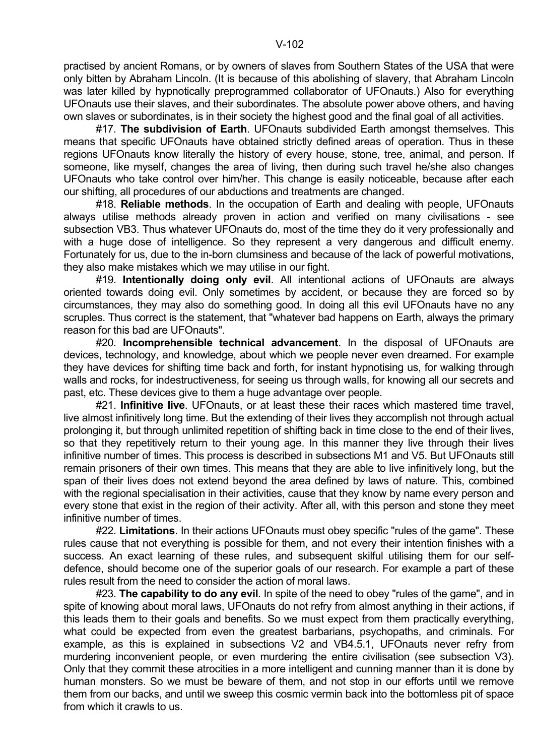practised by ancient Romans, or by owners of slaves from Southern States of the USA that were only bitten by Abraham Lincoln. (It is because of this abolishing of slavery, that Abraham Lincoln was later killed by hypnotically preprogrammed collaborator of UFOnauts.) Also for everything UFOnauts use their slaves, and their subordinates. The absolute power above others, and having own slaves or subordinates, is in their society the highest good and the final goal of all activities.

#17. **The subdivision of Earth**. UFOnauts subdivided Earth amongst themselves. This means that specific UFOnauts have obtained strictly defined areas of operation. Thus in these regions UFOnauts know literally the history of every house, stone, tree, animal, and person. If someone, like myself, changes the area of living, then during such travel he/she also changes UFOnauts who take control over him/her. This change is easily noticeable, because after each our shifting, all procedures of our abductions and treatments are changed.

#18. **Reliable methods**. In the occupation of Earth and dealing with people, UFOnauts always utilise methods already proven in action and verified on many civilisations - see subsection VB3. Thus whatever UFOnauts do, most of the time they do it very professionally and with a huge dose of intelligence. So they represent a very dangerous and difficult enemy. Fortunately for us, due to the in-born clumsiness and because of the lack of powerful motivations, they also make mistakes which we may utilise in our fight.

#19. **Intentionally doing only evil**. All intentional actions of UFOnauts are always oriented towards doing evil. Only sometimes by accident, or because they are forced so by circumstances, they may also do something good. In doing all this evil UFOnauts have no any scruples. Thus correct is the statement, that "whatever bad happens on Earth, always the primary reason for this bad are UFOnauts".

#20. **Incomprehensible technical advancement**. In the disposal of UFOnauts are devices, technology, and knowledge, about which we people never even dreamed. For example they have devices for shifting time back and forth, for instant hypnotising us, for walking through walls and rocks, for indestructiveness, for seeing us through walls, for knowing all our secrets and past, etc. These devices give to them a huge advantage over people.

#21. **Infinitive live**. UFOnauts, or at least these their races which mastered time travel, live almost infinitively long time. But the extending of their lives they accomplish not through actual prolonging it, but through unlimited repetition of shifting back in time close to the end of their lives, so that they repetitively return to their young age. In this manner they live through their lives infinitive number of times. This process is described in subsections M1 and V5. But UFOnauts still remain prisoners of their own times. This means that they are able to live infinitively long, but the span of their lives does not extend beyond the area defined by laws of nature. This, combined with the regional specialisation in their activities, cause that they know by name every person and every stone that exist in the region of their activity. After all, with this person and stone they meet infinitive number of times.

#22. **Limitations**. In their actions UFOnauts must obey specific "rules of the game". These rules cause that not everything is possible for them, and not every their intention finishes with a success. An exact learning of these rules, and subsequent skilful utilising them for our self-defence, should become one of the superior goals of our research. For example a part of these rules result from the need to consider the action of moral laws.

#23. **The capability to do any evil**. In spite of the need to obey "rules of the game", and in spite of knowing about moral laws, UFOnauts do not refry from almost anything in their actions, if this leads them to their goals and benefits. So we must expect from them practically everything, what could be expected from even the greatest barbarians, psychopaths, and criminals. For example, as this is explained in subsections V2 and VB4.5.1, UFOnauts never refry from murdering inconvenient people, or even murdering the entire civilisation (see subsection V3). Only that they commit these atrocities in a more intelligent and cunning manner than it is done by human monsters. So we must be beware of them, and not stop in our efforts until we remove them from our backs, and until we sweep this cosmic vermin back into the bottomless pit of space from which it crawls to us.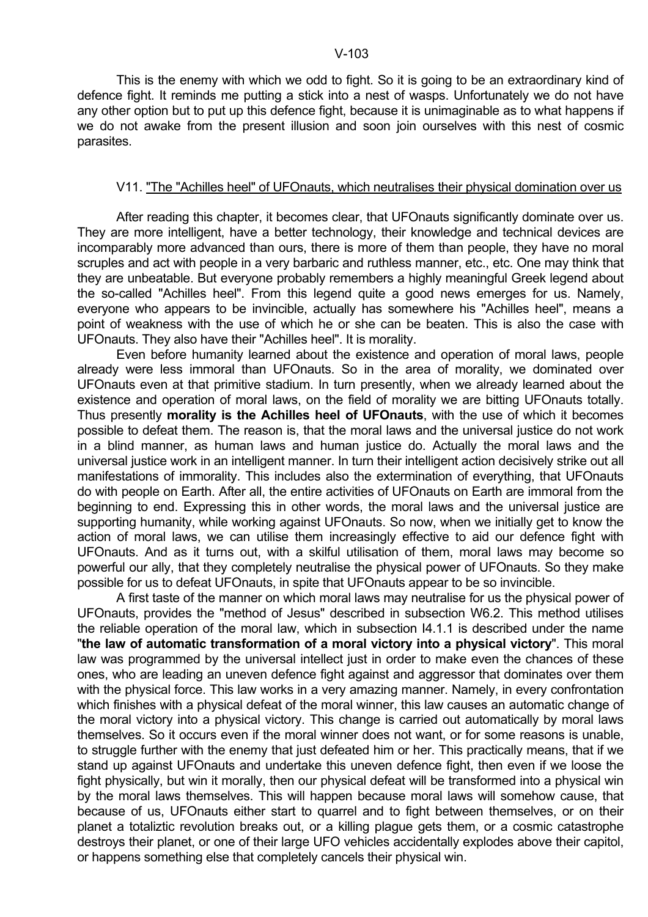This is the enemy with which we odd to fight. So it is going to be an extraordinary kind of defence fight. It reminds me putting a stick into a nest of wasps. Unfortunately we do not have any other option but to put up this defence fight, because it is unimaginable as to what happens if we do not awake from the present illusion and soon join ourselves with this nest of cosmic parasites.

## V11. "The "Achilles heel" of UFOnauts, which neutralises their physical domination over us

After reading this chapter, it becomes clear, that UFOnauts significantly dominate over us. They are more intelligent, have a better technology, their knowledge and technical devices are incomparably more advanced than ours, there is more of them than people, they have no moral scruples and act with people in a very barbaric and ruthless manner, etc., etc. One may think that they are unbeatable. But everyone probably remembers a highly meaningful Greek legend about the so-called "Achilles heel". From this legend quite a good news emerges for us. Namely, everyone who appears to be invincible, actually has somewhere his "Achilles heel", means a point of weakness with the use of which he or she can be beaten. This is also the case with UFOnauts. They also have their "Achilles heel". It is morality.

Even before humanity learned about the existence and operation of moral laws, people already were less immoral than UFOnauts. So in the area of morality, we dominated over UFOnauts even at that primitive stadium. In turn presently, when we already learned about the existence and operation of moral laws, on the field of morality we are bitting UFOnauts totally. Thus presently **morality is the Achilles heel of UFOnauts**, with the use of which it becomes possible to defeat them. The reason is, that the moral laws and the universal justice do not work in a blind manner, as human laws and human justice do. Actually the moral laws and the universal justice work in an intelligent manner. In turn their intelligent action decisively strike out all manifestations of immorality. This includes also the extermination of everything, that UFOnauts do with people on Earth. After all, the entire activities of UFOnauts on Earth are immoral from the beginning to end. Expressing this in other words, the moral laws and the universal justice are supporting humanity, while working against UFOnauts. So now, when we initially get to know the action of moral laws, we can utilise them increasingly effective to aid our defence fight with UFOnauts. And as it turns out, with a skilful utilisation of them, moral laws may become so powerful our ally, that they completely neutralise the physical power of UFOnauts. So they make possible for us to defeat UFOnauts, in spite that UFOnauts appear to be so invincible.

A first taste of the manner on which moral laws may neutralise for us the physical power of UFOnauts, provides the "method of Jesus" described in subsection W6.2. This method utilises the reliable operation of the moral law, which in subsection I4.1.1 is described under the name "**the law of automatic transformation of a moral victory into a physical victory**". This moral law was programmed by the universal intellect just in order to make even the chances of these ones, who are leading an uneven defence fight against and aggressor that dominates over them with the physical force. This law works in a very amazing manner. Namely, in every confrontation which finishes with a physical defeat of the moral winner, this law causes an automatic change of the moral victory into a physical victory. This change is carried out automatically by moral laws themselves. So it occurs even if the moral winner does not want, or for some reasons is unable, to struggle further with the enemy that just defeated him or her. This practically means, that if we stand up against UFOnauts and undertake this uneven defence fight, then even if we loose the fight physically, but win it morally, then our physical defeat will be transformed into a physical win by the moral laws themselves. This will happen because moral laws will somehow cause, that because of us, UFOnauts either start to quarrel and to fight between themselves, or on their planet a totaliztic revolution breaks out, or a killing plague gets them, or a cosmic catastrophe destroys their planet, or one of their large UFO vehicles accidentally explodes above their capitol, or happens something else that completely cancels their physical win.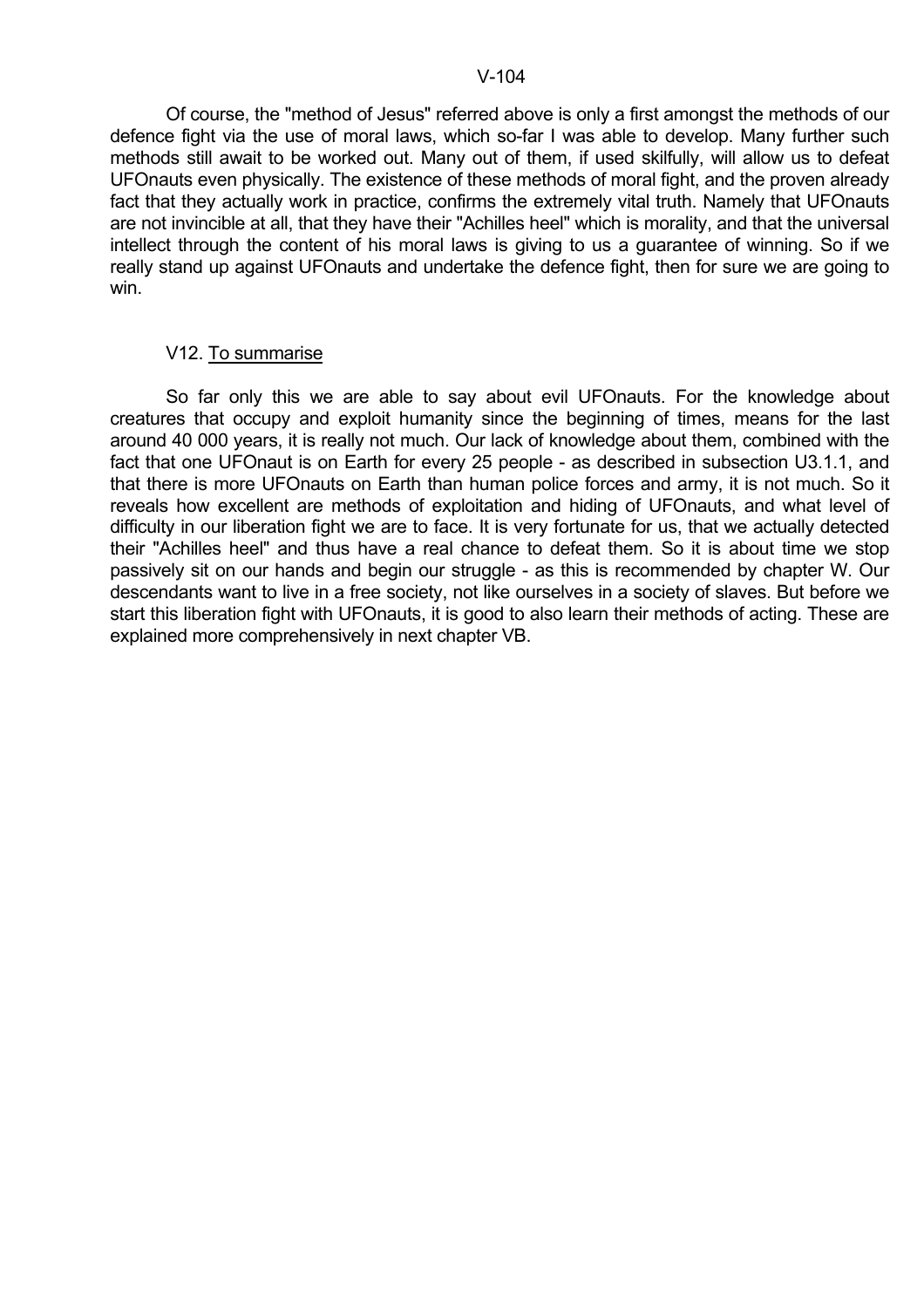Of course, the "method of Jesus" referred above is only a first amongst the methods of our defence fight via the use of moral laws, which so-far I was able to develop. Many further such methods still await to be worked out. Many out of them, if used skilfully, will allow us to defeat UFOnauts even physically. The existence of these methods of moral fight, and the proven already fact that they actually work in practice, confirms the extremely vital truth. Namely that UFOnauts are not invincible at all, that they have their "Achilles heel" which is morality, and that the universal intellect through the content of his moral laws is giving to us a guarantee of winning. So if we really stand up against UFOnauts and undertake the defence fight, then for sure we are going to win.

## V12. To summarise

So far only this we are able to say about evil UFOnauts. For the knowledge about creatures that occupy and exploit humanity since the beginning of times, means for the last around 40 000 years, it is really not much. Our lack of knowledge about them, combined with the fact that one UFOnaut is on Earth for every 25 people - as described in subsection U3.1.1, and that there is more UFOnauts on Earth than human police forces and army, it is not much. So it reveals how excellent are methods of exploitation and hiding of UFOnauts, and what level of difficulty in our liberation fight we are to face. It is very fortunate for us, that we actually detected their "Achilles heel" and thus have a real chance to defeat them. So it is about time we stop passively sit on our hands and begin our struggle - as this is recommended by chapter W. Our descendants want to live in a free society, not like ourselves in a society of slaves. But before we start this liberation fight with UFOnauts, it is good to also learn their methods of acting. These are explained more comprehensively in next chapter VB.